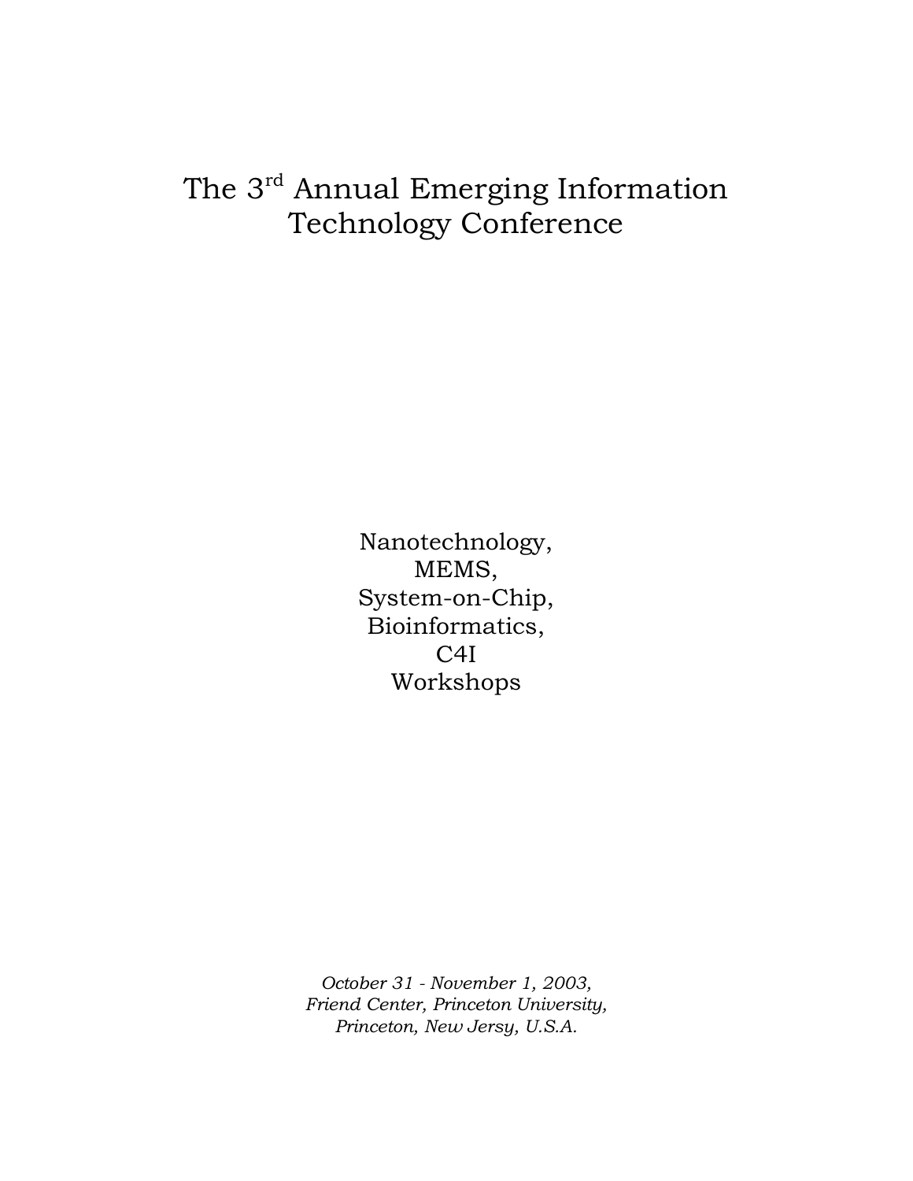# The 3rd Annual Emerging Information Technology Conference

Nanotechnology,
MEMS,
System-on-Chip,
Bioinformatics,
C4I
Workshops

*October 31 - November 1, 2003,*
*Friend Center, Princeton University,*
*Princeton, New Jersy, U.S.A.*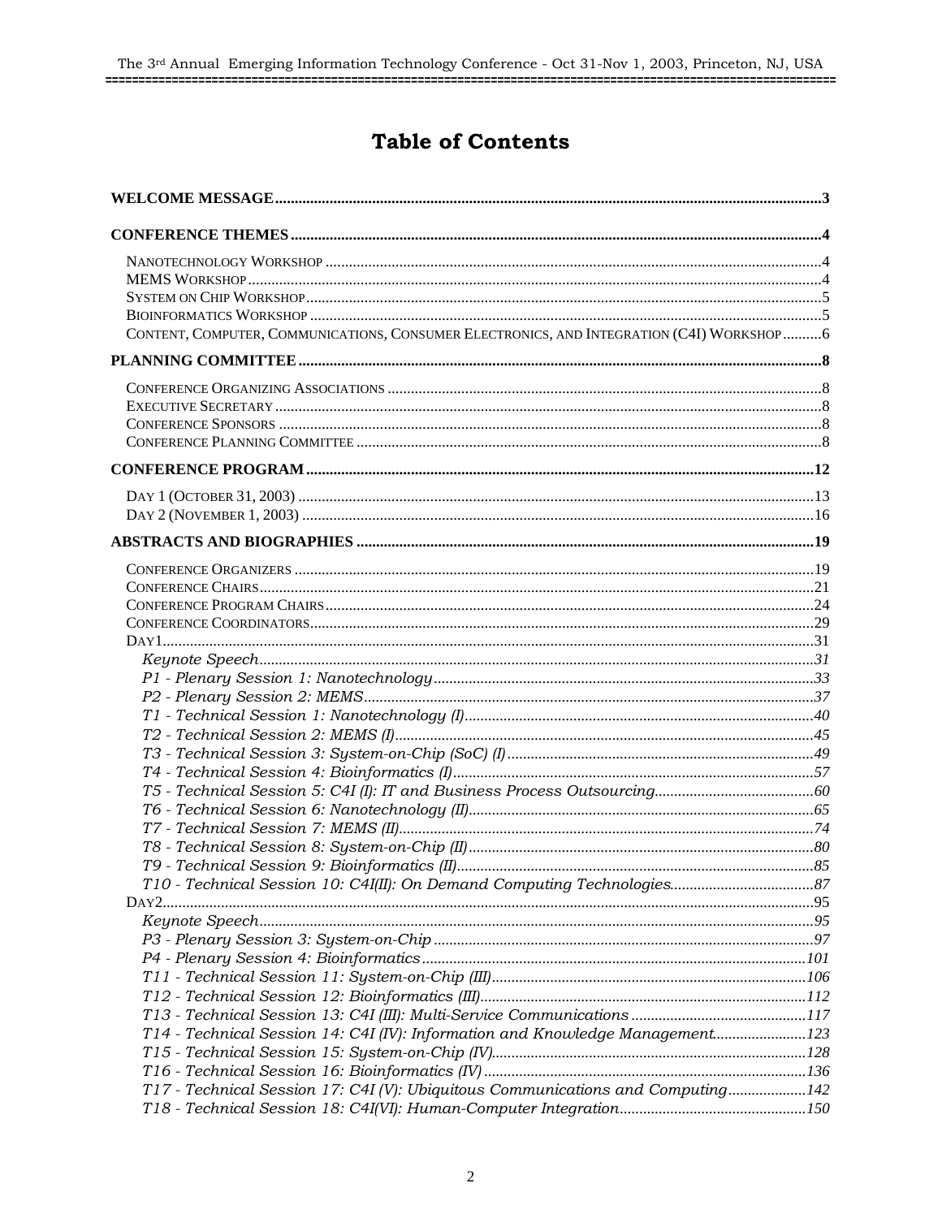# Table of Contents

**WELCOME MESSAGE** ... 3

**CONFERENCE THEMES** ... 4

- NANOTECHNOLOGY WORKSHOP ... 4
- MEMS WORKSHOP ... 4
- SYSTEM ON CHIP WORKSHOP ... 5
- BIOINFORMATICS WORKSHOP ... 5
- CONTENT, COMPUTER, COMMUNICATIONS, CONSUMER ELECTRONICS, AND INTEGRATION (C4I) WORKSHOP ... 6

**PLANNING COMMITTEE** ... 8

- CONFERENCE ORGANIZING ASSOCIATIONS ... 8
- EXECUTIVE SECRETARY ... 8
- CONFERENCE SPONSORS ... 8
- CONFERENCE PLANNING COMMITTEE ... 8

**CONFERENCE PROGRAM** ... 12

- DAY 1 (OCTOBER 31, 2003) ... 13
- DAY 2 (NOVEMBER 1, 2003) ... 16

**ABSTRACTS AND BIOGRAPHIES** ... 19

- CONFERENCE ORGANIZERS ... 19
- CONFERENCE CHAIRS ... 21
- CONFERENCE PROGRAM CHAIRS ... 24
- CONFERENCE COORDINATORS ... 29
- DAY1 ... 31
  - *Keynote Speech* ... 31
  - *P1 - Plenary Session 1: Nanotechnology* ... 33
  - *P2 - Plenary Session 2: MEMS* ... 37
  - *T1 - Technical Session 1: Nanotechnology (I)* ... 40
  - *T2 - Technical Session 2: MEMS (I)* ... 45
  - *T3 - Technical Session 3: System-on-Chip (SoC) (I)* ... 49
  - *T4 - Technical Session 4: Bioinformatics (I)* ... 57
  - *T5 - Technical Session 5: C4I (I): IT and Business Process Outsourcing* ... 60
  - *T6 - Technical Session 6: Nanotechnology (II)* ... 65
  - *T7 - Technical Session 7: MEMS (II)* ... 74
  - *T8 - Technical Session 8: System-on-Chip (II)* ... 80
  - *T9 - Technical Session 9: Bioinformatics (II)* ... 85
  - *T10 - Technical Session 10: C4I(II): On Demand Computing Technologies* ... 87
- DAY2 ... 95
  - *Keynote Speech* ... 95
  - *P3 - Plenary Session 3: System-on-Chip* ... 97
  - *P4 - Plenary Session 4: Bioinformatics* ... 101
  - *T11 - Technical Session 11: System-on-Chip (III)* ... 106
  - *T12 - Technical Session 12: Bioinformatics (III)* ... 112
  - *T13 - Technical Session 13: C4I (III): Multi-Service Communications* ... 117
  - *T14 - Technical Session 14: C4I (IV): Information and Knowledge Management* ... 123
  - *T15 - Technical Session 15: System-on-Chip (IV)* ... 128
  - *T16 - Technical Session 16: Bioinformatics (IV)* ... 136
  - *T17 - Technical Session 17: C4I (V): Ubiquitous Communications and Computing* ... 142
  - *T18 - Technical Session 18: C4I(VI): Human-Computer Integration* ... 150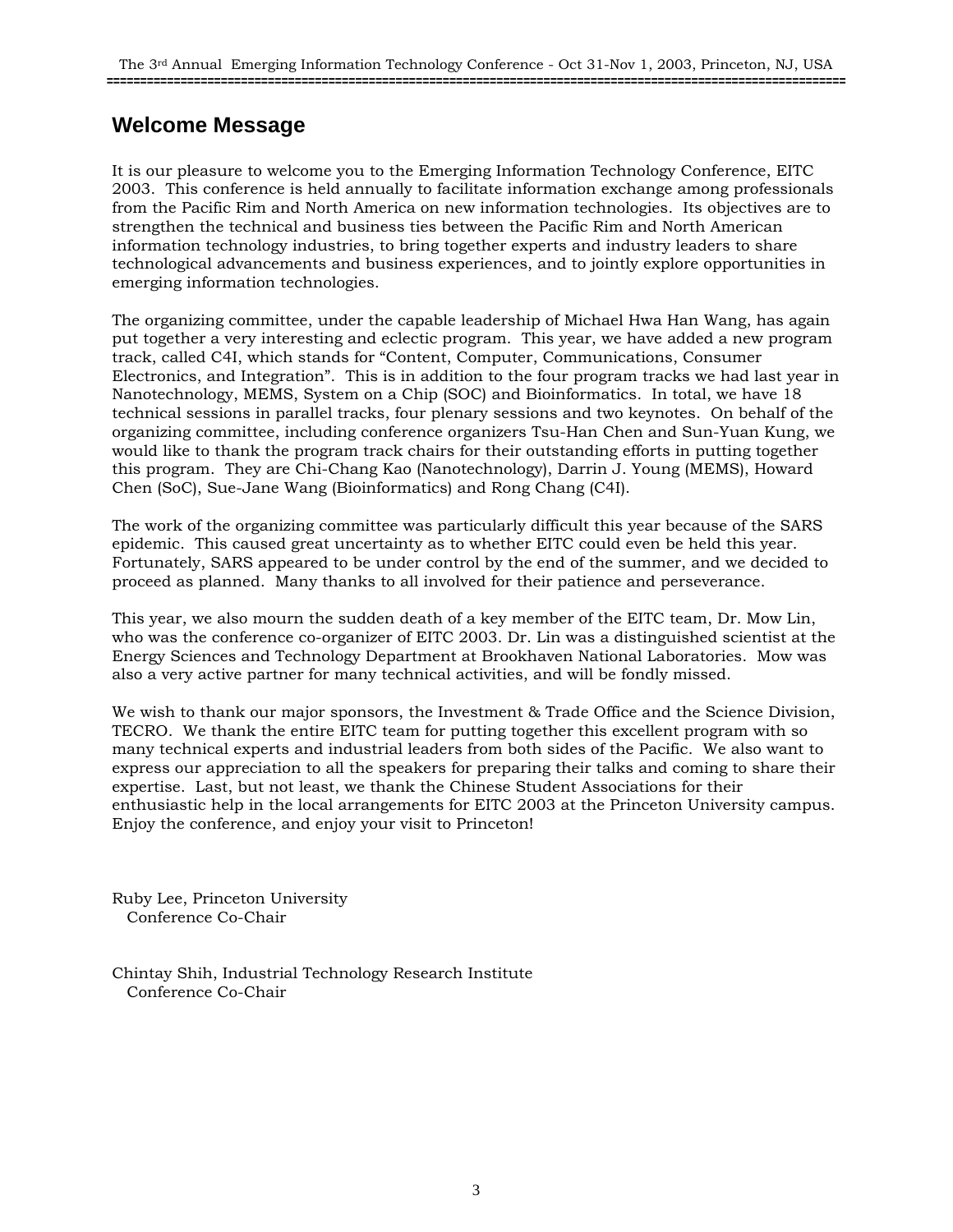## Welcome Message

It is our pleasure to welcome you to the Emerging Information Technology Conference, EITC 2003. This conference is held annually to facilitate information exchange among professionals from the Pacific Rim and North America on new information technologies. Its objectives are to strengthen the technical and business ties between the Pacific Rim and North American information technology industries, to bring together experts and industry leaders to share technological advancements and business experiences, and to jointly explore opportunities in emerging information technologies.

The organizing committee, under the capable leadership of Michael Hwa Han Wang, has again put together a very interesting and eclectic program. This year, we have added a new program track, called C4I, which stands for "Content, Computer, Communications, Consumer Electronics, and Integration". This is in addition to the four program tracks we had last year in Nanotechnology, MEMS, System on a Chip (SOC) and Bioinformatics. In total, we have 18 technical sessions in parallel tracks, four plenary sessions and two keynotes. On behalf of the organizing committee, including conference organizers Tsu-Han Chen and Sun-Yuan Kung, we would like to thank the program track chairs for their outstanding efforts in putting together this program. They are Chi-Chang Kao (Nanotechnology), Darrin J. Young (MEMS), Howard Chen (SoC), Sue-Jane Wang (Bioinformatics) and Rong Chang (C4I).

The work of the organizing committee was particularly difficult this year because of the SARS epidemic. This caused great uncertainty as to whether EITC could even be held this year. Fortunately, SARS appeared to be under control by the end of the summer, and we decided to proceed as planned. Many thanks to all involved for their patience and perseverance.

This year, we also mourn the sudden death of a key member of the EITC team, Dr. Mow Lin, who was the conference co-organizer of EITC 2003. Dr. Lin was a distinguished scientist at the Energy Sciences and Technology Department at Brookhaven National Laboratories. Mow was also a very active partner for many technical activities, and will be fondly missed.

We wish to thank our major sponsors, the Investment & Trade Office and the Science Division, TECRO. We thank the entire EITC team for putting together this excellent program with so many technical experts and industrial leaders from both sides of the Pacific. We also want to express our appreciation to all the speakers for preparing their talks and coming to share their expertise. Last, but not least, we thank the Chinese Student Associations for their enthusiastic help in the local arrangements for EITC 2003 at the Princeton University campus. Enjoy the conference, and enjoy your visit to Princeton!

Ruby Lee, Princeton University  
Conference Co-Chair

Chintay Shih, Industrial Technology Research Institute  
Conference Co-Chair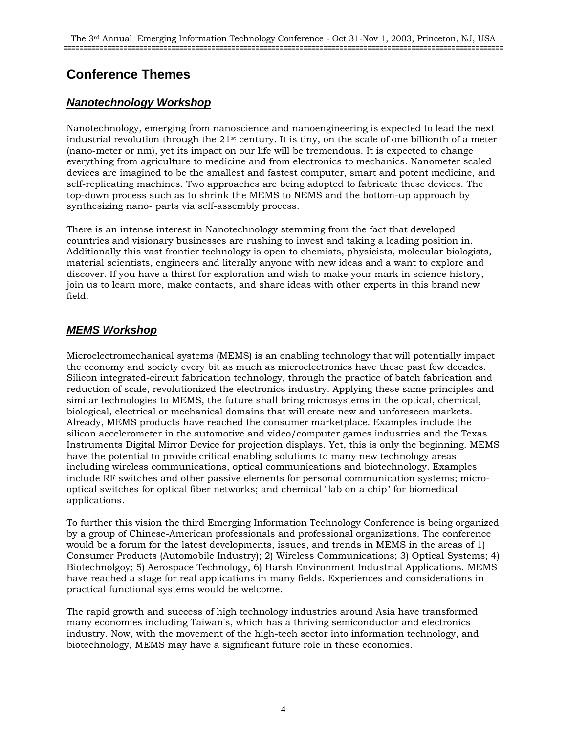# Conference Themes

## ***Nanotechnology Workshop***

Nanotechnology, emerging from nanoscience and nanoengineering is expected to lead the next industrial revolution through the 21st century. It is tiny, on the scale of one billionth of a meter (nano-meter or nm), yet its impact on our life will be tremendous. It is expected to change everything from agriculture to medicine and from electronics to mechanics. Nanometer scaled devices are imagined to be the smallest and fastest computer, smart and potent medicine, and self-replicating machines. Two approaches are being adopted to fabricate these devices. The top-down process such as to shrink the MEMS to NEMS and the bottom-up approach by synthesizing nano- parts via self-assembly process.

There is an intense interest in Nanotechnology stemming from the fact that developed countries and visionary businesses are rushing to invest and taking a leading position in. Additionally this vast frontier technology is open to chemists, physicists, molecular biologists, material scientists, engineers and literally anyone with new ideas and a want to explore and discover. If you have a thirst for exploration and wish to make your mark in science history, join us to learn more, make contacts, and share ideas with other experts in this brand new field.

## ***MEMS Workshop***

Microelectromechanical systems (MEMS) is an enabling technology that will potentially impact the economy and society every bit as much as microelectronics have these past few decades. Silicon integrated-circuit fabrication technology, through the practice of batch fabrication and reduction of scale, revolutionized the electronics industry. Applying these same principles and similar technologies to MEMS, the future shall bring microsystems in the optical, chemical, biological, electrical or mechanical domains that will create new and unforeseen markets. Already, MEMS products have reached the consumer marketplace. Examples include the silicon accelerometer in the automotive and video/computer games industries and the Texas Instruments Digital Mirror Device for projection displays. Yet, this is only the beginning. MEMS have the potential to provide critical enabling solutions to many new technology areas including wireless communications, optical communications and biotechnology. Examples include RF switches and other passive elements for personal communication systems; micro-optical switches for optical fiber networks; and chemical "lab on a chip" for biomedical applications.

To further this vision the third Emerging Information Technology Conference is being organized by a group of Chinese-American professionals and professional organizations. The conference would be a forum for the latest developments, issues, and trends in MEMS in the areas of 1) Consumer Products (Automobile Industry); 2) Wireless Communications; 3) Optical Systems; 4) Biotechnolgoy; 5) Aerospace Technology, 6) Harsh Environment Industrial Applications. MEMS have reached a stage for real applications in many fields. Experiences and considerations in practical functional systems would be welcome.

The rapid growth and success of high technology industries around Asia have transformed many economies including Taiwan's, which has a thriving semiconductor and electronics industry. Now, with the movement of the high-tech sector into information technology, and biotechnology, MEMS may have a significant future role in these economies.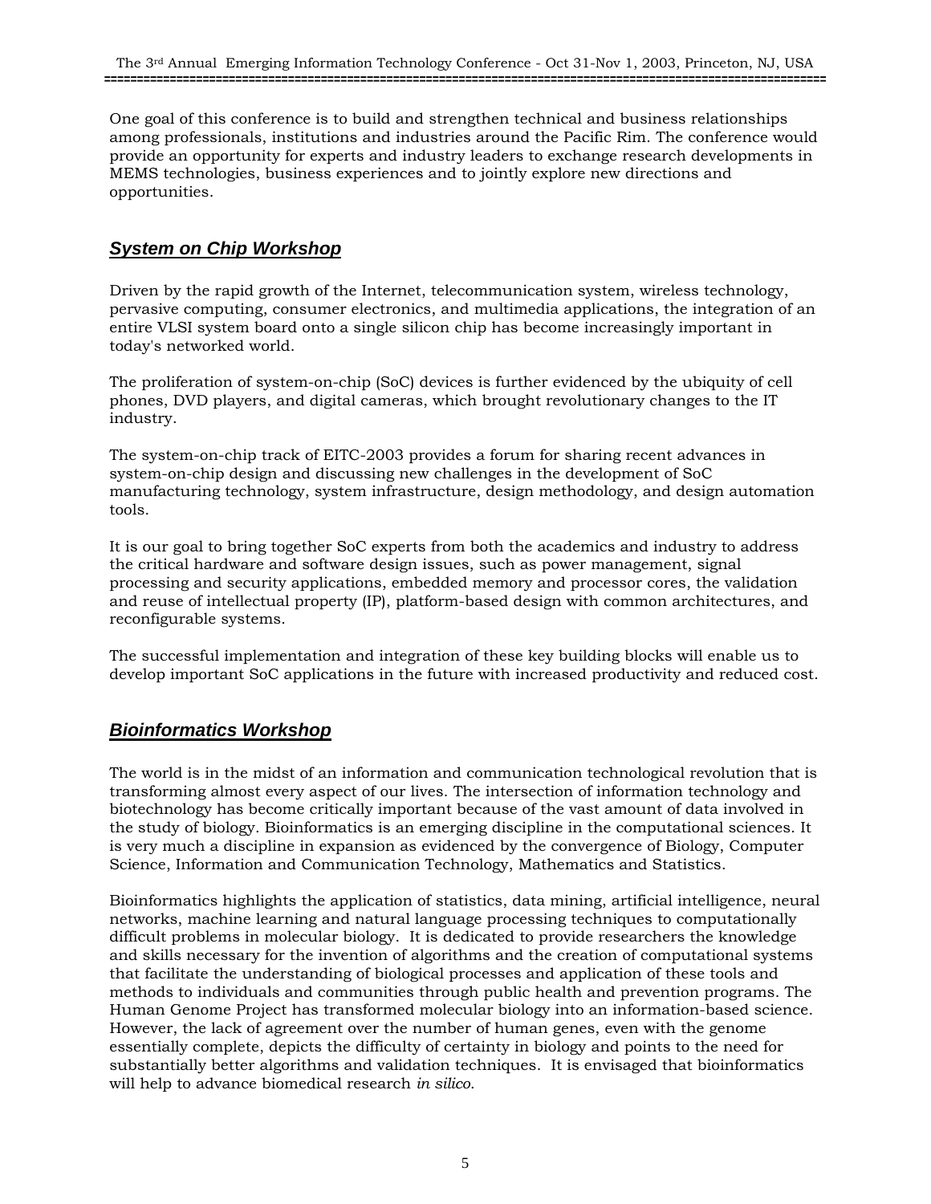One goal of this conference is to build and strengthen technical and business relationships among professionals, institutions and industries around the Pacific Rim. The conference would provide an opportunity for experts and industry leaders to exchange research developments in MEMS technologies, business experiences and to jointly explore new directions and opportunities.

## ***System on Chip Workshop***

Driven by the rapid growth of the Internet, telecommunication system, wireless technology, pervasive computing, consumer electronics, and multimedia applications, the integration of an entire VLSI system board onto a single silicon chip has become increasingly important in today's networked world.

The proliferation of system-on-chip (SoC) devices is further evidenced by the ubiquity of cell phones, DVD players, and digital cameras, which brought revolutionary changes to the IT industry.

The system-on-chip track of EITC-2003 provides a forum for sharing recent advances in system-on-chip design and discussing new challenges in the development of SoC manufacturing technology, system infrastructure, design methodology, and design automation tools.

It is our goal to bring together SoC experts from both the academics and industry to address the critical hardware and software design issues, such as power management, signal processing and security applications, embedded memory and processor cores, the validation and reuse of intellectual property (IP), platform-based design with common architectures, and reconfigurable systems.

The successful implementation and integration of these key building blocks will enable us to develop important SoC applications in the future with increased productivity and reduced cost.

## ***Bioinformatics Workshop***

The world is in the midst of an information and communication technological revolution that is transforming almost every aspect of our lives. The intersection of information technology and biotechnology has become critically important because of the vast amount of data involved in the study of biology. Bioinformatics is an emerging discipline in the computational sciences. It is very much a discipline in expansion as evidenced by the convergence of Biology, Computer Science, Information and Communication Technology, Mathematics and Statistics.

Bioinformatics highlights the application of statistics, data mining, artificial intelligence, neural networks, machine learning and natural language processing techniques to computationally difficult problems in molecular biology. It is dedicated to provide researchers the knowledge and skills necessary for the invention of algorithms and the creation of computational systems that facilitate the understanding of biological processes and application of these tools and methods to individuals and communities through public health and prevention programs. The Human Genome Project has transformed molecular biology into an information-based science. However, the lack of agreement over the number of human genes, even with the genome essentially complete, depicts the difficulty of certainty in biology and points to the need for substantially better algorithms and validation techniques. It is envisaged that bioinformatics will help to advance biomedical research *in silico*.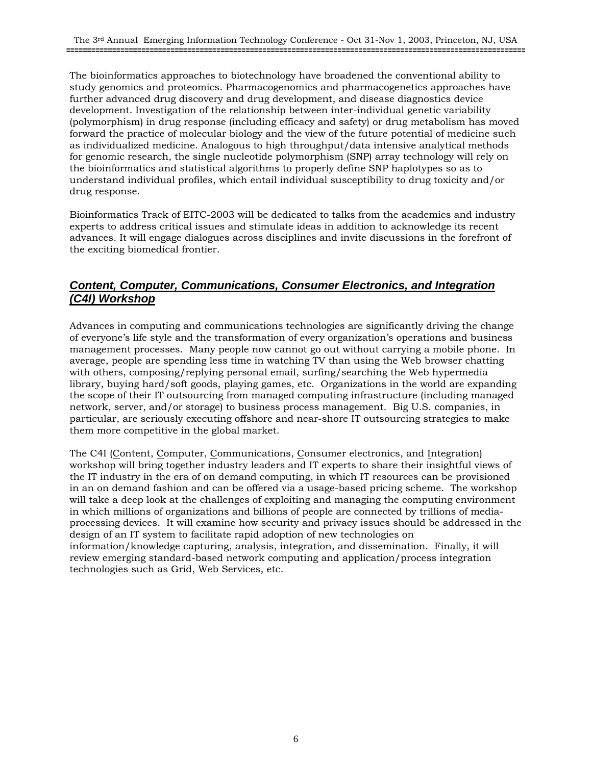The bioinformatics approaches to biotechnology have broadened the conventional ability to study genomics and proteomics. Pharmacogenomics and pharmacogenetics approaches have further advanced drug discovery and drug development, and disease diagnostics device development. Investigation of the relationship between inter-individual genetic variability (polymorphism) in drug response (including efficacy and safety) or drug metabolism has moved forward the practice of molecular biology and the view of the future potential of medicine such as individualized medicine. Analogous to high throughput/data intensive analytical methods for genomic research, the single nucleotide polymorphism (SNP) array technology will rely on the bioinformatics and statistical algorithms to properly define SNP haplotypes so as to understand individual profiles, which entail individual susceptibility to drug toxicity and/or drug response.

Bioinformatics Track of EITC-2003 will be dedicated to talks from the academics and industry experts to address critical issues and stimulate ideas in addition to acknowledge its recent advances. It will engage dialogues across disciplines and invite discussions in the forefront of the exciting biomedical frontier.

## ***Content, Computer, Communications, Consumer Electronics, and Integration (C4I) Workshop***

Advances in computing and communications technologies are significantly driving the change of everyone's life style and the transformation of every organization's operations and business management processes. Many people now cannot go out without carrying a mobile phone. In average, people are spending less time in watching TV than using the Web browser chatting with others, composing/replying personal email, surfing/searching the Web hypermedia library, buying hard/soft goods, playing games, etc. Organizations in the world are expanding the scope of their IT outsourcing from managed computing infrastructure (including managed network, server, and/or storage) to business process management. Big U.S. companies, in particular, are seriously executing offshore and near-shore IT outsourcing strategies to make them more competitive in the global market.

The C4I (Content, Computer, Communications, Consumer electronics, and Integration) workshop will bring together industry leaders and IT experts to share their insightful views of the IT industry in the era of on demand computing, in which IT resources can be provisioned in an on demand fashion and can be offered via a usage-based pricing scheme. The workshop will take a deep look at the challenges of exploiting and managing the computing environment in which millions of organizations and billions of people are connected by trillions of media-processing devices. It will examine how security and privacy issues should be addressed in the design of an IT system to facilitate rapid adoption of new technologies on information/knowledge capturing, analysis, integration, and dissemination. Finally, it will review emerging standard-based network computing and application/process integration technologies such as Grid, Web Services, etc.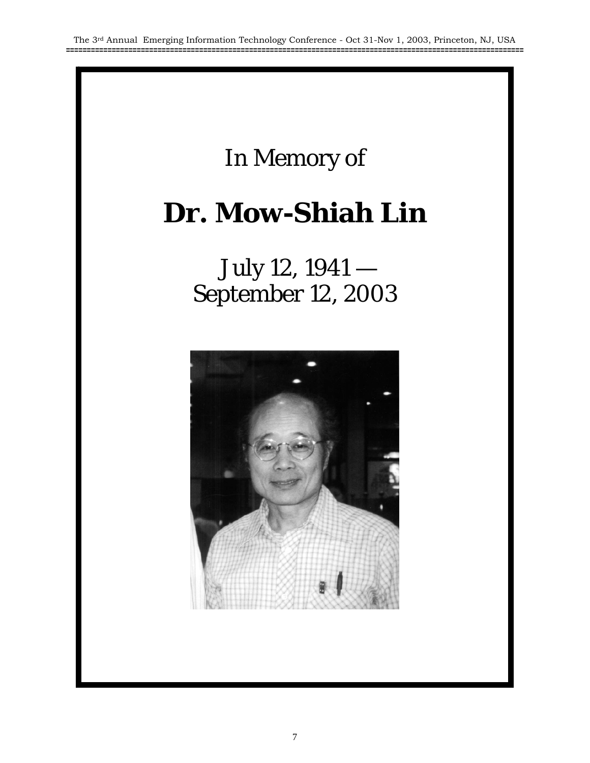In Memory of

# Dr. Mow-Shiah Lin

July 12, 1941 —
September 12, 2003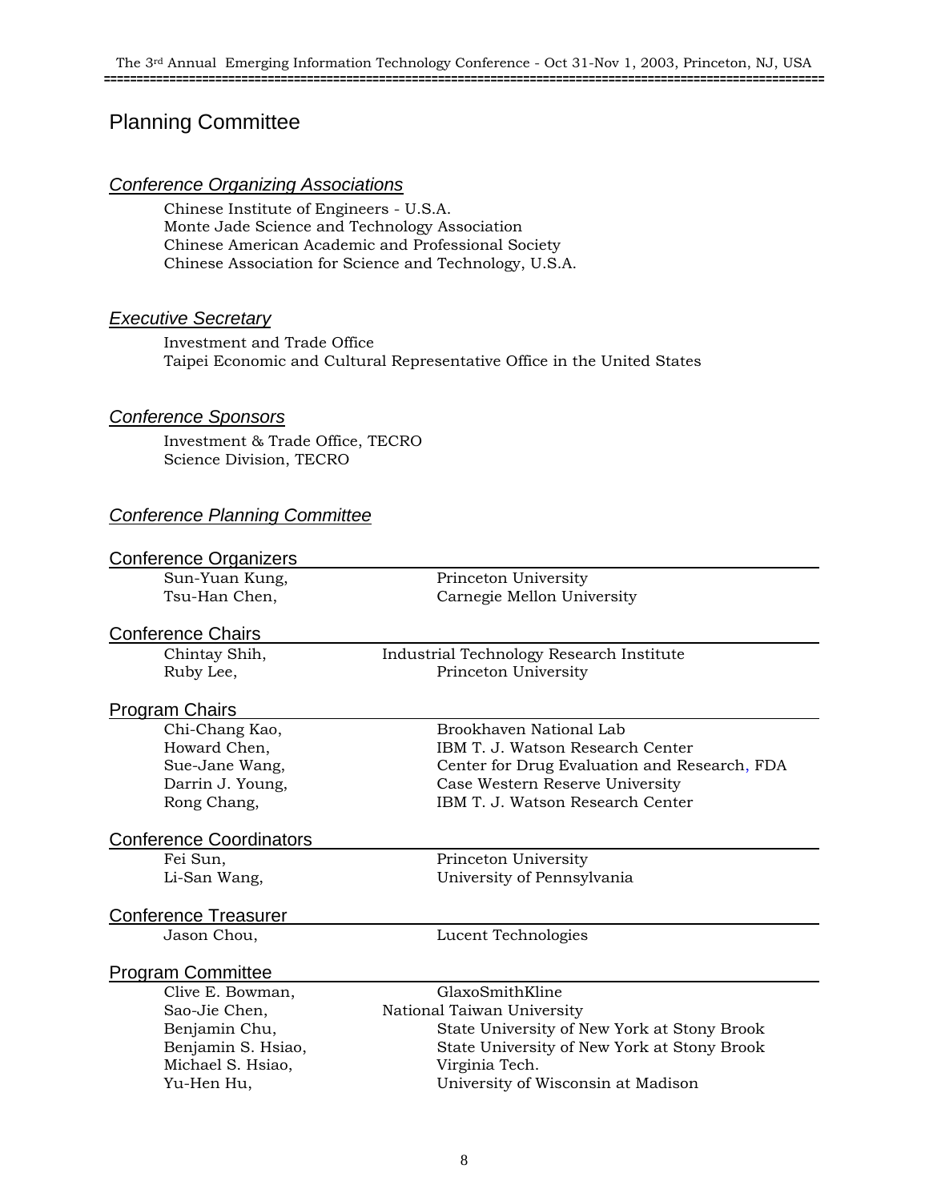# Planning Committee

## *Conference Organizing Associations*

Chinese Institute of Engineers - U.S.A.
Monte Jade Science and Technology Association
Chinese American Academic and Professional Society
Chinese Association for Science and Technology, U.S.A.

## *Executive Secretary*

Investment and Trade Office
Taipei Economic and Cultural Representative Office in the United States

## *Conference Sponsors*

Investment & Trade Office, TECRO
Science Division, TECRO

## *Conference Planning Committee*

### Conference Organizers

| | |
|---|---|
| Sun-Yuan Kung, | Princeton University |
| Tsu-Han Chen, | Carnegie Mellon University |

### Conference Chairs

| | |
|---|---|
| Chintay Shih, | Industrial Technology Research Institute |
| Ruby Lee, | Princeton University |

### Program Chairs

| | |
|---|---|
| Chi-Chang Kao, | Brookhaven National Lab |
| Howard Chen, | IBM T. J. Watson Research Center |
| Sue-Jane Wang, | Center for Drug Evaluation and Research, FDA |
| Darrin J. Young, | Case Western Reserve University |
| Rong Chang, | IBM T. J. Watson Research Center |

### Conference Coordinators

| | |
|---|---|
| Fei Sun, | Princeton University |
| Li-San Wang, | University of Pennsylvania |

### Conference Treasurer

| | |
|---|---|
| Jason Chou, | Lucent Technologies |

### Program Committee

| | |
|---|---|
| Clive E. Bowman, | GlaxoSmithKline |
| Sao-Jie Chen, | National Taiwan University |
| Benjamin Chu, | State University of New York at Stony Brook |
| Benjamin S. Hsiao, | State University of New York at Stony Brook |
| Michael S. Hsiao, | Virginia Tech. |
| Yu-Hen Hu, | University of Wisconsin at Madison |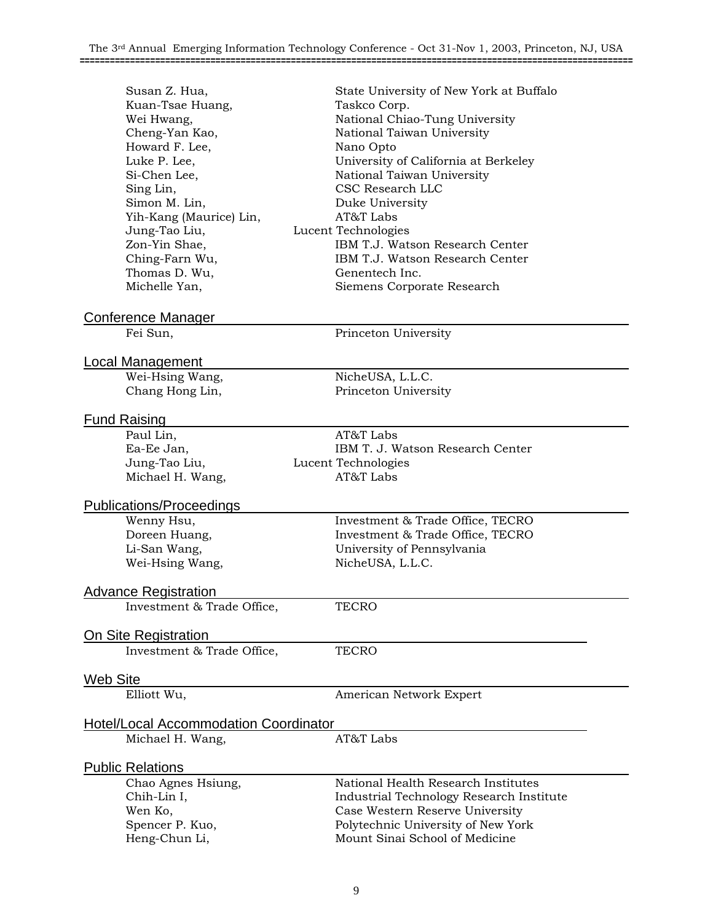| | |
|---|---|
| Susan Z. Hua, | State University of New York at Buffalo |
| Kuan-Tsae Huang, | Taskco Corp. |
| Wei Hwang, | National Chiao-Tung University |
| Cheng-Yan Kao, | National Taiwan University |
| Howard F. Lee, | Nano Opto |
| Luke P. Lee, | University of California at Berkeley |
| Si-Chen Lee, | National Taiwan University |
| Sing Lin, | CSC Research LLC |
| Simon M. Lin, | Duke University |
| Yih-Kang (Maurice) Lin, | AT&T Labs |
| Jung-Tao Liu, | Lucent Technologies |
| Zon-Yin Shae, | IBM T.J. Watson Research Center |
| Ching-Farn Wu, | IBM T.J. Watson Research Center |
| Thomas D. Wu, | Genentech Inc. |
| Michelle Yan, | Siemens Corporate Research |

## Conference Manager

| | |
|---|---|
| Fei Sun, | Princeton University |

## Local Management

| | |
|---|---|
| Wei-Hsing Wang, | NicheUSA, L.L.C. |
| Chang Hong Lin, | Princeton University |

## Fund Raising

| | |
|---|---|
| Paul Lin, | AT&T Labs |
| Ea-Ee Jan, | IBM T. J. Watson Research Center |
| Jung-Tao Liu, | Lucent Technologies |
| Michael H. Wang, | AT&T Labs |

## Publications/Proceedings

| | |
|---|---|
| Wenny Hsu, | Investment & Trade Office, TECRO |
| Doreen Huang, | Investment & Trade Office, TECRO |
| Li-San Wang, | University of Pennsylvania |
| Wei-Hsing Wang, | NicheUSA, L.L.C. |

## Advance Registration

| | |
|---|---|
| Investment & Trade Office, | TECRO |

## On Site Registration

| | |
|---|---|
| Investment & Trade Office, | TECRO |

## Web Site

| | |
|---|---|
| Elliott Wu, | American Network Expert |

## Hotel/Local Accommodation Coordinator

| | |
|---|---|
| Michael H. Wang, | AT&T Labs |

## Public Relations

| | |
|---|---|
| Chao Agnes Hsiung, | National Health Research Institutes |
| Chih-Lin I, | Industrial Technology Research Institute |
| Wen Ko, | Case Western Reserve University |
| Spencer P. Kuo, | Polytechnic University of New York |
| Heng-Chun Li, | Mount Sinai School of Medicine |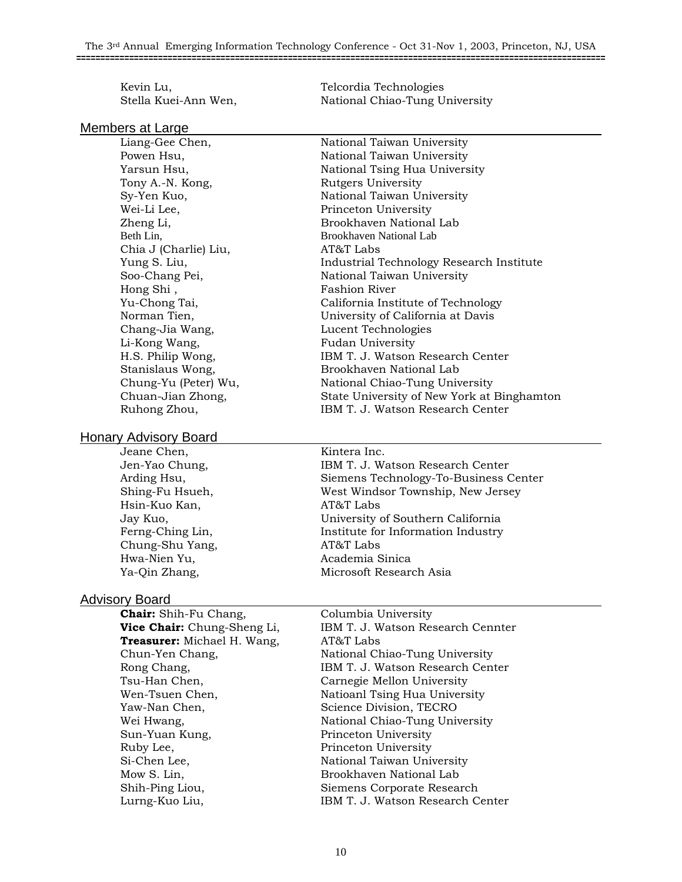| | |
|---|---|
| Kevin Lu, | Telcordia Technologies |
| Stella Kuei-Ann Wen, | National Chiao-Tung University |

## Members at Large

| | |
|---|---|
| Liang-Gee Chen, | National Taiwan University |
| Powen Hsu, | National Taiwan University |
| Yarsun Hsu, | National Tsing Hua University |
| Tony A.-N. Kong, | Rutgers University |
| Sy-Yen Kuo, | National Taiwan University |
| Wei-Li Lee, | Princeton University |
| Zheng Li, | Brookhaven National Lab |
| Beth Lin, | Brookhaven National Lab |
| Chia J (Charlie) Liu, | AT&T Labs |
| Yung S. Liu, | Industrial Technology Research Institute |
| Soo-Chang Pei, | National Taiwan University |
| Hong Shi , | Fashion River |
| Yu-Chong Tai, | California Institute of Technology |
| Norman Tien, | University of California at Davis |
| Chang-Jia Wang, | Lucent Technologies |
| Li-Kong Wang, | Fudan University |
| H.S. Philip Wong, | IBM T. J. Watson Research Center |
| Stanislaus Wong, | Brookhaven National Lab |
| Chung-Yu (Peter) Wu, | National Chiao-Tung University |
| Chuan-Jian Zhong, | State University of New York at Binghamton |
| Ruhong Zhou, | IBM T. J. Watson Research Center |

## Honary Advisory Board

| | |
|---|---|
| Jeane Chen, | Kintera Inc. |
| Jen-Yao Chung, | IBM T. J. Watson Research Center |
| Arding Hsu, | Siemens Technology-To-Business Center |
| Shing-Fu Hsueh, | West Windsor Township, New Jersey |
| Hsin-Kuo Kan, | AT&T Labs |
| Jay Kuo, | University of Southern California |
| Ferng-Ching Lin, | Institute for Information Industry |
| Chung-Shu Yang, | AT&T Labs |
| Hwa-Nien Yu, | Academia Sinica |
| Ya-Qin Zhang, | Microsoft Research Asia |

## Advisory Board

| | |
|---|---|
| **Chair:** Shih-Fu Chang, | Columbia University |
| **Vice Chair:** Chung-Sheng Li, | IBM T. J. Watson Research Cennter |
| **Treasurer:** Michael H. Wang, | AT&T Labs |
| Chun-Yen Chang, | National Chiao-Tung University |
| Rong Chang, | IBM T. J. Watson Research Center |
| Tsu-Han Chen, | Carnegie Mellon University |
| Wen-Tsuen Chen, | Natioanl Tsing Hua University |
| Yaw-Nan Chen, | Science Division, TECRO |
| Wei Hwang, | National Chiao-Tung University |
| Sun-Yuan Kung, | Princeton University |
| Ruby Lee, | Princeton University |
| Si-Chen Lee, | National Taiwan University |
| Mow S. Lin, | Brookhaven National Lab |
| Shih-Ping Liou, | Siemens Corporate Research |
| Lurng-Kuo Liu, | IBM T. J. Watson Research Center |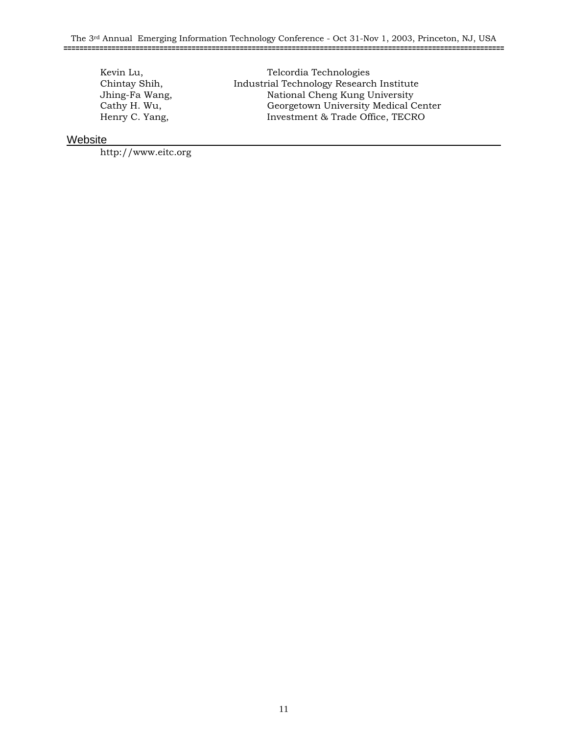| | |
|---|---|
| Kevin Lu, | Telcordia Technologies |
| Chintay Shih, | Industrial Technology Research Institute |
| Jhing-Fa Wang, | National Cheng Kung University |
| Cathy H. Wu, | Georgetown University Medical Center |
| Henry C. Yang, | Investment & Trade Office, TECRO |

## Website

http://www.eitc.org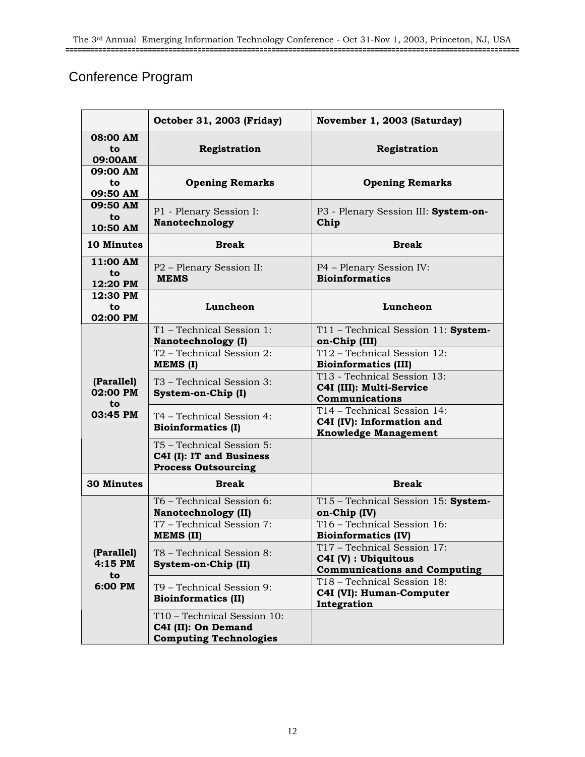# Conference Program

| | October 31, 2003 (Friday) | November 1, 2003 (Saturday) |
|---|---|---|
| **08:00 AM to 09:00AM** | **Registration** | **Registration** |
| **09:00 AM to 09:50 AM** | **Opening Remarks** | **Opening Remarks** |
| **09:50 AM to 10:50 AM** | P1 - Plenary Session I: **Nanotechnology** | P3 - Plenary Session III: **System-on-Chip** |
| **10 Minutes** | **Break** | **Break** |
| **11:00 AM to 12:20 PM** | P2 – Plenary Session II: **MEMS** | P4 – Plenary Session IV: **Bioinformatics** |
| **12:30 PM to 02:00 PM** | **Luncheon** | **Luncheon** |
| **(Parallel) 02:00 PM to 03:45 PM** | T1 – Technical Session 1: **Nanotechnology (I)** | T11 – Technical Session 11: **System-on-Chip (III)** |
| | T2 – Technical Session 2: **MEMS (I)** | T12 – Technical Session 12: **Bioinformatics (III)** |
| | T3 – Technical Session 3: **System-on-Chip (I)** | T13 - Technical Session 13: **C4I (III): Multi-Service Communications** |
| | T4 – Technical Session 4: **Bioinformatics (I)** | T14 – Technical Session 14: **C4I (IV): Information and Knowledge Management** |
| | T5 – Technical Session 5: **C4I (I): IT and Business Process Outsourcing** | |
| **30 Minutes** | **Break** | **Break** |
| **(Parallel) 4:15 PM to 6:00 PM** | T6 – Technical Session 6: **Nanotechnology (II)** | T15 – Technical Session 15: **System-on-Chip (IV)** |
| | T7 – Technical Session 7: **MEMS (II)** | T16 – Technical Session 16: **Bioinformatics (IV)** |
| | T8 – Technical Session 8: **System-on-Chip (II)** | T17 – Technical Session 17: **C4I (V) : Ubiquitous Communications and Computing** |
| | T9 – Technical Session 9: **Bioinformatics (II)** | T18 – Technical Session 18: **C4I (VI): Human-Computer Integration** |
| | T10 – Technical Session 10: **C4I (II): On Demand Computing Technologies** | |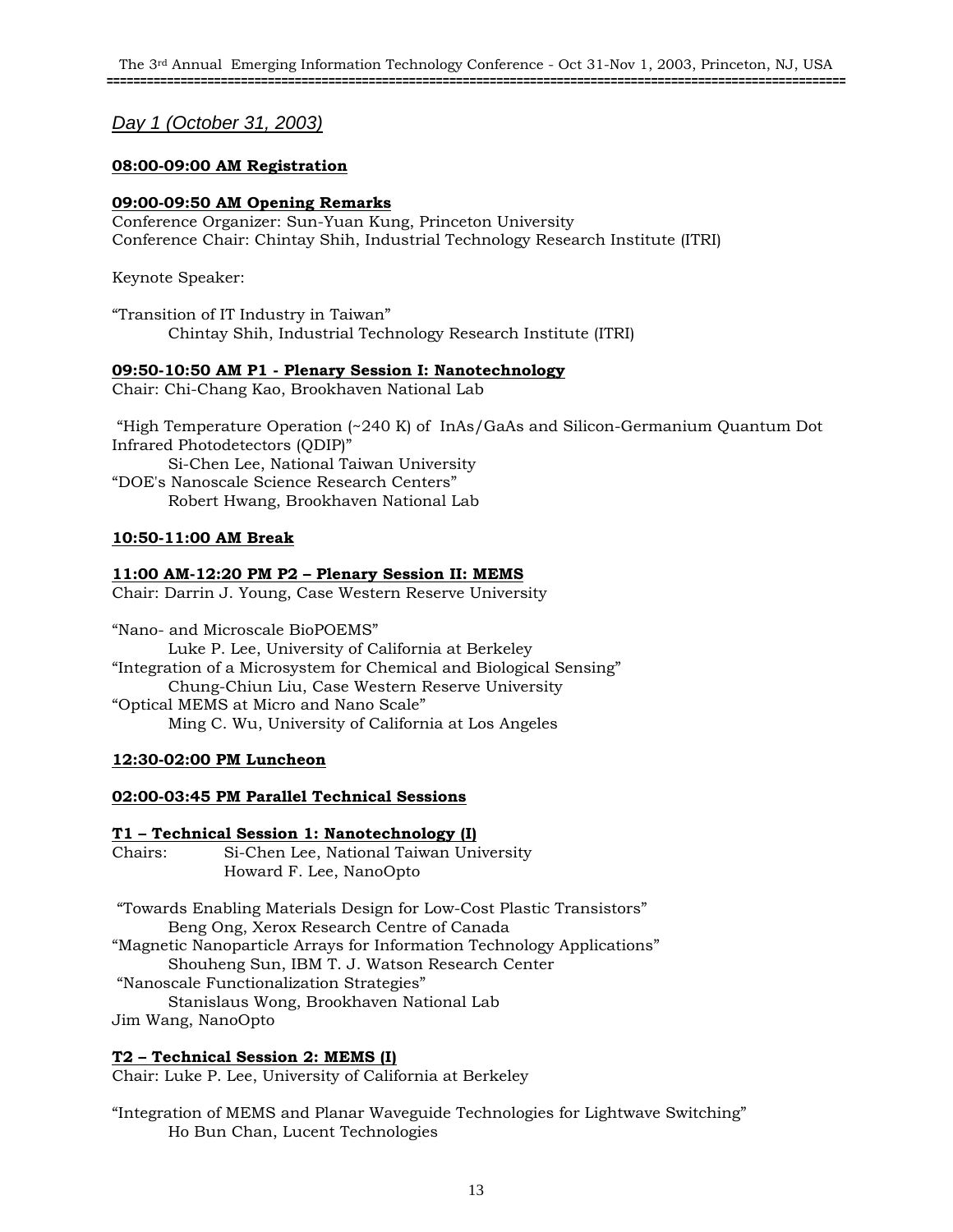*Day 1 (October 31, 2003)*

**08:00-09:00 AM Registration**

**09:00-09:50 AM Opening Remarks**
Conference Organizer: Sun-Yuan Kung, Princeton University
Conference Chair: Chintay Shih, Industrial Technology Research Institute (ITRI)

Keynote Speaker:

"Transition of IT Industry in Taiwan"
Chintay Shih, Industrial Technology Research Institute (ITRI)

**09:50-10:50 AM P1 - Plenary Session I: Nanotechnology**
Chair: Chi-Chang Kao, Brookhaven National Lab

"High Temperature Operation (~240 K) of InAs/GaAs and Silicon-Germanium Quantum Dot Infrared Photodetectors (QDIP)"
Si-Chen Lee, National Taiwan University
"DOE's Nanoscale Science Research Centers"
Robert Hwang, Brookhaven National Lab

**10:50-11:00 AM Break**

**11:00 AM-12:20 PM P2 – Plenary Session II: MEMS**
Chair: Darrin J. Young, Case Western Reserve University

"Nano- and Microscale BioPOEMS"
Luke P. Lee, University of California at Berkeley
"Integration of a Microsystem for Chemical and Biological Sensing"
Chung-Chiun Liu, Case Western Reserve University
"Optical MEMS at Micro and Nano Scale"
Ming C. Wu, University of California at Los Angeles

**12:30-02:00 PM Luncheon**

**02:00-03:45 PM Parallel Technical Sessions**

**T1 – Technical Session 1: Nanotechnology (I)**
Chairs: Si-Chen Lee, National Taiwan University
Howard F. Lee, NanoOpto

"Towards Enabling Materials Design for Low-Cost Plastic Transistors"
Beng Ong, Xerox Research Centre of Canada
"Magnetic Nanoparticle Arrays for Information Technology Applications"
Shouheng Sun, IBM T. J. Watson Research Center
"Nanoscale Functionalization Strategies"
Stanislaus Wong, Brookhaven National Lab
Jim Wang, NanoOpto

**T2 – Technical Session 2: MEMS (I)**
Chair: Luke P. Lee, University of California at Berkeley

"Integration of MEMS and Planar Waveguide Technologies for Lightwave Switching"
Ho Bun Chan, Lucent Technologies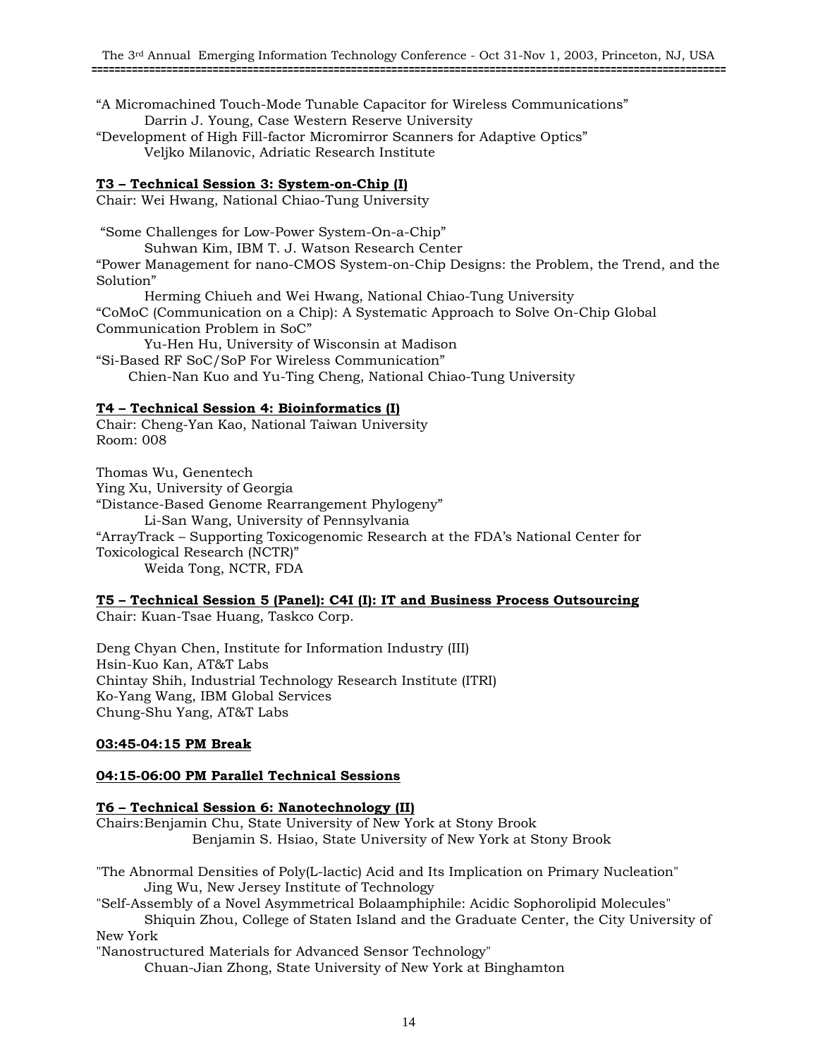"A Micromachined Touch-Mode Tunable Capacitor for Wireless Communications"
Darrin J. Young, Case Western Reserve University
"Development of High Fill-factor Micromirror Scanners for Adaptive Optics"
Veljko Milanovic, Adriatic Research Institute

**T3 – Technical Session 3: System-on-Chip (I)**
Chair: Wei Hwang, National Chiao-Tung University

"Some Challenges for Low-Power System-On-a-Chip"
Suhwan Kim, IBM T. J. Watson Research Center
"Power Management for nano-CMOS System-on-Chip Designs: the Problem, the Trend, and the Solution"
Herming Chiueh and Wei Hwang, National Chiao-Tung University
"CoMoC (Communication on a Chip): A Systematic Approach to Solve On-Chip Global Communication Problem in SoC"
Yu-Hen Hu, University of Wisconsin at Madison
"Si-Based RF SoC/SoP For Wireless Communication"
Chien-Nan Kuo and Yu-Ting Cheng, National Chiao-Tung University

**T4 – Technical Session 4: Bioinformatics (I)**
Chair: Cheng-Yan Kao, National Taiwan University
Room: 008

Thomas Wu, Genentech
Ying Xu, University of Georgia
"Distance-Based Genome Rearrangement Phylogeny"
Li-San Wang, University of Pennsylvania
"ArrayTrack – Supporting Toxicogenomic Research at the FDA's National Center for Toxicological Research (NCTR)"
Weida Tong, NCTR, FDA

**T5 – Technical Session 5 (Panel): C4I (I): IT and Business Process Outsourcing**
Chair: Kuan-Tsae Huang, Taskco Corp.

Deng Chyan Chen, Institute for Information Industry (III)
Hsin-Kuo Kan, AT&T Labs
Chintay Shih, Industrial Technology Research Institute (ITRI)
Ko-Yang Wang, IBM Global Services
Chung-Shu Yang, AT&T Labs

**03:45-04:15 PM Break**

**04:15-06:00 PM Parallel Technical Sessions**

**T6 – Technical Session 6: Nanotechnology (II)**
Chairs: Benjamin Chu, State University of New York at Stony Brook
Benjamin S. Hsiao, State University of New York at Stony Brook

"The Abnormal Densities of Poly(L-lactic) Acid and Its Implication on Primary Nucleation"
Jing Wu, New Jersey Institute of Technology
"Self-Assembly of a Novel Asymmetrical Bolaamphiphile: Acidic Sophorolipid Molecules"
Shiquin Zhou, College of Staten Island and the Graduate Center, the City University of New York
"Nanostructured Materials for Advanced Sensor Technology"
Chuan-Jian Zhong, State University of New York at Binghamton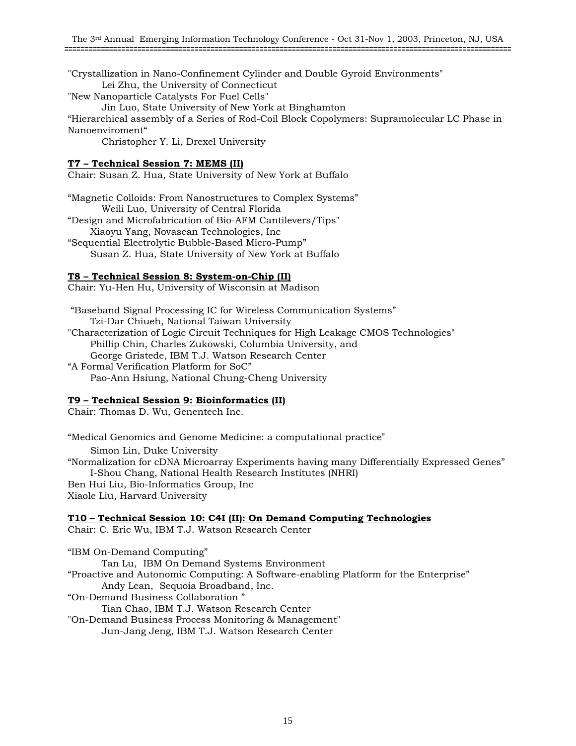"Crystallization in Nano-Confinement Cylinder and Double Gyroid Environments"
Lei Zhu, the University of Connecticut
"New Nanoparticle Catalysts For Fuel Cells"
Jin Luo, State University of New York at Binghamton
"Hierarchical assembly of a Series of Rod-Coil Block Copolymers: Supramolecular LC Phase in Nanoenviroment"
Christopher Y. Li, Drexel University

**T7 – Technical Session 7: MEMS (II)**

Chair: Susan Z. Hua, State University of New York at Buffalo

"Magnetic Colloids: From Nanostructures to Complex Systems"
Weili Luo, University of Central Florida
"Design and Microfabrication of Bio-AFM Cantilevers/Tips"
Xiaoyu Yang, Novascan Technologies, Inc
"Sequential Electrolytic Bubble-Based Micro-Pump"
Susan Z. Hua, State University of New York at Buffalo

**T8 – Technical Session 8: System-on-Chip (II)**

Chair: Yu-Hen Hu, University of Wisconsin at Madison

"Baseband Signal Processing IC for Wireless Communication Systems"
Tzi-Dar Chiueh, National Taiwan University
"Characterization of Logic Circuit Techniques for High Leakage CMOS Technologies"
Phillip Chin, Charles Zukowski, Columbia University, and
George Gristede, IBM T.J. Watson Research Center
"A Formal Verification Platform for SoC"
Pao-Ann Hsiung, National Chung-Cheng University

**T9 – Technical Session 9: Bioinformatics (II)**

Chair: Thomas D. Wu, Genentech Inc.

"Medical Genomics and Genome Medicine: a computational practice"
Simon Lin, Duke University
"Normalization for cDNA Microarray Experiments having many Differentially Expressed Genes"
I-Shou Chang, National Health Research Institutes (NHRI)
Ben Hui Liu, Bio-Informatics Group, Inc
Xiaole Liu, Harvard University

**T10 – Technical Session 10: C4I (II): On Demand Computing Technologies**

Chair: C. Eric Wu, IBM T.J. Watson Research Center

"IBM On-Demand Computing"
Tan Lu, IBM On Demand Systems Environment
"Proactive and Autonomic Computing: A Software-enabling Platform for the Enterprise"
Andy Lean, Sequoia Broadband, Inc.
"On-Demand Business Collaboration "
Tian Chao, IBM T.J. Watson Research Center
"On-Demand Business Process Monitoring & Management"
Jun-Jang Jeng, IBM T.J. Watson Research Center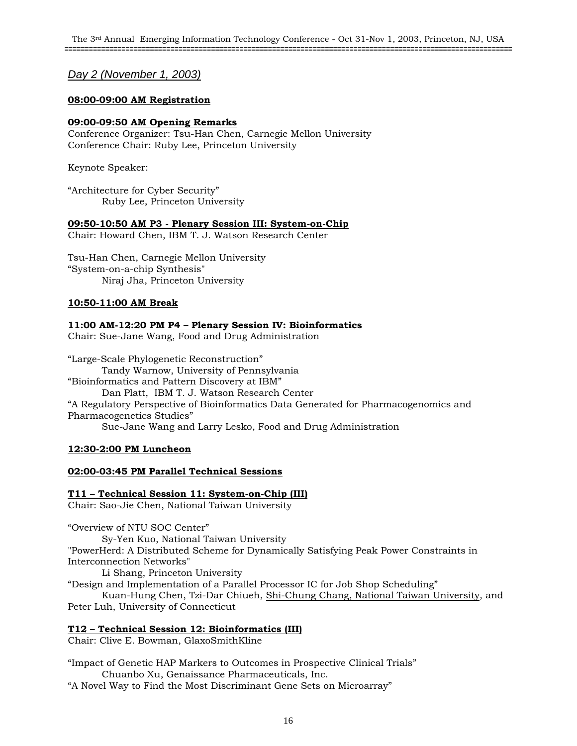*Day 2 (November 1, 2003)*

**08:00-09:00 AM Registration**

**09:00-09:50 AM Opening Remarks**

Conference Organizer: Tsu-Han Chen, Carnegie Mellon University
Conference Chair: Ruby Lee, Princeton University

Keynote Speaker:

"Architecture for Cyber Security"
Ruby Lee, Princeton University

**09:50-10:50 AM P3 - Plenary Session III: System-on-Chip**

Chair: Howard Chen, IBM T. J. Watson Research Center

Tsu-Han Chen, Carnegie Mellon University
"System-on-a-chip Synthesis"
Niraj Jha, Princeton University

**10:50-11:00 AM Break**

**11:00 AM-12:20 PM P4 – Plenary Session IV: Bioinformatics**

Chair: Sue-Jane Wang, Food and Drug Administration

"Large-Scale Phylogenetic Reconstruction"
Tandy Warnow, University of Pennsylvania
"Bioinformatics and Pattern Discovery at IBM"
Dan Platt, IBM T. J. Watson Research Center
"A Regulatory Perspective of Bioinformatics Data Generated for Pharmacogenomics and Pharmacogenetics Studies"
Sue-Jane Wang and Larry Lesko, Food and Drug Administration

**12:30-2:00 PM Luncheon**

**02:00-03:45 PM Parallel Technical Sessions**

**T11 – Technical Session 11: System-on-Chip (III)**

Chair: Sao-Jie Chen, National Taiwan University

"Overview of NTU SOC Center"
Sy-Yen Kuo, National Taiwan University
"PowerHerd: A Distributed Scheme for Dynamically Satisfying Peak Power Constraints in Interconnection Networks"
Li Shang, Princeton University
"Design and Implementation of a Parallel Processor IC for Job Shop Scheduling"
Kuan-Hung Chen, Tzi-Dar Chiueh, Shi-Chung Chang, National Taiwan University, and Peter Luh, University of Connecticut

**T12 – Technical Session 12: Bioinformatics (III)**

Chair: Clive E. Bowman, GlaxoSmithKline

"Impact of Genetic HAP Markers to Outcomes in Prospective Clinical Trials"
Chuanbo Xu, Genaissance Pharmaceuticals, Inc.
"A Novel Way to Find the Most Discriminant Gene Sets on Microarray"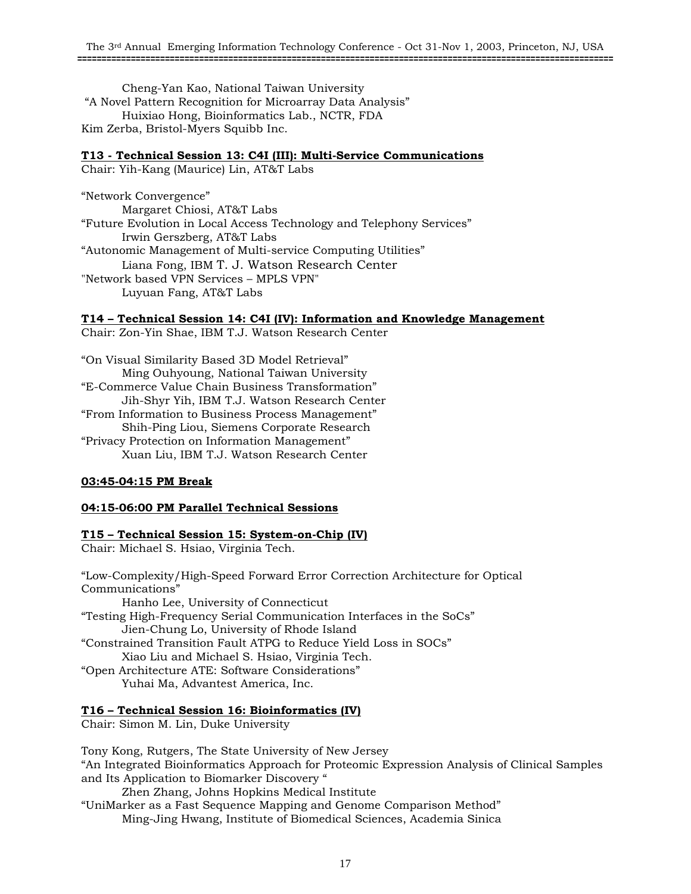Cheng-Yan Kao, National Taiwan University

"A Novel Pattern Recognition for Microarray Data Analysis"

Huixiao Hong, Bioinformatics Lab., NCTR, FDA

Kim Zerba, Bristol-Myers Squibb Inc.

**T13 - Technical Session 13: C4I (III): Multi-Service Communications**

Chair: Yih-Kang (Maurice) Lin, AT&T Labs

"Network Convergence"

Margaret Chiosi, AT&T Labs

"Future Evolution in Local Access Technology and Telephony Services"

Irwin Gerszberg, AT&T Labs

"Autonomic Management of Multi-service Computing Utilities"

Liana Fong, IBM T. J. Watson Research Center

"Network based VPN Services – MPLS VPN"

Luyuan Fang, AT&T Labs

**T14 – Technical Session 14: C4I (IV): Information and Knowledge Management**

Chair: Zon-Yin Shae, IBM T.J. Watson Research Center

"On Visual Similarity Based 3D Model Retrieval"

Ming Ouhyoung, National Taiwan University

"E-Commerce Value Chain Business Transformation"

Jih-Shyr Yih, IBM T.J. Watson Research Center

"From Information to Business Process Management"

Shih-Ping Liou, Siemens Corporate Research

"Privacy Protection on Information Management"

Xuan Liu, IBM T.J. Watson Research Center

**03:45-04:15 PM Break**

**04:15-06:00 PM Parallel Technical Sessions**

**T15 – Technical Session 15: System-on-Chip (IV)**

Chair: Michael S. Hsiao, Virginia Tech.

"Low-Complexity/High-Speed Forward Error Correction Architecture for Optical Communications"

Hanho Lee, University of Connecticut

"Testing High-Frequency Serial Communication Interfaces in the SoCs"

Jien-Chung Lo, University of Rhode Island

"Constrained Transition Fault ATPG to Reduce Yield Loss in SOCs"

Xiao Liu and Michael S. Hsiao, Virginia Tech.

"Open Architecture ATE: Software Considerations"

Yuhai Ma, Advantest America, Inc.

**T16 – Technical Session 16: Bioinformatics (IV)**

Chair: Simon M. Lin, Duke University

Tony Kong, Rutgers, The State University of New Jersey

"An Integrated Bioinformatics Approach for Proteomic Expression Analysis of Clinical Samples and Its Application to Biomarker Discovery "

Zhen Zhang, Johns Hopkins Medical Institute

"UniMarker as a Fast Sequence Mapping and Genome Comparison Method"

Ming-Jing Hwang, Institute of Biomedical Sciences, Academia Sinica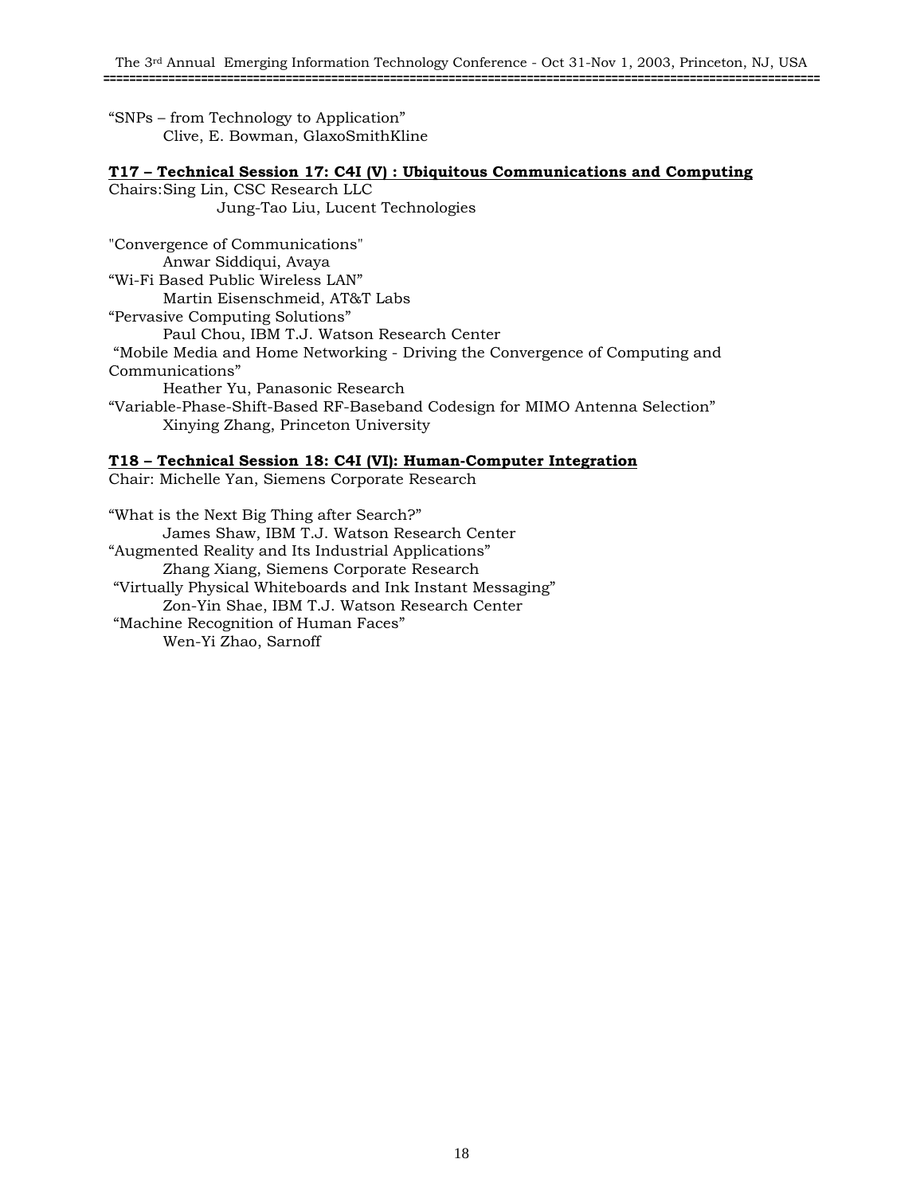"SNPs – from Technology to Application"
Clive, E. Bowman, GlaxoSmithKline

**T17 – Technical Session 17: C4I (V) : Ubiquitous Communications and Computing**

Chairs: Sing Lin, CSC Research LLC
Jung-Tao Liu, Lucent Technologies

"Convergence of Communications"
Anwar Siddiqui, Avaya

"Wi-Fi Based Public Wireless LAN"
Martin Eisenschmeid, AT&T Labs

"Pervasive Computing Solutions"
Paul Chou, IBM T.J. Watson Research Center

"Mobile Media and Home Networking - Driving the Convergence of Computing and Communications"
Heather Yu, Panasonic Research

"Variable-Phase-Shift-Based RF-Baseband Codesign for MIMO Antenna Selection"
Xinying Zhang, Princeton University

**T18 – Technical Session 18: C4I (VI): Human-Computer Integration**

Chair: Michelle Yan, Siemens Corporate Research

"What is the Next Big Thing after Search?"
James Shaw, IBM T.J. Watson Research Center

"Augmented Reality and Its Industrial Applications"
Zhang Xiang, Siemens Corporate Research

"Virtually Physical Whiteboards and Ink Instant Messaging"
Zon-Yin Shae, IBM T.J. Watson Research Center

"Machine Recognition of Human Faces"
Wen-Yi Zhao, Sarnoff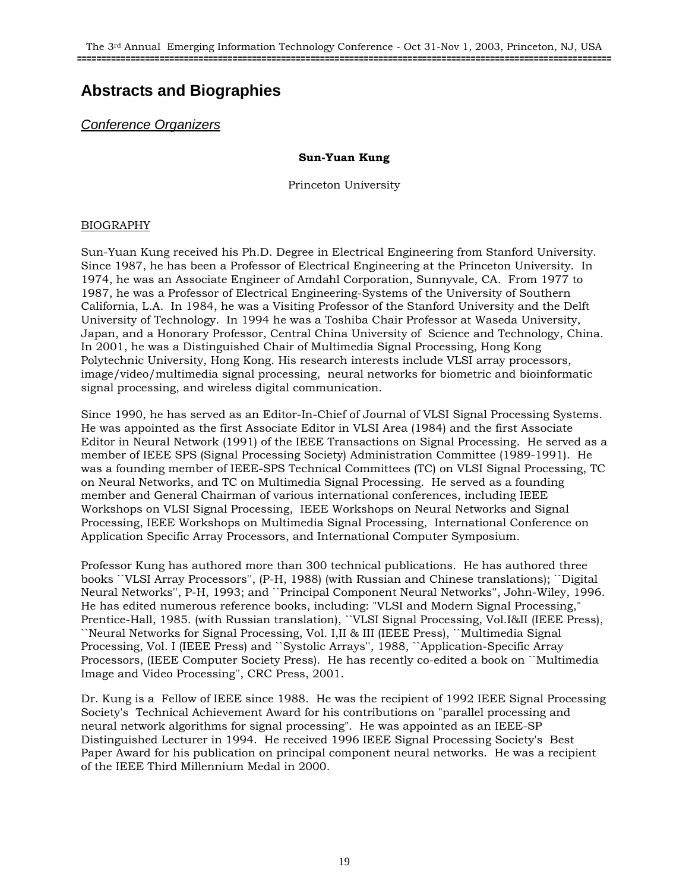# Abstracts and Biographies

## *Conference Organizers*

**Sun-Yuan Kung**

Princeton University

BIOGRAPHY

Sun-Yuan Kung received his Ph.D. Degree in Electrical Engineering from Stanford University. Since 1987, he has been a Professor of Electrical Engineering at the Princeton University. In 1974, he was an Associate Engineer of Amdahl Corporation, Sunnyvale, CA. From 1977 to 1987, he was a Professor of Electrical Engineering-Systems of the University of Southern California, L.A. In 1984, he was a Visiting Professor of the Stanford University and the Delft University of Technology. In 1994 he was a Toshiba Chair Professor at Waseda University, Japan, and a Honorary Professor, Central China University of Science and Technology, China. In 2001, he was a Distinguished Chair of Multimedia Signal Processing, Hong Kong Polytechnic University, Hong Kong. His research interests include VLSI array processors, image/video/multimedia signal processing, neural networks for biometric and bioinformatic signal processing, and wireless digital communication.

Since 1990, he has served as an Editor-In-Chief of Journal of VLSI Signal Processing Systems. He was appointed as the first Associate Editor in VLSI Area (1984) and the first Associate Editor in Neural Network (1991) of the IEEE Transactions on Signal Processing. He served as a member of IEEE SPS (Signal Processing Society) Administration Committee (1989-1991). He was a founding member of IEEE-SPS Technical Committees (TC) on VLSI Signal Processing, TC on Neural Networks, and TC on Multimedia Signal Processing. He served as a founding member and General Chairman of various international conferences, including IEEE Workshops on VLSI Signal Processing, IEEE Workshops on Neural Networks and Signal Processing, IEEE Workshops on Multimedia Signal Processing, International Conference on Application Specific Array Processors, and International Computer Symposium.

Professor Kung has authored more than 300 technical publications. He has authored three books ``VLSI Array Processors'', (P-H, 1988) (with Russian and Chinese translations); ``Digital Neural Networks'', P-H, 1993; and ``Principal Component Neural Networks'', John-Wiley, 1996. He has edited numerous reference books, including: "VLSI and Modern Signal Processing," Prentice-Hall, 1985. (with Russian translation), ``VLSI Signal Processing, Vol.I&II (IEEE Press), ``Neural Networks for Signal Processing, Vol. I,II & III (IEEE Press), ``Multimedia Signal Processing, Vol. I (IEEE Press) and ``Systolic Arrays'', 1988, ``Application-Specific Array Processors, (IEEE Computer Society Press). He has recently co-edited a book on ``Multimedia Image and Video Processing'', CRC Press, 2001.

Dr. Kung is a Fellow of IEEE since 1988. He was the recipient of 1992 IEEE Signal Processing Society's Technical Achievement Award for his contributions on "parallel processing and neural network algorithms for signal processing". He was appointed as an IEEE-SP Distinguished Lecturer in 1994. He received 1996 IEEE Signal Processing Society's Best Paper Award for his publication on principal component neural networks. He was a recipient of the IEEE Third Millennium Medal in 2000.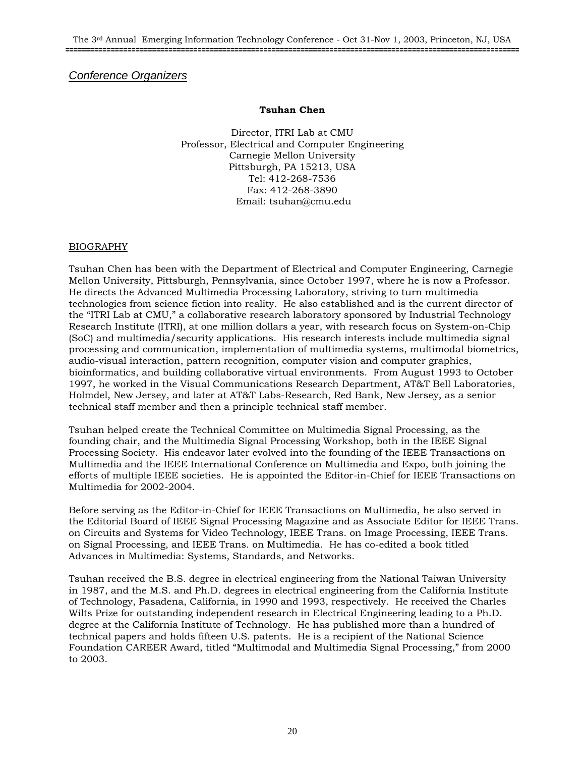## *Conference Organizers*

**Tsuhan Chen**

Director, ITRI Lab at CMU
Professor, Electrical and Computer Engineering
Carnegie Mellon University
Pittsburgh, PA 15213, USA
Tel: 412-268-7536
Fax: 412-268-3890
Email: tsuhan@cmu.edu

### BIOGRAPHY

Tsuhan Chen has been with the Department of Electrical and Computer Engineering, Carnegie Mellon University, Pittsburgh, Pennsylvania, since October 1997, where he is now a Professor. He directs the Advanced Multimedia Processing Laboratory, striving to turn multimedia technologies from science fiction into reality. He also established and is the current director of the "ITRI Lab at CMU," a collaborative research laboratory sponsored by Industrial Technology Research Institute (ITRI), at one million dollars a year, with research focus on System-on-Chip (SoC) and multimedia/security applications. His research interests include multimedia signal processing and communication, implementation of multimedia systems, multimodal biometrics, audio-visual interaction, pattern recognition, computer vision and computer graphics, bioinformatics, and building collaborative virtual environments. From August 1993 to October 1997, he worked in the Visual Communications Research Department, AT&T Bell Laboratories, Holmdel, New Jersey, and later at AT&T Labs-Research, Red Bank, New Jersey, as a senior technical staff member and then a principle technical staff member.

Tsuhan helped create the Technical Committee on Multimedia Signal Processing, as the founding chair, and the Multimedia Signal Processing Workshop, both in the IEEE Signal Processing Society. His endeavor later evolved into the founding of the IEEE Transactions on Multimedia and the IEEE International Conference on Multimedia and Expo, both joining the efforts of multiple IEEE societies. He is appointed the Editor-in-Chief for IEEE Transactions on Multimedia for 2002-2004.

Before serving as the Editor-in-Chief for IEEE Transactions on Multimedia, he also served in the Editorial Board of IEEE Signal Processing Magazine and as Associate Editor for IEEE Trans. on Circuits and Systems for Video Technology, IEEE Trans. on Image Processing, IEEE Trans. on Signal Processing, and IEEE Trans. on Multimedia. He has co-edited a book titled Advances in Multimedia: Systems, Standards, and Networks.

Tsuhan received the B.S. degree in electrical engineering from the National Taiwan University in 1987, and the M.S. and Ph.D. degrees in electrical engineering from the California Institute of Technology, Pasadena, California, in 1990 and 1993, respectively. He received the Charles Wilts Prize for outstanding independent research in Electrical Engineering leading to a Ph.D. degree at the California Institute of Technology. He has published more than a hundred of technical papers and holds fifteen U.S. patents. He is a recipient of the National Science Foundation CAREER Award, titled "Multimodal and Multimedia Signal Processing," from 2000 to 2003.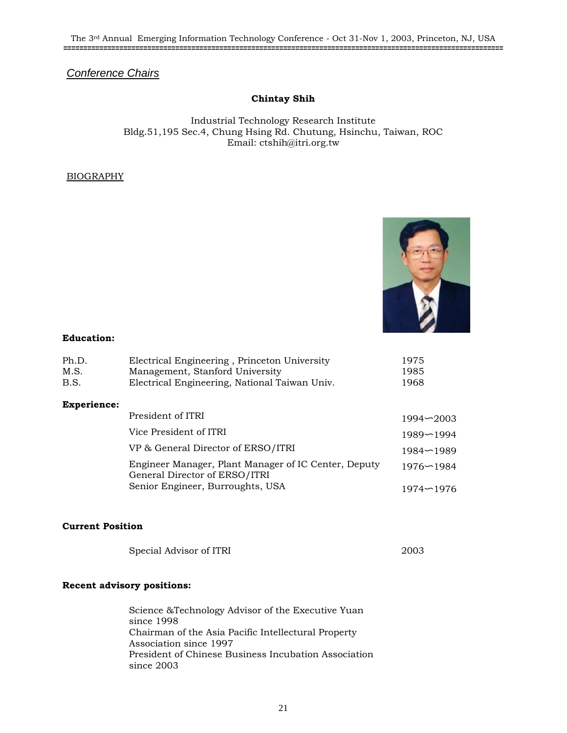## *Conference Chairs*

**Chintay Shih**

Industrial Technology Research Institute
Bldg.51,195 Sec.4, Chung Hsing Rd. Chutung, Hsinchu, Taiwan, ROC
Email: ctshih@itri.org.tw

BIOGRAPHY

**Education:**

| | | |
|---|---|---|
| Ph.D. | Electrical Engineering , Princeton University | 1975 |
| M.S. | Management, Stanford University | 1985 |
| B.S. | Electrical Engineering, National Taiwan Univ. | 1968 |

**Experience:**

| | |
|---|---|
| President of ITRI | 1994∽2003 |
| Vice President of ITRI | 1989∽1994 |
| VP & General Director of ERSO/ITRI | 1984∽1989 |
| Engineer Manager, Plant Manager of IC Center, Deputy General Director of ERSO/ITRI | 1976∽1984 |
| Senior Engineer, Burroughts, USA | 1974∽1976 |

**Current Position**

| | |
|---|---|
| Special Advisor of ITRI | 2003 |

**Recent advisory positions:**

Science &Technology Advisor of the Executive Yuan since 1998
Chairman of the Asia Pacific Intellectural Property Association since 1997
President of Chinese Business Incubation Association since 2003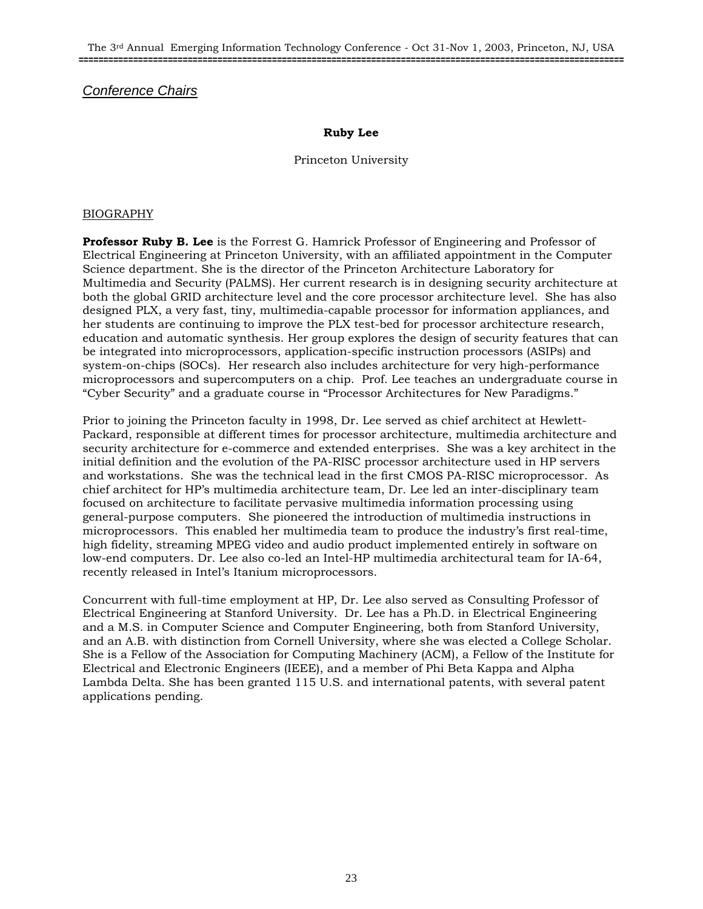## *Conference Chairs*

**Ruby Lee**

Princeton University

BIOGRAPHY

**Professor Ruby B. Lee** is the Forrest G. Hamrick Professor of Engineering and Professor of Electrical Engineering at Princeton University, with an affiliated appointment in the Computer Science department. She is the director of the Princeton Architecture Laboratory for Multimedia and Security (PALMS). Her current research is in designing security architecture at both the global GRID architecture level and the core processor architecture level. She has also designed PLX, a very fast, tiny, multimedia-capable processor for information appliances, and her students are continuing to improve the PLX test-bed for processor architecture research, education and automatic synthesis. Her group explores the design of security features that can be integrated into microprocessors, application-specific instruction processors (ASIPs) and system-on-chips (SOCs). Her research also includes architecture for very high-performance microprocessors and supercomputers on a chip. Prof. Lee teaches an undergraduate course in "Cyber Security" and a graduate course in "Processor Architectures for New Paradigms."

Prior to joining the Princeton faculty in 1998, Dr. Lee served as chief architect at Hewlett-Packard, responsible at different times for processor architecture, multimedia architecture and security architecture for e-commerce and extended enterprises. She was a key architect in the initial definition and the evolution of the PA-RISC processor architecture used in HP servers and workstations. She was the technical lead in the first CMOS PA-RISC microprocessor. As chief architect for HP's multimedia architecture team, Dr. Lee led an inter-disciplinary team focused on architecture to facilitate pervasive multimedia information processing using general-purpose computers. She pioneered the introduction of multimedia instructions in microprocessors. This enabled her multimedia team to produce the industry's first real-time, high fidelity, streaming MPEG video and audio product implemented entirely in software on low-end computers. Dr. Lee also co-led an Intel-HP multimedia architectural team for IA-64, recently released in Intel's Itanium microprocessors.

Concurrent with full-time employment at HP, Dr. Lee also served as Consulting Professor of Electrical Engineering at Stanford University. Dr. Lee has a Ph.D. in Electrical Engineering and a M.S. in Computer Science and Computer Engineering, both from Stanford University, and an A.B. with distinction from Cornell University, where she was elected a College Scholar. She is a Fellow of the Association for Computing Machinery (ACM), a Fellow of the Institute for Electrical and Electronic Engineers (IEEE), and a member of Phi Beta Kappa and Alpha Lambda Delta. She has been granted 115 U.S. and international patents, with several patent applications pending.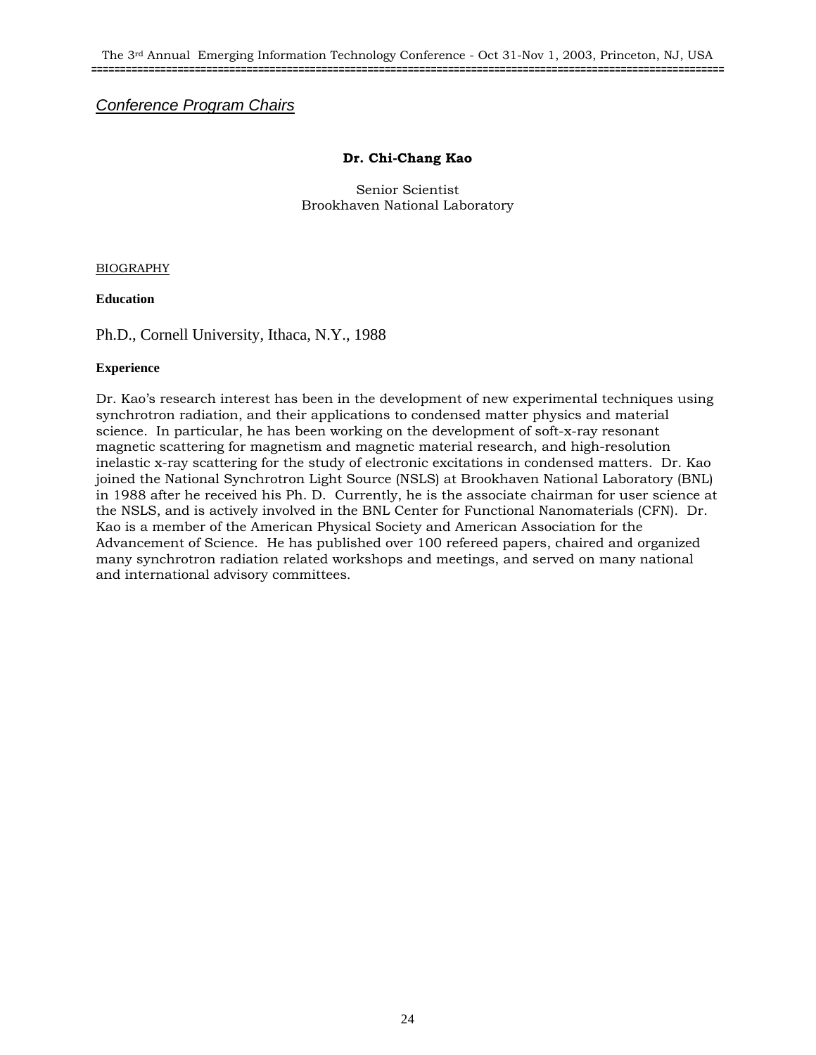## *Conference Program Chairs*

**Dr. Chi-Chang Kao**

Senior Scientist
Brookhaven National Laboratory

BIOGRAPHY

**Education**

Ph.D., Cornell University, Ithaca, N.Y., 1988

**Experience**

Dr. Kao's research interest has been in the development of new experimental techniques using synchrotron radiation, and their applications to condensed matter physics and material science. In particular, he has been working on the development of soft-x-ray resonant magnetic scattering for magnetism and magnetic material research, and high-resolution inelastic x-ray scattering for the study of electronic excitations in condensed matters. Dr. Kao joined the National Synchrotron Light Source (NSLS) at Brookhaven National Laboratory (BNL) in 1988 after he received his Ph. D. Currently, he is the associate chairman for user science at the NSLS, and is actively involved in the BNL Center for Functional Nanomaterials (CFN). Dr. Kao is a member of the American Physical Society and American Association for the Advancement of Science. He has published over 100 refereed papers, chaired and organized many synchrotron radiation related workshops and meetings, and served on many national and international advisory committees.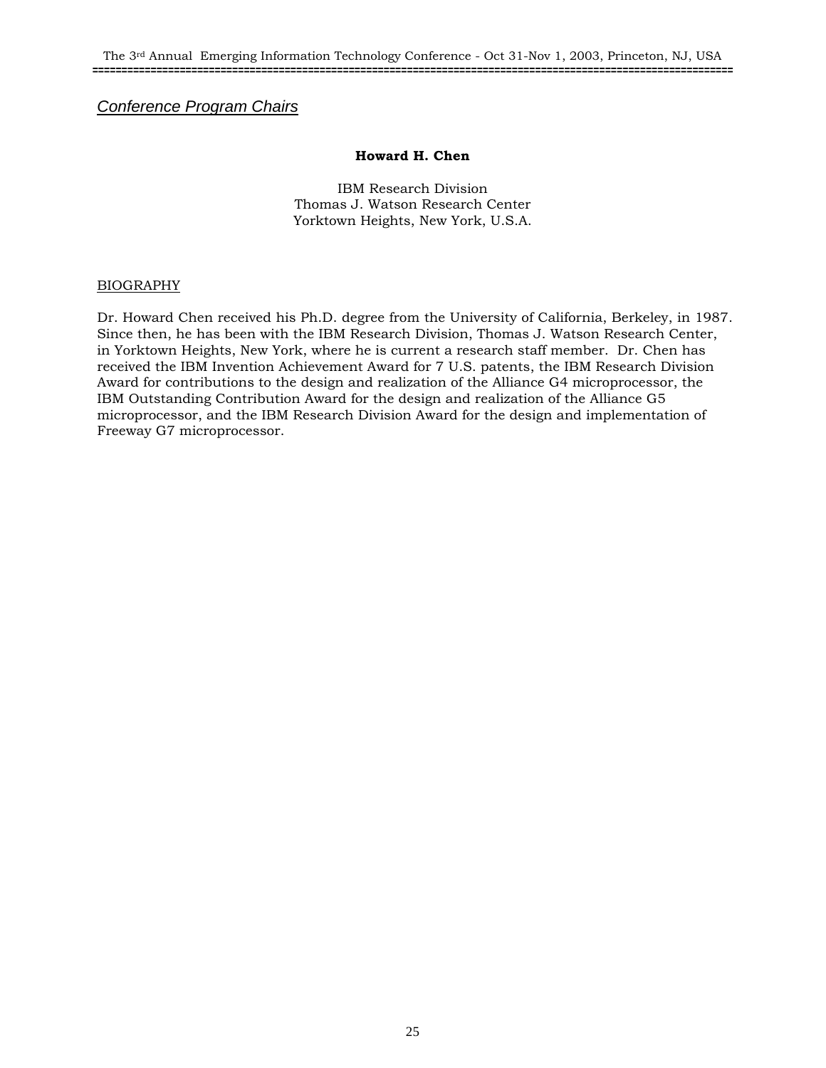## *Conference Program Chairs*

**Howard H. Chen**

IBM Research Division
Thomas J. Watson Research Center
Yorktown Heights, New York, U.S.A.

BIOGRAPHY

Dr. Howard Chen received his Ph.D. degree from the University of California, Berkeley, in 1987. Since then, he has been with the IBM Research Division, Thomas J. Watson Research Center, in Yorktown Heights, New York, where he is current a research staff member. Dr. Chen has received the IBM Invention Achievement Award for 7 U.S. patents, the IBM Research Division Award for contributions to the design and realization of the Alliance G4 microprocessor, the IBM Outstanding Contribution Award for the design and realization of the Alliance G5 microprocessor, and the IBM Research Division Award for the design and implementation of Freeway G7 microprocessor.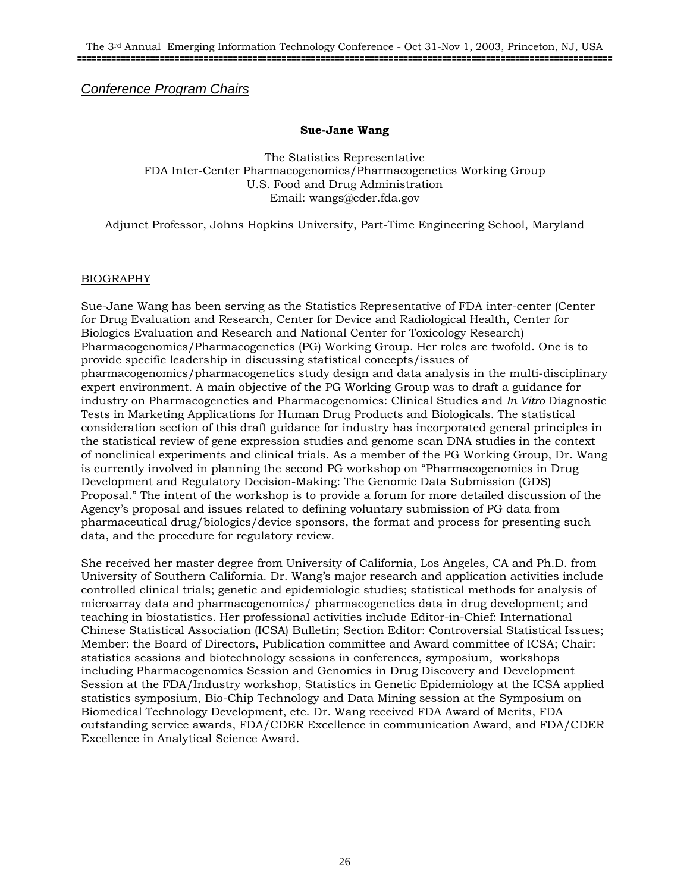## *Conference Program Chairs*

**Sue-Jane Wang**

The Statistics Representative
FDA Inter-Center Pharmacogenomics/Pharmacogenetics Working Group
U.S. Food and Drug Administration
Email: wangs@cder.fda.gov

Adjunct Professor, Johns Hopkins University, Part-Time Engineering School, Maryland

### BIOGRAPHY

Sue-Jane Wang has been serving as the Statistics Representative of FDA inter-center (Center for Drug Evaluation and Research, Center for Device and Radiological Health, Center for Biologics Evaluation and Research and National Center for Toxicology Research) Pharmacogenomics/Pharmacogenetics (PG) Working Group. Her roles are twofold. One is to provide specific leadership in discussing statistical concepts/issues of pharmacogenomics/pharmacogenetics study design and data analysis in the multi-disciplinary expert environment. A main objective of the PG Working Group was to draft a guidance for industry on Pharmacogenetics and Pharmacogenomics: Clinical Studies and *In Vitro* Diagnostic Tests in Marketing Applications for Human Drug Products and Biologicals. The statistical consideration section of this draft guidance for industry has incorporated general principles in the statistical review of gene expression studies and genome scan DNA studies in the context of nonclinical experiments and clinical trials. As a member of the PG Working Group, Dr. Wang is currently involved in planning the second PG workshop on "Pharmacogenomics in Drug Development and Regulatory Decision-Making: The Genomic Data Submission (GDS) Proposal." The intent of the workshop is to provide a forum for more detailed discussion of the Agency's proposal and issues related to defining voluntary submission of PG data from pharmaceutical drug/biologics/device sponsors, the format and process for presenting such data, and the procedure for regulatory review.

She received her master degree from University of California, Los Angeles, CA and Ph.D. from University of Southern California. Dr. Wang's major research and application activities include controlled clinical trials; genetic and epidemiologic studies; statistical methods for analysis of microarray data and pharmacogenomics/ pharmacogenetics data in drug development; and teaching in biostatistics. Her professional activities include Editor-in-Chief: International Chinese Statistical Association (ICSA) Bulletin; Section Editor: Controversial Statistical Issues; Member: the Board of Directors, Publication committee and Award committee of ICSA; Chair: statistics sessions and biotechnology sessions in conferences, symposium, workshops including Pharmacogenomics Session and Genomics in Drug Discovery and Development Session at the FDA/Industry workshop, Statistics in Genetic Epidemiology at the ICSA applied statistics symposium, Bio-Chip Technology and Data Mining session at the Symposium on Biomedical Technology Development, etc. Dr. Wang received FDA Award of Merits, FDA outstanding service awards, FDA/CDER Excellence in communication Award, and FDA/CDER Excellence in Analytical Science Award.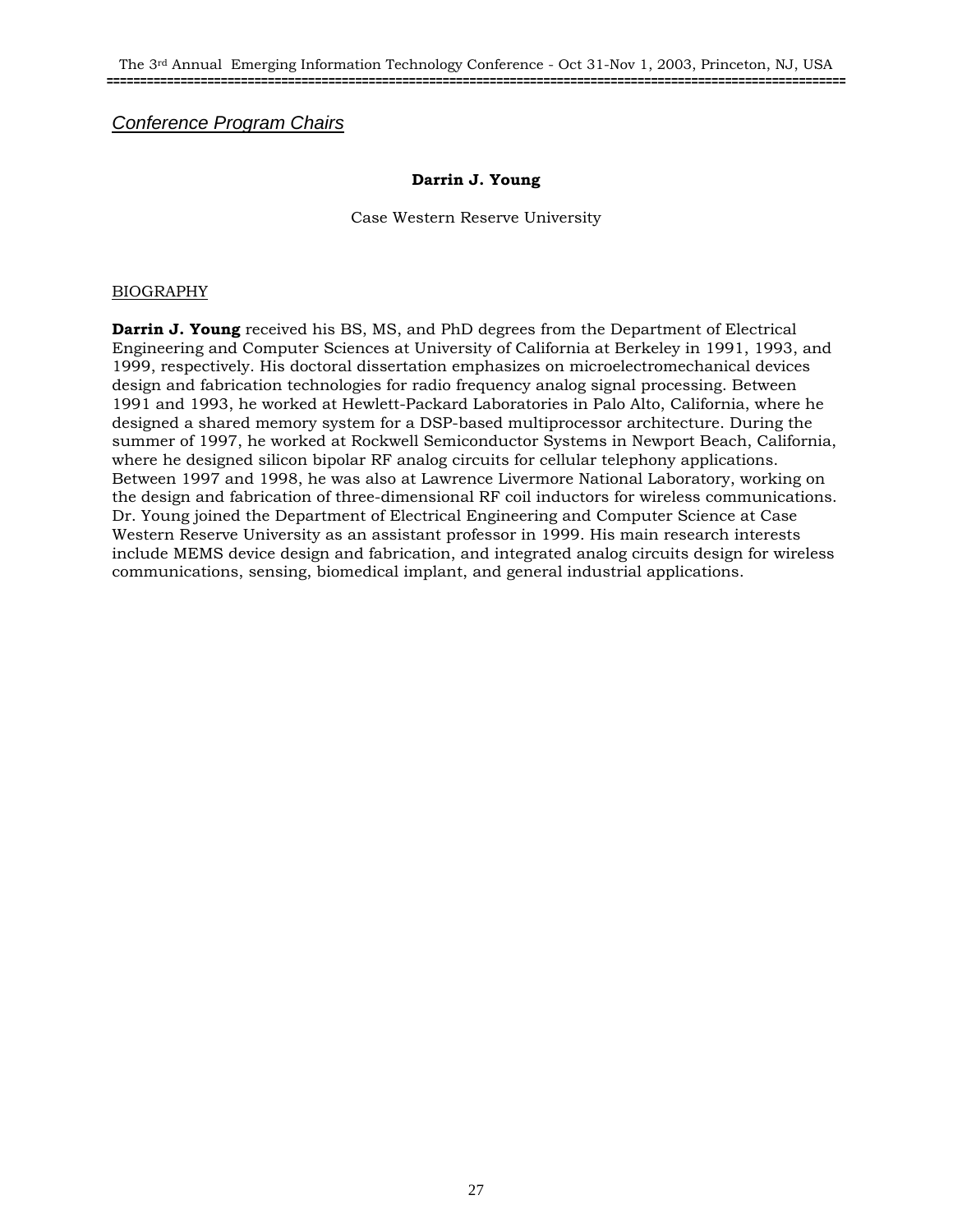## *Conference Program Chairs*

**Darrin J. Young**

Case Western Reserve University

BIOGRAPHY

**Darrin J. Young** received his BS, MS, and PhD degrees from the Department of Electrical Engineering and Computer Sciences at University of California at Berkeley in 1991, 1993, and 1999, respectively. His doctoral dissertation emphasizes on microelectromechanical devices design and fabrication technologies for radio frequency analog signal processing. Between 1991 and 1993, he worked at Hewlett-Packard Laboratories in Palo Alto, California, where he designed a shared memory system for a DSP-based multiprocessor architecture. During the summer of 1997, he worked at Rockwell Semiconductor Systems in Newport Beach, California, where he designed silicon bipolar RF analog circuits for cellular telephony applications. Between 1997 and 1998, he was also at Lawrence Livermore National Laboratory, working on the design and fabrication of three-dimensional RF coil inductors for wireless communications. Dr. Young joined the Department of Electrical Engineering and Computer Science at Case Western Reserve University as an assistant professor in 1999. His main research interests include MEMS device design and fabrication, and integrated analog circuits design for wireless communications, sensing, biomedical implant, and general industrial applications.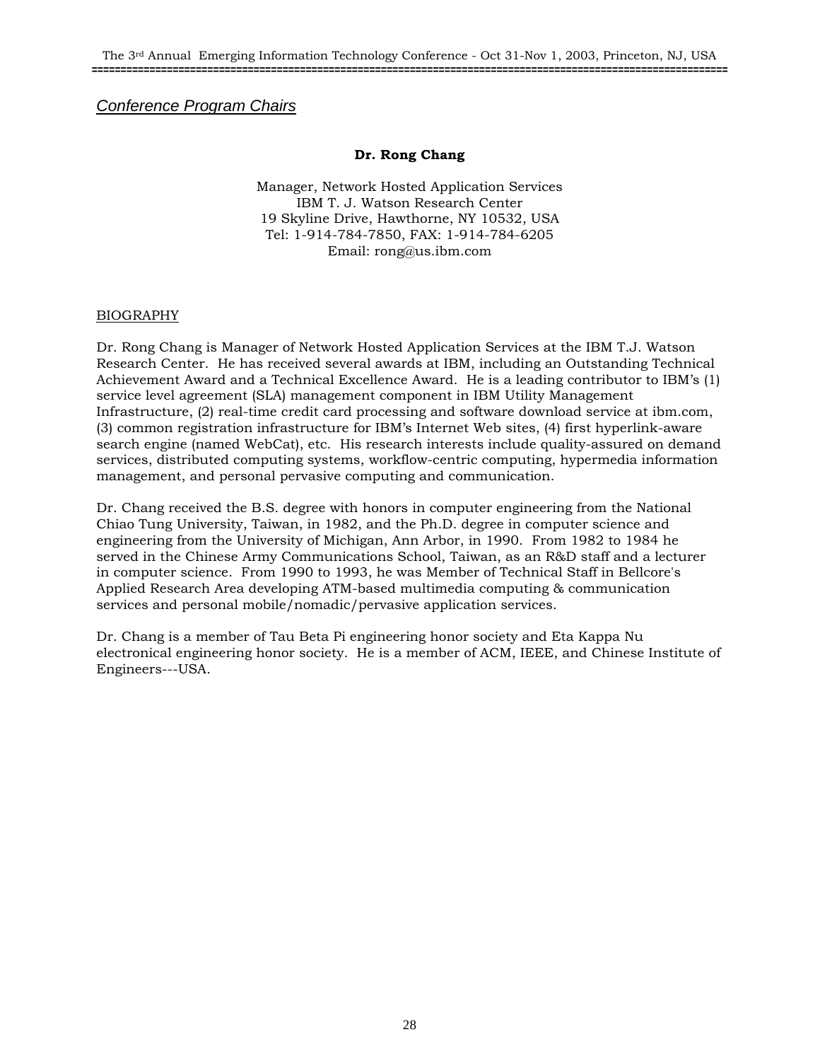## *Conference Program Chairs*

**Dr. Rong Chang**

Manager, Network Hosted Application Services
IBM T. J. Watson Research Center
19 Skyline Drive, Hawthorne, NY 10532, USA
Tel: 1-914-784-7850, FAX: 1-914-784-6205
Email: rong@us.ibm.com

BIOGRAPHY

Dr. Rong Chang is Manager of Network Hosted Application Services at the IBM T.J. Watson Research Center. He has received several awards at IBM, including an Outstanding Technical Achievement Award and a Technical Excellence Award. He is a leading contributor to IBM's (1) service level agreement (SLA) management component in IBM Utility Management Infrastructure, (2) real-time credit card processing and software download service at ibm.com, (3) common registration infrastructure for IBM's Internet Web sites, (4) first hyperlink-aware search engine (named WebCat), etc. His research interests include quality-assured on demand services, distributed computing systems, workflow-centric computing, hypermedia information management, and personal pervasive computing and communication.

Dr. Chang received the B.S. degree with honors in computer engineering from the National Chiao Tung University, Taiwan, in 1982, and the Ph.D. degree in computer science and engineering from the University of Michigan, Ann Arbor, in 1990. From 1982 to 1984 he served in the Chinese Army Communications School, Taiwan, as an R&D staff and a lecturer in computer science. From 1990 to 1993, he was Member of Technical Staff in Bellcore's Applied Research Area developing ATM-based multimedia computing & communication services and personal mobile/nomadic/pervasive application services.

Dr. Chang is a member of Tau Beta Pi engineering honor society and Eta Kappa Nu electronical engineering honor society. He is a member of ACM, IEEE, and Chinese Institute of Engineers---USA.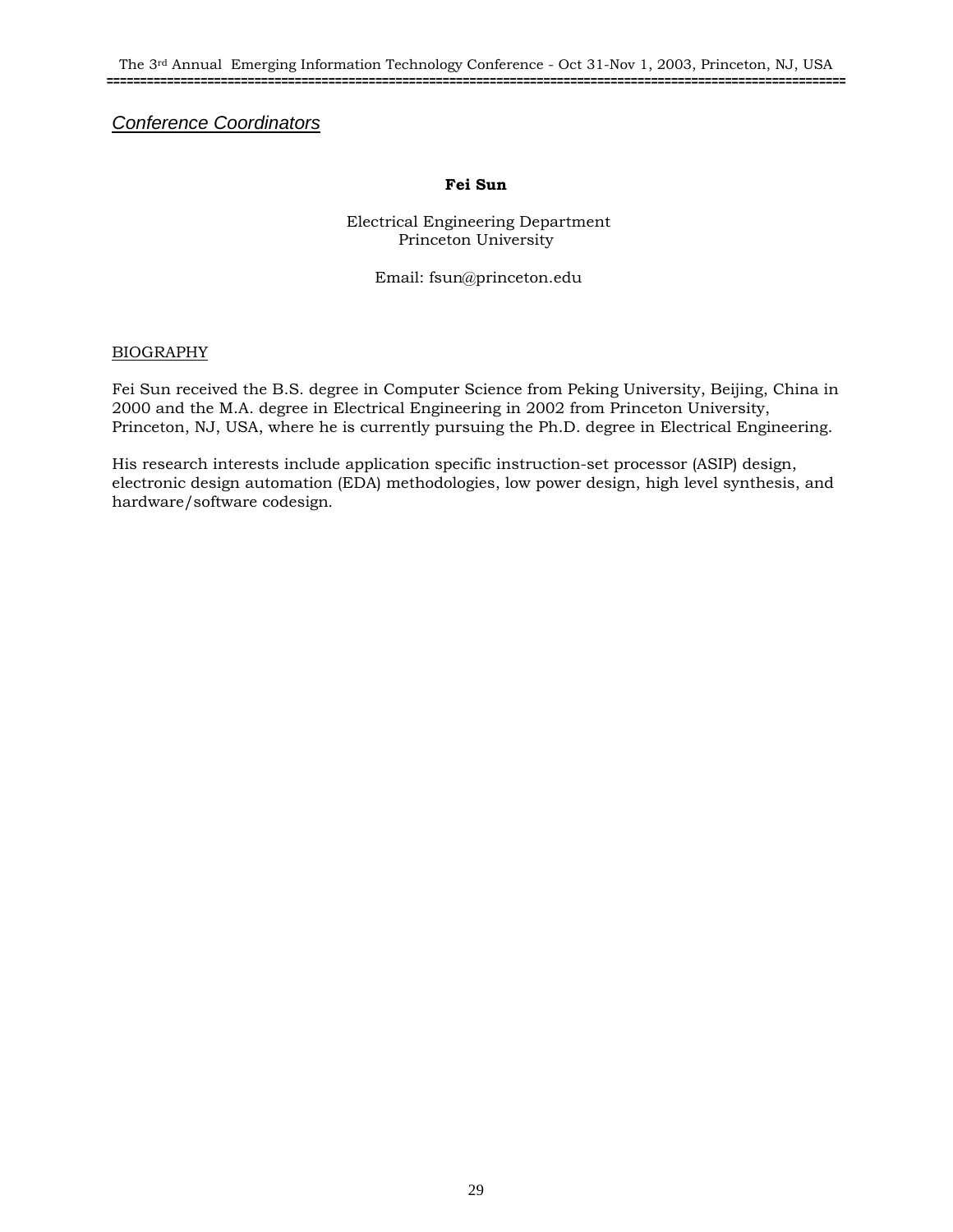## *Conference Coordinators*

**Fei Sun**

Electrical Engineering Department
Princeton University

Email: fsun@princeton.edu

BIOGRAPHY

Fei Sun received the B.S. degree in Computer Science from Peking University, Beijing, China in 2000 and the M.A. degree in Electrical Engineering in 2002 from Princeton University, Princeton, NJ, USA, where he is currently pursuing the Ph.D. degree in Electrical Engineering.

His research interests include application specific instruction-set processor (ASIP) design, electronic design automation (EDA) methodologies, low power design, high level synthesis, and hardware/software codesign.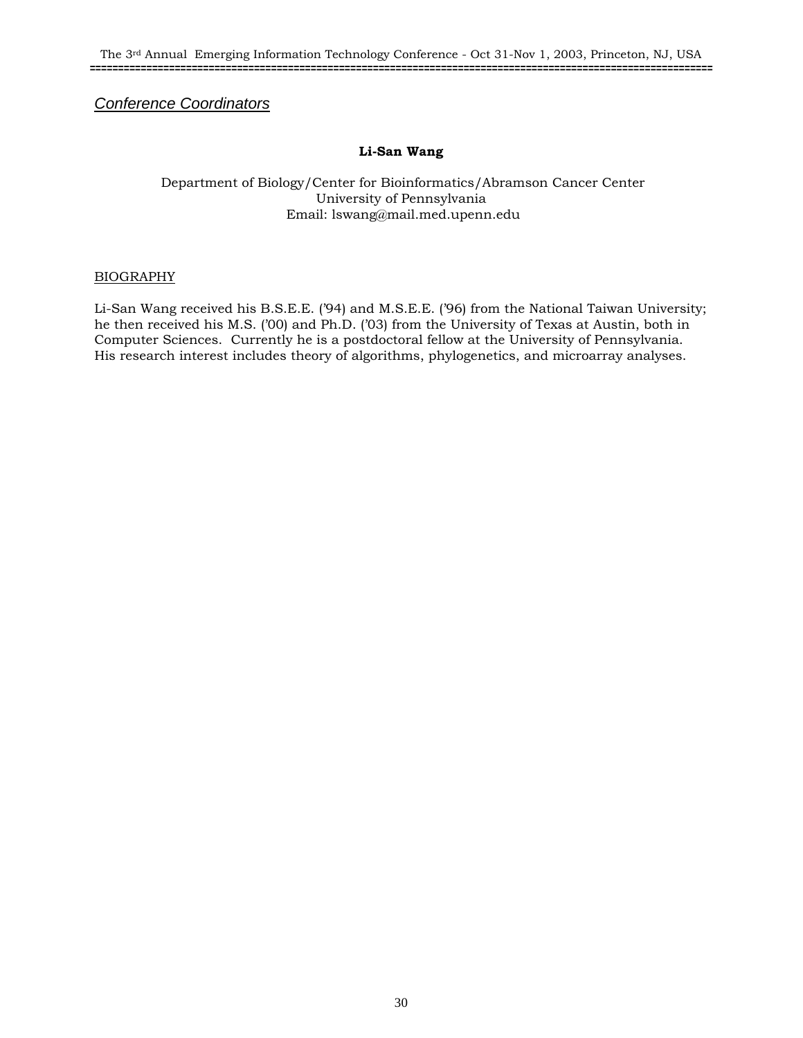## *Conference Coordinators*

**Li-San Wang**

Department of Biology/Center for Bioinformatics/Abramson Cancer Center
University of Pennsylvania
Email: lswang@mail.med.upenn.edu

BIOGRAPHY

Li-San Wang received his B.S.E.E. ('94) and M.S.E.E. ('96) from the National Taiwan University; he then received his M.S. ('00) and Ph.D. ('03) from the University of Texas at Austin, both in Computer Sciences. Currently he is a postdoctoral fellow at the University of Pennsylvania. His research interest includes theory of algorithms, phylogenetics, and microarray analyses.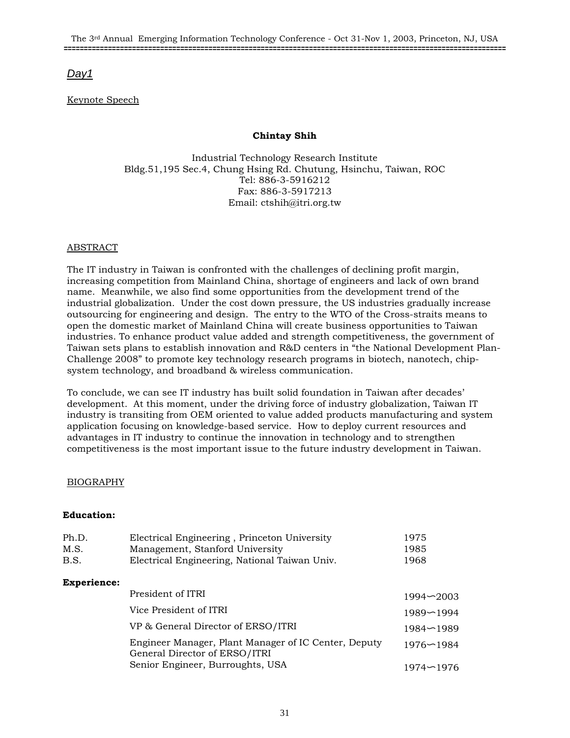*Day1*

Keynote Speech

**Chintay Shih**

Industrial Technology Research Institute
Bldg.51,195 Sec.4, Chung Hsing Rd. Chutung, Hsinchu, Taiwan, ROC
Tel: 886-3-5916212
Fax: 886-3-5917213
Email: ctshih@itri.org.tw

ABSTRACT

The IT industry in Taiwan is confronted with the challenges of declining profit margin, increasing competition from Mainland China, shortage of engineers and lack of own brand name. Meanwhile, we also find some opportunities from the development trend of the industrial globalization. Under the cost down pressure, the US industries gradually increase outsourcing for engineering and design. The entry to the WTO of the Cross-straits means to open the domestic market of Mainland China will create business opportunities to Taiwan industries. To enhance product value added and strength competitiveness, the government of Taiwan sets plans to establish innovation and R&D centers in "the National Development Plan-Challenge 2008" to promote key technology research programs in biotech, nanotech, chip-system technology, and broadband & wireless communication.

To conclude, we can see IT industry has built solid foundation in Taiwan after decades' development. At this moment, under the driving force of industry globalization, Taiwan IT industry is transiting from OEM oriented to value added products manufacturing and system application focusing on knowledge-based service. How to deploy current resources and advantages in IT industry to continue the innovation in technology and to strengthen competitiveness is the most important issue to the future industry development in Taiwan.

BIOGRAPHY

**Education:**

| | | |
|---|---|---|
| Ph.D. | Electrical Engineering , Princeton University | 1975 |
| M.S. | Management, Stanford University | 1985 |
| B.S. | Electrical Engineering, National Taiwan Univ. | 1968 |

**Experience:**

| | |
|---|---|
| President of ITRI | 1994∽2003 |
| Vice President of ITRI | 1989∽1994 |
| VP & General Director of ERSO/ITRI | 1984∽1989 |
| Engineer Manager, Plant Manager of IC Center, Deputy General Director of ERSO/ITRI | 1976∽1984 |
| Senior Engineer, Burroughts, USA | 1974∽1976 |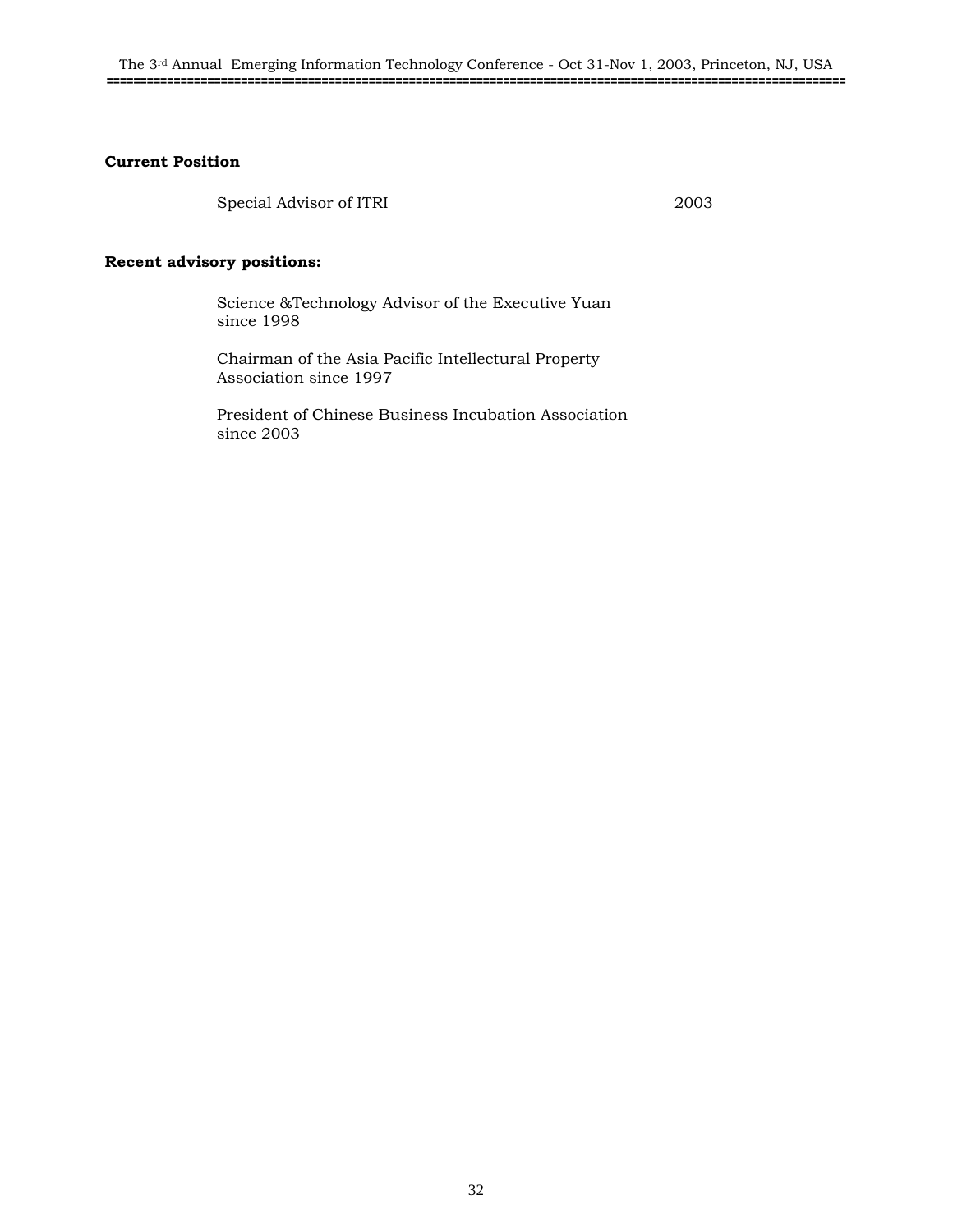**Current Position**

Special Advisor of ITRI 2003

**Recent advisory positions:**

Science &Technology Advisor of the Executive Yuan since 1998

Chairman of the Asia Pacific Intellectural Property Association since 1997

President of Chinese Business Incubation Association since 2003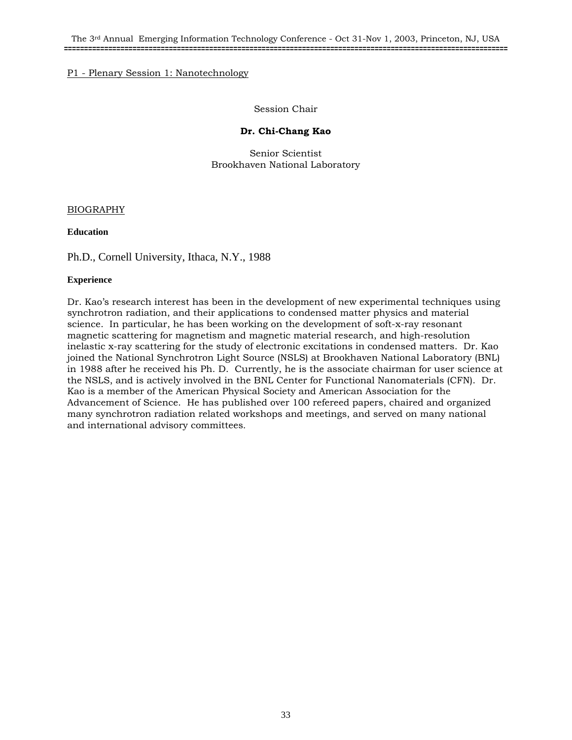P1 - Plenary Session 1: Nanotechnology

Session Chair

**Dr. Chi-Chang Kao**

Senior Scientist
Brookhaven National Laboratory

BIOGRAPHY

**Education**

Ph.D., Cornell University, Ithaca, N.Y., 1988

**Experience**

Dr. Kao's research interest has been in the development of new experimental techniques using synchrotron radiation, and their applications to condensed matter physics and material science. In particular, he has been working on the development of soft-x-ray resonant magnetic scattering for magnetism and magnetic material research, and high-resolution inelastic x-ray scattering for the study of electronic excitations in condensed matters. Dr. Kao joined the National Synchrotron Light Source (NSLS) at Brookhaven National Laboratory (BNL) in 1988 after he received his Ph. D. Currently, he is the associate chairman for user science at the NSLS, and is actively involved in the BNL Center for Functional Nanomaterials (CFN). Dr. Kao is a member of the American Physical Society and American Association for the Advancement of Science. He has published over 100 refereed papers, chaired and organized many synchrotron radiation related workshops and meetings, and served on many national and international advisory committees.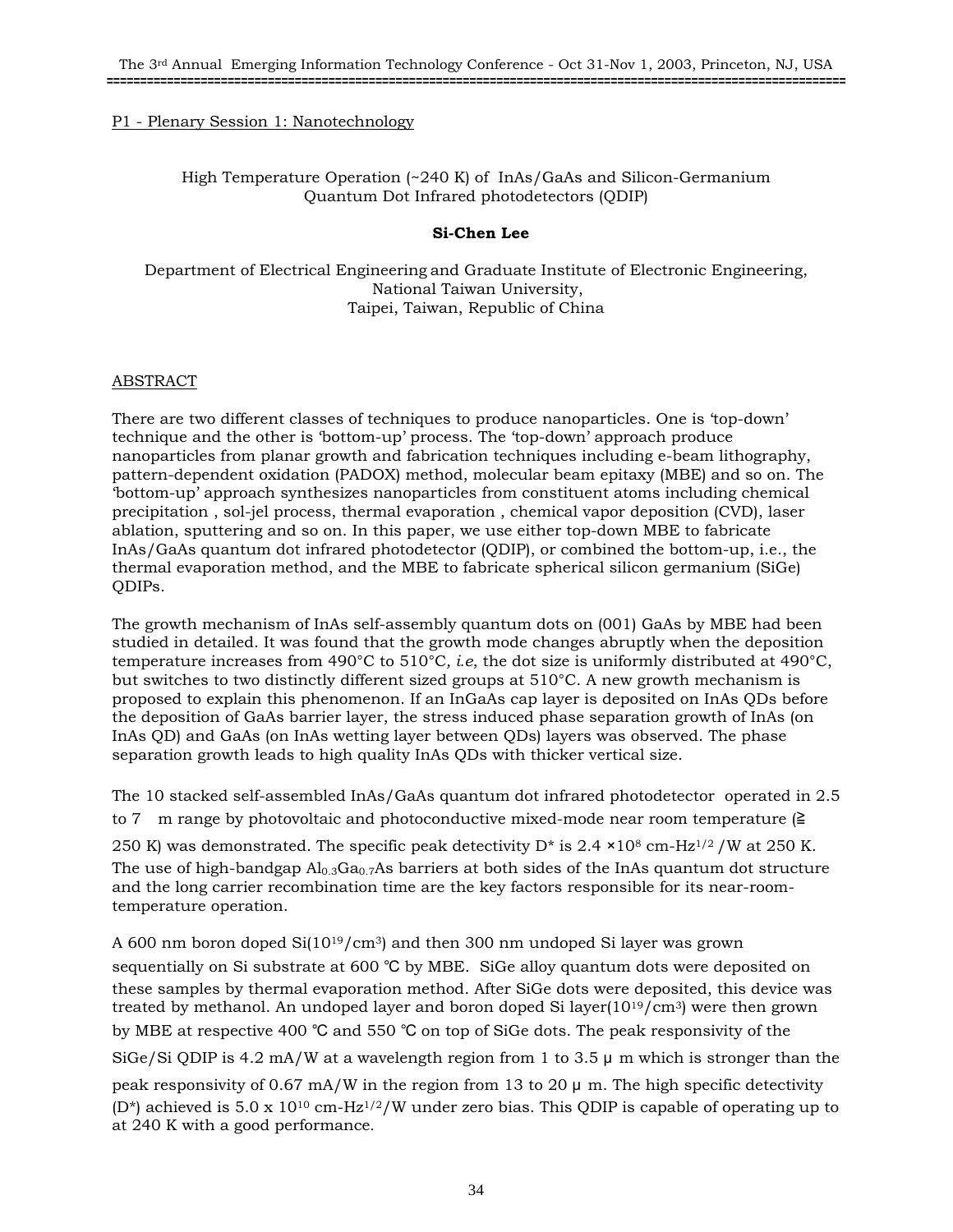P1 - Plenary Session 1: Nanotechnology

# High Temperature Operation (~240 K) of InAs/GaAs and Silicon-Germanium Quantum Dot Infrared photodetectors (QDIP)

**Si-Chen Lee**

Department of Electrical Engineering and Graduate Institute of Electronic Engineering, National Taiwan University, Taipei, Taiwan, Republic of China

## ABSTRACT

There are two different classes of techniques to produce nanoparticles. One is 'top-down' technique and the other is 'bottom-up' process. The 'top-down' approach produce nanoparticles from planar growth and fabrication techniques including e-beam lithography, pattern-dependent oxidation (PADOX) method, molecular beam epitaxy (MBE) and so on. The 'bottom-up' approach synthesizes nanoparticles from constituent atoms including chemical precipitation , sol-jel process, thermal evaporation , chemical vapor deposition (CVD), laser ablation, sputtering and so on. In this paper, we use either top-down MBE to fabricate InAs/GaAs quantum dot infrared photodetector (QDIP), or combined the bottom-up, i.e., the thermal evaporation method, and the MBE to fabricate spherical silicon germanium (SiGe) QDIPs.

The growth mechanism of InAs self-assembly quantum dots on (001) GaAs by MBE had been studied in detailed. It was found that the growth mode changes abruptly when the deposition temperature increases from 490°C to 510°C, *i.e*, the dot size is uniformly distributed at 490°C, but switches to two distinctly different sized groups at 510°C. A new growth mechanism is proposed to explain this phenomenon. If an InGaAs cap layer is deposited on InAs QDs before the deposition of GaAs barrier layer, the stress induced phase separation growth of InAs (on InAs QD) and GaAs (on InAs wetting layer between QDs) layers was observed. The phase separation growth leads to high quality InAs QDs with thicker vertical size.

The 10 stacked self-assembled InAs/GaAs quantum dot infrared photodetector operated in 2.5 to 7 m range by photovoltaic and photoconductive mixed-mode near room temperature (≧ 250 K) was demonstrated. The specific peak detectivity D* is $2.4 \times 10^8$ cm-Hz$^{1/2}$ /W at 250 K. The use of high-bandgap $Al_{0.3}Ga_{0.7}As$ barriers at both sides of the InAs quantum dot structure and the long carrier recombination time are the key factors responsible for its near-room-temperature operation.

A 600 nm boron doped Si($10^{19}$/cm$^3$) and then 300 nm undoped Si layer was grown sequentially on Si substrate at 600 ℃ by MBE. SiGe alloy quantum dots were deposited on these samples by thermal evaporation method. After SiGe dots were deposited, this device was treated by methanol. An undoped layer and boron doped Si layer($10^{19}$/cm$^3$) were then grown by MBE at respective 400 ℃ and 550 ℃ on top of SiGe dots. The peak responsivity of the SiGe/Si QDIP is 4.2 mA/W at a wavelength region from 1 to 3.5 μ m which is stronger than the peak responsivity of 0.67 mA/W in the region from 13 to 20 μ m. The high specific detectivity (D*) achieved is $5.0 \times 10^{10}$ cm-Hz$^{1/2}$/W under zero bias. This QDIP is capable of operating up to at 240 K with a good performance.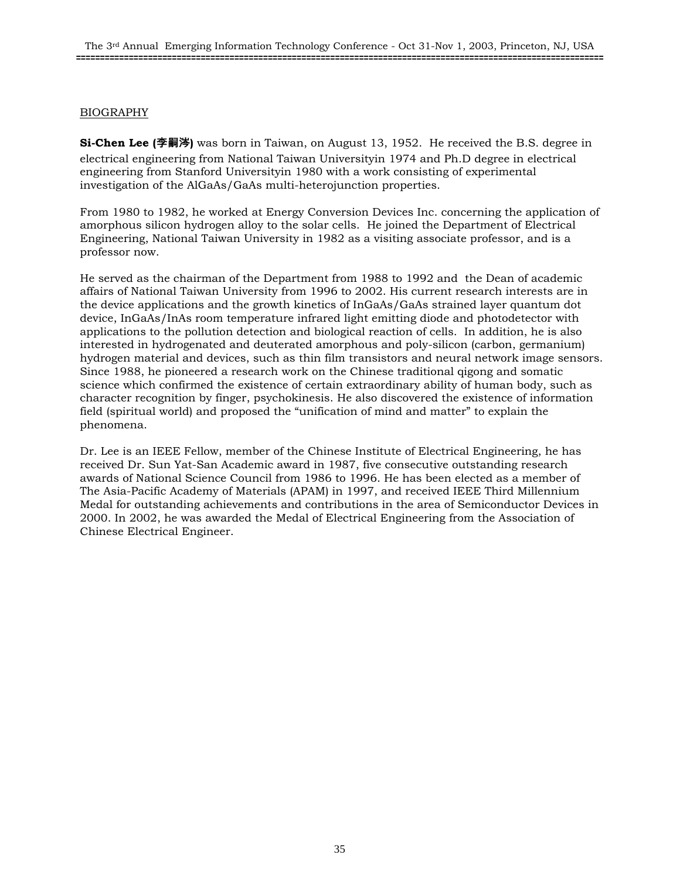## BIOGRAPHY

**Si-Chen Lee (李嗣涔)** was born in Taiwan, on August 13, 1952. He received the B.S. degree in electrical engineering from National Taiwan Universityin 1974 and Ph.D degree in electrical engineering from Stanford Universityin 1980 with a work consisting of experimental investigation of the AlGaAs/GaAs multi-heterojunction properties.

From 1980 to 1982, he worked at Energy Conversion Devices Inc. concerning the application of amorphous silicon hydrogen alloy to the solar cells. He joined the Department of Electrical Engineering, National Taiwan University in 1982 as a visiting associate professor, and is a professor now.

He served as the chairman of the Department from 1988 to 1992 and the Dean of academic affairs of National Taiwan University from 1996 to 2002. His current research interests are in the device applications and the growth kinetics of InGaAs/GaAs strained layer quantum dot device, InGaAs/InAs room temperature infrared light emitting diode and photodetector with applications to the pollution detection and biological reaction of cells. In addition, he is also interested in hydrogenated and deuterated amorphous and poly-silicon (carbon, germanium) hydrogen material and devices, such as thin film transistors and neural network image sensors. Since 1988, he pioneered a research work on the Chinese traditional qigong and somatic science which confirmed the existence of certain extraordinary ability of human body, such as character recognition by finger, psychokinesis. He also discovered the existence of information field (spiritual world) and proposed the "unification of mind and matter" to explain the phenomena.

Dr. Lee is an IEEE Fellow, member of the Chinese Institute of Electrical Engineering, he has received Dr. Sun Yat-San Academic award in 1987, five consecutive outstanding research awards of National Science Council from 1986 to 1996. He has been elected as a member of The Asia-Pacific Academy of Materials (APAM) in 1997, and received IEEE Third Millennium Medal for outstanding achievements and contributions in the area of Semiconductor Devices in 2000. In 2002, he was awarded the Medal of Electrical Engineering from the Association of Chinese Electrical Engineer.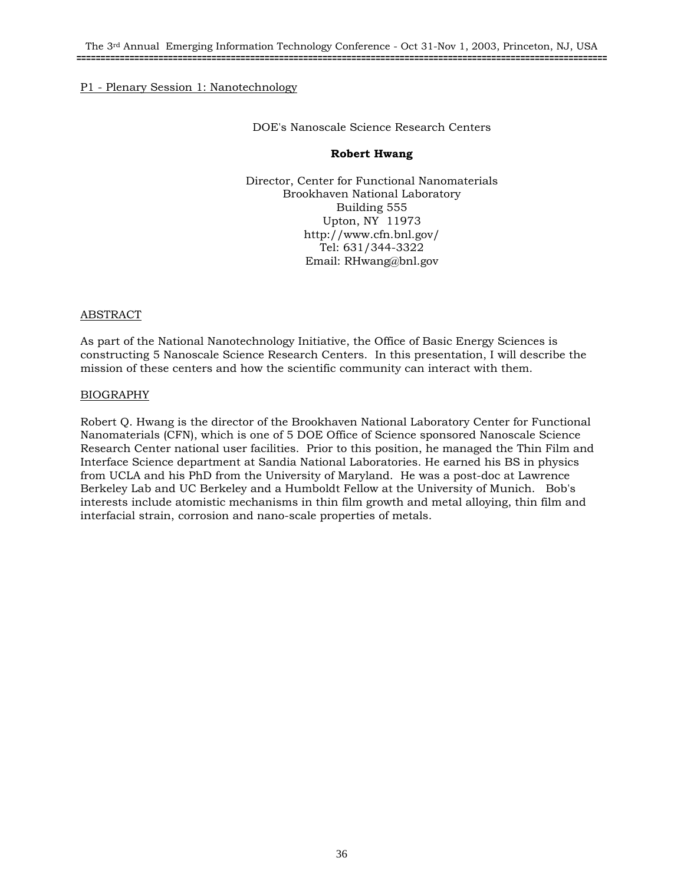P1 - Plenary Session 1: Nanotechnology

## DOE's Nanoscale Science Research Centers

**Robert Hwang**

Director, Center for Functional Nanomaterials
Brookhaven National Laboratory
Building 555
Upton, NY 11973
http://www.cfn.bnl.gov/
Tel: 631/344-3322
Email: RHwang@bnl.gov

### ABSTRACT

As part of the National Nanotechnology Initiative, the Office of Basic Energy Sciences is constructing 5 Nanoscale Science Research Centers. In this presentation, I will describe the mission of these centers and how the scientific community can interact with them.

### BIOGRAPHY

Robert Q. Hwang is the director of the Brookhaven National Laboratory Center for Functional Nanomaterials (CFN), which is one of 5 DOE Office of Science sponsored Nanoscale Science Research Center national user facilities. Prior to this position, he managed the Thin Film and Interface Science department at Sandia National Laboratories. He earned his BS in physics from UCLA and his PhD from the University of Maryland. He was a post-doc at Lawrence Berkeley Lab and UC Berkeley and a Humboldt Fellow at the University of Munich. Bob's interests include atomistic mechanisms in thin film growth and metal alloying, thin film and interfacial strain, corrosion and nano-scale properties of metals.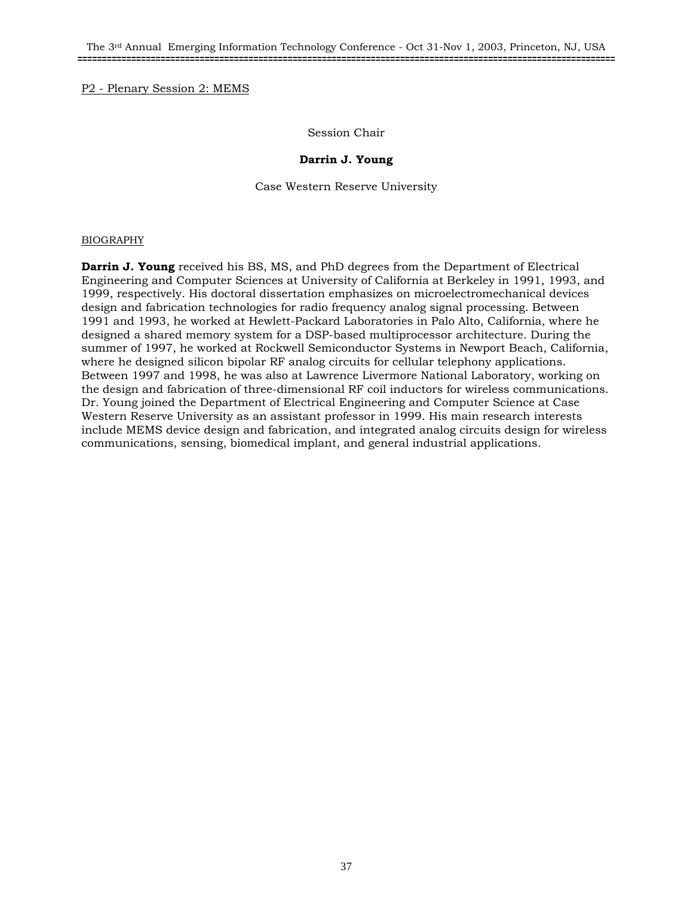P2 - Plenary Session 2: MEMS

Session Chair

**Darrin J. Young**

Case Western Reserve University

BIOGRAPHY

**Darrin J. Young** received his BS, MS, and PhD degrees from the Department of Electrical Engineering and Computer Sciences at University of California at Berkeley in 1991, 1993, and 1999, respectively. His doctoral dissertation emphasizes on microelectromechanical devices design and fabrication technologies for radio frequency analog signal processing. Between 1991 and 1993, he worked at Hewlett-Packard Laboratories in Palo Alto, California, where he designed a shared memory system for a DSP-based multiprocessor architecture. During the summer of 1997, he worked at Rockwell Semiconductor Systems in Newport Beach, California, where he designed silicon bipolar RF analog circuits for cellular telephony applications. Between 1997 and 1998, he was also at Lawrence Livermore National Laboratory, working on the design and fabrication of three-dimensional RF coil inductors for wireless communications. Dr. Young joined the Department of Electrical Engineering and Computer Science at Case Western Reserve University as an assistant professor in 1999. His main research interests include MEMS device design and fabrication, and integrated analog circuits design for wireless communications, sensing, biomedical implant, and general industrial applications.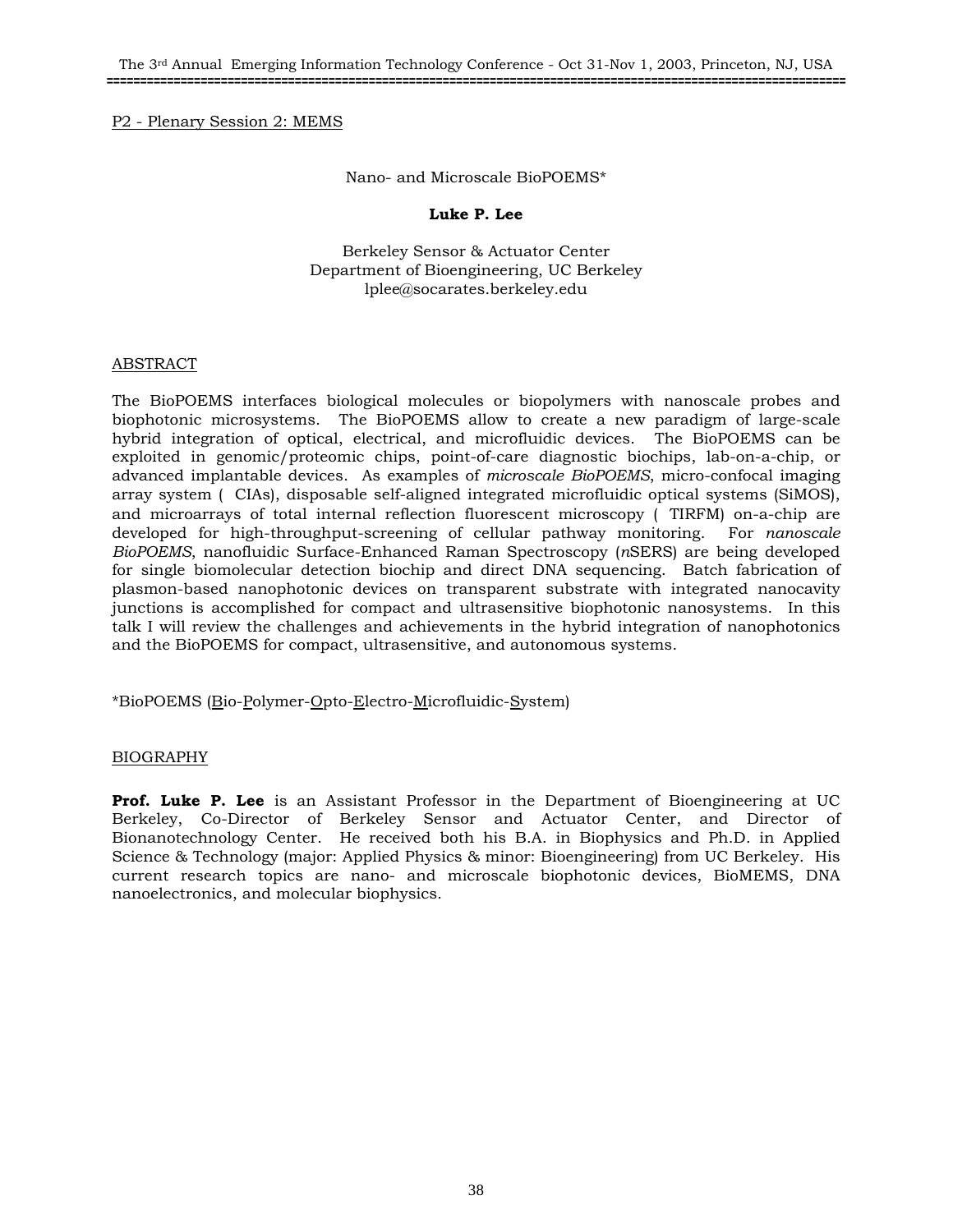P2 - Plenary Session 2: MEMS

## Nano- and Microscale BioPOEMS*

**Luke P. Lee**

Berkeley Sensor & Actuator Center
Department of Bioengineering, UC Berkeley
lplee@socarates.berkeley.edu

### ABSTRACT

The BioPOEMS interfaces biological molecules or biopolymers with nanoscale probes and biophotonic microsystems. The BioPOEMS allow to create a new paradigm of large-scale hybrid integration of optical, electrical, and microfluidic devices. The BioPOEMS can be exploited in genomic/proteomic chips, point-of-care diagnostic biochips, lab-on-a-chip, or advanced implantable devices. As examples of *microscale BioPOEMS*, micro-confocal imaging array system ( CIAs), disposable self-aligned integrated microfluidic optical systems (SiMOS), and microarrays of total internal reflection fluorescent microscopy ( TIRFM) on-a-chip are developed for high-throughput-screening of cellular pathway monitoring. For *nanoscale BioPOEMS*, nanofluidic Surface-Enhanced Raman Spectroscopy (*n*SERS) are being developed for single biomolecular detection biochip and direct DNA sequencing. Batch fabrication of plasmon-based nanophotonic devices on transparent substrate with integrated nanocavity junctions is accomplished for compact and ultrasensitive biophotonic nanosystems. In this talk I will review the challenges and achievements in the hybrid integration of nanophotonics and the BioPOEMS for compact, ultrasensitive, and autonomous systems.

*BioPOEMS (Bio-Polymer-Opto-Electro-Microfluidic-System)

### BIOGRAPHY

**Prof. Luke P. Lee** is an Assistant Professor in the Department of Bioengineering at UC Berkeley, Co-Director of Berkeley Sensor and Actuator Center, and Director of Bionanotechnology Center. He received both his B.A. in Biophysics and Ph.D. in Applied Science & Technology (major: Applied Physics & minor: Bioengineering) from UC Berkeley. His current research topics are nano- and microscale biophotonic devices, BioMEMS, DNA nanoelectronics, and molecular biophysics.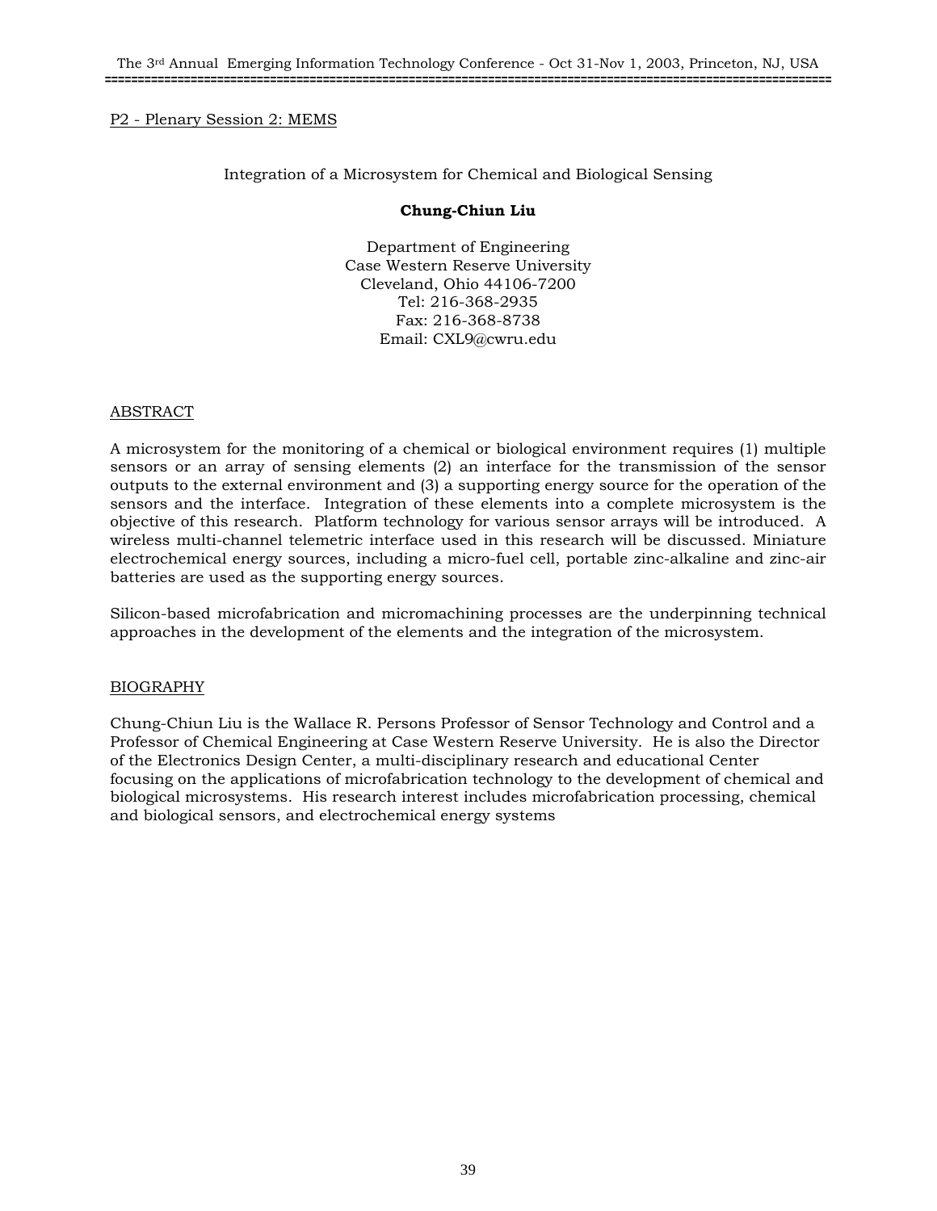P2 - Plenary Session 2: MEMS

## Integration of a Microsystem for Chemical and Biological Sensing

**Chung-Chiun Liu**

Department of Engineering
Case Western Reserve University
Cleveland, Ohio 44106-7200
Tel: 216-368-2935
Fax: 216-368-8738
Email: CXL9@cwru.edu

### ABSTRACT

A microsystem for the monitoring of a chemical or biological environment requires (1) multiple sensors or an array of sensing elements (2) an interface for the transmission of the sensor outputs to the external environment and (3) a supporting energy source for the operation of the sensors and the interface. Integration of these elements into a complete microsystem is the objective of this research. Platform technology for various sensor arrays will be introduced. A wireless multi-channel telemetric interface used in this research will be discussed. Miniature electrochemical energy sources, including a micro-fuel cell, portable zinc-alkaline and zinc-air batteries are used as the supporting energy sources.

Silicon-based microfabrication and micromachining processes are the underpinning technical approaches in the development of the elements and the integration of the microsystem.

### BIOGRAPHY

Chung-Chiun Liu is the Wallace R. Persons Professor of Sensor Technology and Control and a Professor of Chemical Engineering at Case Western Reserve University. He is also the Director of the Electronics Design Center, a multi-disciplinary research and educational Center focusing on the applications of microfabrication technology to the development of chemical and biological microsystems. His research interest includes microfabrication processing, chemical and biological sensors, and electrochemical energy systems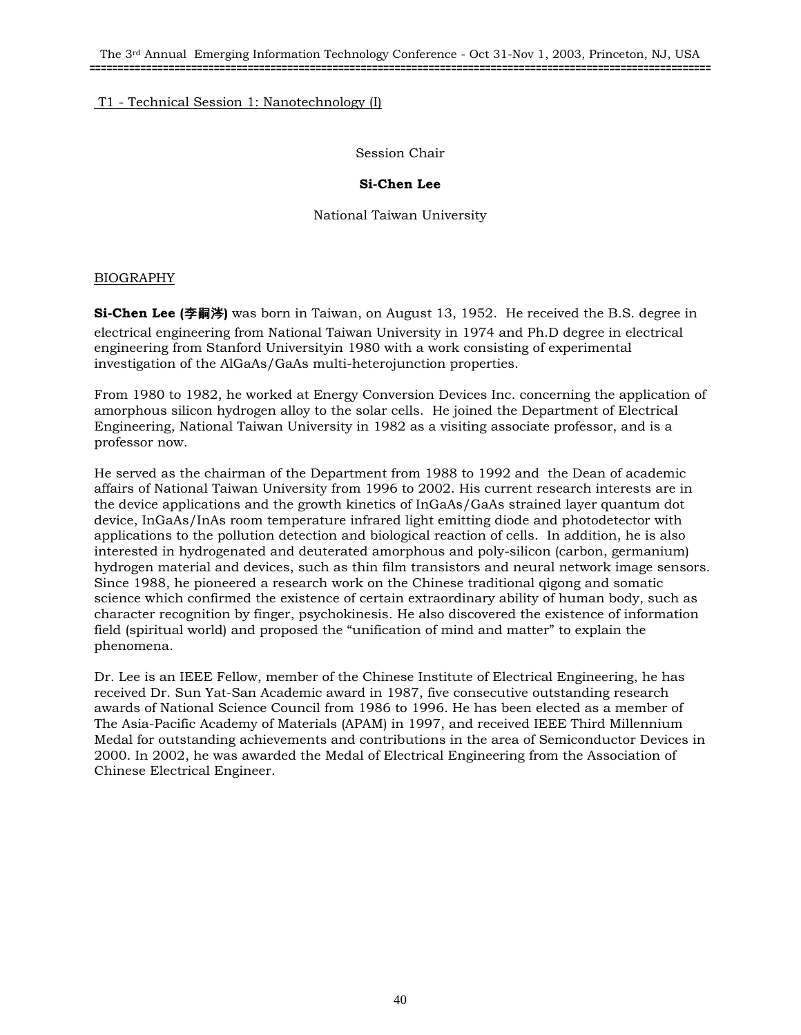T1 - Technical Session 1: Nanotechnology (I)

Session Chair

**Si-Chen Lee**

National Taiwan University

BIOGRAPHY

**Si-Chen Lee (李嗣涔)** was born in Taiwan, on August 13, 1952. He received the B.S. degree in electrical engineering from National Taiwan University in 1974 and Ph.D degree in electrical engineering from Stanford Universityin 1980 with a work consisting of experimental investigation of the AlGaAs/GaAs multi-heterojunction properties.

From 1980 to 1982, he worked at Energy Conversion Devices Inc. concerning the application of amorphous silicon hydrogen alloy to the solar cells. He joined the Department of Electrical Engineering, National Taiwan University in 1982 as a visiting associate professor, and is a professor now.

He served as the chairman of the Department from 1988 to 1992 and the Dean of academic affairs of National Taiwan University from 1996 to 2002. His current research interests are in the device applications and the growth kinetics of InGaAs/GaAs strained layer quantum dot device, InGaAs/InAs room temperature infrared light emitting diode and photodetector with applications to the pollution detection and biological reaction of cells. In addition, he is also interested in hydrogenated and deuterated amorphous and poly-silicon (carbon, germanium) hydrogen material and devices, such as thin film transistors and neural network image sensors. Since 1988, he pioneered a research work on the Chinese traditional qigong and somatic science which confirmed the existence of certain extraordinary ability of human body, such as character recognition by finger, psychokinesis. He also discovered the existence of information field (spiritual world) and proposed the "unification of mind and matter" to explain the phenomena.

Dr. Lee is an IEEE Fellow, member of the Chinese Institute of Electrical Engineering, he has received Dr. Sun Yat-San Academic award in 1987, five consecutive outstanding research awards of National Science Council from 1986 to 1996. He has been elected as a member of The Asia-Pacific Academy of Materials (APAM) in 1997, and received IEEE Third Millennium Medal for outstanding achievements and contributions in the area of Semiconductor Devices in 2000. In 2002, he was awarded the Medal of Electrical Engineering from the Association of Chinese Electrical Engineer.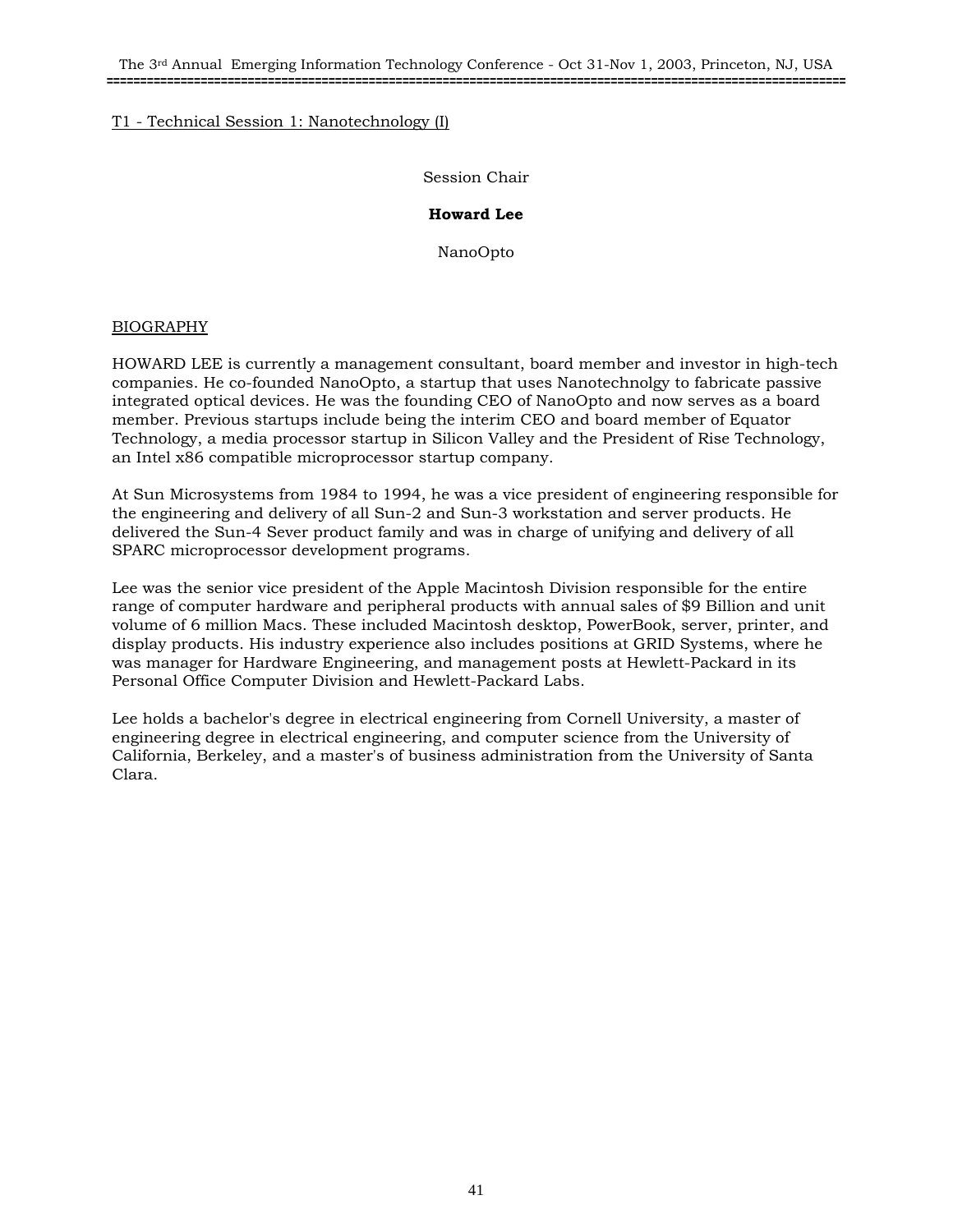T1 - Technical Session 1: Nanotechnology (I)

Session Chair

**Howard Lee**

NanoOpto

BIOGRAPHY

HOWARD LEE is currently a management consultant, board member and investor in high-tech companies. He co-founded NanoOpto, a startup that uses Nanotechnolgy to fabricate passive integrated optical devices. He was the founding CEO of NanoOpto and now serves as a board member. Previous startups include being the interim CEO and board member of Equator Technology, a media processor startup in Silicon Valley and the President of Rise Technology, an Intel x86 compatible microprocessor startup company.

At Sun Microsystems from 1984 to 1994, he was a vice president of engineering responsible for the engineering and delivery of all Sun-2 and Sun-3 workstation and server products. He delivered the Sun-4 Sever product family and was in charge of unifying and delivery of all SPARC microprocessor development programs.

Lee was the senior vice president of the Apple Macintosh Division responsible for the entire range of computer hardware and peripheral products with annual sales of $9 Billion and unit volume of 6 million Macs. These included Macintosh desktop, PowerBook, server, printer, and display products. His industry experience also includes positions at GRID Systems, where he was manager for Hardware Engineering, and management posts at Hewlett-Packard in its Personal Office Computer Division and Hewlett-Packard Labs.

Lee holds a bachelor's degree in electrical engineering from Cornell University, a master of engineering degree in electrical engineering, and computer science from the University of California, Berkeley, and a master's of business administration from the University of Santa Clara.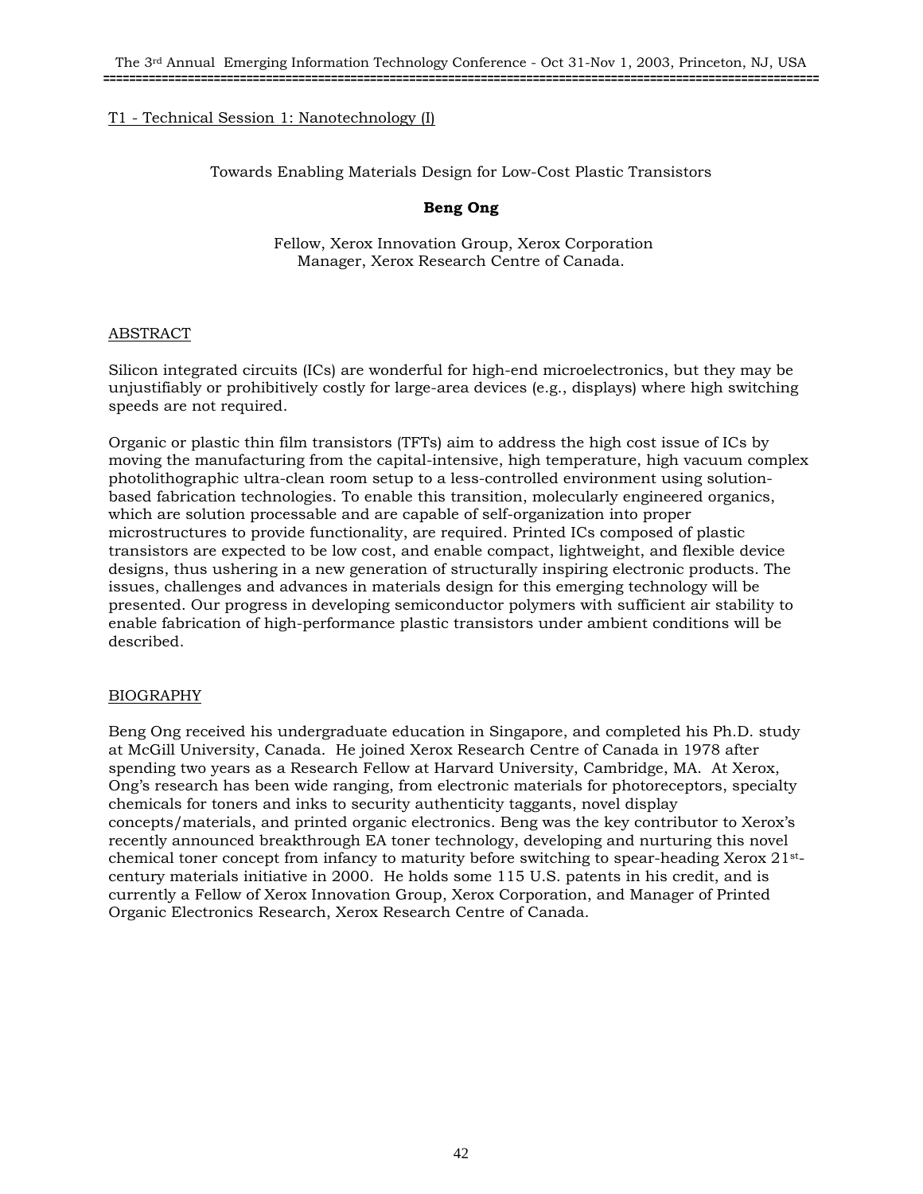T1 - Technical Session 1: Nanotechnology (I)

## Towards Enabling Materials Design for Low-Cost Plastic Transistors

**Beng Ong**

Fellow, Xerox Innovation Group, Xerox Corporation
Manager, Xerox Research Centre of Canada.

### ABSTRACT

Silicon integrated circuits (ICs) are wonderful for high-end microelectronics, but they may be unjustifiably or prohibitively costly for large-area devices (e.g., displays) where high switching speeds are not required.

Organic or plastic thin film transistors (TFTs) aim to address the high cost issue of ICs by moving the manufacturing from the capital-intensive, high temperature, high vacuum complex photolithographic ultra-clean room setup to a less-controlled environment using solution-based fabrication technologies. To enable this transition, molecularly engineered organics, which are solution processable and are capable of self-organization into proper microstructures to provide functionality, are required. Printed ICs composed of plastic transistors are expected to be low cost, and enable compact, lightweight, and flexible device designs, thus ushering in a new generation of structurally inspiring electronic products. The issues, challenges and advances in materials design for this emerging technology will be presented. Our progress in developing semiconductor polymers with sufficient air stability to enable fabrication of high-performance plastic transistors under ambient conditions will be described.

### BIOGRAPHY

Beng Ong received his undergraduate education in Singapore, and completed his Ph.D. study at McGill University, Canada. He joined Xerox Research Centre of Canada in 1978 after spending two years as a Research Fellow at Harvard University, Cambridge, MA. At Xerox, Ong's research has been wide ranging, from electronic materials for photoreceptors, specialty chemicals for toners and inks to security authenticity taggants, novel display concepts/materials, and printed organic electronics. Beng was the key contributor to Xerox's recently announced breakthrough EA toner technology, developing and nurturing this novel chemical toner concept from infancy to maturity before switching to spear-heading Xerox 21st-century materials initiative in 2000. He holds some 115 U.S. patents in his credit, and is currently a Fellow of Xerox Innovation Group, Xerox Corporation, and Manager of Printed Organic Electronics Research, Xerox Research Centre of Canada.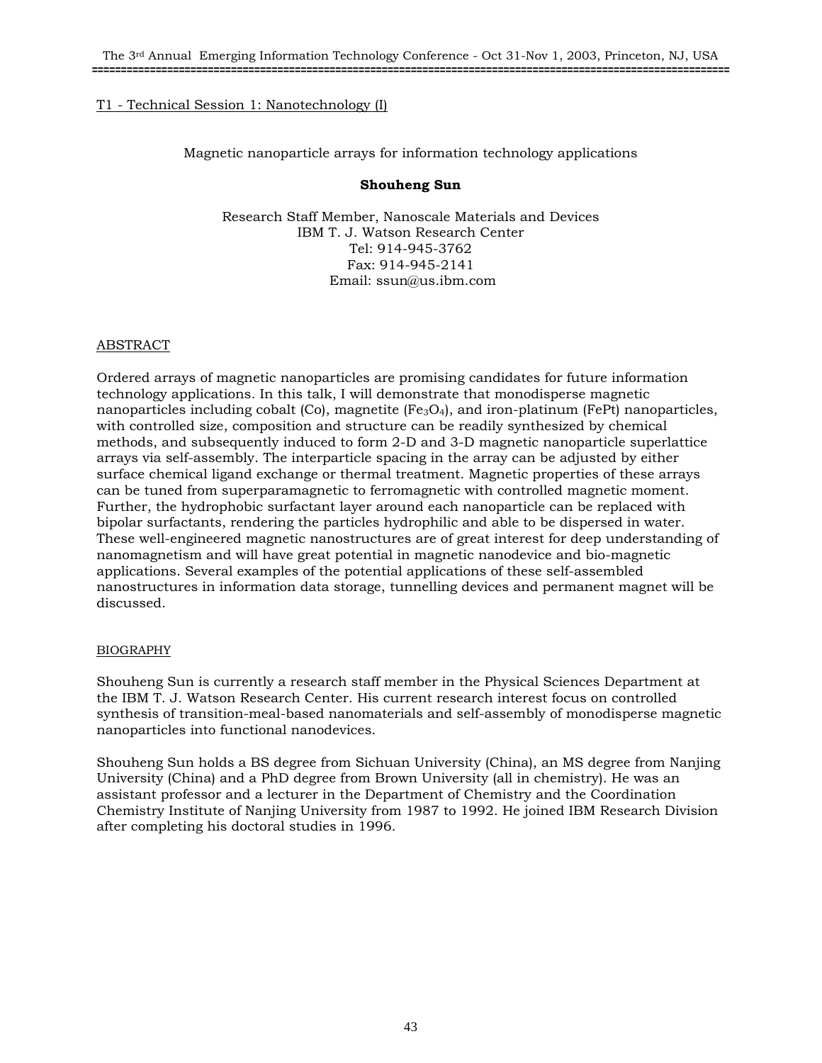T1 - Technical Session 1: Nanotechnology (I)

## Magnetic nanoparticle arrays for information technology applications

**Shouheng Sun**

Research Staff Member, Nanoscale Materials and Devices
IBM T. J. Watson Research Center
Tel: 914-945-3762
Fax: 914-945-2141
Email: ssun@us.ibm.com

### ABSTRACT

Ordered arrays of magnetic nanoparticles are promising candidates for future information technology applications. In this talk, I will demonstrate that monodisperse magnetic nanoparticles including cobalt (Co), magnetite ($Fe_3O_4$), and iron-platinum (FePt) nanoparticles, with controlled size, composition and structure can be readily synthesized by chemical methods, and subsequently induced to form 2-D and 3-D magnetic nanoparticle superlattice arrays via self-assembly. The interparticle spacing in the array can be adjusted by either surface chemical ligand exchange or thermal treatment. Magnetic properties of these arrays can be tuned from superparamagnetic to ferromagnetic with controlled magnetic moment. Further, the hydrophobic surfactant layer around each nanoparticle can be replaced with bipolar surfactants, rendering the particles hydrophilic and able to be dispersed in water. These well-engineered magnetic nanostructures are of great interest for deep understanding of nanomagnetism and will have great potential in magnetic nanodevice and bio-magnetic applications. Several examples of the potential applications of these self-assembled nanostructures in information data storage, tunnelling devices and permanent magnet will be discussed.

### BIOGRAPHY

Shouheng Sun is currently a research staff member in the Physical Sciences Department at the IBM T. J. Watson Research Center. His current research interest focus on controlled synthesis of transition-meal-based nanomaterials and self-assembly of monodisperse magnetic nanoparticles into functional nanodevices.

Shouheng Sun holds a BS degree from Sichuan University (China), an MS degree from Nanjing University (China) and a PhD degree from Brown University (all in chemistry). He was an assistant professor and a lecturer in the Department of Chemistry and the Coordination Chemistry Institute of Nanjing University from 1987 to 1992. He joined IBM Research Division after completing his doctoral studies in 1996.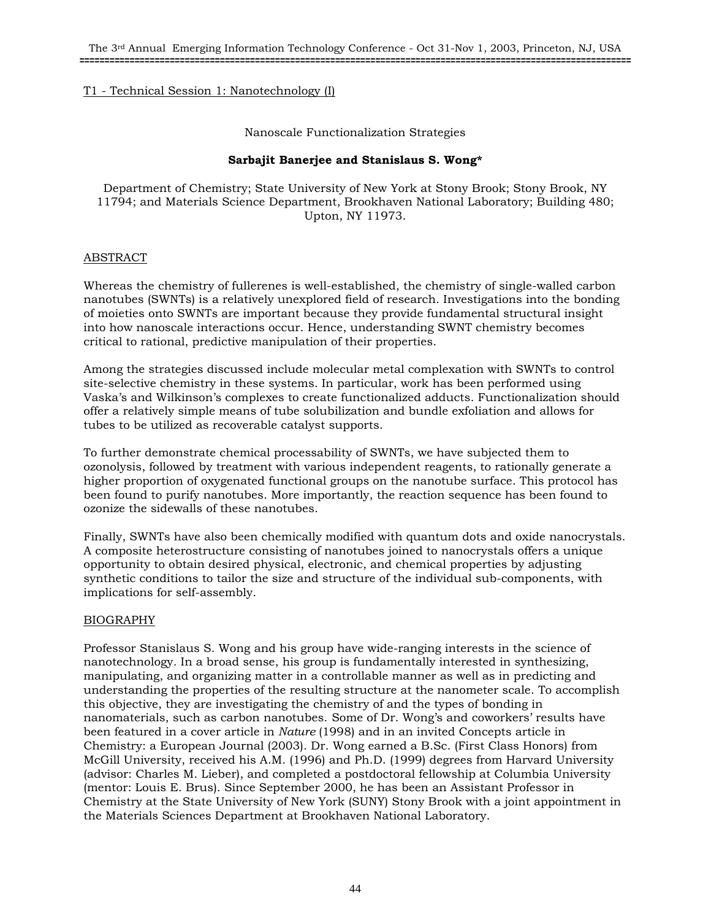T1 - Technical Session 1: Nanotechnology (I)

## Nanoscale Functionalization Strategies

**Sarbajit Banerjee and Stanislaus S. Wong***

Department of Chemistry; State University of New York at Stony Brook; Stony Brook, NY 11794; and Materials Science Department, Brookhaven National Laboratory; Building 480; Upton, NY 11973.

### ABSTRACT

Whereas the chemistry of fullerenes is well-established, the chemistry of single-walled carbon nanotubes (SWNTs) is a relatively unexplored field of research. Investigations into the bonding of moieties onto SWNTs are important because they provide fundamental structural insight into how nanoscale interactions occur. Hence, understanding SWNT chemistry becomes critical to rational, predictive manipulation of their properties.

Among the strategies discussed include molecular metal complexation with SWNTs to control site-selective chemistry in these systems. In particular, work has been performed using Vaska's and Wilkinson's complexes to create functionalized adducts. Functionalization should offer a relatively simple means of tube solubilization and bundle exfoliation and allows for tubes to be utilized as recoverable catalyst supports.

To further demonstrate chemical processability of SWNTs, we have subjected them to ozonolysis, followed by treatment with various independent reagents, to rationally generate a higher proportion of oxygenated functional groups on the nanotube surface. This protocol has been found to purify nanotubes. More importantly, the reaction sequence has been found to ozonize the sidewalls of these nanotubes.

Finally, SWNTs have also been chemically modified with quantum dots and oxide nanocrystals. A composite heterostructure consisting of nanotubes joined to nanocrystals offers a unique opportunity to obtain desired physical, electronic, and chemical properties by adjusting synthetic conditions to tailor the size and structure of the individual sub-components, with implications for self-assembly.

### BIOGRAPHY

Professor Stanislaus S. Wong and his group have wide-ranging interests in the science of nanotechnology. In a broad sense, his group is fundamentally interested in synthesizing, manipulating, and organizing matter in a controllable manner as well as in predicting and understanding the properties of the resulting structure at the nanometer scale. To accomplish this objective, they are investigating the chemistry of and the types of bonding in nanomaterials, such as carbon nanotubes. Some of Dr. Wong's and coworkers' results have been featured in a cover article in *Nature* (1998) and in an invited Concepts article in Chemistry: a European Journal (2003). Dr. Wong earned a B.Sc. (First Class Honors) from McGill University, received his A.M. (1996) and Ph.D. (1999) degrees from Harvard University (advisor: Charles M. Lieber), and completed a postdoctoral fellowship at Columbia University (mentor: Louis E. Brus). Since September 2000, he has been an Assistant Professor in Chemistry at the State University of New York (SUNY) Stony Brook with a joint appointment in the Materials Sciences Department at Brookhaven National Laboratory.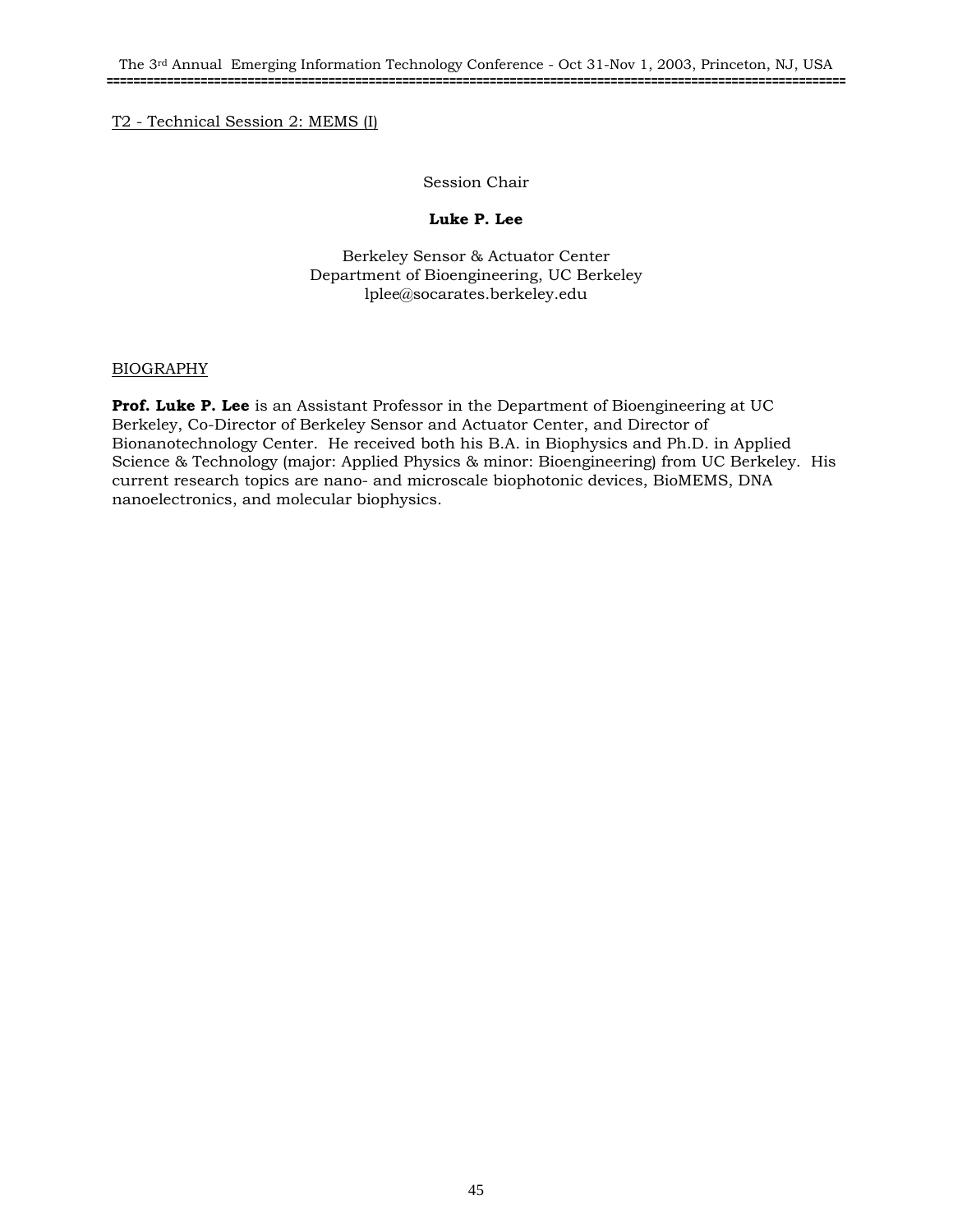T2 - Technical Session 2: MEMS (I)

Session Chair

**Luke P. Lee**

Berkeley Sensor & Actuator Center
Department of Bioengineering, UC Berkeley
lplee@socarates.berkeley.edu

BIOGRAPHY

**Prof. Luke P. Lee** is an Assistant Professor in the Department of Bioengineering at UC Berkeley, Co-Director of Berkeley Sensor and Actuator Center, and Director of Bionanotechnology Center. He received both his B.A. in Biophysics and Ph.D. in Applied Science & Technology (major: Applied Physics & minor: Bioengineering) from UC Berkeley. His current research topics are nano- and microscale biophotonic devices, BioMEMS, DNA nanoelectronics, and molecular biophysics.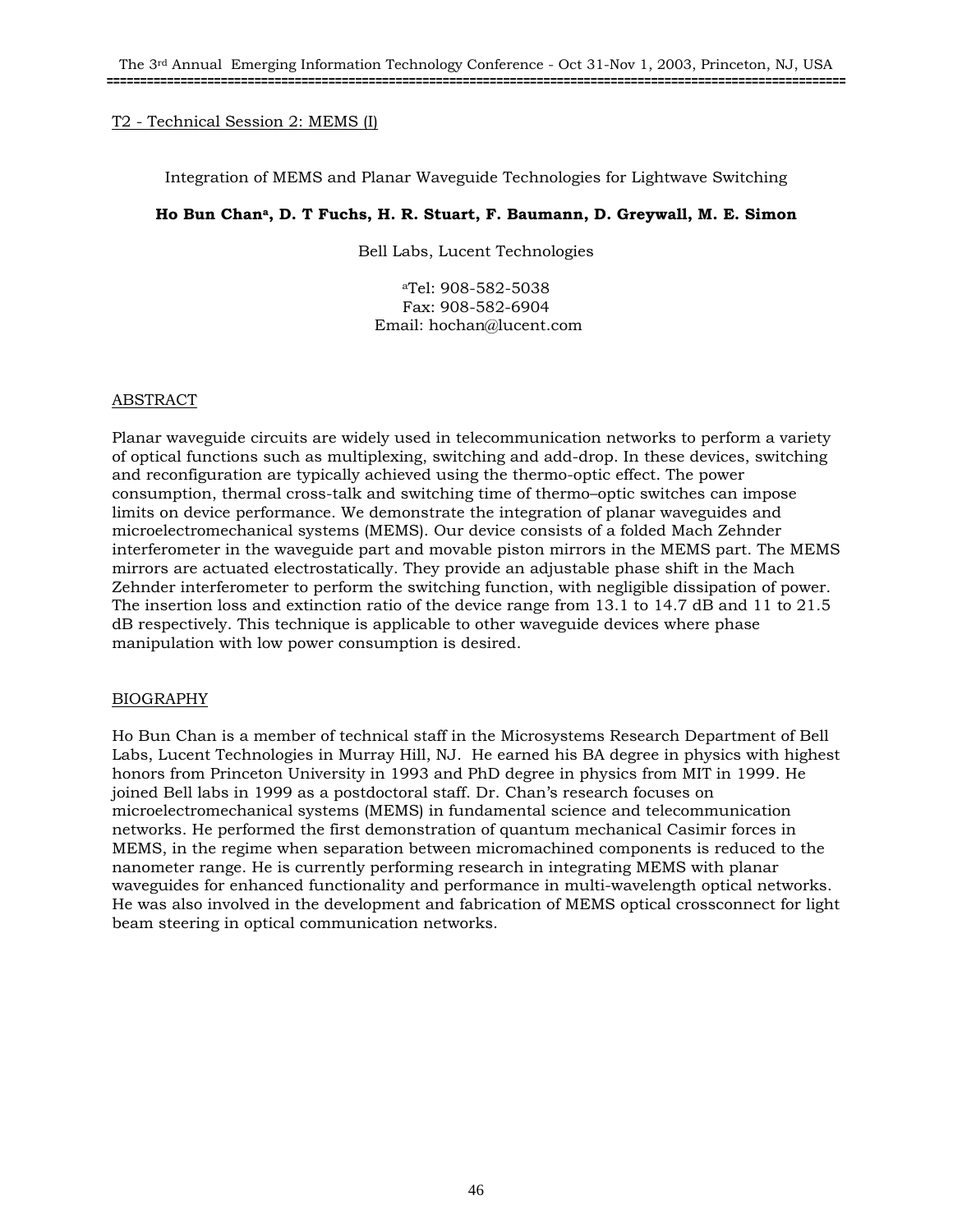T2 - Technical Session 2: MEMS (I)

## Integration of MEMS and Planar Waveguide Technologies for Lightwave Switching

**Ho Bun Chan[a], D. T Fuchs, H. R. Stuart, F. Baumann, D. Greywall, M. E. Simon**

Bell Labs, Lucent Technologies

[a]Tel: 908-582-5038
Fax: 908-582-6904
Email: hochan@lucent.com

### ABSTRACT

Planar waveguide circuits are widely used in telecommunication networks to perform a variety of optical functions such as multiplexing, switching and add-drop. In these devices, switching and reconfiguration are typically achieved using the thermo-optic effect. The power consumption, thermal cross-talk and switching time of thermo–optic switches can impose limits on device performance. We demonstrate the integration of planar waveguides and microelectromechanical systems (MEMS). Our device consists of a folded Mach Zehnder interferometer in the waveguide part and movable piston mirrors in the MEMS part. The MEMS mirrors are actuated electrostatically. They provide an adjustable phase shift in the Mach Zehnder interferometer to perform the switching function, with negligible dissipation of power. The insertion loss and extinction ratio of the device range from 13.1 to 14.7 dB and 11 to 21.5 dB respectively. This technique is applicable to other waveguide devices where phase manipulation with low power consumption is desired.

### BIOGRAPHY

Ho Bun Chan is a member of technical staff in the Microsystems Research Department of Bell Labs, Lucent Technologies in Murray Hill, NJ. He earned his BA degree in physics with highest honors from Princeton University in 1993 and PhD degree in physics from MIT in 1999. He joined Bell labs in 1999 as a postdoctoral staff. Dr. Chan's research focuses on microelectromechanical systems (MEMS) in fundamental science and telecommunication networks. He performed the first demonstration of quantum mechanical Casimir forces in MEMS, in the regime when separation between micromachined components is reduced to the nanometer range. He is currently performing research in integrating MEMS with planar waveguides for enhanced functionality and performance in multi-wavelength optical networks. He was also involved in the development and fabrication of MEMS optical crossconnect for light beam steering in optical communication networks.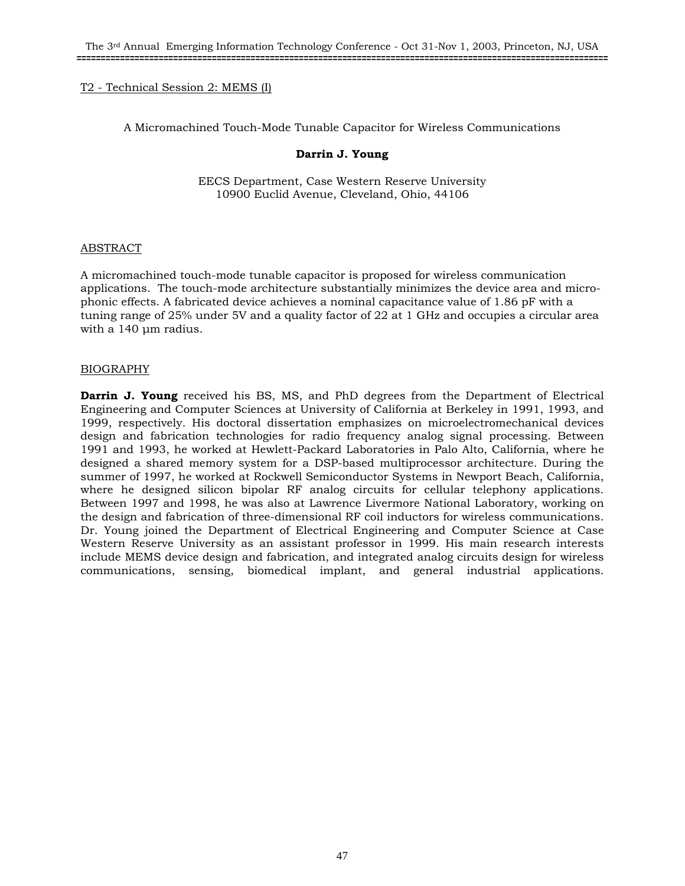T2 - Technical Session 2: MEMS (I)

## A Micromachined Touch-Mode Tunable Capacitor for Wireless Communications

**Darrin J. Young**

EECS Department, Case Western Reserve University
10900 Euclid Avenue, Cleveland, Ohio, 44106

### ABSTRACT

A micromachined touch-mode tunable capacitor is proposed for wireless communication applications. The touch-mode architecture substantially minimizes the device area and micro-phonic effects. A fabricated device achieves a nominal capacitance value of 1.86 pF with a tuning range of 25% under 5V and a quality factor of 22 at 1 GHz and occupies a circular area with a 140 μm radius.

### BIOGRAPHY

**Darrin J. Young** received his BS, MS, and PhD degrees from the Department of Electrical Engineering and Computer Sciences at University of California at Berkeley in 1991, 1993, and 1999, respectively. His doctoral dissertation emphasizes on microelectromechanical devices design and fabrication technologies for radio frequency analog signal processing. Between 1991 and 1993, he worked at Hewlett-Packard Laboratories in Palo Alto, California, where he designed a shared memory system for a DSP-based multiprocessor architecture. During the summer of 1997, he worked at Rockwell Semiconductor Systems in Newport Beach, California, where he designed silicon bipolar RF analog circuits for cellular telephony applications. Between 1997 and 1998, he was also at Lawrence Livermore National Laboratory, working on the design and fabrication of three-dimensional RF coil inductors for wireless communications. Dr. Young joined the Department of Electrical Engineering and Computer Science at Case Western Reserve University as an assistant professor in 1999. His main research interests include MEMS device design and fabrication, and integrated analog circuits design for wireless communications, sensing, biomedical implant, and general industrial applications.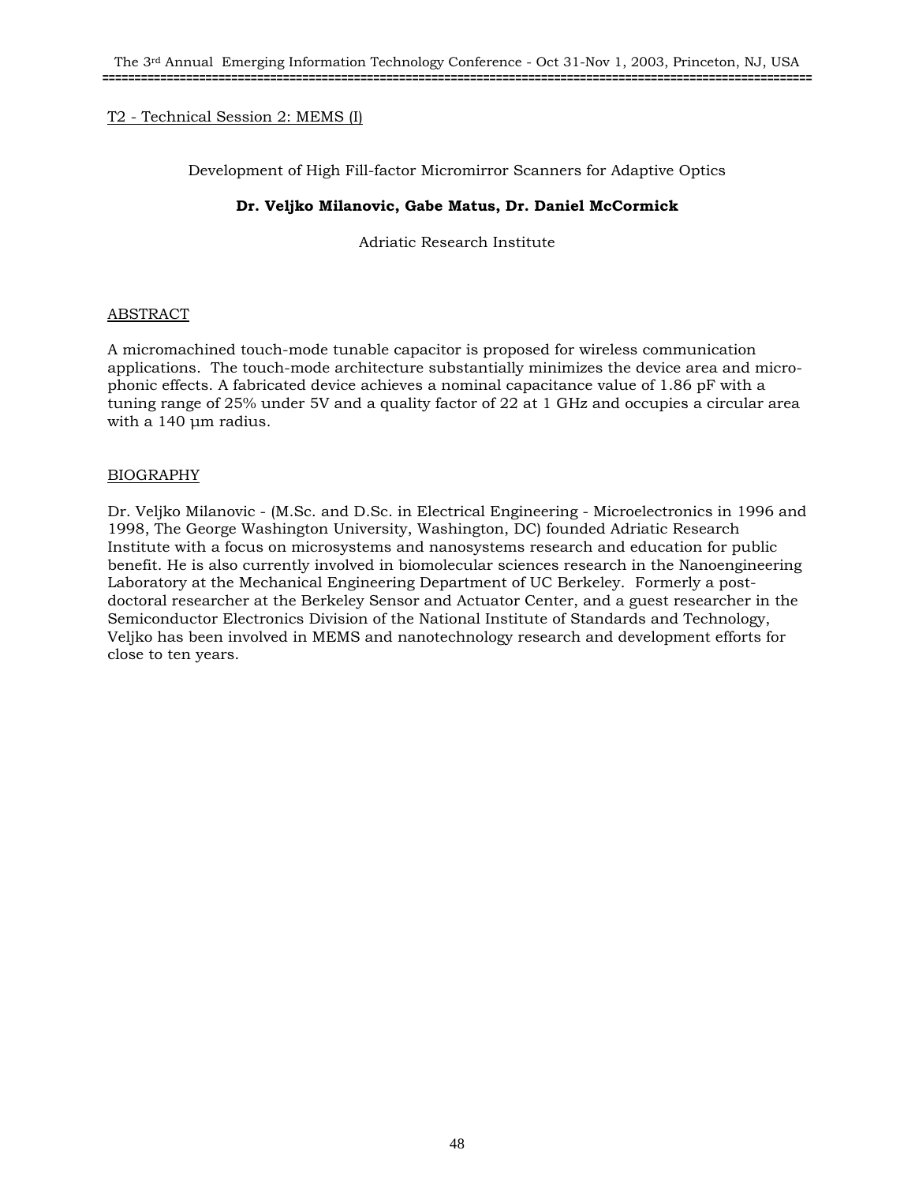T2 - Technical Session 2: MEMS (I)

## Development of High Fill-factor Micromirror Scanners for Adaptive Optics

**Dr. Veljko Milanovic, Gabe Matus, Dr. Daniel McCormick**

Adriatic Research Institute

### ABSTRACT

A micromachined touch-mode tunable capacitor is proposed for wireless communication applications. The touch-mode architecture substantially minimizes the device area and micro-phonic effects. A fabricated device achieves a nominal capacitance value of 1.86 pF with a tuning range of 25% under 5V and a quality factor of 22 at 1 GHz and occupies a circular area with a 140 μm radius.

### BIOGRAPHY

Dr. Veljko Milanovic - (M.Sc. and D.Sc. in Electrical Engineering - Microelectronics in 1996 and 1998, The George Washington University, Washington, DC) founded Adriatic Research Institute with a focus on microsystems and nanosystems research and education for public benefit. He is also currently involved in biomolecular sciences research in the Nanoengineering Laboratory at the Mechanical Engineering Department of UC Berkeley. Formerly a post-doctoral researcher at the Berkeley Sensor and Actuator Center, and a guest researcher in the Semiconductor Electronics Division of the National Institute of Standards and Technology, Veljko has been involved in MEMS and nanotechnology research and development efforts for close to ten years.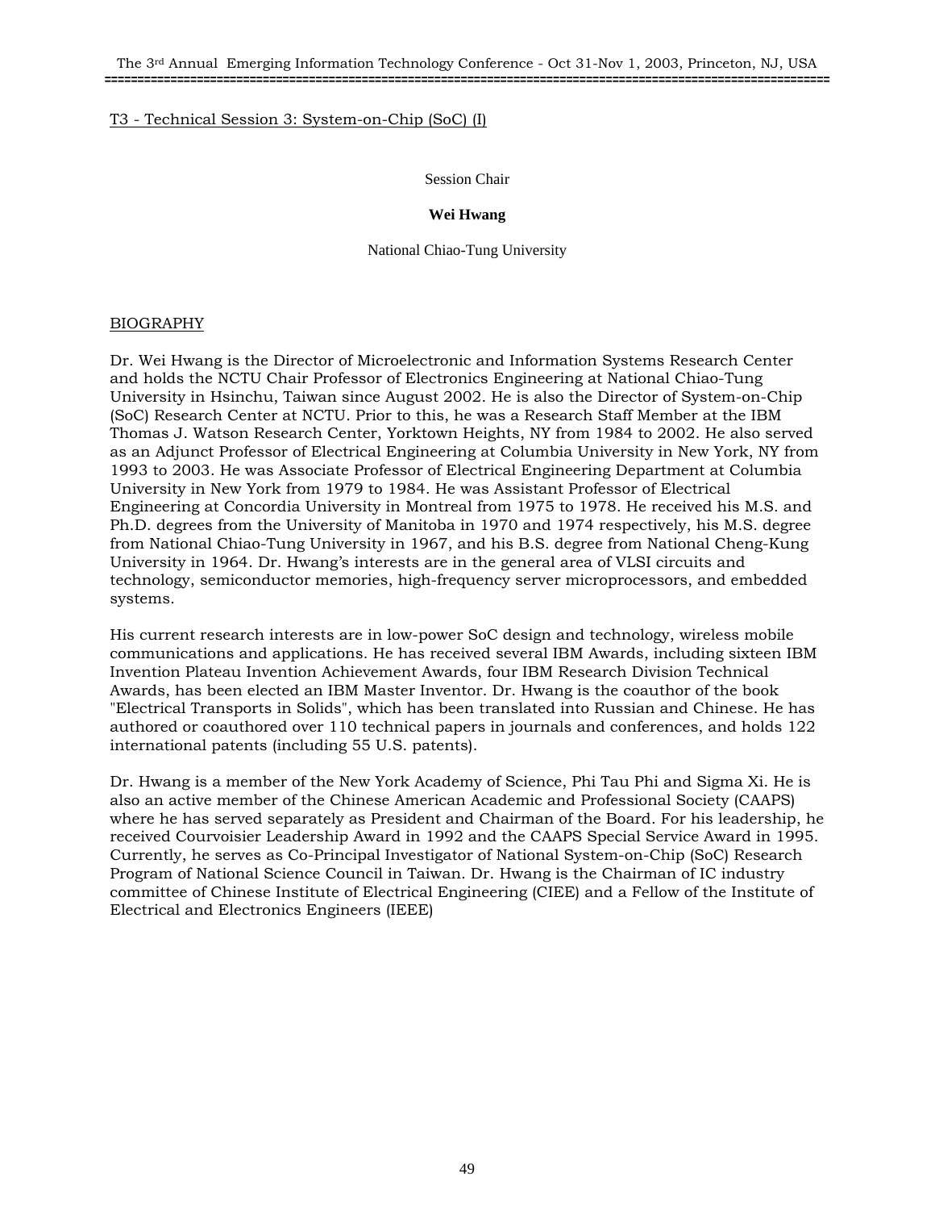T3 - Technical Session 3: System-on-Chip (SoC) (I)

Session Chair

**Wei Hwang**

National Chiao-Tung University

BIOGRAPHY

Dr. Wei Hwang is the Director of Microelectronic and Information Systems Research Center and holds the NCTU Chair Professor of Electronics Engineering at National Chiao-Tung University in Hsinchu, Taiwan since August 2002. He is also the Director of System-on-Chip (SoC) Research Center at NCTU. Prior to this, he was a Research Staff Member at the IBM Thomas J. Watson Research Center, Yorktown Heights, NY from 1984 to 2002. He also served as an Adjunct Professor of Electrical Engineering at Columbia University in New York, NY from 1993 to 2003. He was Associate Professor of Electrical Engineering Department at Columbia University in New York from 1979 to 1984. He was Assistant Professor of Electrical Engineering at Concordia University in Montreal from 1975 to 1978. He received his M.S. and Ph.D. degrees from the University of Manitoba in 1970 and 1974 respectively, his M.S. degree from National Chiao-Tung University in 1967, and his B.S. degree from National Cheng-Kung University in 1964. Dr. Hwang's interests are in the general area of VLSI circuits and technology, semiconductor memories, high-frequency server microprocessors, and embedded systems.

His current research interests are in low-power SoC design and technology, wireless mobile communications and applications. He has received several IBM Awards, including sixteen IBM Invention Plateau Invention Achievement Awards, four IBM Research Division Technical Awards, has been elected an IBM Master Inventor. Dr. Hwang is the coauthor of the book "Electrical Transports in Solids", which has been translated into Russian and Chinese. He has authored or coauthored over 110 technical papers in journals and conferences, and holds 122 international patents (including 55 U.S. patents).

Dr. Hwang is a member of the New York Academy of Science, Phi Tau Phi and Sigma Xi. He is also an active member of the Chinese American Academic and Professional Society (CAAPS) where he has served separately as President and Chairman of the Board. For his leadership, he received Courvoisier Leadership Award in 1992 and the CAAPS Special Service Award in 1995. Currently, he serves as Co-Principal Investigator of National System-on-Chip (SoC) Research Program of National Science Council in Taiwan. Dr. Hwang is the Chairman of IC industry committee of Chinese Institute of Electrical Engineering (CIEE) and a Fellow of the Institute of Electrical and Electronics Engineers (IEEE)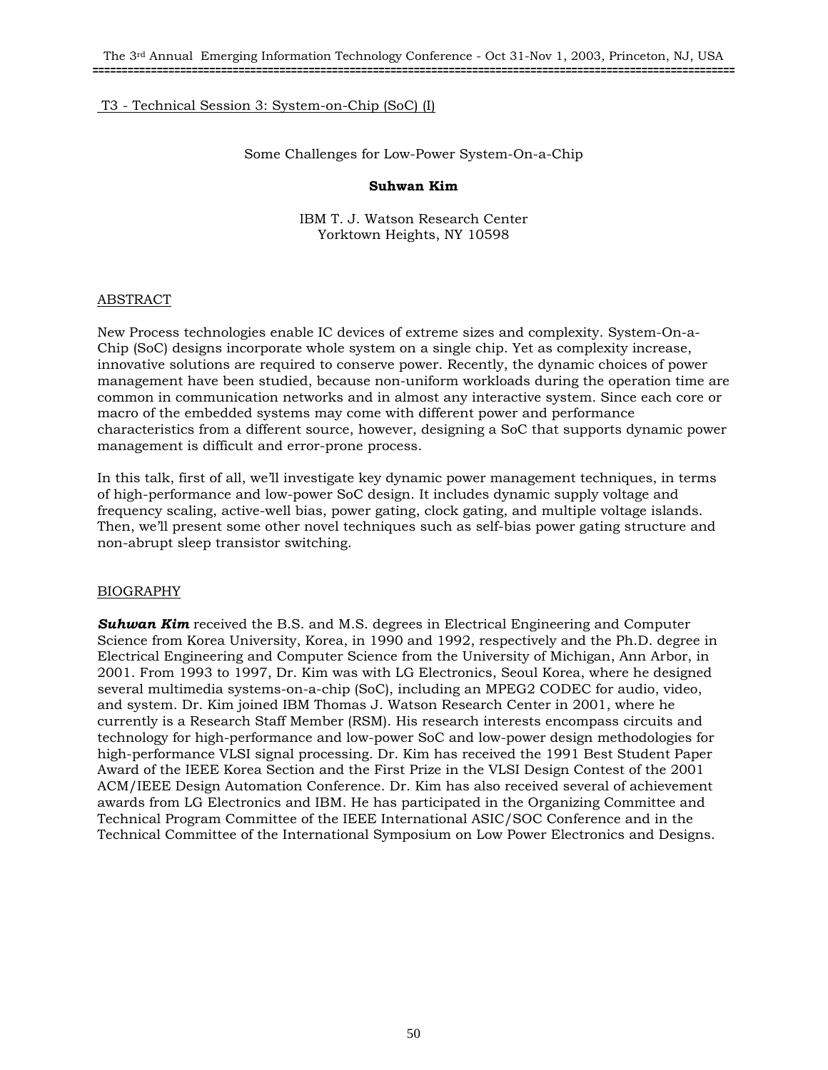T3 - Technical Session 3: System-on-Chip (SoC) (I)

# Some Challenges for Low-Power System-On-a-Chip

**Suhwan Kim**

IBM T. J. Watson Research Center
Yorktown Heights, NY 10598

## ABSTRACT

New Process technologies enable IC devices of extreme sizes and complexity. System-On-a-Chip (SoC) designs incorporate whole system on a single chip. Yet as complexity increase, innovative solutions are required to conserve power. Recently, the dynamic choices of power management have been studied, because non-uniform workloads during the operation time are common in communication networks and in almost any interactive system. Since each core or macro of the embedded systems may come with different power and performance characteristics from a different source, however, designing a SoC that supports dynamic power management is difficult and error-prone process.

In this talk, first of all, we'll investigate key dynamic power management techniques, in terms of high-performance and low-power SoC design. It includes dynamic supply voltage and frequency scaling, active-well bias, power gating, clock gating, and multiple voltage islands. Then, we'll present some other novel techniques such as self-bias power gating structure and non-abrupt sleep transistor switching.

## BIOGRAPHY

***Suhwan Kim*** received the B.S. and M.S. degrees in Electrical Engineering and Computer Science from Korea University, Korea, in 1990 and 1992, respectively and the Ph.D. degree in Electrical Engineering and Computer Science from the University of Michigan, Ann Arbor, in 2001. From 1993 to 1997, Dr. Kim was with LG Electronics, Seoul Korea, where he designed several multimedia systems-on-a-chip (SoC), including an MPEG2 CODEC for audio, video, and system. Dr. Kim joined IBM Thomas J. Watson Research Center in 2001, where he currently is a Research Staff Member (RSM). His research interests encompass circuits and technology for high-performance and low-power SoC and low-power design methodologies for high-performance VLSI signal processing. Dr. Kim has received the 1991 Best Student Paper Award of the IEEE Korea Section and the First Prize in the VLSI Design Contest of the 2001 ACM/IEEE Design Automation Conference. Dr. Kim has also received several of achievement awards from LG Electronics and IBM. He has participated in the Organizing Committee and Technical Program Committee of the IEEE International ASIC/SOC Conference and in the Technical Committee of the International Symposium on Low Power Electronics and Designs.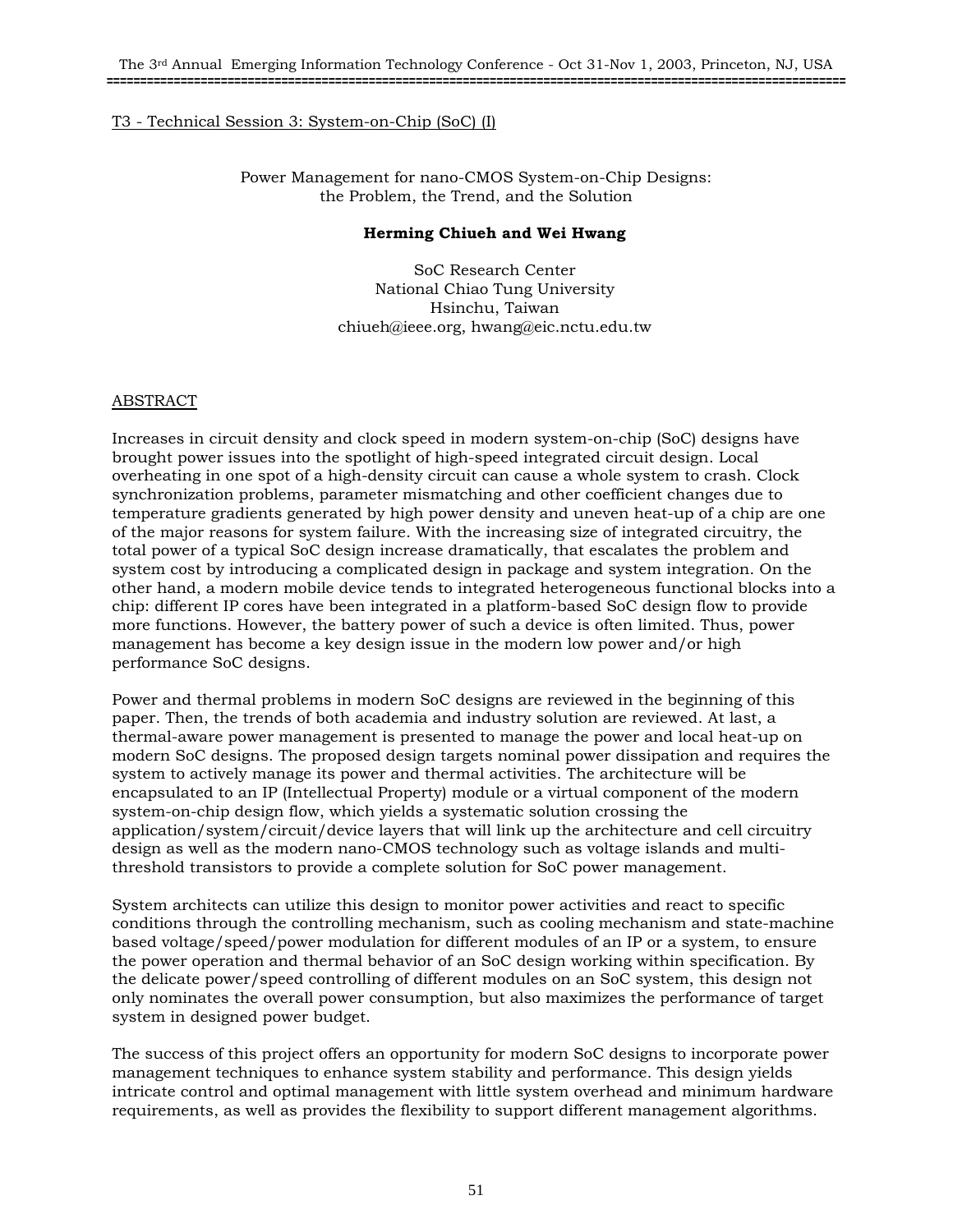T3 - Technical Session 3: System-on-Chip (SoC) (I)

# Power Management for nano-CMOS System-on-Chip Designs: the Problem, the Trend, and the Solution

**Herming Chiueh and Wei Hwang**

SoC Research Center
National Chiao Tung University
Hsinchu, Taiwan
chiueh@ieee.org, hwang@eic.nctu.edu.tw

## ABSTRACT

Increases in circuit density and clock speed in modern system-on-chip (SoC) designs have brought power issues into the spotlight of high-speed integrated circuit design. Local overheating in one spot of a high-density circuit can cause a whole system to crash. Clock synchronization problems, parameter mismatching and other coefficient changes due to temperature gradients generated by high power density and uneven heat-up of a chip are one of the major reasons for system failure. With the increasing size of integrated circuitry, the total power of a typical SoC design increase dramatically, that escalates the problem and system cost by introducing a complicated design in package and system integration. On the other hand, a modern mobile device tends to integrated heterogeneous functional blocks into a chip: different IP cores have been integrated in a platform-based SoC design flow to provide more functions. However, the battery power of such a device is often limited. Thus, power management has become a key design issue in the modern low power and/or high performance SoC designs.

Power and thermal problems in modern SoC designs are reviewed in the beginning of this paper. Then, the trends of both academia and industry solution are reviewed. At last, a thermal-aware power management is presented to manage the power and local heat-up on modern SoC designs. The proposed design targets nominal power dissipation and requires the system to actively manage its power and thermal activities. The architecture will be encapsulated to an IP (Intellectual Property) module or a virtual component of the modern system-on-chip design flow, which yields a systematic solution crossing the application/system/circuit/device layers that will link up the architecture and cell circuitry design as well as the modern nano-CMOS technology such as voltage islands and multi-threshold transistors to provide a complete solution for SoC power management.

System architects can utilize this design to monitor power activities and react to specific conditions through the controlling mechanism, such as cooling mechanism and state-machine based voltage/speed/power modulation for different modules of an IP or a system, to ensure the power operation and thermal behavior of an SoC design working within specification. By the delicate power/speed controlling of different modules on an SoC system, this design not only nominates the overall power consumption, but also maximizes the performance of target system in designed power budget.

The success of this project offers an opportunity for modern SoC designs to incorporate power management techniques to enhance system stability and performance. This design yields intricate control and optimal management with little system overhead and minimum hardware requirements, as well as provides the flexibility to support different management algorithms.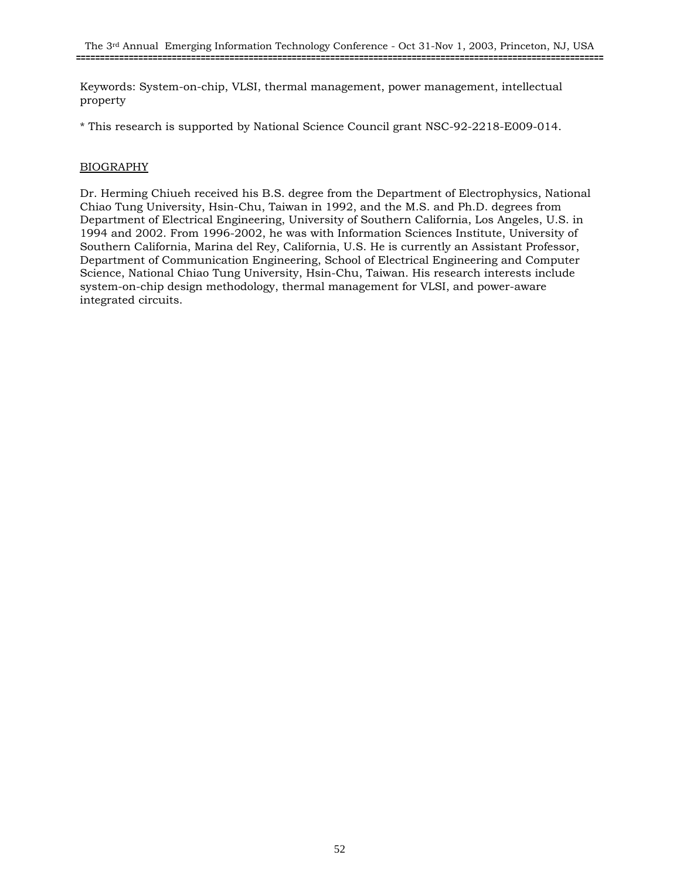Keywords: System-on-chip, VLSI, thermal management, power management, intellectual property

* This research is supported by National Science Council grant NSC-92-2218-E009-014.

## BIOGRAPHY

Dr. Herming Chiueh received his B.S. degree from the Department of Electrophysics, National Chiao Tung University, Hsin-Chu, Taiwan in 1992, and the M.S. and Ph.D. degrees from Department of Electrical Engineering, University of Southern California, Los Angeles, U.S. in 1994 and 2002. From 1996-2002, he was with Information Sciences Institute, University of Southern California, Marina del Rey, California, U.S. He is currently an Assistant Professor, Department of Communication Engineering, School of Electrical Engineering and Computer Science, National Chiao Tung University, Hsin-Chu, Taiwan. His research interests include system-on-chip design methodology, thermal management for VLSI, and power-aware integrated circuits.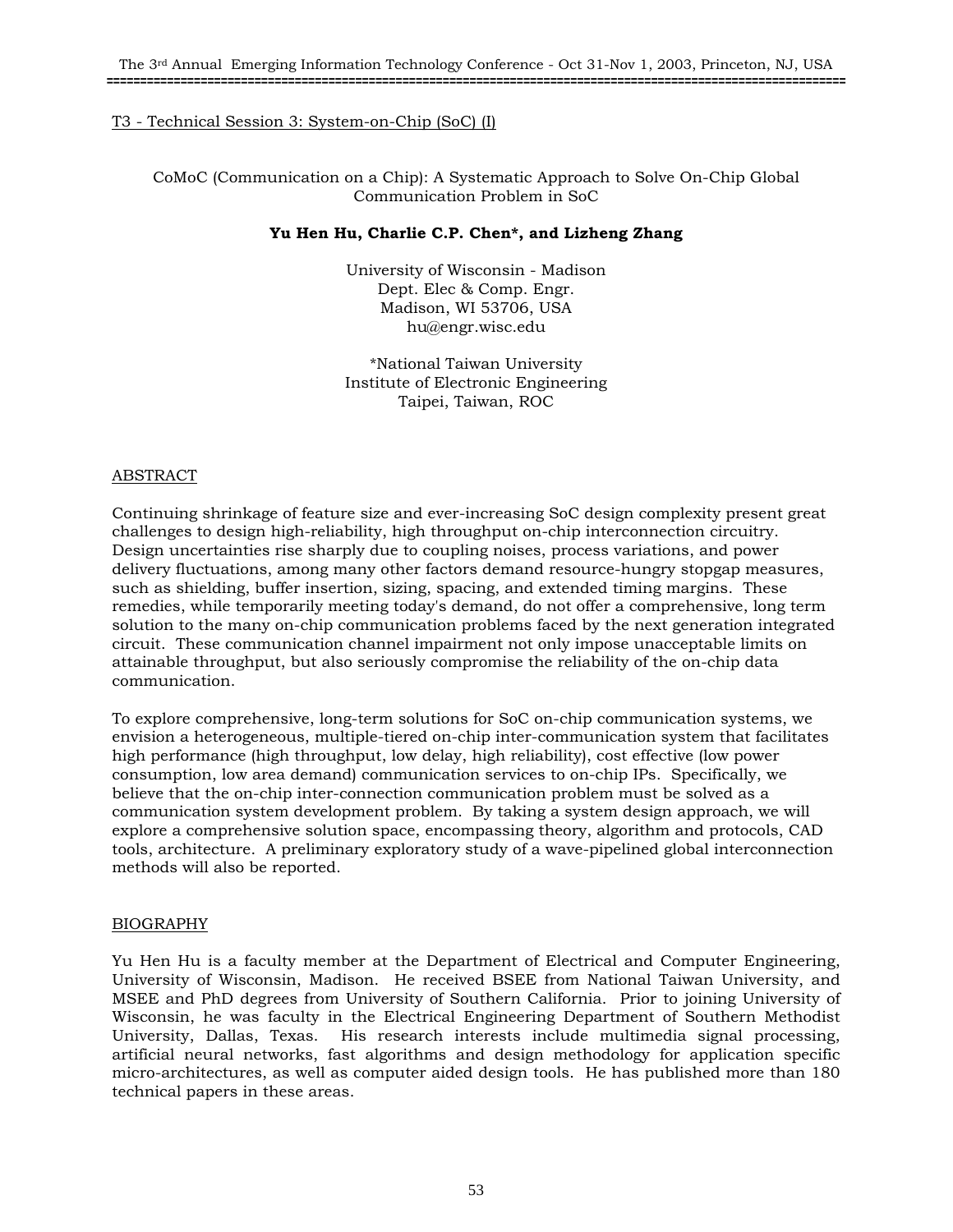T3 - Technical Session 3: System-on-Chip (SoC) (I)

# CoMoC (Communication on a Chip): A Systematic Approach to Solve On-Chip Global Communication Problem in SoC

**Yu Hen Hu, Charlie C.P. Chen*, and Lizheng Zhang**

University of Wisconsin - Madison
Dept. Elec & Comp. Engr.
Madison, WI 53706, USA
hu@engr.wisc.edu

*National Taiwan University
Institute of Electronic Engineering
Taipei, Taiwan, ROC

## ABSTRACT

Continuing shrinkage of feature size and ever-increasing SoC design complexity present great challenges to design high-reliability, high throughput on-chip interconnection circuitry. Design uncertainties rise sharply due to coupling noises, process variations, and power delivery fluctuations, among many other factors demand resource-hungry stopgap measures, such as shielding, buffer insertion, sizing, spacing, and extended timing margins. These remedies, while temporarily meeting today's demand, do not offer a comprehensive, long term solution to the many on-chip communication problems faced by the next generation integrated circuit. These communication channel impairment not only impose unacceptable limits on attainable throughput, but also seriously compromise the reliability of the on-chip data communication.

To explore comprehensive, long-term solutions for SoC on-chip communication systems, we envision a heterogeneous, multiple-tiered on-chip inter-communication system that facilitates high performance (high throughput, low delay, high reliability), cost effective (low power consumption, low area demand) communication services to on-chip IPs. Specifically, we believe that the on-chip inter-connection communication problem must be solved as a communication system development problem. By taking a system design approach, we will explore a comprehensive solution space, encompassing theory, algorithm and protocols, CAD tools, architecture. A preliminary exploratory study of a wave-pipelined global interconnection methods will also be reported.

## BIOGRAPHY

Yu Hen Hu is a faculty member at the Department of Electrical and Computer Engineering, University of Wisconsin, Madison. He received BSEE from National Taiwan University, and MSEE and PhD degrees from University of Southern California. Prior to joining University of Wisconsin, he was faculty in the Electrical Engineering Department of Southern Methodist University, Dallas, Texas. His research interests include multimedia signal processing, artificial neural networks, fast algorithms and design methodology for application specific micro-architectures, as well as computer aided design tools. He has published more than 180 technical papers in these areas.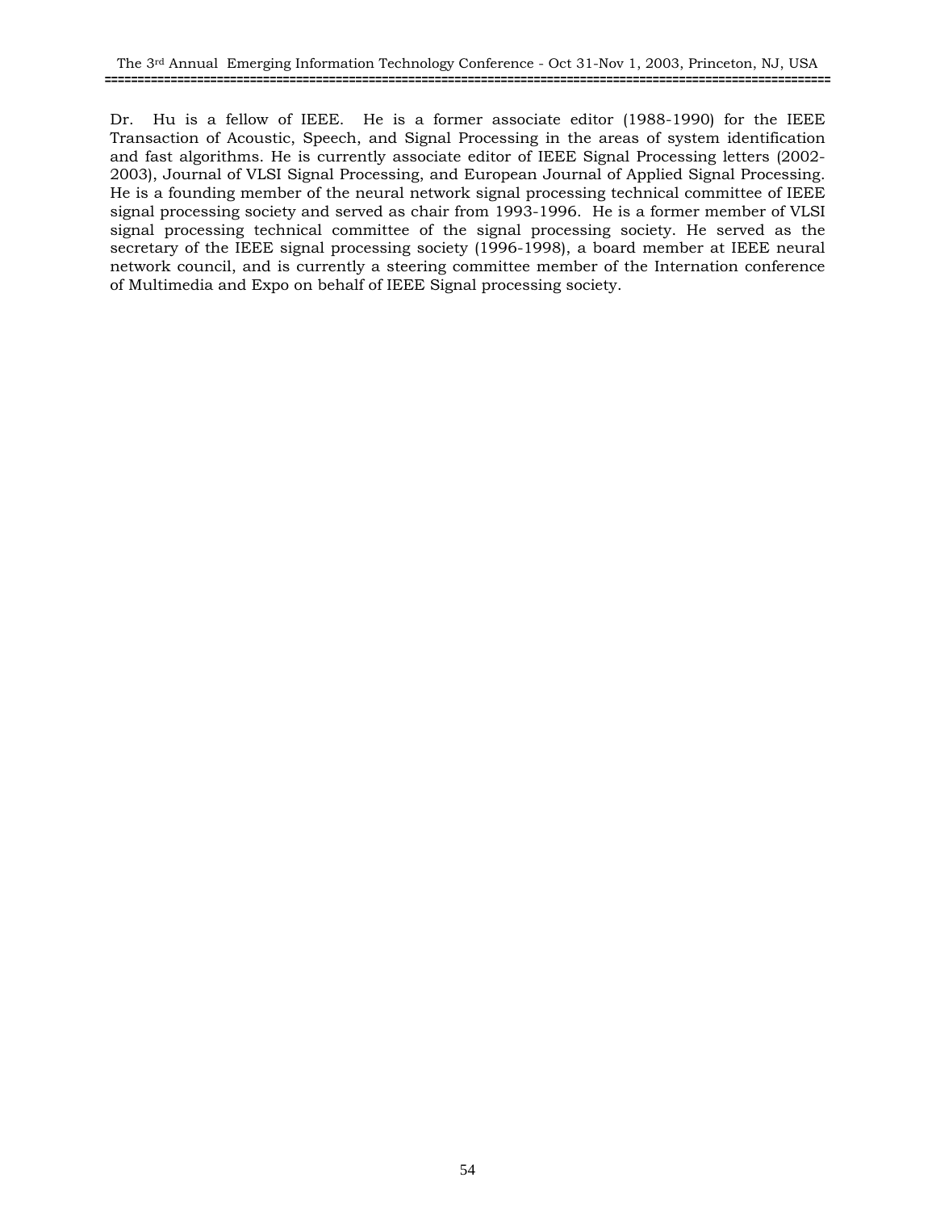Dr. Hu is a fellow of IEEE. He is a former associate editor (1988-1990) for the IEEE Transaction of Acoustic, Speech, and Signal Processing in the areas of system identification and fast algorithms. He is currently associate editor of IEEE Signal Processing letters (2002-2003), Journal of VLSI Signal Processing, and European Journal of Applied Signal Processing. He is a founding member of the neural network signal processing technical committee of IEEE signal processing society and served as chair from 1993-1996. He is a former member of VLSI signal processing technical committee of the signal processing society. He served as the secretary of the IEEE signal processing society (1996-1998), a board member at IEEE neural network council, and is currently a steering committee member of the Internation conference of Multimedia and Expo on behalf of IEEE Signal processing society.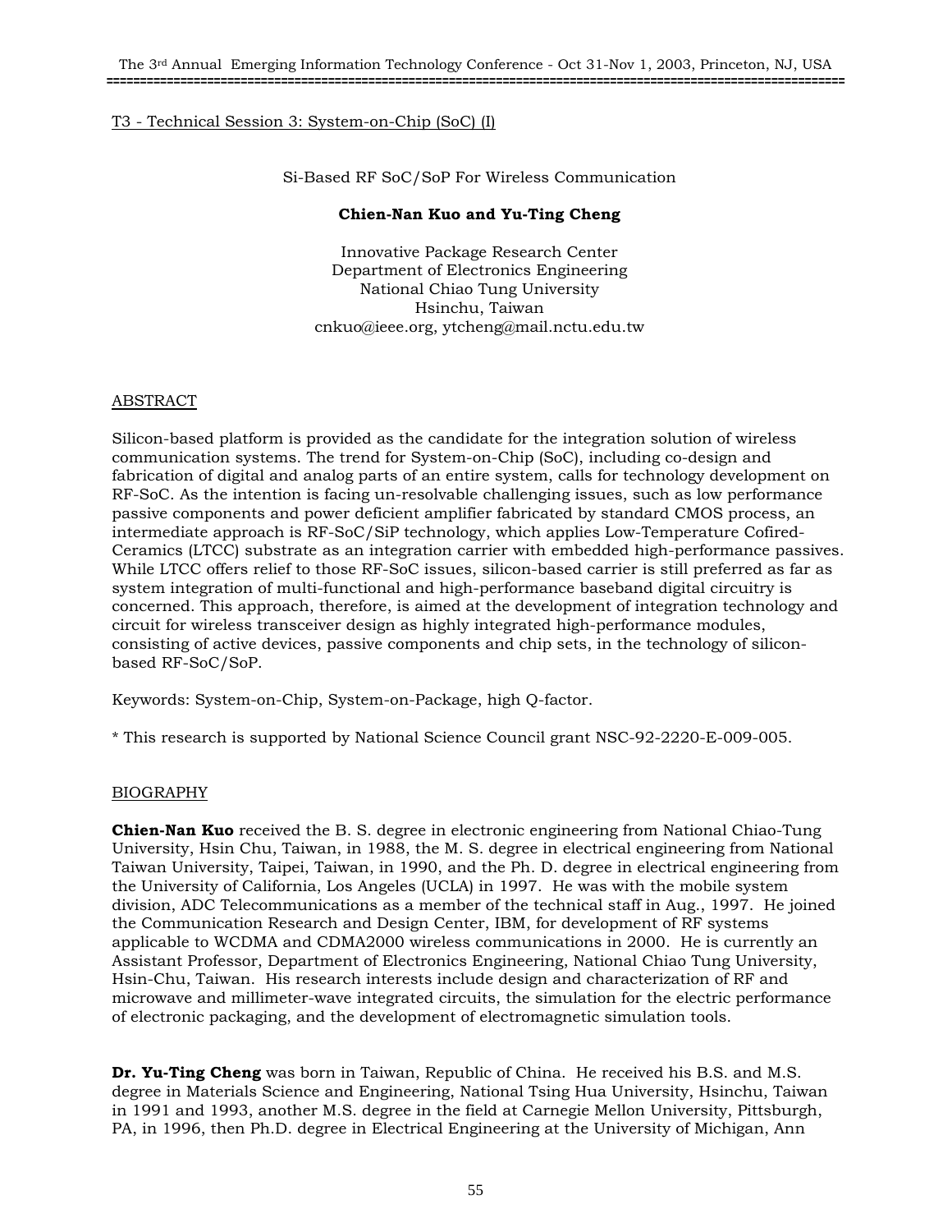T3 - Technical Session 3: System-on-Chip (SoC) (I)

# Si-Based RF SoC/SoP For Wireless Communication

**Chien-Nan Kuo and Yu-Ting Cheng**

Innovative Package Research Center
Department of Electronics Engineering
National Chiao Tung University
Hsinchu, Taiwan
cnkuo@ieee.org, ytcheng@mail.nctu.edu.tw

## ABSTRACT

Silicon-based platform is provided as the candidate for the integration solution of wireless communication systems. The trend for System-on-Chip (SoC), including co-design and fabrication of digital and analog parts of an entire system, calls for technology development on RF-SoC. As the intention is facing un-resolvable challenging issues, such as low performance passive components and power deficient amplifier fabricated by standard CMOS process, an intermediate approach is RF-SoC/SiP technology, which applies Low-Temperature Cofired-Ceramics (LTCC) substrate as an integration carrier with embedded high-performance passives. While LTCC offers relief to those RF-SoC issues, silicon-based carrier is still preferred as far as system integration of multi-functional and high-performance baseband digital circuitry is concerned. This approach, therefore, is aimed at the development of integration technology and circuit for wireless transceiver design as highly integrated high-performance modules, consisting of active devices, passive components and chip sets, in the technology of silicon-based RF-SoC/SoP.

Keywords: System-on-Chip, System-on-Package, high Q-factor.

* This research is supported by National Science Council grant NSC-92-2220-E-009-005.

## BIOGRAPHY

**Chien-Nan Kuo** received the B. S. degree in electronic engineering from National Chiao-Tung University, Hsin Chu, Taiwan, in 1988, the M. S. degree in electrical engineering from National Taiwan University, Taipei, Taiwan, in 1990, and the Ph. D. degree in electrical engineering from the University of California, Los Angeles (UCLA) in 1997. He was with the mobile system division, ADC Telecommunications as a member of the technical staff in Aug., 1997. He joined the Communication Research and Design Center, IBM, for development of RF systems applicable to WCDMA and CDMA2000 wireless communications in 2000. He is currently an Assistant Professor, Department of Electronics Engineering, National Chiao Tung University, Hsin-Chu, Taiwan. His research interests include design and characterization of RF and microwave and millimeter-wave integrated circuits, the simulation for the electric performance of electronic packaging, and the development of electromagnetic simulation tools.

**Dr. Yu-Ting Cheng** was born in Taiwan, Republic of China. He received his B.S. and M.S. degree in Materials Science and Engineering, National Tsing Hua University, Hsinchu, Taiwan in 1991 and 1993, another M.S. degree in the field at Carnegie Mellon University, Pittsburgh, PA, in 1996, then Ph.D. degree in Electrical Engineering at the University of Michigan, Ann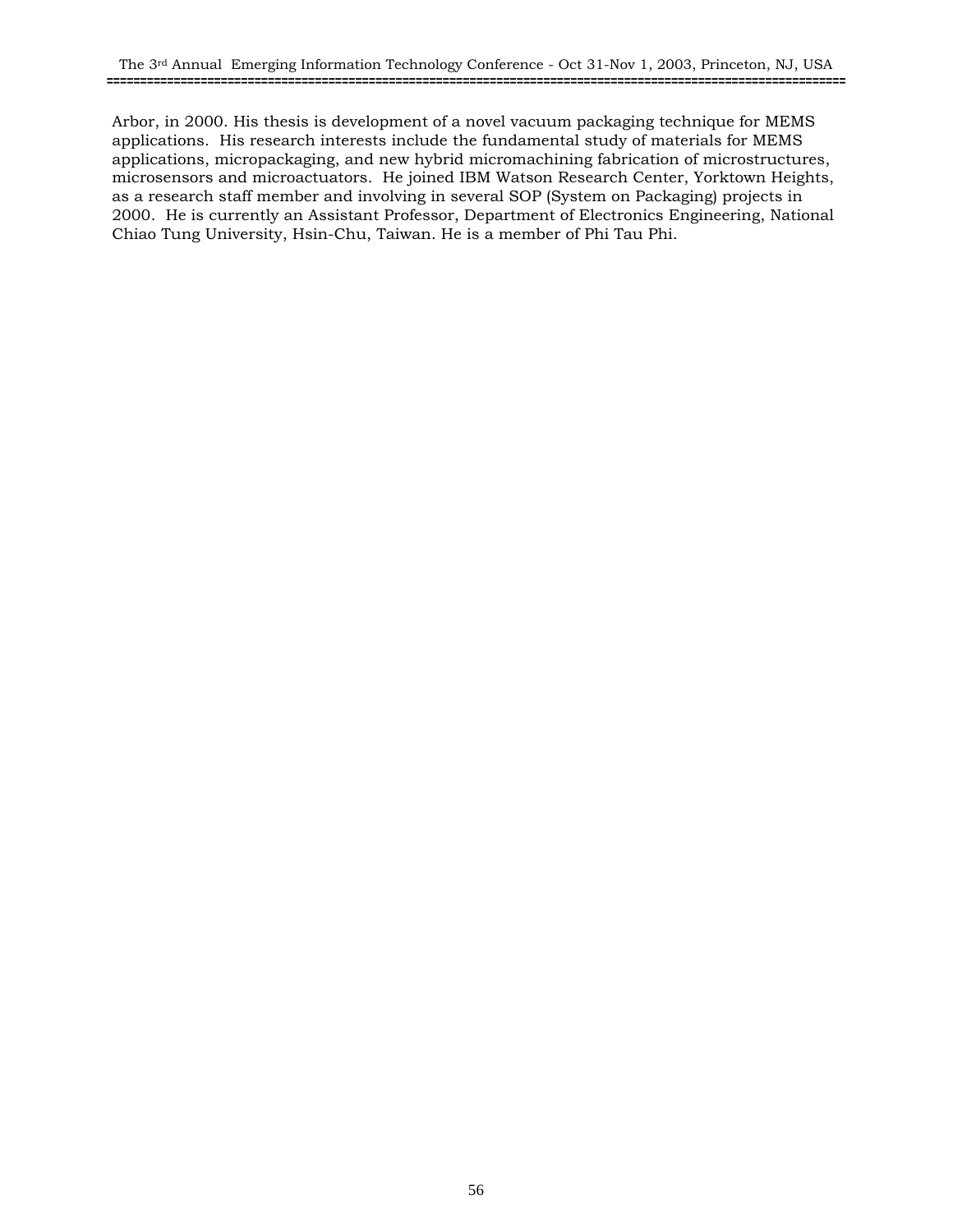Arbor, in 2000. His thesis is development of a novel vacuum packaging technique for MEMS applications. His research interests include the fundamental study of materials for MEMS applications, micropackaging, and new hybrid micromachining fabrication of microstructures, microsensors and microactuators. He joined IBM Watson Research Center, Yorktown Heights, as a research staff member and involving in several SOP (System on Packaging) projects in 2000. He is currently an Assistant Professor, Department of Electronics Engineering, National Chiao Tung University, Hsin-Chu, Taiwan. He is a member of Phi Tau Phi.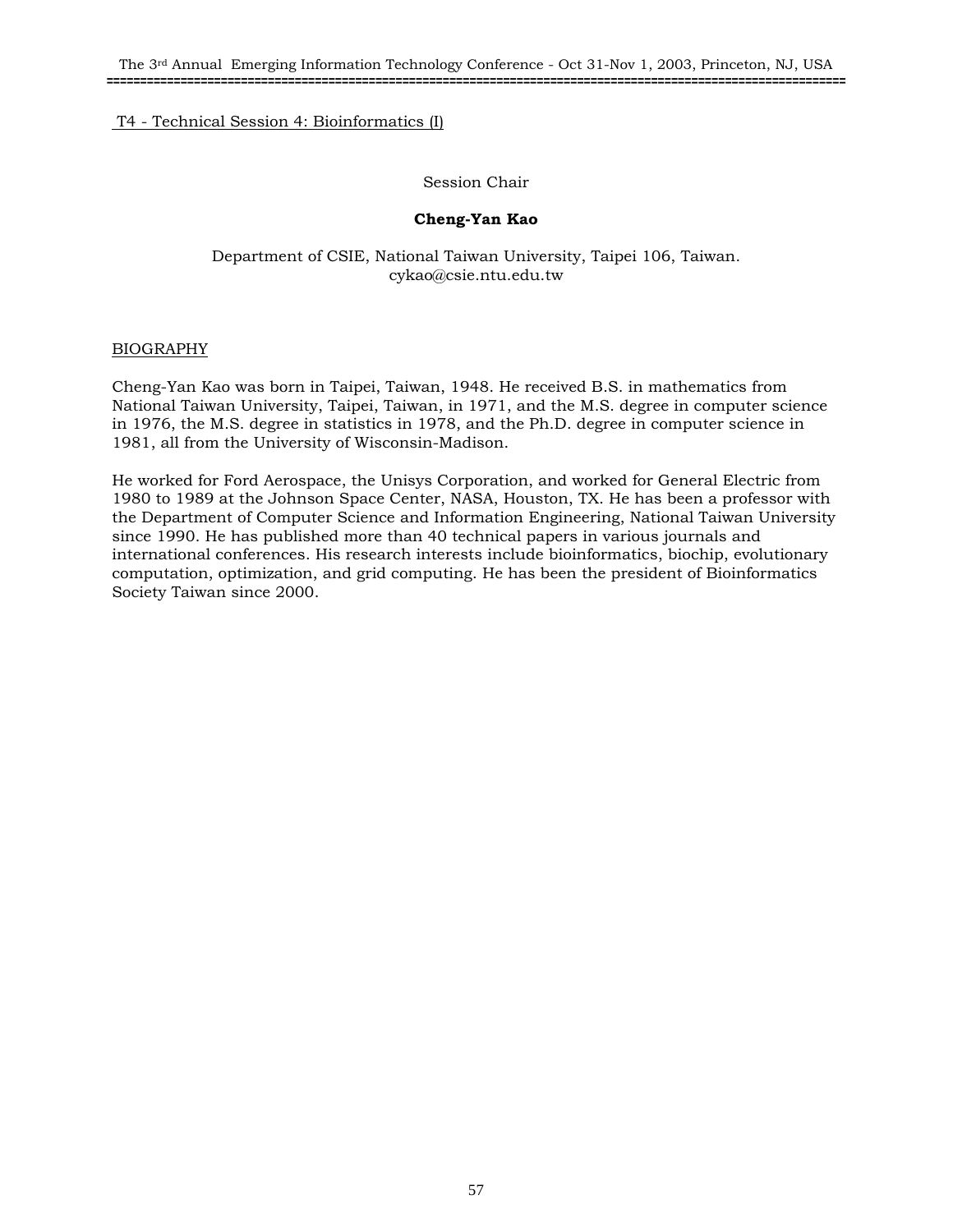T4 - Technical Session 4: Bioinformatics (I)

Session Chair

**Cheng-Yan Kao**

Department of CSIE, National Taiwan University, Taipei 106, Taiwan.
cykao@csie.ntu.edu.tw

## BIOGRAPHY

Cheng-Yan Kao was born in Taipei, Taiwan, 1948. He received B.S. in mathematics from National Taiwan University, Taipei, Taiwan, in 1971, and the M.S. degree in computer science in 1976, the M.S. degree in statistics in 1978, and the Ph.D. degree in computer science in 1981, all from the University of Wisconsin-Madison.

He worked for Ford Aerospace, the Unisys Corporation, and worked for General Electric from 1980 to 1989 at the Johnson Space Center, NASA, Houston, TX. He has been a professor with the Department of Computer Science and Information Engineering, National Taiwan University since 1990. He has published more than 40 technical papers in various journals and international conferences. His research interests include bioinformatics, biochip, evolutionary computation, optimization, and grid computing. He has been the president of Bioinformatics Society Taiwan since 2000.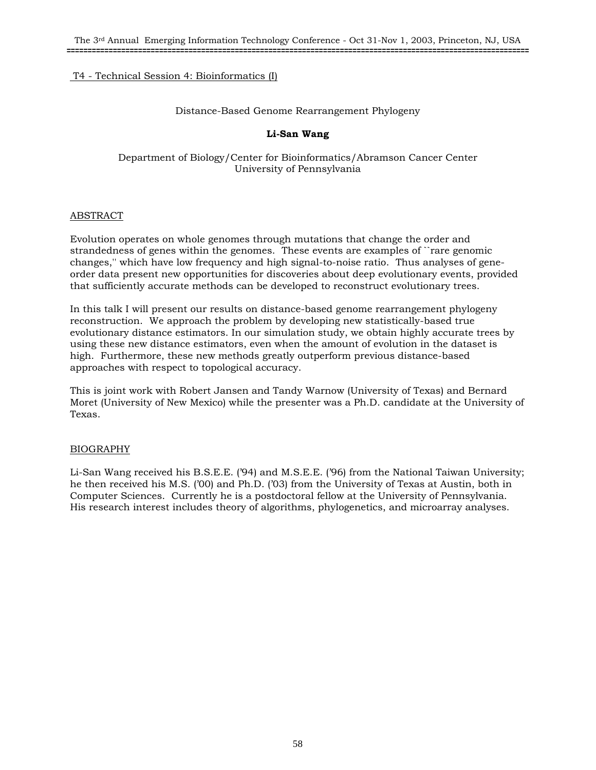T4 - Technical Session 4: Bioinformatics (I)

## Distance-Based Genome Rearrangement Phylogeny

**Li-San Wang**

Department of Biology/Center for Bioinformatics/Abramson Cancer Center
University of Pennsylvania

### ABSTRACT

Evolution operates on whole genomes through mutations that change the order and strandedness of genes within the genomes. These events are examples of ``rare genomic changes,'' which have low frequency and high signal-to-noise ratio. Thus analyses of gene-order data present new opportunities for discoveries about deep evolutionary events, provided that sufficiently accurate methods can be developed to reconstruct evolutionary trees.

In this talk I will present our results on distance-based genome rearrangement phylogeny reconstruction. We approach the problem by developing new statistically-based true evolutionary distance estimators. In our simulation study, we obtain highly accurate trees by using these new distance estimators, even when the amount of evolution in the dataset is high. Furthermore, these new methods greatly outperform previous distance-based approaches with respect to topological accuracy.

This is joint work with Robert Jansen and Tandy Warnow (University of Texas) and Bernard Moret (University of New Mexico) while the presenter was a Ph.D. candidate at the University of Texas.

### BIOGRAPHY

Li-San Wang received his B.S.E.E. ('94) and M.S.E.E. ('96) from the National Taiwan University; he then received his M.S. ('00) and Ph.D. ('03) from the University of Texas at Austin, both in Computer Sciences. Currently he is a postdoctoral fellow at the University of Pennsylvania. His research interest includes theory of algorithms, phylogenetics, and microarray analyses.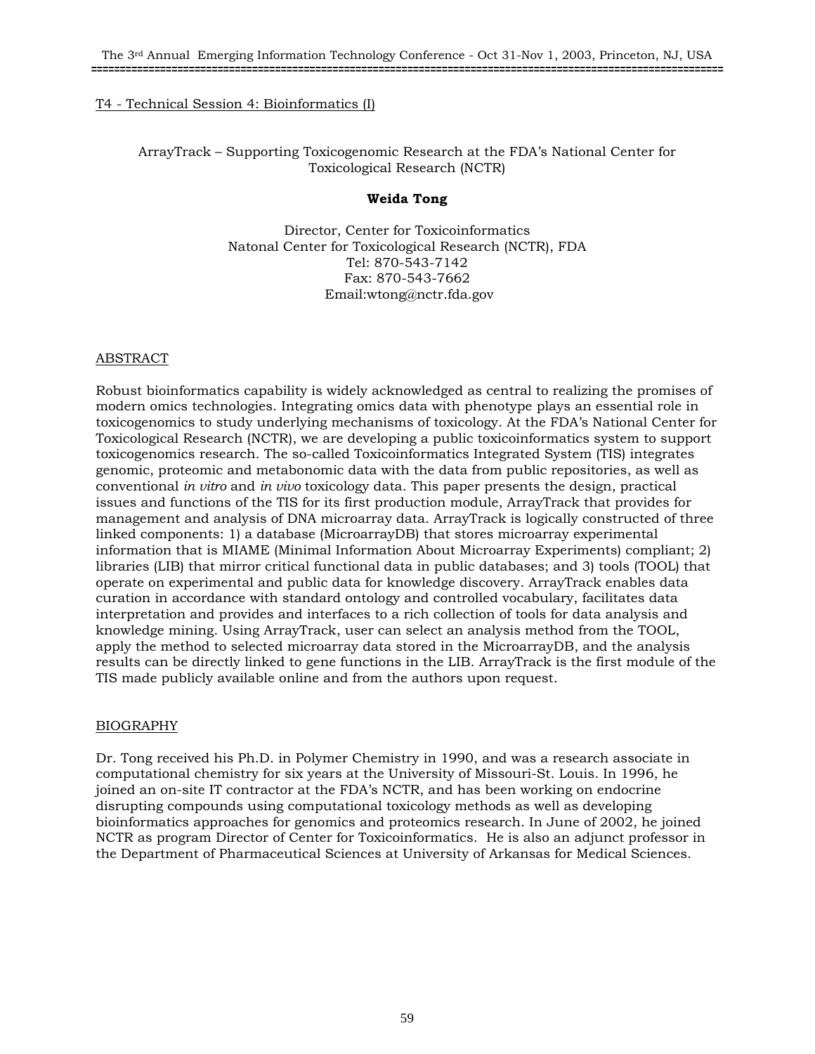T4 - Technical Session 4: Bioinformatics (I)

## ArrayTrack – Supporting Toxicogenomic Research at the FDA's National Center for Toxicological Research (NCTR)

**Weida Tong**

Director, Center for Toxicoinformatics
Natonal Center for Toxicological Research (NCTR), FDA
Tel: 870-543-7142
Fax: 870-543-7662
Email:wtong@nctr.fda.gov

### ABSTRACT

Robust bioinformatics capability is widely acknowledged as central to realizing the promises of modern omics technologies. Integrating omics data with phenotype plays an essential role in toxicogenomics to study underlying mechanisms of toxicology. At the FDA's National Center for Toxicological Research (NCTR), we are developing a public toxicoinformatics system to support toxicogenomics research. The so-called Toxicoinformatics Integrated System (TIS) integrates genomic, proteomic and metabonomic data with the data from public repositories, as well as conventional *in vitro* and *in vivo* toxicology data. This paper presents the design, practical issues and functions of the TIS for its first production module, ArrayTrack that provides for management and analysis of DNA microarray data. ArrayTrack is logically constructed of three linked components: 1) a database (MicroarrayDB) that stores microarray experimental information that is MIAME (Minimal Information About Microarray Experiments) compliant; 2) libraries (LIB) that mirror critical functional data in public databases; and 3) tools (TOOL) that operate on experimental and public data for knowledge discovery. ArrayTrack enables data curation in accordance with standard ontology and controlled vocabulary, facilitates data interpretation and provides and interfaces to a rich collection of tools for data analysis and knowledge mining. Using ArrayTrack, user can select an analysis method from the TOOL, apply the method to selected microarray data stored in the MicroarrayDB, and the analysis results can be directly linked to gene functions in the LIB. ArrayTrack is the first module of the TIS made publicly available online and from the authors upon request.

### BIOGRAPHY

Dr. Tong received his Ph.D. in Polymer Chemistry in 1990, and was a research associate in computational chemistry for six years at the University of Missouri-St. Louis. In 1996, he joined an on-site IT contractor at the FDA's NCTR, and has been working on endocrine disrupting compounds using computational toxicology methods as well as developing bioinformatics approaches for genomics and proteomics research. In June of 2002, he joined NCTR as program Director of Center for Toxicoinformatics. He is also an adjunct professor in the Department of Pharmaceutical Sciences at University of Arkansas for Medical Sciences.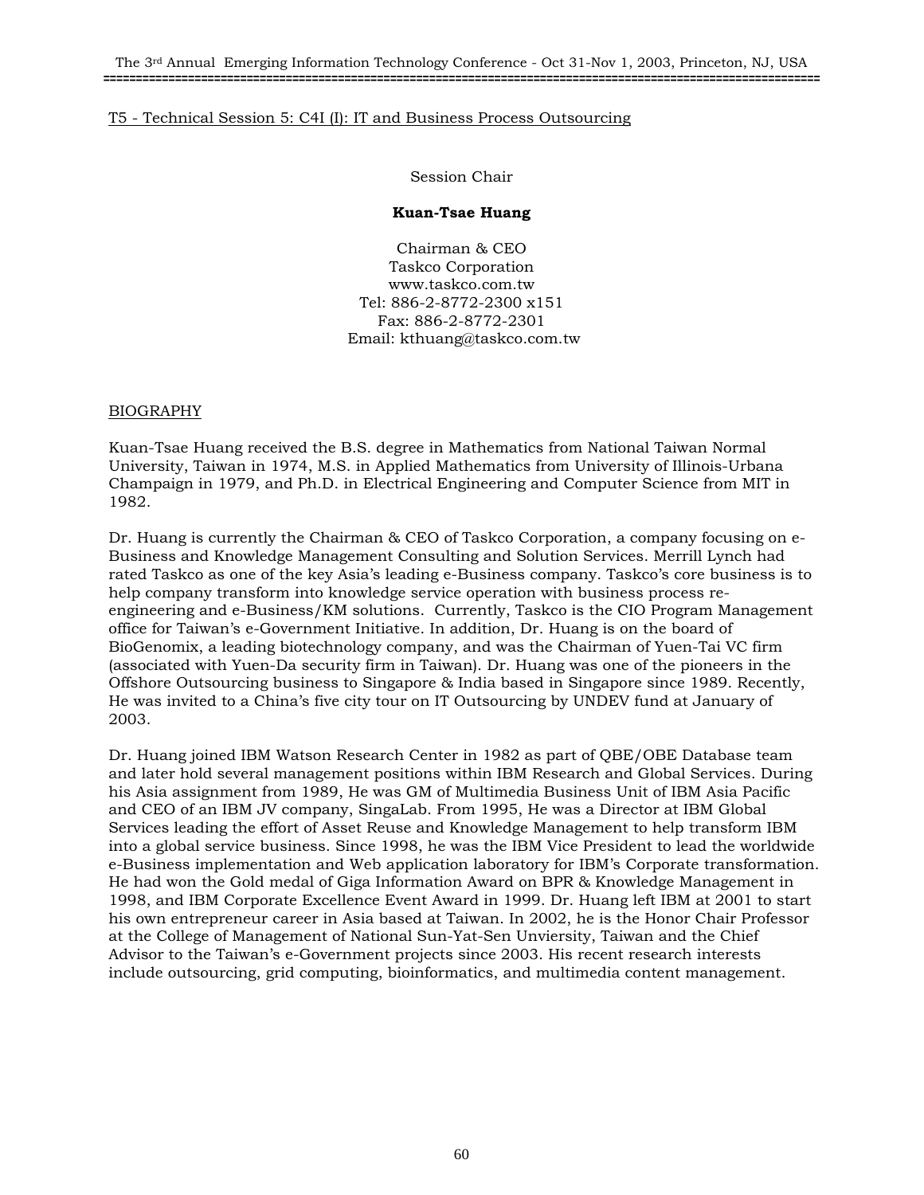T5 - Technical Session 5: C4I (I): IT and Business Process Outsourcing

Session Chair

**Kuan-Tsae Huang**

Chairman & CEO
Taskco Corporation
www.taskco.com.tw
Tel: 886-2-8772-2300 x151
Fax: 886-2-8772-2301
Email: kthuang@taskco.com.tw

BIOGRAPHY

Kuan-Tsae Huang received the B.S. degree in Mathematics from National Taiwan Normal University, Taiwan in 1974, M.S. in Applied Mathematics from University of Illinois-Urbana Champaign in 1979, and Ph.D. in Electrical Engineering and Computer Science from MIT in 1982.

Dr. Huang is currently the Chairman & CEO of Taskco Corporation, a company focusing on e-Business and Knowledge Management Consulting and Solution Services. Merrill Lynch had rated Taskco as one of the key Asia's leading e-Business company. Taskco's core business is to help company transform into knowledge service operation with business process re-engineering and e-Business/KM solutions. Currently, Taskco is the CIO Program Management office for Taiwan's e-Government Initiative. In addition, Dr. Huang is on the board of BioGenomix, a leading biotechnology company, and was the Chairman of Yuen-Tai VC firm (associated with Yuen-Da security firm in Taiwan). Dr. Huang was one of the pioneers in the Offshore Outsourcing business to Singapore & India based in Singapore since 1989. Recently, He was invited to a China's five city tour on IT Outsourcing by UNDEV fund at January of 2003.

Dr. Huang joined IBM Watson Research Center in 1982 as part of QBE/OBE Database team and later hold several management positions within IBM Research and Global Services. During his Asia assignment from 1989, He was GM of Multimedia Business Unit of IBM Asia Pacific and CEO of an IBM JV company, SingaLab. From 1995, He was a Director at IBM Global Services leading the effort of Asset Reuse and Knowledge Management to help transform IBM into a global service business. Since 1998, he was the IBM Vice President to lead the worldwide e-Business implementation and Web application laboratory for IBM's Corporate transformation. He had won the Gold medal of Giga Information Award on BPR & Knowledge Management in 1998, and IBM Corporate Excellence Event Award in 1999. Dr. Huang left IBM at 2001 to start his own entrepreneur career in Asia based at Taiwan. In 2002, he is the Honor Chair Professor at the College of Management of National Sun-Yat-Sen Unviersity, Taiwan and the Chief Advisor to the Taiwan's e-Government projects since 2003. His recent research interests include outsourcing, grid computing, bioinformatics, and multimedia content management.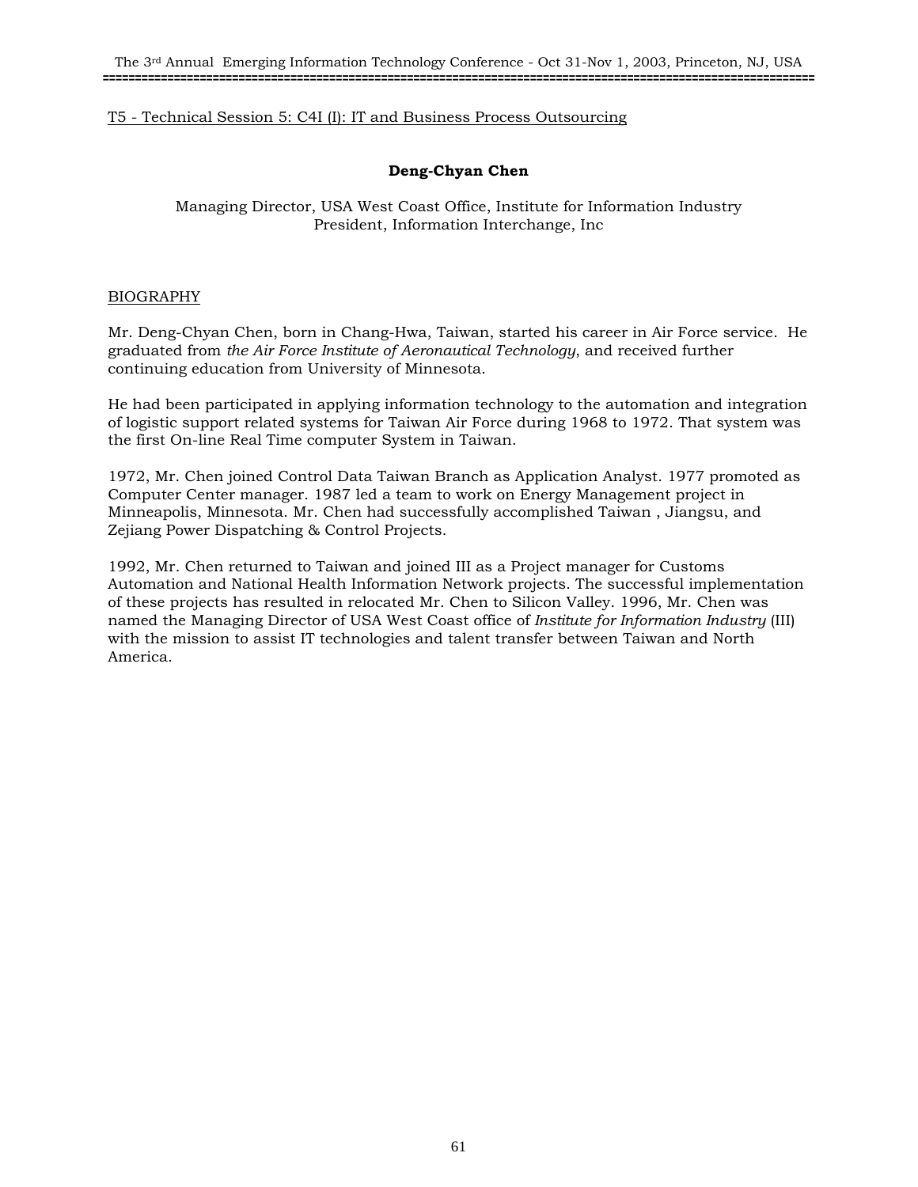T5 - Technical Session 5: C4I (I): IT and Business Process Outsourcing

**Deng-Chyan Chen**

Managing Director, USA West Coast Office, Institute for Information Industry
President, Information Interchange, Inc

BIOGRAPHY

Mr. Deng-Chyan Chen, born in Chang-Hwa, Taiwan, started his career in Air Force service. He graduated from *the Air Force Institute of Aeronautical Technology*, and received further continuing education from University of Minnesota.

He had been participated in applying information technology to the automation and integration of logistic support related systems for Taiwan Air Force during 1968 to 1972. That system was the first On-line Real Time computer System in Taiwan.

1972, Mr. Chen joined Control Data Taiwan Branch as Application Analyst. 1977 promoted as Computer Center manager. 1987 led a team to work on Energy Management project in Minneapolis, Minnesota. Mr. Chen had successfully accomplished Taiwan , Jiangsu, and Zejiang Power Dispatching & Control Projects.

1992, Mr. Chen returned to Taiwan and joined III as a Project manager for Customs Automation and National Health Information Network projects. The successful implementation of these projects has resulted in relocated Mr. Chen to Silicon Valley. 1996, Mr. Chen was named the Managing Director of USA West Coast office of *Institute for Information Industry* (III) with the mission to assist IT technologies and talent transfer between Taiwan and North America.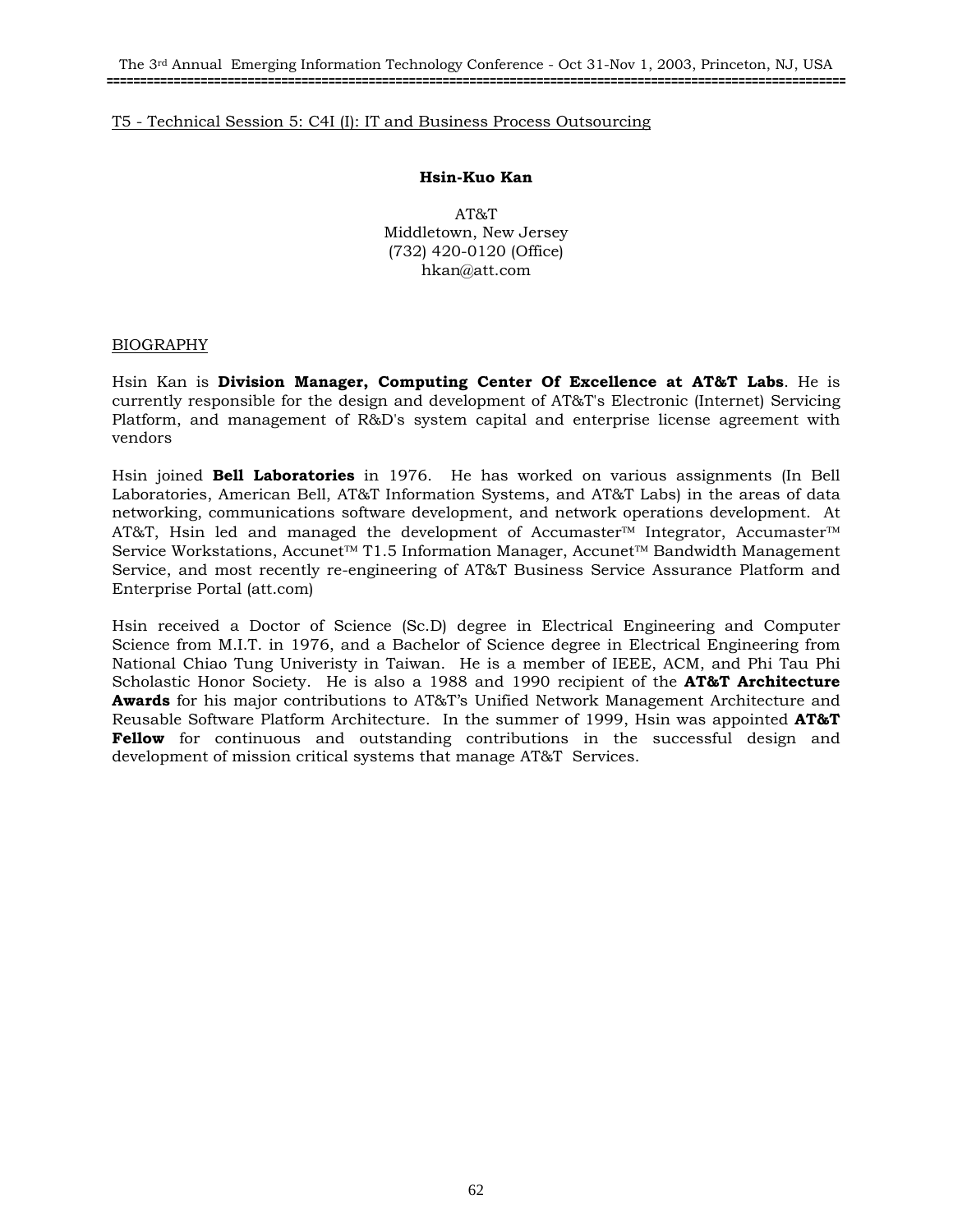T5 - Technical Session 5: C4I (I): IT and Business Process Outsourcing

**Hsin-Kuo Kan**

AT&T
Middletown, New Jersey
(732) 420-0120 (Office)
hkan@att.com

BIOGRAPHY

Hsin Kan is **Division Manager, Computing Center Of Excellence at AT&T Labs**. He is currently responsible for the design and development of AT&T's Electronic (Internet) Servicing Platform, and management of R&D's system capital and enterprise license agreement with vendors

Hsin joined **Bell Laboratories** in 1976. He has worked on various assignments (In Bell Laboratories, American Bell, AT&T Information Systems, and AT&T Labs) in the areas of data networking, communications software development, and network operations development. At AT&T, Hsin led and managed the development of Accumaster™ Integrator, Accumaster™ Service Workstations, Accunet™ T1.5 Information Manager, Accunet™ Bandwidth Management Service, and most recently re-engineering of AT&T Business Service Assurance Platform and Enterprise Portal (att.com)

Hsin received a Doctor of Science (Sc.D) degree in Electrical Engineering and Computer Science from M.I.T. in 1976, and a Bachelor of Science degree in Electrical Engineering from National Chiao Tung Univeristy in Taiwan. He is a member of IEEE, ACM, and Phi Tau Phi Scholastic Honor Society. He is also a 1988 and 1990 recipient of the **AT&T Architecture Awards** for his major contributions to AT&T's Unified Network Management Architecture and Reusable Software Platform Architecture. In the summer of 1999, Hsin was appointed **AT&T Fellow** for continuous and outstanding contributions in the successful design and development of mission critical systems that manage AT&T Services.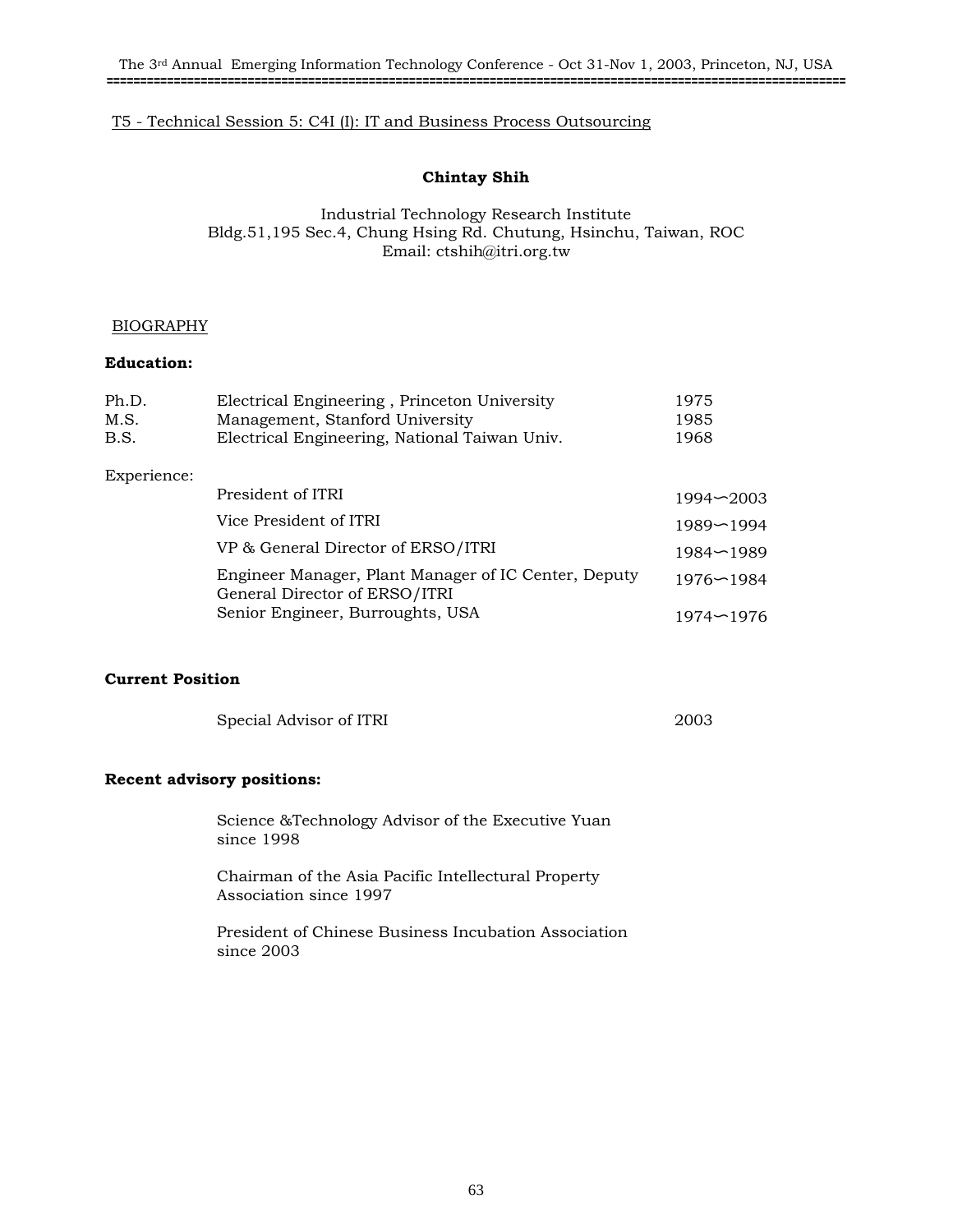T5 - Technical Session 5: C4I (I): IT and Business Process Outsourcing

**Chintay Shih**

Industrial Technology Research Institute
Bldg.51,195 Sec.4, Chung Hsing Rd. Chutung, Hsinchu, Taiwan, ROC
Email: ctshih@itri.org.tw

BIOGRAPHY

**Education:**

| | | |
|---|---|---|
| Ph.D. | Electrical Engineering , Princeton University | 1975 |
| M.S. | Management, Stanford University | 1985 |
| B.S. | Electrical Engineering, National Taiwan Univ. | 1968 |

Experience:

| | |
|---|---|
| President of ITRI | 1994∼2003 |
| Vice President of ITRI | 1989∼1994 |
| VP & General Director of ERSO/ITRI | 1984∼1989 |
| Engineer Manager, Plant Manager of IC Center, Deputy General Director of ERSO/ITRI | 1976∼1984 |
| Senior Engineer, Burroughts, USA | 1974∼1976 |

**Current Position**

| | |
|---|---|
| Special Advisor of ITRI | 2003 |

**Recent advisory positions:**

Science &Technology Advisor of the Executive Yuan since 1998

Chairman of the Asia Pacific Intellectural Property Association since 1997

President of Chinese Business Incubation Association since 2003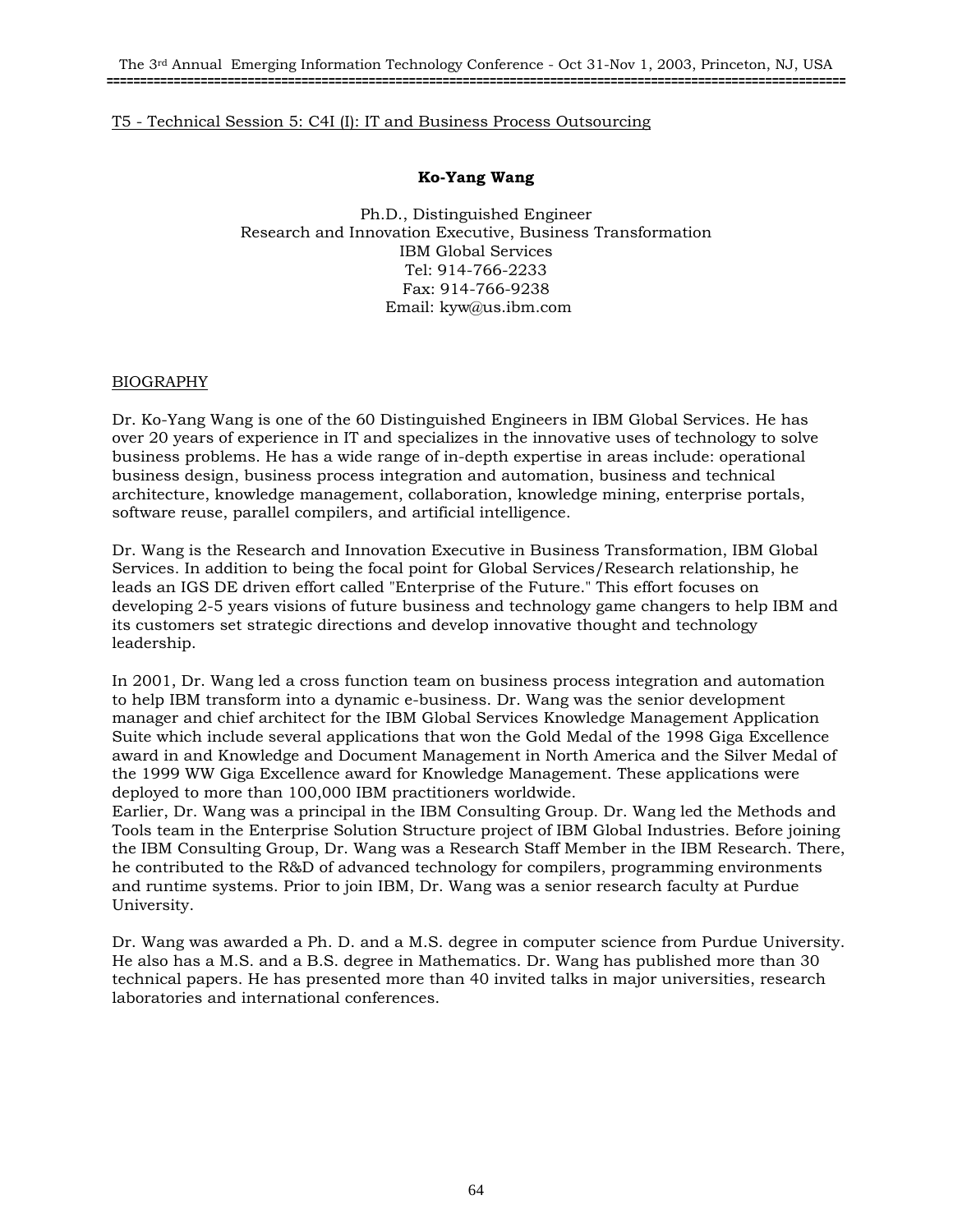T5 - Technical Session 5: C4I (I): IT and Business Process Outsourcing

**Ko-Yang Wang**

Ph.D., Distinguished Engineer
Research and Innovation Executive, Business Transformation
IBM Global Services
Tel: 914-766-2233
Fax: 914-766-9238
Email: kyw@us.ibm.com

## BIOGRAPHY

Dr. Ko-Yang Wang is one of the 60 Distinguished Engineers in IBM Global Services. He has over 20 years of experience in IT and specializes in the innovative uses of technology to solve business problems. He has a wide range of in-depth expertise in areas include: operational business design, business process integration and automation, business and technical architecture, knowledge management, collaboration, knowledge mining, enterprise portals, software reuse, parallel compilers, and artificial intelligence.

Dr. Wang is the Research and Innovation Executive in Business Transformation, IBM Global Services. In addition to being the focal point for Global Services/Research relationship, he leads an IGS DE driven effort called "Enterprise of the Future." This effort focuses on developing 2-5 years visions of future business and technology game changers to help IBM and its customers set strategic directions and develop innovative thought and technology leadership.

In 2001, Dr. Wang led a cross function team on business process integration and automation to help IBM transform into a dynamic e-business. Dr. Wang was the senior development manager and chief architect for the IBM Global Services Knowledge Management Application Suite which include several applications that won the Gold Medal of the 1998 Giga Excellence award in and Knowledge and Document Management in North America and the Silver Medal of the 1999 WW Giga Excellence award for Knowledge Management. These applications were deployed to more than 100,000 IBM practitioners worldwide.
Earlier, Dr. Wang was a principal in the IBM Consulting Group. Dr. Wang led the Methods and Tools team in the Enterprise Solution Structure project of IBM Global Industries. Before joining the IBM Consulting Group, Dr. Wang was a Research Staff Member in the IBM Research. There, he contributed to the R&D of advanced technology for compilers, programming environments and runtime systems. Prior to join IBM, Dr. Wang was a senior research faculty at Purdue University.

Dr. Wang was awarded a Ph. D. and a M.S. degree in computer science from Purdue University. He also has a M.S. and a B.S. degree in Mathematics. Dr. Wang has published more than 30 technical papers. He has presented more than 40 invited talks in major universities, research laboratories and international conferences.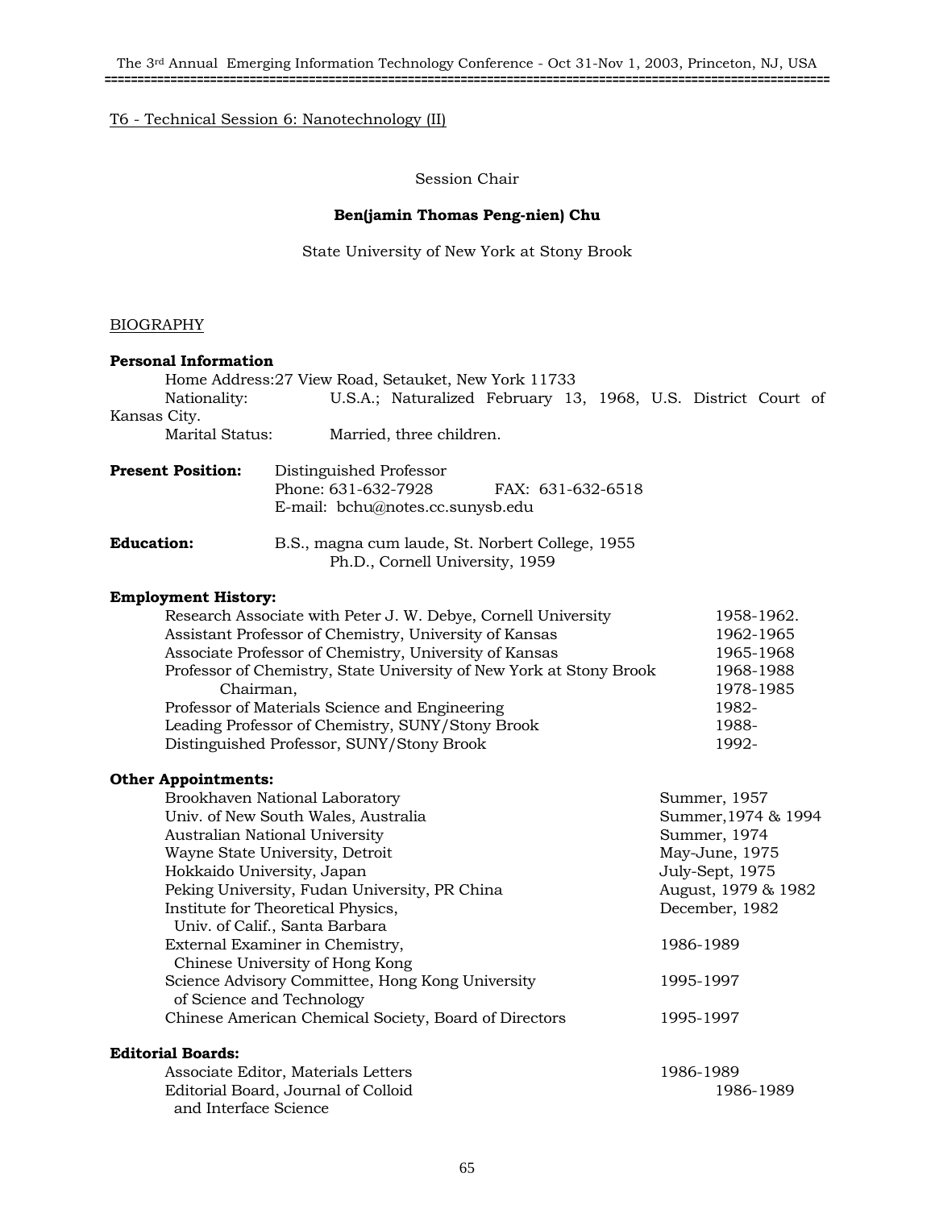T6 - Technical Session 6: Nanotechnology (II)

Session Chair

**Ben(jamin Thomas Peng-nien) Chu**

State University of New York at Stony Brook

BIOGRAPHY

**Personal Information**

Home Address: 27 View Road, Setauket, New York 11733

Nationality: U.S.A.; Naturalized February 13, 1968, U.S. District Court of Kansas City.

Marital Status: Married, three children.

**Present Position:** Distinguished Professor
Phone: 631-632-7928 FAX: 631-632-6518
E-mail: bchu@notes.cc.sunysb.edu

**Education:** B.S., magna cum laude, St. Norbert College, 1955
Ph.D., Cornell University, 1959

**Employment History:**

| | |
|---|---|
| Research Associate with Peter J. W. Debye, Cornell University | 1958-1962. |
| Assistant Professor of Chemistry, University of Kansas | 1962-1965 |
| Associate Professor of Chemistry, University of Kansas | 1965-1968 |
| Professor of Chemistry, State University of New York at Stony Brook | 1968-1988 |
| Chairman, | 1978-1985 |
| Professor of Materials Science and Engineering | 1982- |
| Leading Professor of Chemistry, SUNY/Stony Brook | 1988- |
| Distinguished Professor, SUNY/Stony Brook | 1992- |

**Other Appointments:**

| | |
|---|---|
| Brookhaven National Laboratory | Summer, 1957 |
| Univ. of New South Wales, Australia | Summer, 1974 & 1994 |
| Australian National University | Summer, 1974 |
| Wayne State University, Detroit | May-June, 1975 |
| Hokkaido University, Japan | July-Sept, 1975 |
| Peking University, Fudan University, PR China | August, 1979 & 1982 |
| Institute for Theoretical Physics, Univ. of Calif., Santa Barbara | December, 1982 |
| External Examiner in Chemistry, Chinese University of Hong Kong | 1986-1989 |
| Science Advisory Committee, Hong Kong University of Science and Technology | 1995-1997 |
| Chinese American Chemical Society, Board of Directors | 1995-1997 |

**Editorial Boards:**

| | |
|---|---|
| Associate Editor, Materials Letters | 1986-1989 |
| Editorial Board, Journal of Colloid and Interface Science | 1986-1989 |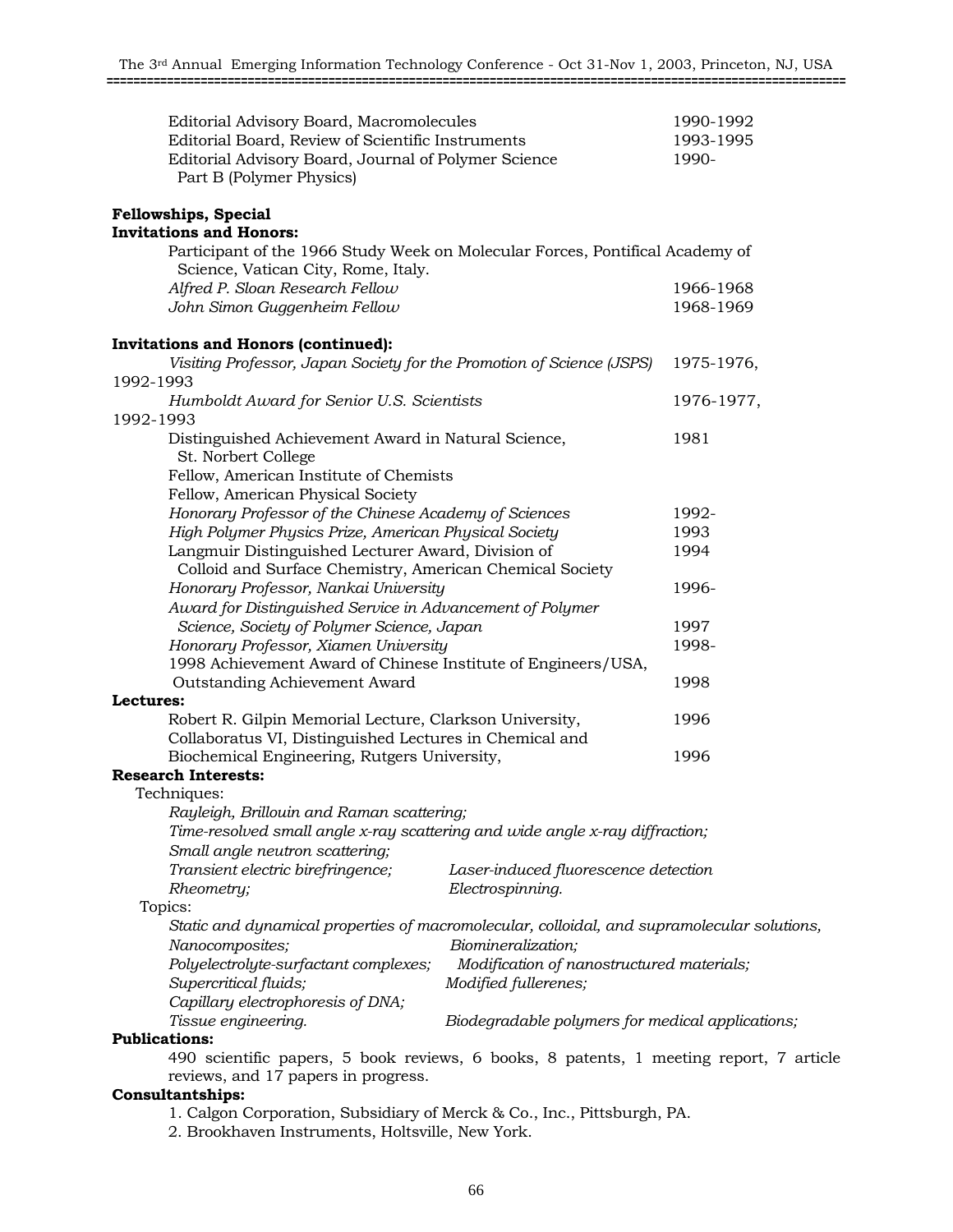Editorial Advisory Board, Macromolecules 1990-1992
Editorial Board, Review of Scientific Instruments 1993-1995
Editorial Advisory Board, Journal of Polymer Science Part B (Polymer Physics) 1990-

**Fellowships, Special Invitations and Honors:**

Participant of the 1966 Study Week on Molecular Forces, Pontifical Academy of Science, Vatican City, Rome, Italy.
*Alfred P. Sloan Research Fellow* 1966-1968
*John Simon Guggenheim Fellow* 1968-1969

**Invitations and Honors (continued):**

*Visiting Professor, Japan Society for the Promotion of Science (JSPS)* 1975-1976, 1992-1993
*Humboldt Award for Senior U.S. Scientists* 1976-1977, 1992-1993
Distinguished Achievement Award in Natural Science, St. Norbert College 1981
Fellow, American Institute of Chemists
Fellow, American Physical Society
*Honorary Professor of the Chinese Academy of Sciences* 1992-
*High Polymer Physics Prize, American Physical Society* 1993
Langmuir Distinguished Lecturer Award, Division of Colloid and Surface Chemistry, American Chemical Society 1994
*Honorary Professor, Nankai University* 1996-
*Award for Distinguished Service in Advancement of Polymer Science, Society of Polymer Science, Japan* 1997
*Honorary Professor, Xiamen University* 1998-
1998 Achievement Award of Chinese Institute of Engineers/USA, Outstanding Achievement Award 1998

**Lectures:**

Robert R. Gilpin Memorial Lecture, Clarkson University, 1996
Collaboratus VI, Distinguished Lectures in Chemical and Biochemical Engineering, Rutgers University, 1996

**Research Interests:**

Techniques:

*Rayleigh, Brillouin and Raman scattering;*
*Time-resolved small angle x-ray scattering and wide angle x-ray diffraction;*
*Small angle neutron scattering;*
*Transient electric birefringence;* *Laser-induced fluorescence detection*
*Rheometry;* *Electrospinning.*

Topics:

*Static and dynamical properties of macromolecular, colloidal, and supramolecular solutions,*
*Nanocomposites;* *Biomineralization;*
*Polyelectrolyte-surfactant complexes;* *Modification of nanostructured materials;*
*Supercritical fluids;* *Modified fullerenes;*
*Capillary electrophoresis of DNA;*
*Tissue engineering.* *Biodegradable polymers for medical applications;*

**Publications:**

490 scientific papers, 5 book reviews, 6 books, 8 patents, 1 meeting report, 7 article reviews, and 17 papers in progress.

**Consultantships:**

1. Calgon Corporation, Subsidiary of Merck & Co., Inc., Pittsburgh, PA.
2. Brookhaven Instruments, Holtsville, New York.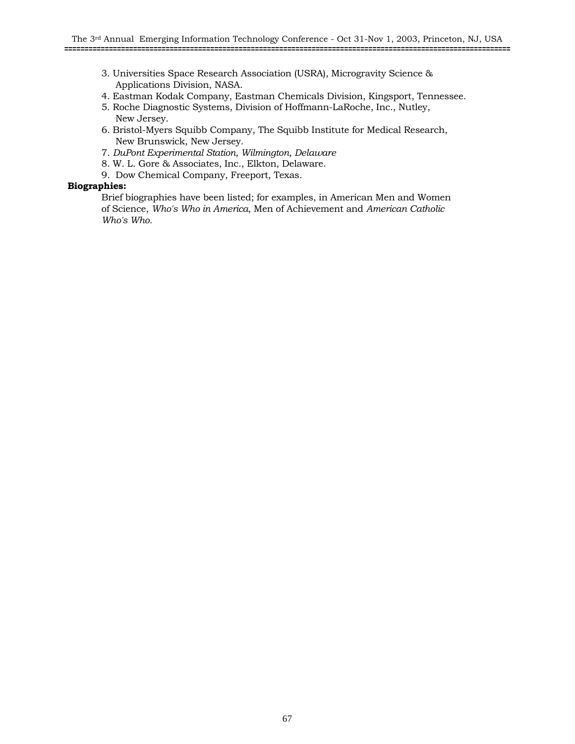3. Universities Space Research Association (USRA), Microgravity Science & Applications Division, NASA.
4. Eastman Kodak Company, Eastman Chemicals Division, Kingsport, Tennessee.
5. Roche Diagnostic Systems, Division of Hoffmann-LaRoche, Inc., Nutley, New Jersey.
6. Bristol-Myers Squibb Company, The Squibb Institute for Medical Research, New Brunswick, New Jersey.
7. *DuPont Experimental Station, Wilmington, Delaware*
8. W. L. Gore & Associates, Inc., Elkton, Delaware.
9. Dow Chemical Company, Freeport, Texas.

**Biographies:**

Brief biographies have been listed; for examples, in American Men and Women of Science, *Who's Who in America*, Men of Achievement and *American Catholic Who's Who.*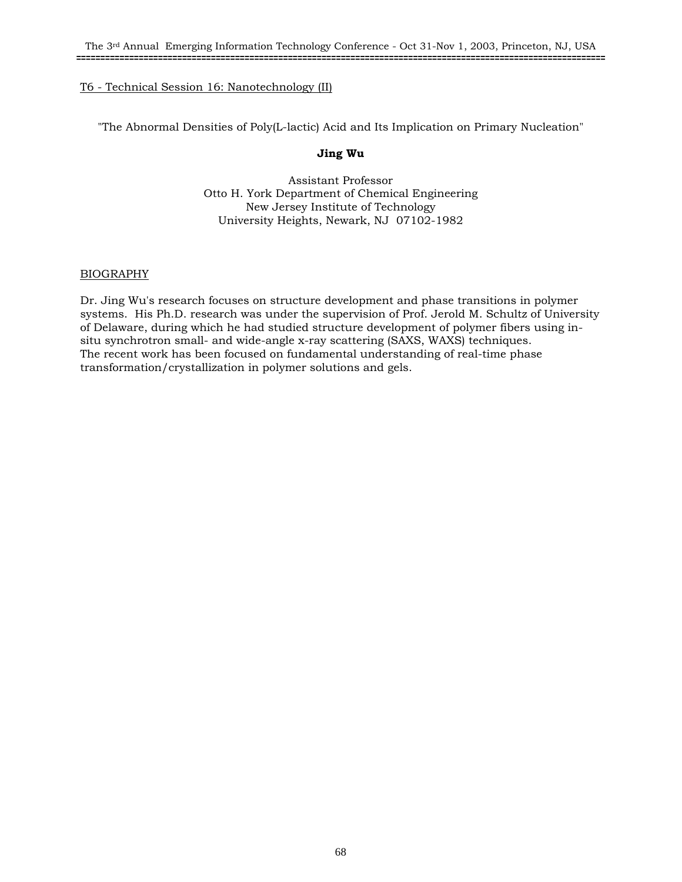T6 - Technical Session 16: Nanotechnology (II)

"The Abnormal Densities of Poly(L-lactic) Acid and Its Implication on Primary Nucleation"

**Jing Wu**

Assistant Professor
Otto H. York Department of Chemical Engineering
New Jersey Institute of Technology
University Heights, Newark, NJ 07102-1982

## BIOGRAPHY

Dr. Jing Wu's research focuses on structure development and phase transitions in polymer systems. His Ph.D. research was under the supervision of Prof. Jerold M. Schultz of University of Delaware, during which he had studied structure development of polymer fibers using in-situ synchrotron small- and wide-angle x-ray scattering (SAXS, WAXS) techniques. The recent work has been focused on fundamental understanding of real-time phase transformation/crystallization in polymer solutions and gels.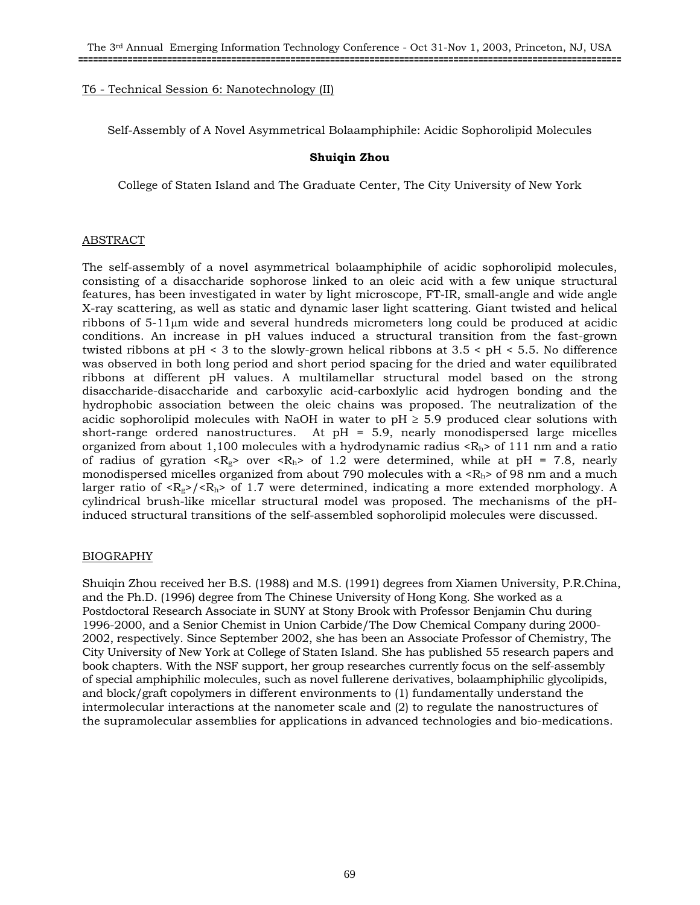T6 - Technical Session 6: Nanotechnology (II)

## Self-Assembly of A Novel Asymmetrical Bolaamphiphile: Acidic Sophorolipid Molecules

**Shuiqin Zhou**

College of Staten Island and The Graduate Center, The City University of New York

### ABSTRACT

The self-assembly of a novel asymmetrical bolaamphiphile of acidic sophorolipid molecules, consisting of a disaccharide sophorose linked to an oleic acid with a few unique structural features, has been investigated in water by light microscope, FT-IR, small-angle and wide angle X-ray scattering, as well as static and dynamic laser light scattering. Giant twisted and helical ribbons of 5-11μm wide and several hundreds micrometers long could be produced at acidic conditions. An increase in pH values induced a structural transition from the fast-grown twisted ribbons at pH < 3 to the slowly-grown helical ribbons at 3.5 < pH < 5.5. No difference was observed in both long period and short period spacing for the dried and water equilibrated ribbons at different pH values. A multilamellar structural model based on the strong disaccharide-disaccharide and carboxylic acid-carboxlylic acid hydrogen bonding and the hydrophobic association between the oleic chains was proposed. The neutralization of the acidic sophorolipid molecules with NaOH in water to pH ≥ 5.9 produced clear solutions with short-range ordered nanostructures. At pH = 5.9, nearly monodispersed large micelles organized from about 1,100 molecules with a hydrodynamic radius $<R_h>$ of 111 nm and a ratio of radius of gyration $<R_g>$ over $<R_h>$ of 1.2 were determined, while at pH = 7.8, nearly monodispersed micelles organized from about 790 molecules with a $<R_h>$ of 98 nm and a much larger ratio of $<R_g>/<R_h>$ of 1.7 were determined, indicating a more extended morphology. A cylindrical brush-like micellar structural model was proposed. The mechanisms of the pH-induced structural transitions of the self-assembled sophorolipid molecules were discussed.

### BIOGRAPHY

Shuiqin Zhou received her B.S. (1988) and M.S. (1991) degrees from Xiamen University, P.R.China, and the Ph.D. (1996) degree from The Chinese University of Hong Kong. She worked as a Postdoctoral Research Associate in SUNY at Stony Brook with Professor Benjamin Chu during 1996-2000, and a Senior Chemist in Union Carbide/The Dow Chemical Company during 2000-2002, respectively. Since September 2002, she has been an Associate Professor of Chemistry, The City University of New York at College of Staten Island. She has published 55 research papers and book chapters. With the NSF support, her group researches currently focus on the self-assembly of special amphiphilic molecules, such as novel fullerene derivatives, bolaamphiphilic glycolipids, and block/graft copolymers in different environments to (1) fundamentally understand the intermolecular interactions at the nanometer scale and (2) to regulate the nanostructures of the supramolecular assemblies for applications in advanced technologies and bio-medications.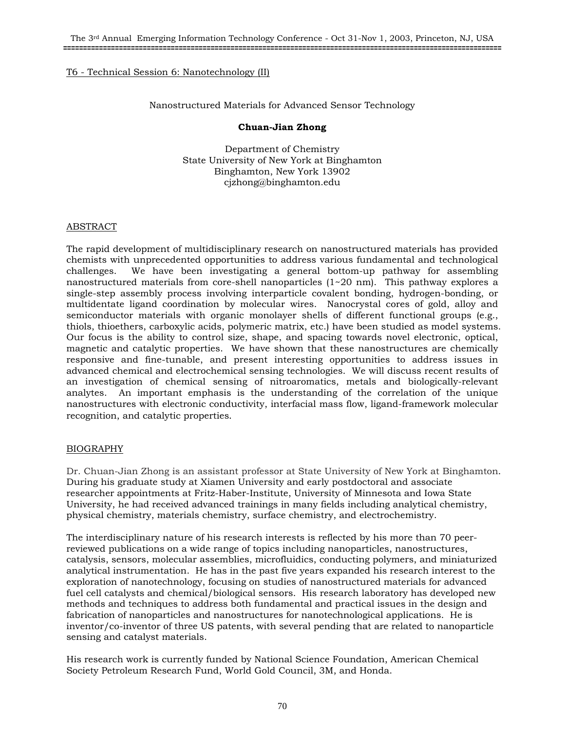T6 - Technical Session 6: Nanotechnology (II)

# Nanostructured Materials for Advanced Sensor Technology

**Chuan-Jian Zhong**

Department of Chemistry
State University of New York at Binghamton
Binghamton, New York 13902
cjzhong@binghamton.edu

## ABSTRACT

The rapid development of multidisciplinary research on nanostructured materials has provided chemists with unprecedented opportunities to address various fundamental and technological challenges. We have been investigating a general bottom-up pathway for assembling nanostructured materials from core-shell nanoparticles (1~20 nm). This pathway explores a single-step assembly process involving interparticle covalent bonding, hydrogen-bonding, or multidentate ligand coordination by molecular wires. Nanocrystal cores of gold, alloy and semiconductor materials with organic monolayer shells of different functional groups (e.g., thiols, thioethers, carboxylic acids, polymeric matrix, etc.) have been studied as model systems. Our focus is the ability to control size, shape, and spacing towards novel electronic, optical, magnetic and catalytic properties. We have shown that these nanostructures are chemically responsive and fine-tunable, and present interesting opportunities to address issues in advanced chemical and electrochemical sensing technologies. We will discuss recent results of an investigation of chemical sensing of nitroaromatics, metals and biologically-relevant analytes. An important emphasis is the understanding of the correlation of the unique nanostructures with electronic conductivity, interfacial mass flow, ligand-framework molecular recognition, and catalytic properties.

## BIOGRAPHY

Dr. Chuan-Jian Zhong is an assistant professor at State University of New York at Binghamton. During his graduate study at Xiamen University and early postdoctoral and associate researcher appointments at Fritz-Haber-Institute, University of Minnesota and Iowa State University, he had received advanced trainings in many fields including analytical chemistry, physical chemistry, materials chemistry, surface chemistry, and electrochemistry.

The interdisciplinary nature of his research interests is reflected by his more than 70 peer-reviewed publications on a wide range of topics including nanoparticles, nanostructures, catalysis, sensors, molecular assemblies, microfluidics, conducting polymers, and miniaturized analytical instrumentation. He has in the past five years expanded his research interest to the exploration of nanotechnology, focusing on studies of nanostructured materials for advanced fuel cell catalysts and chemical/biological sensors. His research laboratory has developed new methods and techniques to address both fundamental and practical issues in the design and fabrication of nanoparticles and nanostructures for nanotechnological applications. He is inventor/co-inventor of three US patents, with several pending that are related to nanoparticle sensing and catalyst materials.

His research work is currently funded by National Science Foundation, American Chemical Society Petroleum Research Fund, World Gold Council, 3M, and Honda.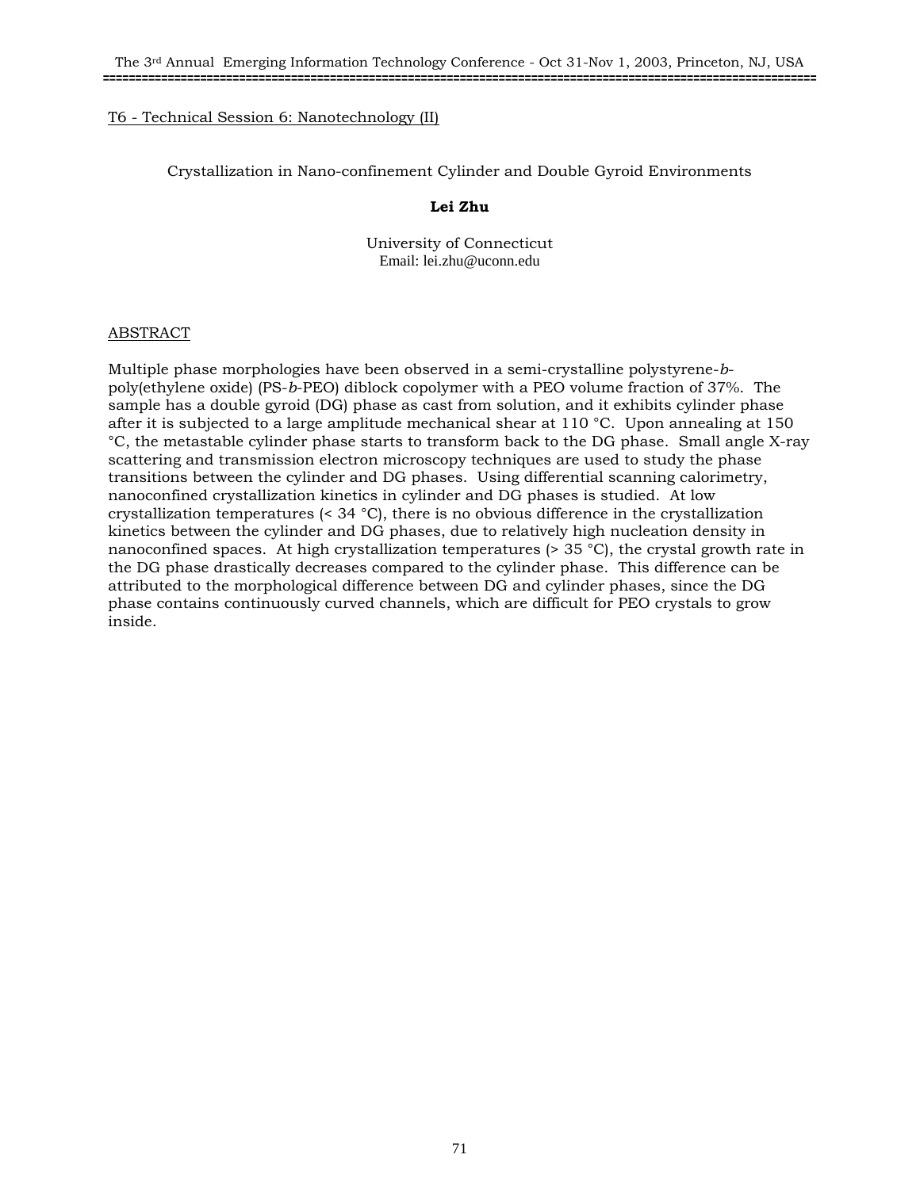T6 - Technical Session 6: Nanotechnology (II)

## Crystallization in Nano-confinement Cylinder and Double Gyroid Environments

**Lei Zhu**

University of Connecticut
Email: lei.zhu@uconn.edu

### ABSTRACT

Multiple phase morphologies have been observed in a semi-crystalline polystyrene-*b*-poly(ethylene oxide) (PS-*b*-PEO) diblock copolymer with a PEO volume fraction of 37%. The sample has a double gyroid (DG) phase as cast from solution, and it exhibits cylinder phase after it is subjected to a large amplitude mechanical shear at 110 °C. Upon annealing at 150 °C, the metastable cylinder phase starts to transform back to the DG phase. Small angle X-ray scattering and transmission electron microscopy techniques are used to study the phase transitions between the cylinder and DG phases. Using differential scanning calorimetry, nanoconfined crystallization kinetics in cylinder and DG phases is studied. At low crystallization temperatures (< 34 °C), there is no obvious difference in the crystallization kinetics between the cylinder and DG phases, due to relatively high nucleation density in nanoconfined spaces. At high crystallization temperatures (> 35 °C), the crystal growth rate in the DG phase drastically decreases compared to the cylinder phase. This difference can be attributed to the morphological difference between DG and cylinder phases, since the DG phase contains continuously curved channels, which are difficult for PEO crystals to grow inside.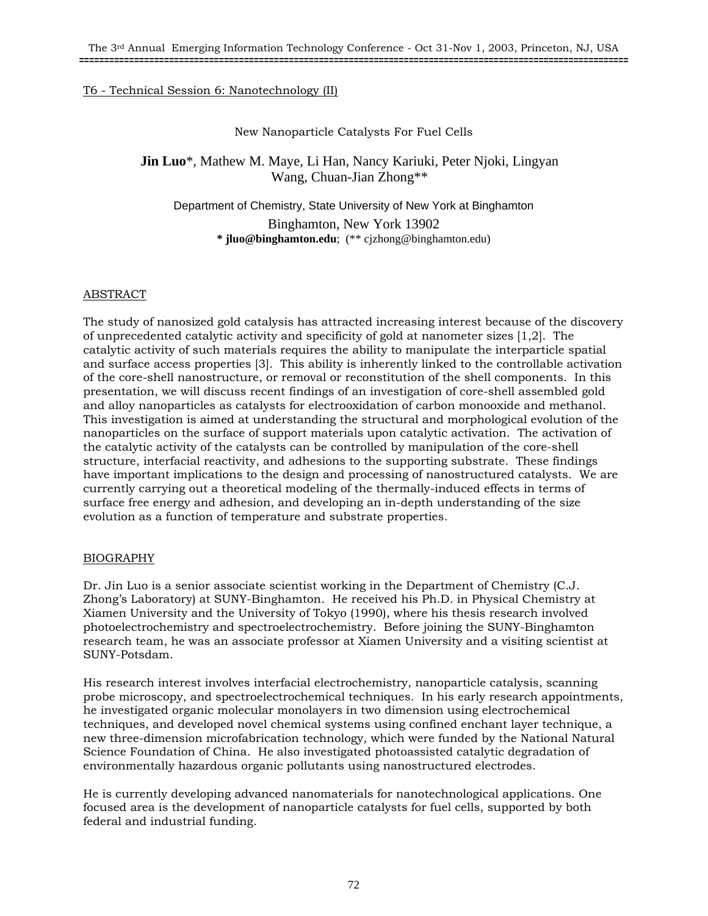T6 - Technical Session 6: Nanotechnology (II)

# New Nanoparticle Catalysts For Fuel Cells

**Jin Luo***, Mathew M. Maye, Li Han, Nancy Kariuki, Peter Njoki, Lingyan Wang, Chuan-Jian Zhong**

Department of Chemistry, State University of New York at Binghamton

Binghamton, New York 13902

**\* jluo@binghamton.edu**; (** cjzhong@binghamton.edu)

## ABSTRACT

The study of nanosized gold catalysis has attracted increasing interest because of the discovery of unprecedented catalytic activity and specificity of gold at nanometer sizes [1,2]. The catalytic activity of such materials requires the ability to manipulate the interparticle spatial and surface access properties [3]. This ability is inherently linked to the controllable activation of the core-shell nanostructure, or removal or reconstitution of the shell components. In this presentation, we will discuss recent findings of an investigation of core-shell assembled gold and alloy nanoparticles as catalysts for electrooxidation of carbon monooxide and methanol. This investigation is aimed at understanding the structural and morphological evolution of the nanoparticles on the surface of support materials upon catalytic activation. The activation of the catalytic activity of the catalysts can be controlled by manipulation of the core-shell structure, interfacial reactivity, and adhesions to the supporting substrate. These findings have important implications to the design and processing of nanostructured catalysts. We are currently carrying out a theoretical modeling of the thermally-induced effects in terms of surface free energy and adhesion, and developing an in-depth understanding of the size evolution as a function of temperature and substrate properties.

## BIOGRAPHY

Dr. Jin Luo is a senior associate scientist working in the Department of Chemistry (C.J. Zhong's Laboratory) at SUNY-Binghamton. He received his Ph.D. in Physical Chemistry at Xiamen University and the University of Tokyo (1990), where his thesis research involved photoelectrochemistry and spectroelectrochemistry. Before joining the SUNY-Binghamton research team, he was an associate professor at Xiamen University and a visiting scientist at SUNY-Potsdam.

His research interest involves interfacial electrochemistry, nanoparticle catalysis, scanning probe microscopy, and spectroelectrochemical techniques. In his early research appointments, he investigated organic molecular monolayers in two dimension using electrochemical techniques, and developed novel chemical systems using confined enchant layer technique, a new three-dimension microfabrication technology, which were funded by the National Natural Science Foundation of China. He also investigated photoassisted catalytic degradation of environmentally hazardous organic pollutants using nanostructured electrodes.

He is currently developing advanced nanomaterials for nanotechnological applications. One focused area is the development of nanoparticle catalysts for fuel cells, supported by both federal and industrial funding.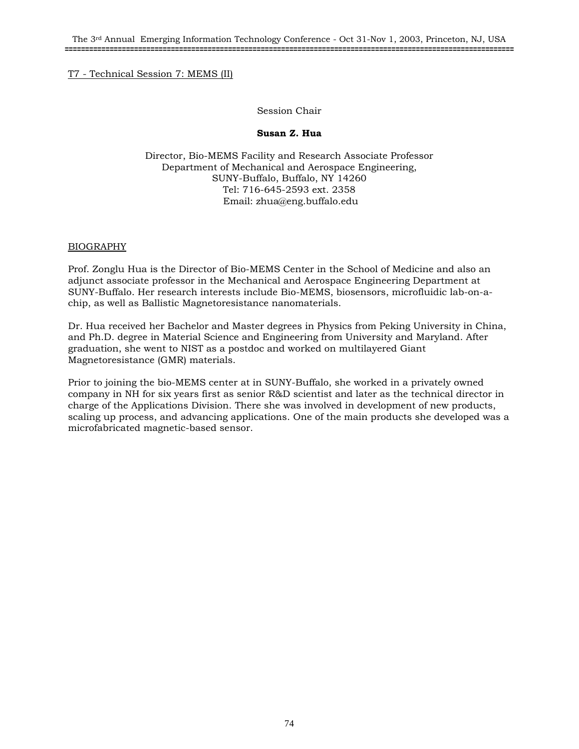T7 - Technical Session 7: MEMS (II)

Session Chair

**Susan Z. Hua**

Director, Bio-MEMS Facility and Research Associate Professor
Department of Mechanical and Aerospace Engineering,
SUNY-Buffalo, Buffalo, NY 14260
Tel: 716-645-2593 ext. 2358
Email: zhua@eng.buffalo.edu

## BIOGRAPHY

Prof. Zonglu Hua is the Director of Bio-MEMS Center in the School of Medicine and also an adjunct associate professor in the Mechanical and Aerospace Engineering Department at SUNY-Buffalo. Her research interests include Bio-MEMS, biosensors, microfluidic lab-on-a-chip, as well as Ballistic Magnetoresistance nanomaterials.

Dr. Hua received her Bachelor and Master degrees in Physics from Peking University in China, and Ph.D. degree in Material Science and Engineering from University and Maryland. After graduation, she went to NIST as a postdoc and worked on multilayered Giant Magnetoresistance (GMR) materials.

Prior to joining the bio-MEMS center at in SUNY-Buffalo, she worked in a privately owned company in NH for six years first as senior R&D scientist and later as the technical director in charge of the Applications Division. There she was involved in development of new products, scaling up process, and advancing applications. One of the main products she developed was a microfabricated magnetic-based sensor.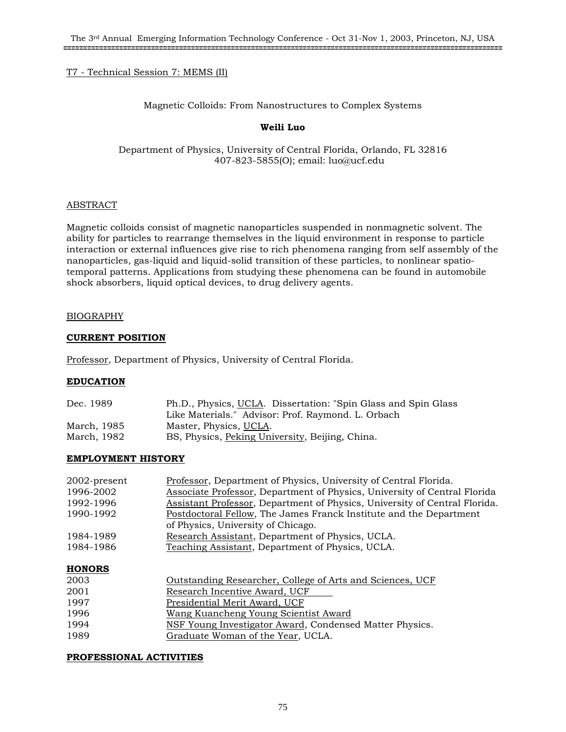T7 - Technical Session 7: MEMS (II)

## Magnetic Colloids: From Nanostructures to Complex Systems

**Weili Luo**

Department of Physics, University of Central Florida, Orlando, FL 32816
407-823-5855(O); email: luo@ucf.edu

### ABSTRACT

Magnetic colloids consist of magnetic nanoparticles suspended in nonmagnetic solvent. The ability for particles to rearrange themselves in the liquid environment in response to particle interaction or external influences give rise to rich phenomena ranging from self assembly of the nanoparticles, gas-liquid and liquid-solid transition of these particles, to nonlinear spatio-temporal patterns. Applications from studying these phenomena can be found in automobile shock absorbers, liquid optical devices, to drug delivery agents.

### BIOGRAPHY

**CURRENT POSITION**

Professor, Department of Physics, University of Central Florida.

**EDUCATION**

| | |
|---|---|
| Dec. 1989 | Ph.D., Physics, UCLA. Dissertation: "Spin Glass and Spin Glass Like Materials." Advisor: Prof. Raymond. L. Orbach |
| March, 1985 | Master, Physics, UCLA. |
| March, 1982 | BS, Physics, Peking University, Beijing, China. |

**EMPLOYMENT HISTORY**

| | |
|---|---|
| 2002-present | Professor, Department of Physics, University of Central Florida. |
| 1996-2002 | Associate Professor, Department of Physics, University of Central Florida |
| 1992-1996 | Assistant Professor, Department of Physics, University of Central Florida. |
| 1990-1992 | Postdoctoral Fellow, The James Franck Institute and the Department of Physics, University of Chicago. |
| 1984-1989 | Research Assistant, Department of Physics, UCLA. |
| 1984-1986 | Teaching Assistant, Department of Physics, UCLA. |

**HONORS**

| | |
|---|---|
| 2003 | Outstanding Researcher, College of Arts and Sciences, UCF |
| 2001 | Research Incentive Award, UCF |
| 1997 | Presidential Merit Award, UCF |
| 1996 | Wang Kuancheng Young Scientist Award |
| 1994 | NSF Young Investigator Award, Condensed Matter Physics. |
| 1989 | Graduate Woman of the Year, UCLA. |

**PROFESSIONAL ACTIVITIES**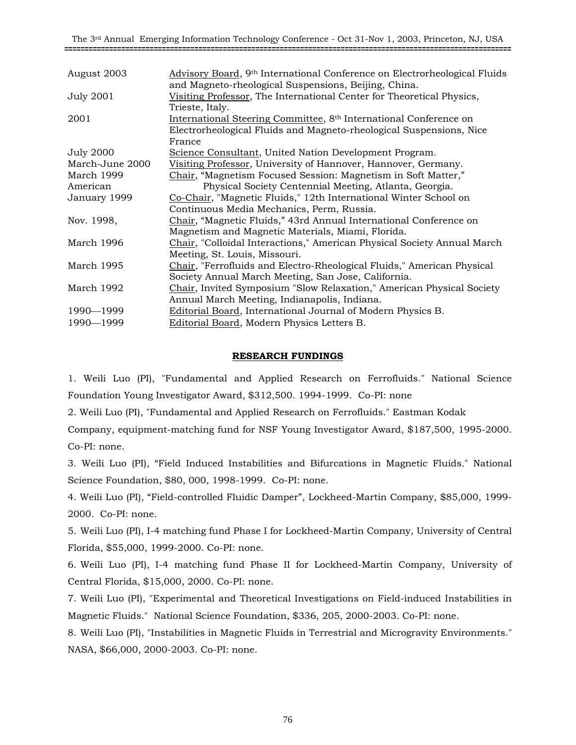| | |
|---|---|
| August 2003 | Advisory Board, 9th International Conference on Electrorheological Fluids and Magneto-rheological Suspensions, Beijing, China. |
| July 2001 | Visiting Professor, The International Center for Theoretical Physics, Trieste, Italy. |
| 2001 | International Steering Committee, 8th International Conference on Electrorheological Fluids and Magneto-rheological Suspensions, Nice France |
| July 2000 | Science Consultant, United Nation Development Program. |
| March-June 2000 | Visiting Professor, University of Hannover, Hannover, Germany. |
| March 1999 | Chair, "Magnetism Focused Session: Magnetism in Soft Matter," American Physical Society Centennial Meeting, Atlanta, Georgia. |
| January 1999 | Co-Chair, "Magnetic Fluids," 12th International Winter School on Continuous Media Mechanics, Perm, Russia. |
| Nov. 1998, | Chair, "Magnetic Fluids," 43rd Annual International Conference on Magnetism and Magnetic Materials, Miami, Florida. |
| March 1996 | Chair, "Colloidal Interactions," American Physical Society Annual March Meeting, St. Louis, Missouri. |
| March 1995 | Chair, "Ferrofluids and Electro-Rheological Fluids," American Physical Society Annual March Meeting, San Jose, California. |
| March 1992 | Chair, Invited Symposium "Slow Relaxation," American Physical Society Annual March Meeting, Indianapolis, Indiana. |
| 1990—1999 | Editorial Board, International Journal of Modern Physics B. |
| 1990—1999 | Editorial Board, Modern Physics Letters B. |

## RESEARCH FUNDINGS

1. Weili Luo (PI), "Fundamental and Applied Research on Ferrofluids." National Science Foundation Young Investigator Award, $312,500. 1994-1999. Co-PI: none

2. Weili Luo (PI), "Fundamental and Applied Research on Ferrofluids." Eastman Kodak Company, equipment-matching fund for NSF Young Investigator Award, $187,500, 1995-2000. Co-PI: none.

3. Weili Luo (PI), "Field Induced Instabilities and Bifurcations in Magnetic Fluids." National Science Foundation, $80, 000, 1998-1999. Co-PI: none.

4. Weili Luo (PI), "Field-controlled Fluidic Damper", Lockheed-Martin Company, $85,000, 1999-2000. Co-PI: none.

5. Weili Luo (PI), I-4 matching fund Phase I for Lockheed-Martin Company, University of Central Florida, $55,000, 1999-2000. Co-PI: none.

6. Weili Luo (PI), I-4 matching fund Phase II for Lockheed-Martin Company, University of Central Florida, $15,000, 2000. Co-PI: none.

7. Weili Luo (PI), "Experimental and Theoretical Investigations on Field-induced Instabilities in Magnetic Fluids." National Science Foundation, $336, 205, 2000-2003. Co-PI: none.

8. Weili Luo (PI), "Instabilities in Magnetic Fluids in Terrestrial and Microgravity Environments." NASA, $66,000, 2000-2003. Co-PI: none.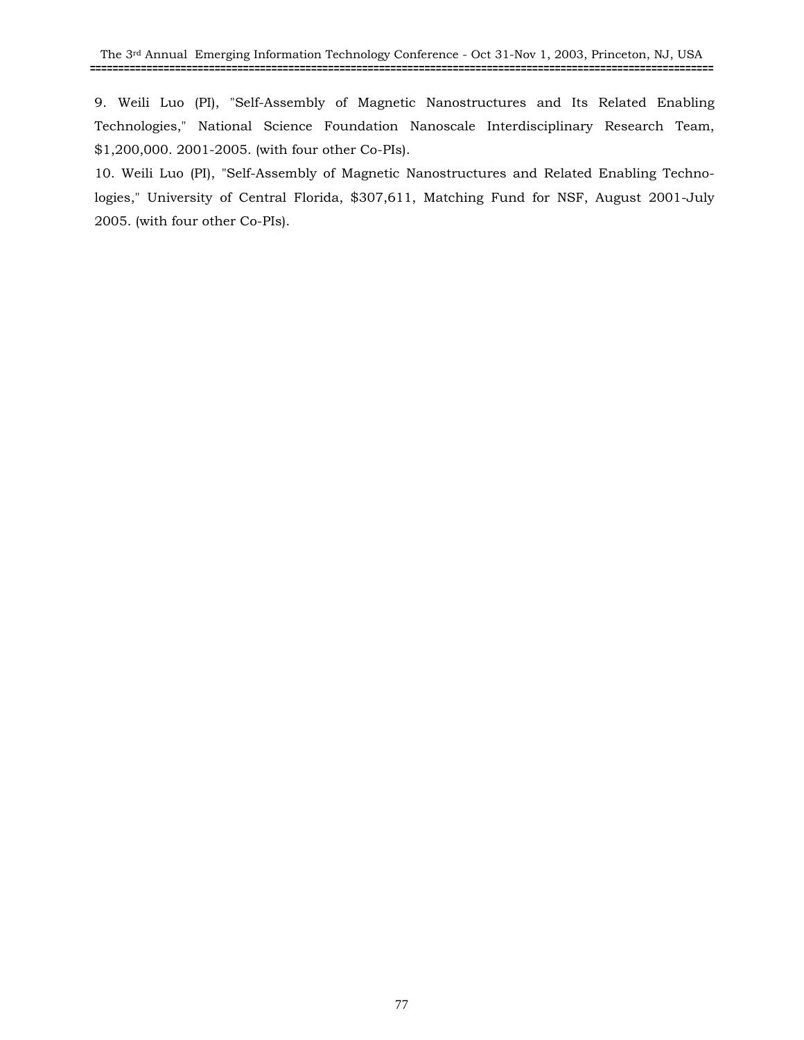9. Weili Luo (PI), "Self-Assembly of Magnetic Nanostructures and Its Related Enabling Technologies," National Science Foundation Nanoscale Interdisciplinary Research Team, $1,200,000. 2001-2005. (with four other Co-PIs).

10. Weili Luo (PI), "Self-Assembly of Magnetic Nanostructures and Related Enabling Technologies," University of Central Florida, $307,611, Matching Fund for NSF, August 2001-July 2005. (with four other Co-PIs).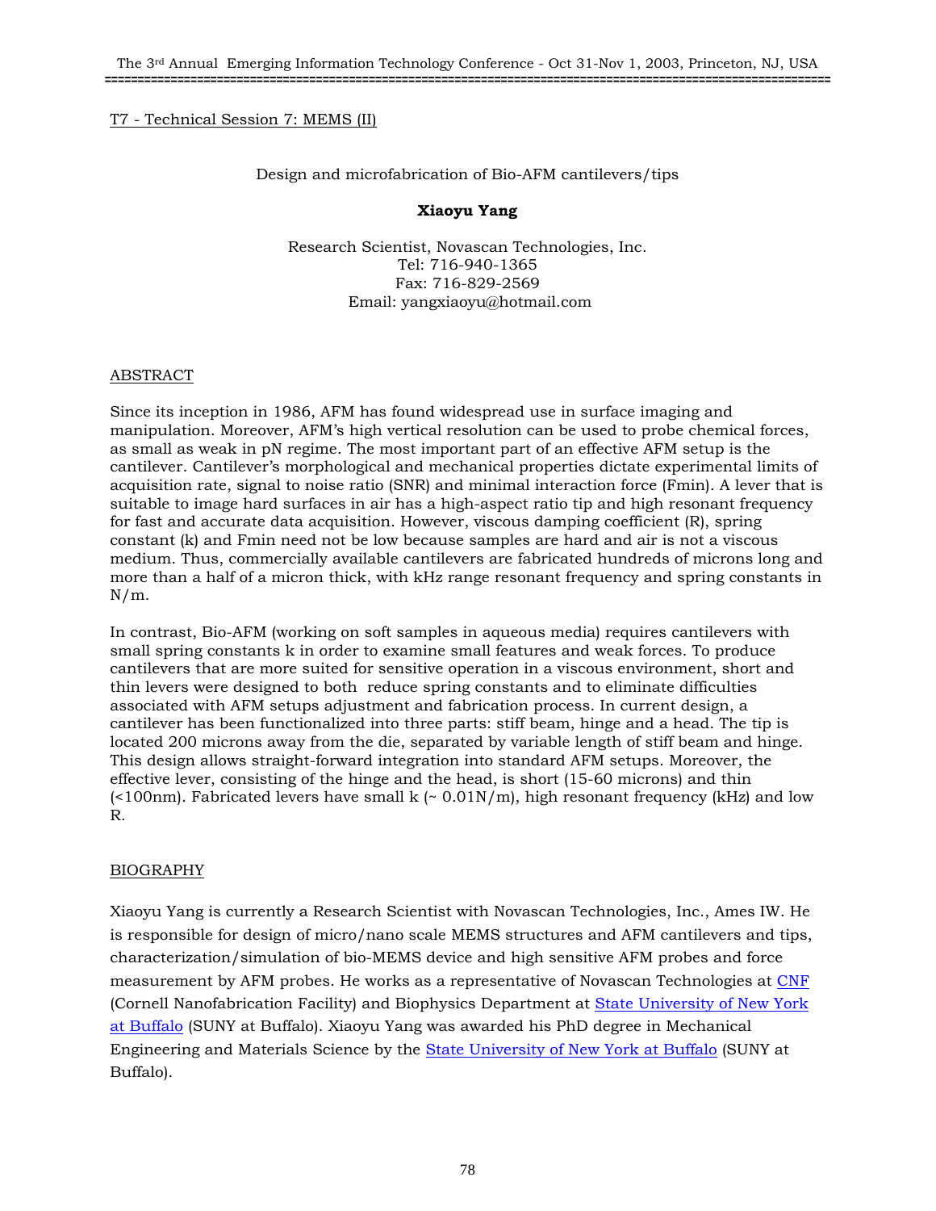T7 - Technical Session 7: MEMS (II)

# Design and microfabrication of Bio-AFM cantilevers/tips

**Xiaoyu Yang**

Research Scientist, Novascan Technologies, Inc.
Tel: 716-940-1365
Fax: 716-829-2569
Email: yangxiaoyu@hotmail.com

## ABSTRACT

Since its inception in 1986, AFM has found widespread use in surface imaging and manipulation. Moreover, AFM's high vertical resolution can be used to probe chemical forces, as small as weak in pN regime. The most important part of an effective AFM setup is the cantilever. Cantilever's morphological and mechanical properties dictate experimental limits of acquisition rate, signal to noise ratio (SNR) and minimal interaction force (Fmin). A lever that is suitable to image hard surfaces in air has a high-aspect ratio tip and high resonant frequency for fast and accurate data acquisition. However, viscous damping coefficient (R), spring constant (k) and Fmin need not be low because samples are hard and air is not a viscous medium. Thus, commercially available cantilevers are fabricated hundreds of microns long and more than a half of a micron thick, with kHz range resonant frequency and spring constants in N/m.

In contrast, Bio-AFM (working on soft samples in aqueous media) requires cantilevers with small spring constants k in order to examine small features and weak forces. To produce cantilevers that are more suited for sensitive operation in a viscous environment, short and thin levers were designed to both reduce spring constants and to eliminate difficulties associated with AFM setups adjustment and fabrication process. In current design, a cantilever has been functionalized into three parts: stiff beam, hinge and a head. The tip is located 200 microns away from the die, separated by variable length of stiff beam and hinge. This design allows straight-forward integration into standard AFM setups. Moreover, the effective lever, consisting of the hinge and the head, is short (15-60 microns) and thin (<100nm). Fabricated levers have small k (~ 0.01N/m), high resonant frequency (kHz) and low R.

## BIOGRAPHY

Xiaoyu Yang is currently a Research Scientist with Novascan Technologies, Inc., Ames IW. He is responsible for design of micro/nano scale MEMS structures and AFM cantilevers and tips, characterization/simulation of bio-MEMS device and high sensitive AFM probes and force measurement by AFM probes. He works as a representative of Novascan Technologies at CNF (Cornell Nanofabrication Facility) and Biophysics Department at State University of New York at Buffalo (SUNY at Buffalo). Xiaoyu Yang was awarded his PhD degree in Mechanical Engineering and Materials Science by the State University of New York at Buffalo (SUNY at Buffalo).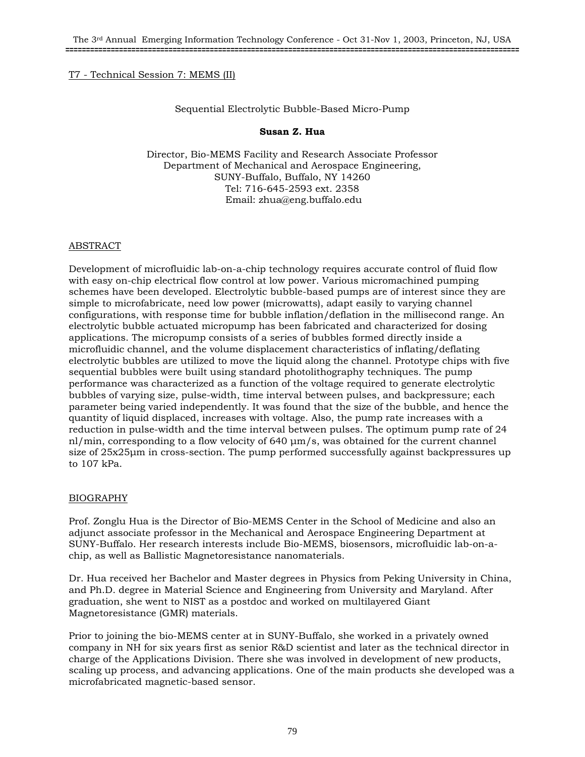T7 - Technical Session 7: MEMS (II)

# Sequential Electrolytic Bubble-Based Micro-Pump

**Susan Z. Hua**

Director, Bio-MEMS Facility and Research Associate Professor
Department of Mechanical and Aerospace Engineering,
SUNY-Buffalo, Buffalo, NY 14260
Tel: 716-645-2593 ext. 2358
Email: zhua@eng.buffalo.edu

## ABSTRACT

Development of microfluidic lab-on-a-chip technology requires accurate control of fluid flow with easy on-chip electrical flow control at low power. Various micromachined pumping schemes have been developed. Electrolytic bubble-based pumps are of interest since they are simple to microfabricate, need low power (microwatts), adapt easily to varying channel configurations, with response time for bubble inflation/deflation in the millisecond range. An electrolytic bubble actuated micropump has been fabricated and characterized for dosing applications. The micropump consists of a series of bubbles formed directly inside a microfluidic channel, and the volume displacement characteristics of inflating/deflating electrolytic bubbles are utilized to move the liquid along the channel. Prototype chips with five sequential bubbles were built using standard photolithography techniques. The pump performance was characterized as a function of the voltage required to generate electrolytic bubbles of varying size, pulse-width, time interval between pulses, and backpressure; each parameter being varied independently. It was found that the size of the bubble, and hence the quantity of liquid displaced, increases with voltage. Also, the pump rate increases with a reduction in pulse-width and the time interval between pulses. The optimum pump rate of 24 nl/min, corresponding to a flow velocity of 640 μm/s, was obtained for the current channel size of 25x25μm in cross-section. The pump performed successfully against backpressures up to 107 kPa.

## BIOGRAPHY

Prof. Zonglu Hua is the Director of Bio-MEMS Center in the School of Medicine and also an adjunct associate professor in the Mechanical and Aerospace Engineering Department at SUNY-Buffalo. Her research interests include Bio-MEMS, biosensors, microfluidic lab-on-a-chip, as well as Ballistic Magnetoresistance nanomaterials.

Dr. Hua received her Bachelor and Master degrees in Physics from Peking University in China, and Ph.D. degree in Material Science and Engineering from University and Maryland. After graduation, she went to NIST as a postdoc and worked on multilayered Giant Magnetoresistance (GMR) materials.

Prior to joining the bio-MEMS center at in SUNY-Buffalo, she worked in a privately owned company in NH for six years first as senior R&D scientist and later as the technical director in charge of the Applications Division. There she was involved in development of new products, scaling up process, and advancing applications. One of the main products she developed was a microfabricated magnetic-based sensor.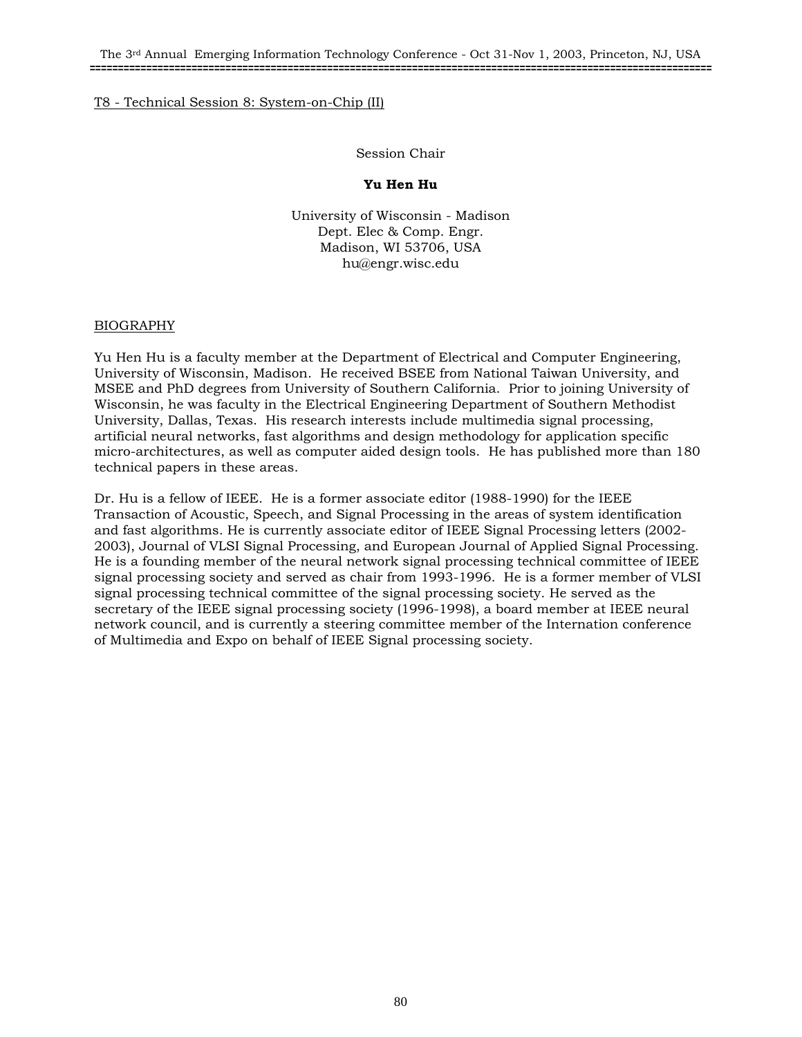T8 - Technical Session 8: System-on-Chip (II)

Session Chair

**Yu Hen Hu**

University of Wisconsin - Madison
Dept. Elec & Comp. Engr.
Madison, WI 53706, USA
hu@engr.wisc.edu

BIOGRAPHY

Yu Hen Hu is a faculty member at the Department of Electrical and Computer Engineering, University of Wisconsin, Madison. He received BSEE from National Taiwan University, and MSEE and PhD degrees from University of Southern California. Prior to joining University of Wisconsin, he was faculty in the Electrical Engineering Department of Southern Methodist University, Dallas, Texas. His research interests include multimedia signal processing, artificial neural networks, fast algorithms and design methodology for application specific micro-architectures, as well as computer aided design tools. He has published more than 180 technical papers in these areas.

Dr. Hu is a fellow of IEEE. He is a former associate editor (1988-1990) for the IEEE Transaction of Acoustic, Speech, and Signal Processing in the areas of system identification and fast algorithms. He is currently associate editor of IEEE Signal Processing letters (2002-2003), Journal of VLSI Signal Processing, and European Journal of Applied Signal Processing. He is a founding member of the neural network signal processing technical committee of IEEE signal processing society and served as chair from 1993-1996. He is a former member of VLSI signal processing technical committee of the signal processing society. He served as the secretary of the IEEE signal processing society (1996-1998), a board member at IEEE neural network council, and is currently a steering committee member of the Internation conference of Multimedia and Expo on behalf of IEEE Signal processing society.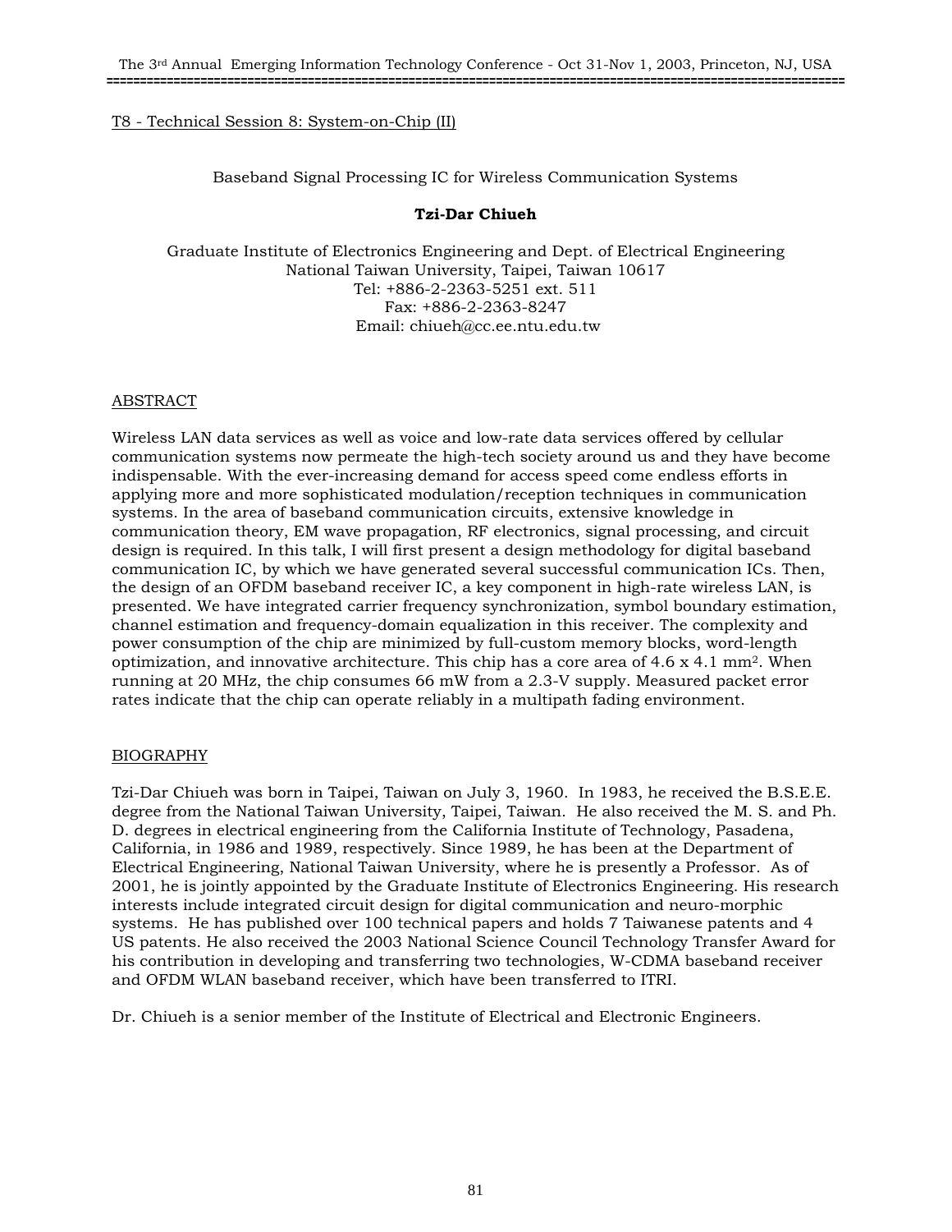T8 - Technical Session 8: System-on-Chip (II)

Baseband Signal Processing IC for Wireless Communication Systems

**Tzi-Dar Chiueh**

Graduate Institute of Electronics Engineering and Dept. of Electrical Engineering
National Taiwan University, Taipei, Taiwan 10617
Tel: +886-2-2363-5251 ext. 511
Fax: +886-2-2363-8247
Email: chiueh@cc.ee.ntu.edu.tw

## ABSTRACT

Wireless LAN data services as well as voice and low-rate data services offered by cellular communication systems now permeate the high-tech society around us and they have become indispensable. With the ever-increasing demand for access speed come endless efforts in applying more and more sophisticated modulation/reception techniques in communication systems. In the area of baseband communication circuits, extensive knowledge in communication theory, EM wave propagation, RF electronics, signal processing, and circuit design is required. In this talk, I will first present a design methodology for digital baseband communication IC, by which we have generated several successful communication ICs. Then, the design of an OFDM baseband receiver IC, a key component in high-rate wireless LAN, is presented. We have integrated carrier frequency synchronization, symbol boundary estimation, channel estimation and frequency-domain equalization in this receiver. The complexity and power consumption of the chip are minimized by full-custom memory blocks, word-length optimization, and innovative architecture. This chip has a core area of 4.6 x 4.1 $mm^2$. When running at 20 MHz, the chip consumes 66 mW from a 2.3-V supply. Measured packet error rates indicate that the chip can operate reliably in a multipath fading environment.

## BIOGRAPHY

Tzi-Dar Chiueh was born in Taipei, Taiwan on July 3, 1960. In 1983, he received the B.S.E.E. degree from the National Taiwan University, Taipei, Taiwan. He also received the M. S. and Ph. D. degrees in electrical engineering from the California Institute of Technology, Pasadena, California, in 1986 and 1989, respectively. Since 1989, he has been at the Department of Electrical Engineering, National Taiwan University, where he is presently a Professor. As of 2001, he is jointly appointed by the Graduate Institute of Electronics Engineering. His research interests include integrated circuit design for digital communication and neuro-morphic systems. He has published over 100 technical papers and holds 7 Taiwanese patents and 4 US patents. He also received the 2003 National Science Council Technology Transfer Award for his contribution in developing and transferring two technologies, W-CDMA baseband receiver and OFDM WLAN baseband receiver, which have been transferred to ITRI.

Dr. Chiueh is a senior member of the Institute of Electrical and Electronic Engineers.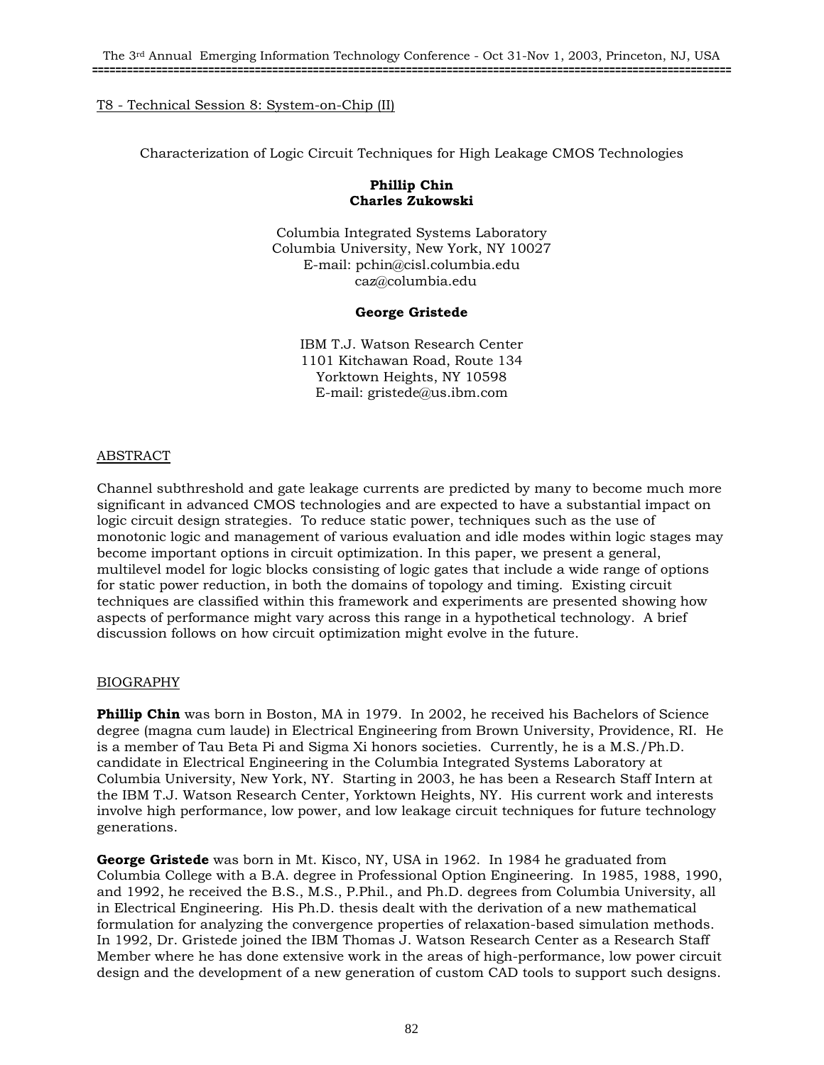T8 - Technical Session 8: System-on-Chip (II)

# Characterization of Logic Circuit Techniques for High Leakage CMOS Technologies

**Phillip Chin**
**Charles Zukowski**

Columbia Integrated Systems Laboratory
Columbia University, New York, NY 10027
E-mail: pchin@cisl.columbia.edu
caz@columbia.edu

**George Gristede**

IBM T.J. Watson Research Center
1101 Kitchawan Road, Route 134
Yorktown Heights, NY 10598
E-mail: gristede@us.ibm.com

## ABSTRACT

Channel subthreshold and gate leakage currents are predicted by many to become much more significant in advanced CMOS technologies and are expected to have a substantial impact on logic circuit design strategies. To reduce static power, techniques such as the use of monotonic logic and management of various evaluation and idle modes within logic stages may become important options in circuit optimization. In this paper, we present a general, multilevel model for logic blocks consisting of logic gates that include a wide range of options for static power reduction, in both the domains of topology and timing. Existing circuit techniques are classified within this framework and experiments are presented showing how aspects of performance might vary across this range in a hypothetical technology. A brief discussion follows on how circuit optimization might evolve in the future.

## BIOGRAPHY

**Phillip Chin** was born in Boston, MA in 1979. In 2002, he received his Bachelors of Science degree (magna cum laude) in Electrical Engineering from Brown University, Providence, RI. He is a member of Tau Beta Pi and Sigma Xi honors societies. Currently, he is a M.S./Ph.D. candidate in Electrical Engineering in the Columbia Integrated Systems Laboratory at Columbia University, New York, NY. Starting in 2003, he has been a Research Staff Intern at the IBM T.J. Watson Research Center, Yorktown Heights, NY. His current work and interests involve high performance, low power, and low leakage circuit techniques for future technology generations.

**George Gristede** was born in Mt. Kisco, NY, USA in 1962. In 1984 he graduated from Columbia College with a B.A. degree in Professional Option Engineering. In 1985, 1988, 1990, and 1992, he received the B.S., M.S., P.Phil., and Ph.D. degrees from Columbia University, all in Electrical Engineering. His Ph.D. thesis dealt with the derivation of a new mathematical formulation for analyzing the convergence properties of relaxation-based simulation methods. In 1992, Dr. Gristede joined the IBM Thomas J. Watson Research Center as a Research Staff Member where he has done extensive work in the areas of high-performance, low power circuit design and the development of a new generation of custom CAD tools to support such designs.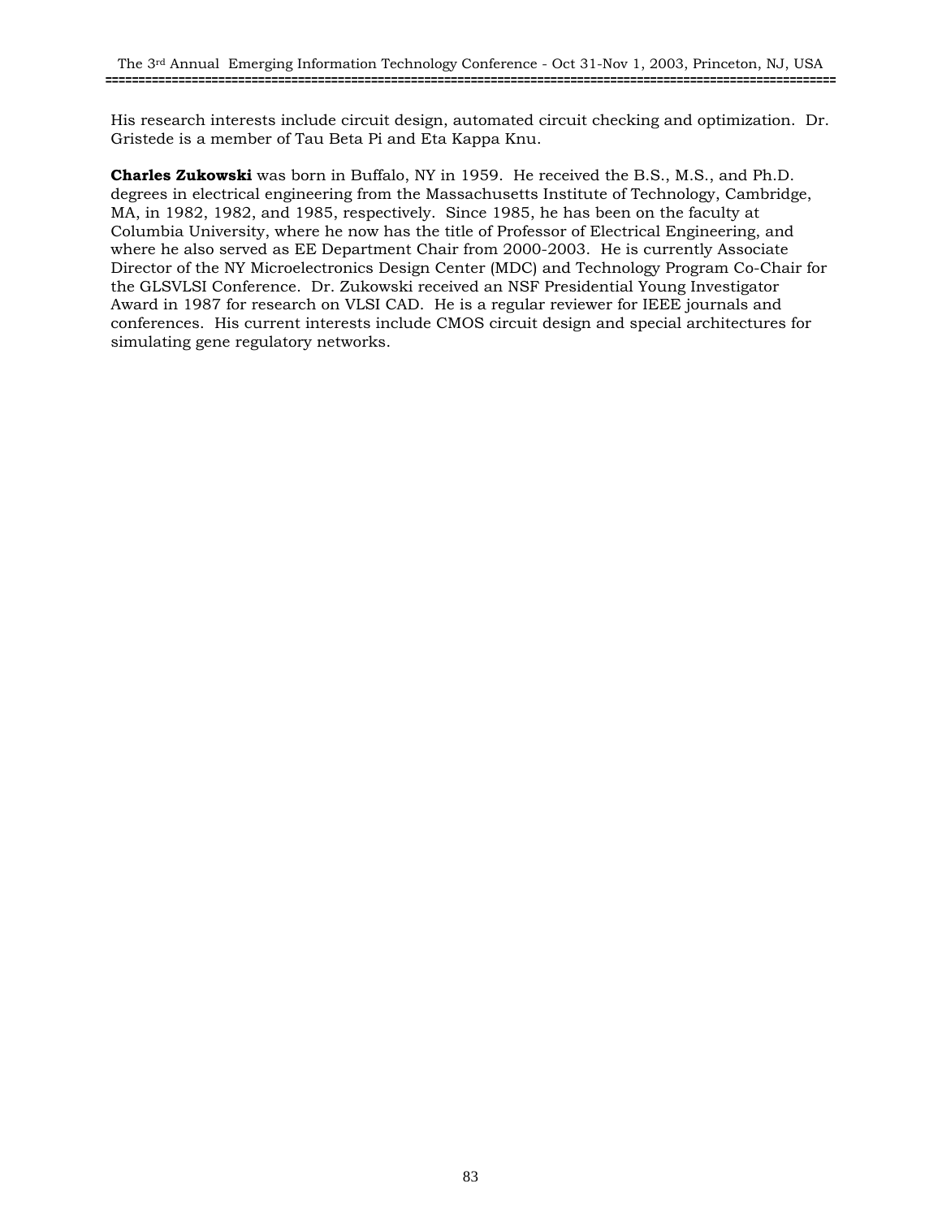His research interests include circuit design, automated circuit checking and optimization. Dr. Gristede is a member of Tau Beta Pi and Eta Kappa Knu.

**Charles Zukowski** was born in Buffalo, NY in 1959. He received the B.S., M.S., and Ph.D. degrees in electrical engineering from the Massachusetts Institute of Technology, Cambridge, MA, in 1982, 1982, and 1985, respectively. Since 1985, he has been on the faculty at Columbia University, where he now has the title of Professor of Electrical Engineering, and where he also served as EE Department Chair from 2000-2003. He is currently Associate Director of the NY Microelectronics Design Center (MDC) and Technology Program Co-Chair for the GLSVLSI Conference. Dr. Zukowski received an NSF Presidential Young Investigator Award in 1987 for research on VLSI CAD. He is a regular reviewer for IEEE journals and conferences. His current interests include CMOS circuit design and special architectures for simulating gene regulatory networks.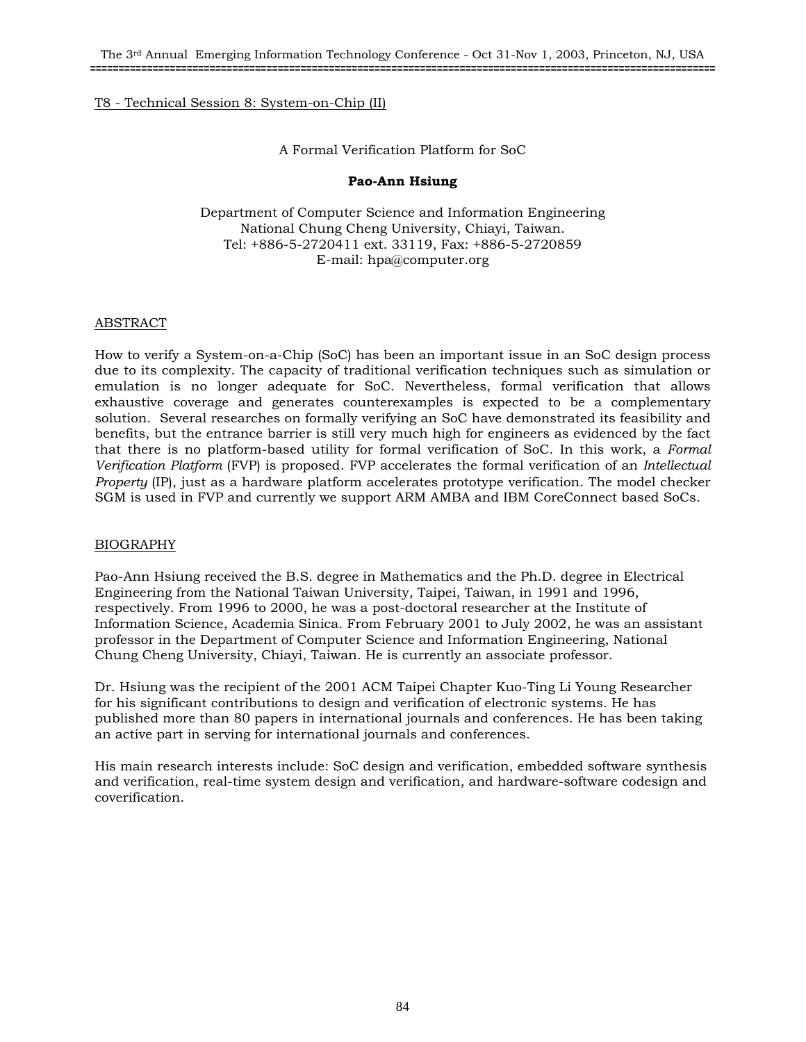T8 - Technical Session 8: System-on-Chip (II)

# A Formal Verification Platform for SoC

**Pao-Ann Hsiung**

Department of Computer Science and Information Engineering
National Chung Cheng University, Chiayi, Taiwan.
Tel: +886-5-2720411 ext. 33119, Fax: +886-5-2720859
E-mail: hpa@computer.org

## ABSTRACT

How to verify a System-on-a-Chip (SoC) has been an important issue in an SoC design process due to its complexity. The capacity of traditional verification techniques such as simulation or emulation is no longer adequate for SoC. Nevertheless, formal verification that allows exhaustive coverage and generates counterexamples is expected to be a complementary solution. Several researches on formally verifying an SoC have demonstrated its feasibility and benefits, but the entrance barrier is still very much high for engineers as evidenced by the fact that there is no platform-based utility for formal verification of SoC. In this work, a *Formal Verification Platform* (FVP) is proposed. FVP accelerates the formal verification of an *Intellectual Property* (IP), just as a hardware platform accelerates prototype verification. The model checker SGM is used in FVP and currently we support ARM AMBA and IBM CoreConnect based SoCs.

## BIOGRAPHY

Pao-Ann Hsiung received the B.S. degree in Mathematics and the Ph.D. degree in Electrical Engineering from the National Taiwan University, Taipei, Taiwan, in 1991 and 1996, respectively. From 1996 to 2000, he was a post-doctoral researcher at the Institute of Information Science, Academia Sinica. From February 2001 to July 2002, he was an assistant professor in the Department of Computer Science and Information Engineering, National Chung Cheng University, Chiayi, Taiwan. He is currently an associate professor.

Dr. Hsiung was the recipient of the 2001 ACM Taipei Chapter Kuo-Ting Li Young Researcher for his significant contributions to design and verification of electronic systems. He has published more than 80 papers in international journals and conferences. He has been taking an active part in serving for international journals and conferences.

His main research interests include: SoC design and verification, embedded software synthesis and verification, real-time system design and verification, and hardware-software codesign and coverification.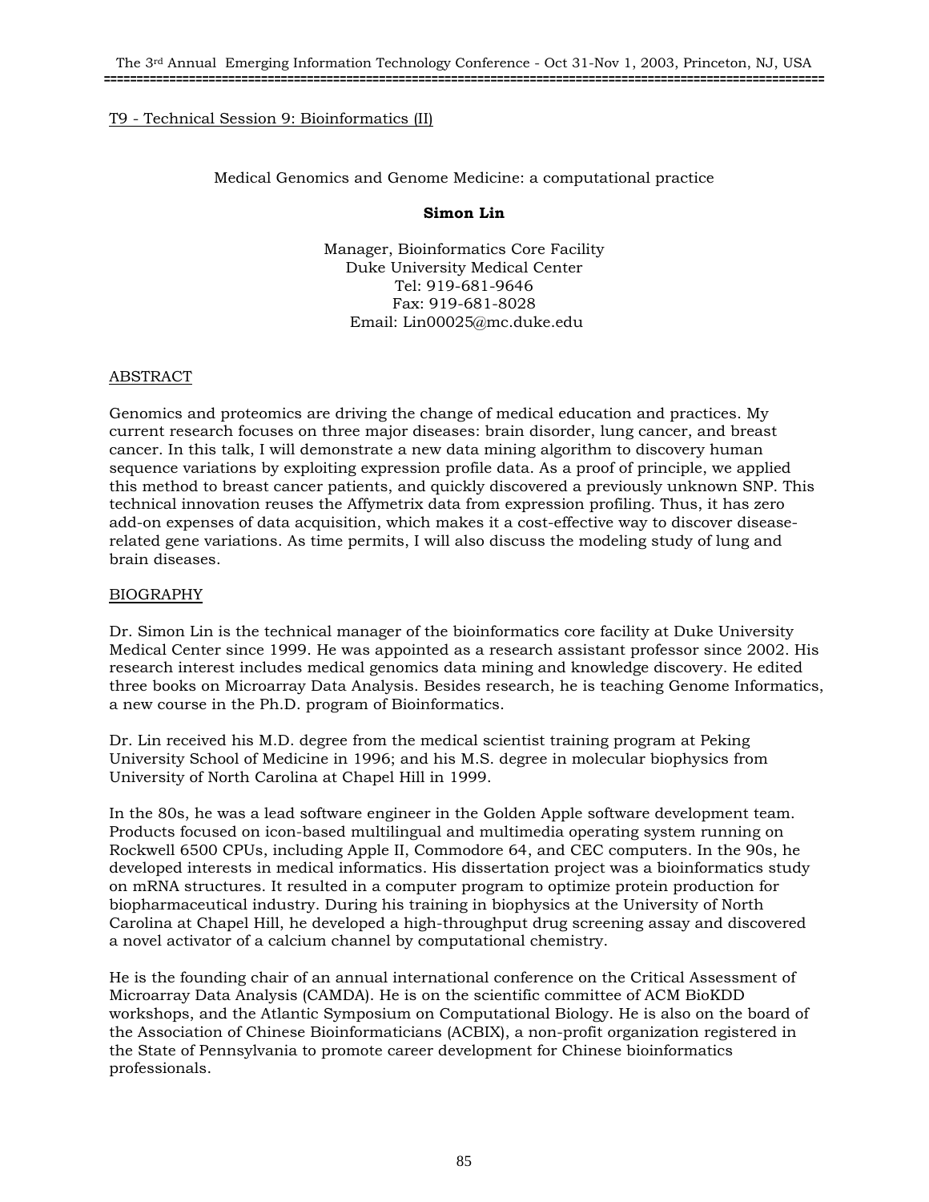T9 - Technical Session 9: Bioinformatics (II)

Medical Genomics and Genome Medicine: a computational practice

**Simon Lin**

Manager, Bioinformatics Core Facility
Duke University Medical Center
Tel: 919-681-9646
Fax: 919-681-8028
Email: Lin00025@mc.duke.edu

## ABSTRACT

Genomics and proteomics are driving the change of medical education and practices. My current research focuses on three major diseases: brain disorder, lung cancer, and breast cancer. In this talk, I will demonstrate a new data mining algorithm to discovery human sequence variations by exploiting expression profile data. As a proof of principle, we applied this method to breast cancer patients, and quickly discovered a previously unknown SNP. This technical innovation reuses the Affymetrix data from expression profiling. Thus, it has zero add-on expenses of data acquisition, which makes it a cost-effective way to discover disease-related gene variations. As time permits, I will also discuss the modeling study of lung and brain diseases.

## BIOGRAPHY

Dr. Simon Lin is the technical manager of the bioinformatics core facility at Duke University Medical Center since 1999. He was appointed as a research assistant professor since 2002. His research interest includes medical genomics data mining and knowledge discovery. He edited three books on Microarray Data Analysis. Besides research, he is teaching Genome Informatics, a new course in the Ph.D. program of Bioinformatics.

Dr. Lin received his M.D. degree from the medical scientist training program at Peking University School of Medicine in 1996; and his M.S. degree in molecular biophysics from University of North Carolina at Chapel Hill in 1999.

In the 80s, he was a lead software engineer in the Golden Apple software development team. Products focused on icon-based multilingual and multimedia operating system running on Rockwell 6500 CPUs, including Apple II, Commodore 64, and CEC computers. In the 90s, he developed interests in medical informatics. His dissertation project was a bioinformatics study on mRNA structures. It resulted in a computer program to optimize protein production for biopharmaceutical industry. During his training in biophysics at the University of North Carolina at Chapel Hill, he developed a high-throughput drug screening assay and discovered a novel activator of a calcium channel by computational chemistry.

He is the founding chair of an annual international conference on the Critical Assessment of Microarray Data Analysis (CAMDA). He is on the scientific committee of ACM BioKDD workshops, and the Atlantic Symposium on Computational Biology. He is also on the board of the Association of Chinese Bioinformaticians (ACBIX), a non-profit organization registered in the State of Pennsylvania to promote career development for Chinese bioinformatics professionals.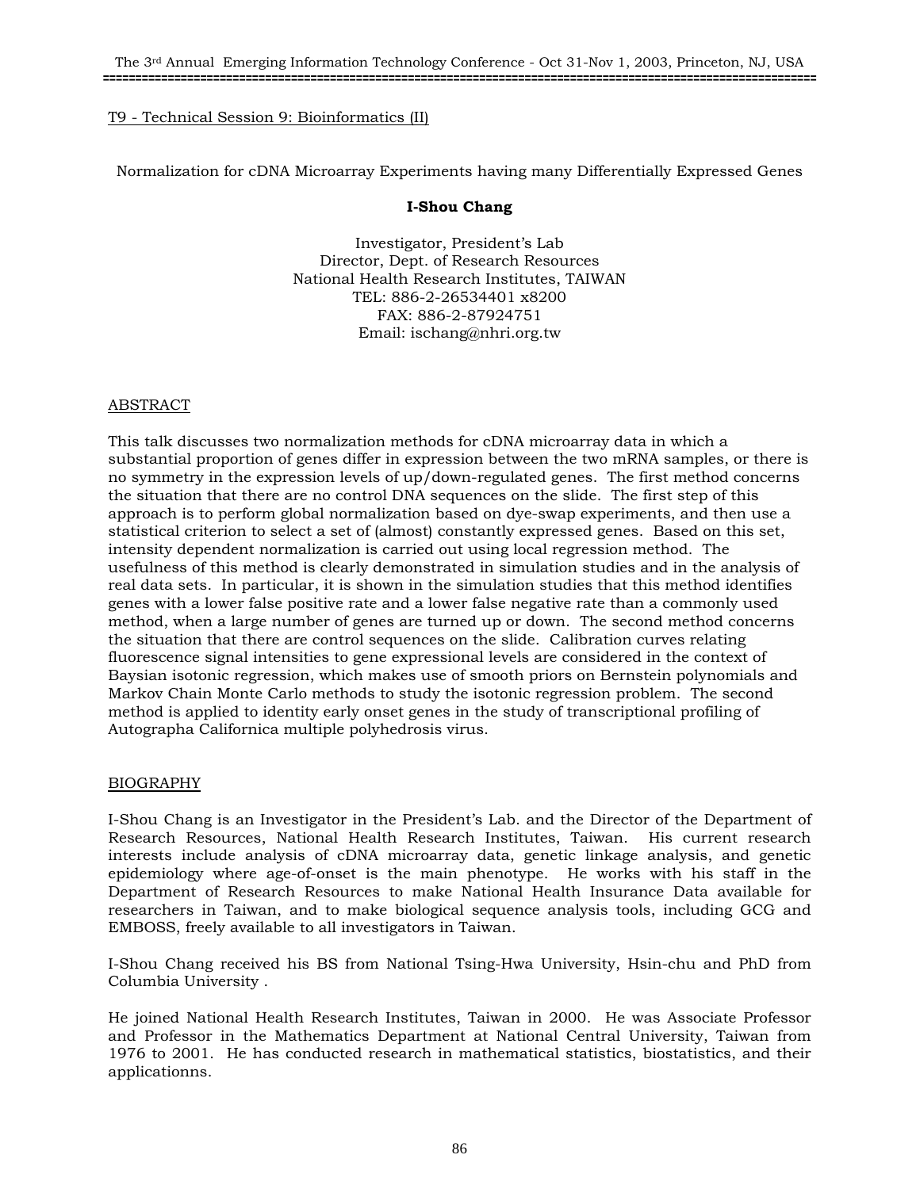T9 - Technical Session 9: Bioinformatics (II)

# Normalization for cDNA Microarray Experiments having many Differentially Expressed Genes

**I-Shou Chang**

Investigator, President's Lab
Director, Dept. of Research Resources
National Health Research Institutes, TAIWAN
TEL: 886-2-26534401 x8200
FAX: 886-2-87924751
Email: ischang@nhri.org.tw

## ABSTRACT

This talk discusses two normalization methods for cDNA microarray data in which a substantial proportion of genes differ in expression between the two mRNA samples, or there is no symmetry in the expression levels of up/down-regulated genes. The first method concerns the situation that there are no control DNA sequences on the slide. The first step of this approach is to perform global normalization based on dye-swap experiments, and then use a statistical criterion to select a set of (almost) constantly expressed genes. Based on this set, intensity dependent normalization is carried out using local regression method. The usefulness of this method is clearly demonstrated in simulation studies and in the analysis of real data sets. In particular, it is shown in the simulation studies that this method identifies genes with a lower false positive rate and a lower false negative rate than a commonly used method, when a large number of genes are turned up or down. The second method concerns the situation that there are control sequences on the slide. Calibration curves relating fluorescence signal intensities to gene expressional levels are considered in the context of Baysian isotonic regression, which makes use of smooth priors on Bernstein polynomials and Markov Chain Monte Carlo methods to study the isotonic regression problem. The second method is applied to identity early onset genes in the study of transcriptional profiling of Autographa Californica multiple polyhedrosis virus.

## BIOGRAPHY

I-Shou Chang is an Investigator in the President's Lab. and the Director of the Department of Research Resources, National Health Research Institutes, Taiwan. His current research interests include analysis of cDNA microarray data, genetic linkage analysis, and genetic epidemiology where age-of-onset is the main phenotype. He works with his staff in the Department of Research Resources to make National Health Insurance Data available for researchers in Taiwan, and to make biological sequence analysis tools, including GCG and EMBOSS, freely available to all investigators in Taiwan.

I-Shou Chang received his BS from National Tsing-Hwa University, Hsin-chu and PhD from Columbia University .

He joined National Health Research Institutes, Taiwan in 2000. He was Associate Professor and Professor in the Mathematics Department at National Central University, Taiwan from 1976 to 2001. He has conducted research in mathematical statistics, biostatistics, and their applicationns.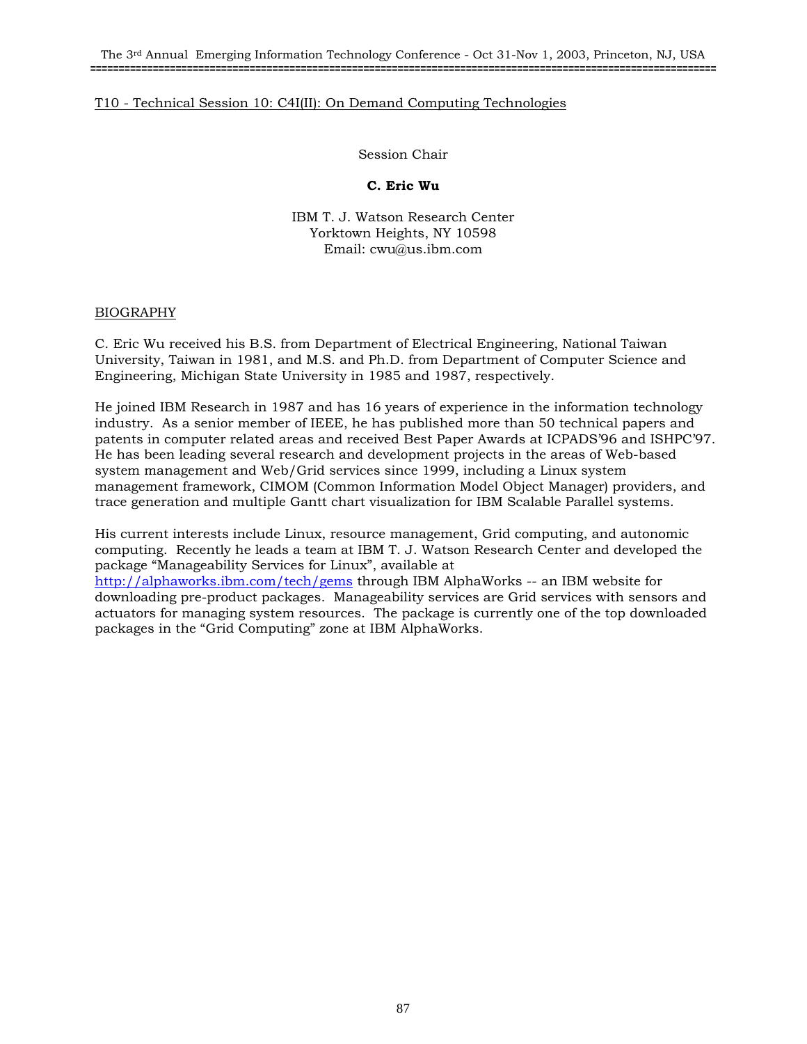T10 - Technical Session 10: C4I(II): On Demand Computing Technologies

Session Chair

**C. Eric Wu**

IBM T. J. Watson Research Center
Yorktown Heights, NY 10598
Email: cwu@us.ibm.com

## BIOGRAPHY

C. Eric Wu received his B.S. from Department of Electrical Engineering, National Taiwan University, Taiwan in 1981, and M.S. and Ph.D. from Department of Computer Science and Engineering, Michigan State University in 1985 and 1987, respectively.

He joined IBM Research in 1987 and has 16 years of experience in the information technology industry. As a senior member of IEEE, he has published more than 50 technical papers and patents in computer related areas and received Best Paper Awards at ICPADS'96 and ISHPC'97. He has been leading several research and development projects in the areas of Web-based system management and Web/Grid services since 1999, including a Linux system management framework, CIMOM (Common Information Model Object Manager) providers, and trace generation and multiple Gantt chart visualization for IBM Scalable Parallel systems.

His current interests include Linux, resource management, Grid computing, and autonomic computing. Recently he leads a team at IBM T. J. Watson Research Center and developed the package "Manageability Services for Linux", available at http://alphaworks.ibm.com/tech/gems through IBM AlphaWorks -- an IBM website for downloading pre-product packages. Manageability services are Grid services with sensors and actuators for managing system resources. The package is currently one of the top downloaded packages in the "Grid Computing" zone at IBM AlphaWorks.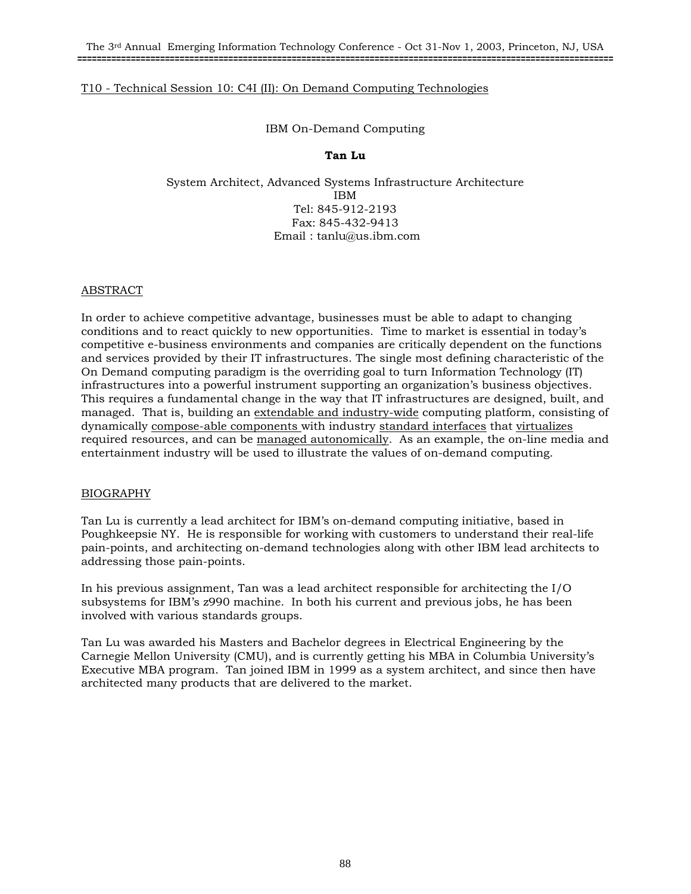## T10 - Technical Session 10: C4I (II): On Demand Computing Technologies

# IBM On-Demand Computing

**Tan Lu**

System Architect, Advanced Systems Infrastructure Architecture
IBM
Tel: 845-912-2193
Fax: 845-432-9413
Email : tanlu@us.ibm.com

## ABSTRACT

In order to achieve competitive advantage, businesses must be able to adapt to changing conditions and to react quickly to new opportunities. Time to market is essential in today's competitive e-business environments and companies are critically dependent on the functions and services provided by their IT infrastructures. The single most defining characteristic of the On Demand computing paradigm is the overriding goal to turn Information Technology (IT) infrastructures into a powerful instrument supporting an organization's business objectives. This requires a fundamental change in the way that IT infrastructures are designed, built, and managed. That is, building an extendable and industry-wide computing platform, consisting of dynamically compose-able components with industry standard interfaces that virtualizes required resources, and can be managed autonomically. As an example, the on-line media and entertainment industry will be used to illustrate the values of on-demand computing.

## BIOGRAPHY

Tan Lu is currently a lead architect for IBM's on-demand computing initiative, based in Poughkeepsie NY. He is responsible for working with customers to understand their real-life pain-points, and architecting on-demand technologies along with other IBM lead architects to addressing those pain-points.

In his previous assignment, Tan was a lead architect responsible for architecting the I/O subsystems for IBM's z990 machine. In both his current and previous jobs, he has been involved with various standards groups.

Tan Lu was awarded his Masters and Bachelor degrees in Electrical Engineering by the Carnegie Mellon University (CMU), and is currently getting his MBA in Columbia University's Executive MBA program. Tan joined IBM in 1999 as a system architect, and since then have architected many products that are delivered to the market.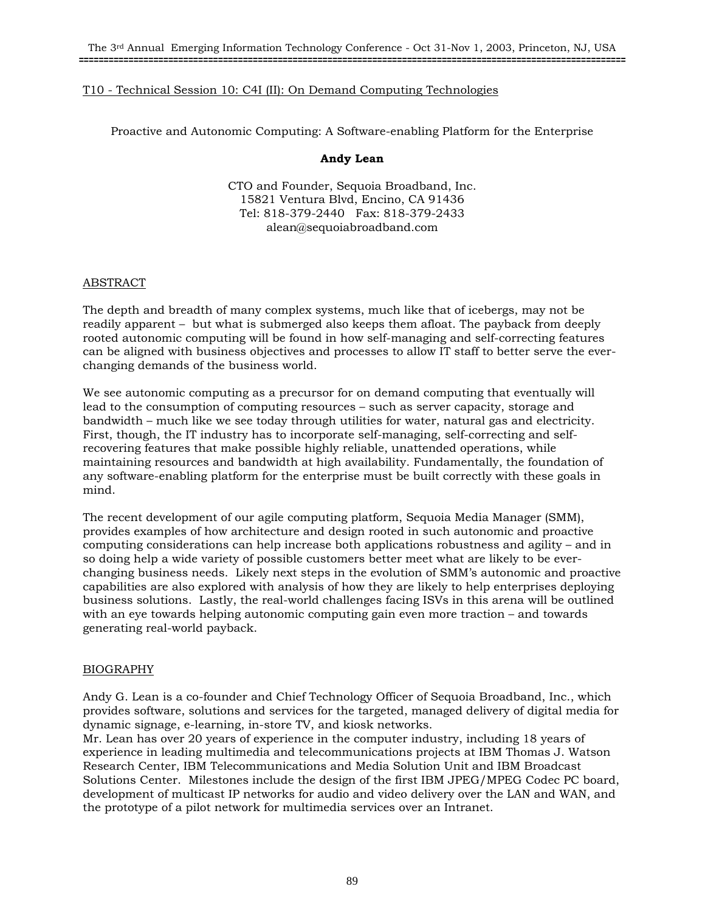T10 - Technical Session 10: C4I (II): On Demand Computing Technologies

## Proactive and Autonomic Computing: A Software-enabling Platform for the Enterprise

**Andy Lean**

CTO and Founder, Sequoia Broadband, Inc.
15821 Ventura Blvd, Encino, CA 91436
Tel: 818-379-2440 Fax: 818-379-2433
alean@sequoiabroadband.com

### ABSTRACT

The depth and breadth of many complex systems, much like that of icebergs, may not be readily apparent – but what is submerged also keeps them afloat. The payback from deeply rooted autonomic computing will be found in how self-managing and self-correcting features can be aligned with business objectives and processes to allow IT staff to better serve the ever-changing demands of the business world.

We see autonomic computing as a precursor for on demand computing that eventually will lead to the consumption of computing resources – such as server capacity, storage and bandwidth – much like we see today through utilities for water, natural gas and electricity. First, though, the IT industry has to incorporate self-managing, self-correcting and self-recovering features that make possible highly reliable, unattended operations, while maintaining resources and bandwidth at high availability. Fundamentally, the foundation of any software-enabling platform for the enterprise must be built correctly with these goals in mind.

The recent development of our agile computing platform, Sequoia Media Manager (SMM), provides examples of how architecture and design rooted in such autonomic and proactive computing considerations can help increase both applications robustness and agility – and in so doing help a wide variety of possible customers better meet what are likely to be ever-changing business needs. Likely next steps in the evolution of SMM's autonomic and proactive capabilities are also explored with analysis of how they are likely to help enterprises deploying business solutions. Lastly, the real-world challenges facing ISVs in this arena will be outlined with an eye towards helping autonomic computing gain even more traction – and towards generating real-world payback.

### BIOGRAPHY

Andy G. Lean is a co-founder and Chief Technology Officer of Sequoia Broadband, Inc., which provides software, solutions and services for the targeted, managed delivery of digital media for dynamic signage, e-learning, in-store TV, and kiosk networks.
Mr. Lean has over 20 years of experience in the computer industry, including 18 years of experience in leading multimedia and telecommunications projects at IBM Thomas J. Watson Research Center, IBM Telecommunications and Media Solution Unit and IBM Broadcast Solutions Center. Milestones include the design of the first IBM JPEG/MPEG Codec PC board, development of multicast IP networks for audio and video delivery over the LAN and WAN, and the prototype of a pilot network for multimedia services over an Intranet.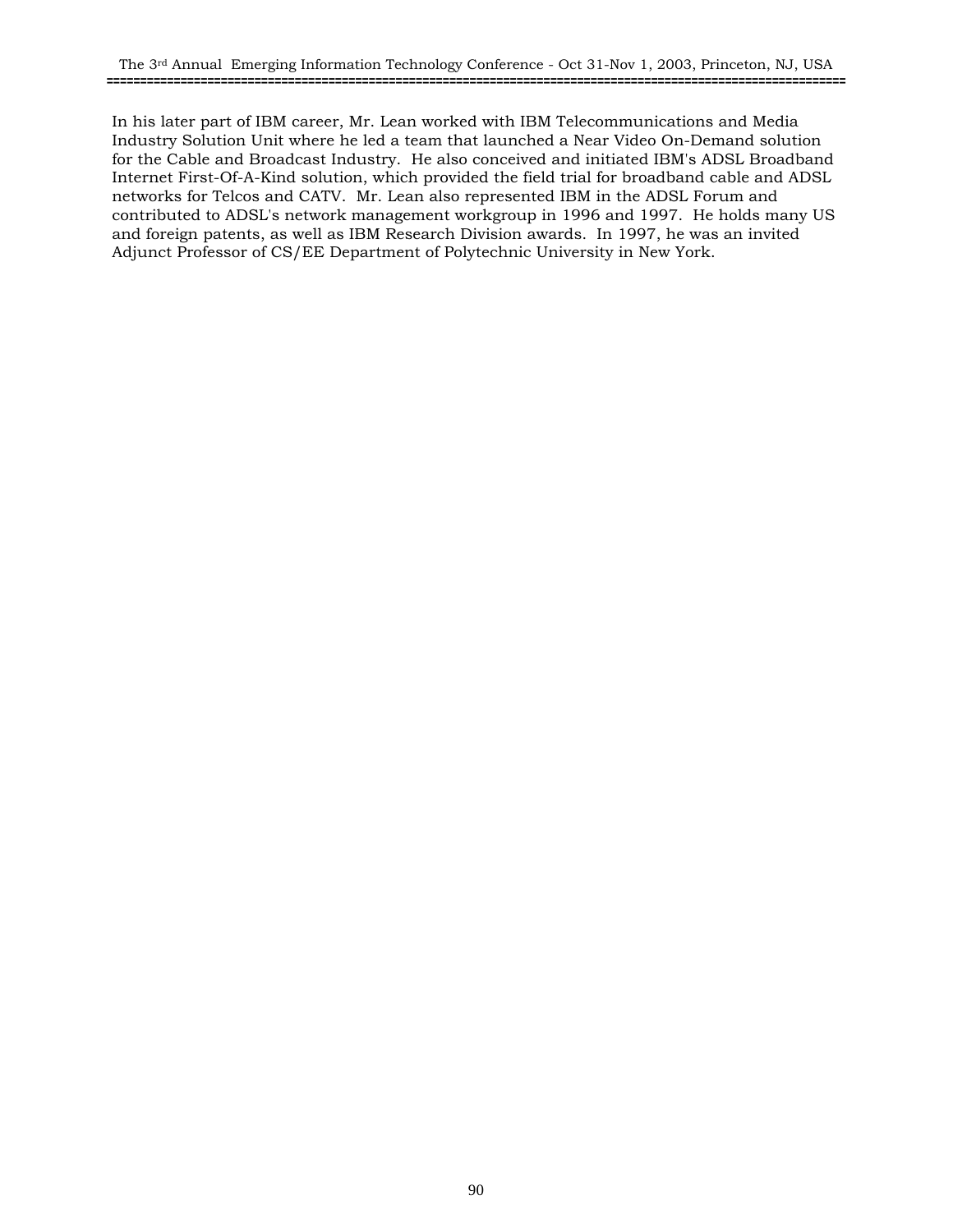In his later part of IBM career, Mr. Lean worked with IBM Telecommunications and Media Industry Solution Unit where he led a team that launched a Near Video On-Demand solution for the Cable and Broadcast Industry. He also conceived and initiated IBM's ADSL Broadband Internet First-Of-A-Kind solution, which provided the field trial for broadband cable and ADSL networks for Telcos and CATV. Mr. Lean also represented IBM in the ADSL Forum and contributed to ADSL's network management workgroup in 1996 and 1997. He holds many US and foreign patents, as well as IBM Research Division awards. In 1997, he was an invited Adjunct Professor of CS/EE Department of Polytechnic University in New York.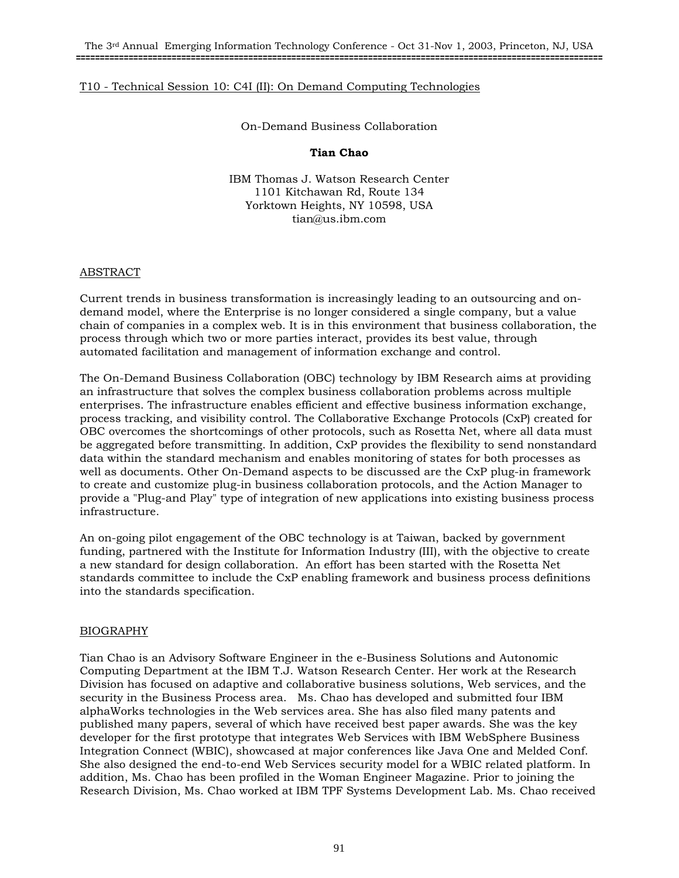T10 - Technical Session 10: C4I (II): On Demand Computing Technologies

# On-Demand Business Collaboration

**Tian Chao**

IBM Thomas J. Watson Research Center
1101 Kitchawan Rd, Route 134
Yorktown Heights, NY 10598, USA
tian@us.ibm.com

## ABSTRACT

Current trends in business transformation is increasingly leading to an outsourcing and on-demand model, where the Enterprise is no longer considered a single company, but a value chain of companies in a complex web. It is in this environment that business collaboration, the process through which two or more parties interact, provides its best value, through automated facilitation and management of information exchange and control.

The On-Demand Business Collaboration (OBC) technology by IBM Research aims at providing an infrastructure that solves the complex business collaboration problems across multiple enterprises. The infrastructure enables efficient and effective business information exchange, process tracking, and visibility control. The Collaborative Exchange Protocols (CxP) created for OBC overcomes the shortcomings of other protocols, such as Rosetta Net, where all data must be aggregated before transmitting. In addition, CxP provides the flexibility to send nonstandard data within the standard mechanism and enables monitoring of states for both processes as well as documents. Other On-Demand aspects to be discussed are the CxP plug-in framework to create and customize plug-in business collaboration protocols, and the Action Manager to provide a "Plug-and Play" type of integration of new applications into existing business process infrastructure.

An on-going pilot engagement of the OBC technology is at Taiwan, backed by government funding, partnered with the Institute for Information Industry (III), with the objective to create a new standard for design collaboration. An effort has been started with the Rosetta Net standards committee to include the CxP enabling framework and business process definitions into the standards specification.

## BIOGRAPHY

Tian Chao is an Advisory Software Engineer in the e-Business Solutions and Autonomic Computing Department at the IBM T.J. Watson Research Center. Her work at the Research Division has focused on adaptive and collaborative business solutions, Web services, and the security in the Business Process area. Ms. Chao has developed and submitted four IBM alphaWorks technologies in the Web services area. She has also filed many patents and published many papers, several of which have received best paper awards. She was the key developer for the first prototype that integrates Web Services with IBM WebSphere Business Integration Connect (WBIC), showcased at major conferences like Java One and Melded Conf. She also designed the end-to-end Web Services security model for a WBIC related platform. In addition, Ms. Chao has been profiled in the Woman Engineer Magazine. Prior to joining the Research Division, Ms. Chao worked at IBM TPF Systems Development Lab. Ms. Chao received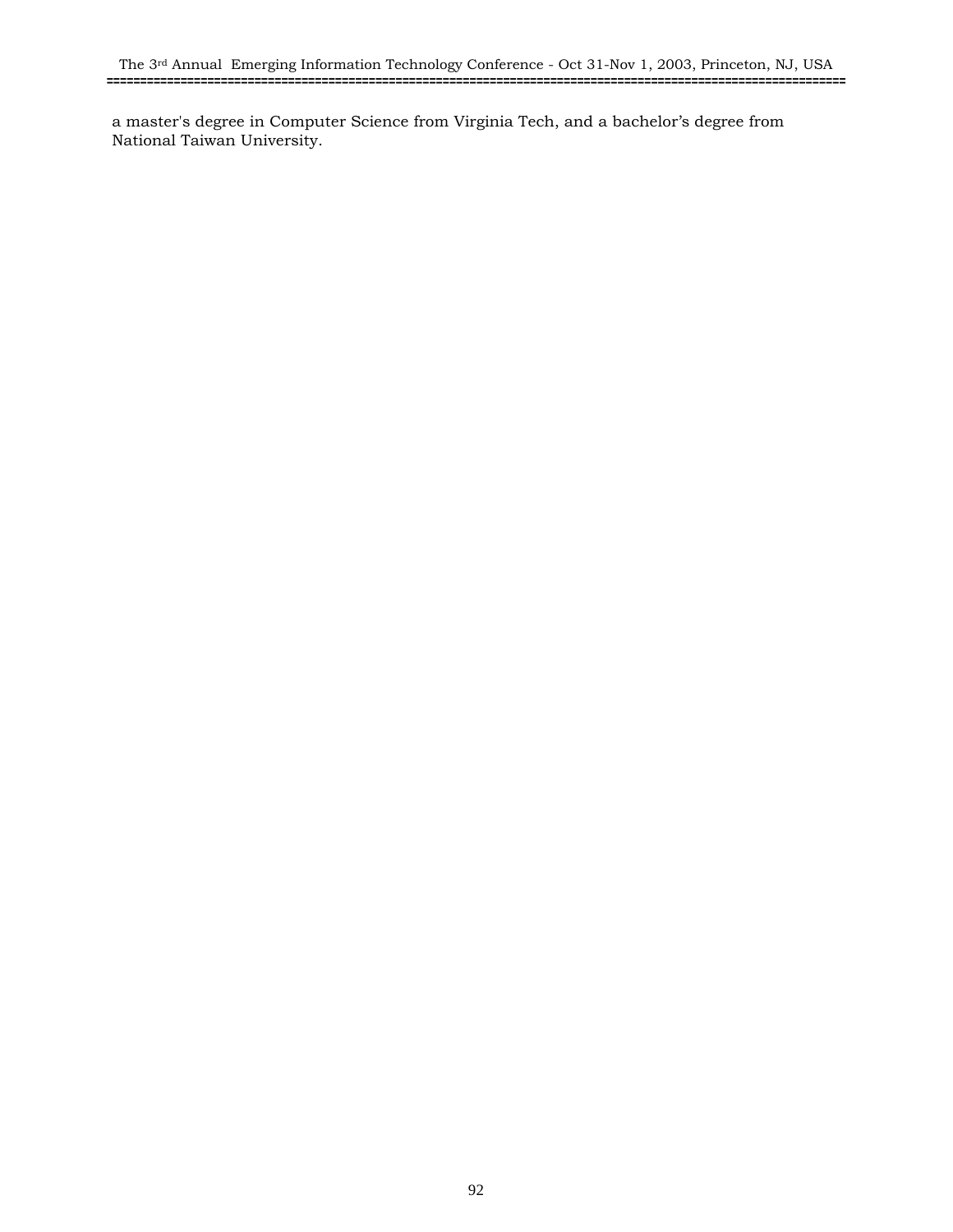a master's degree in Computer Science from Virginia Tech, and a bachelor’s degree from National Taiwan University.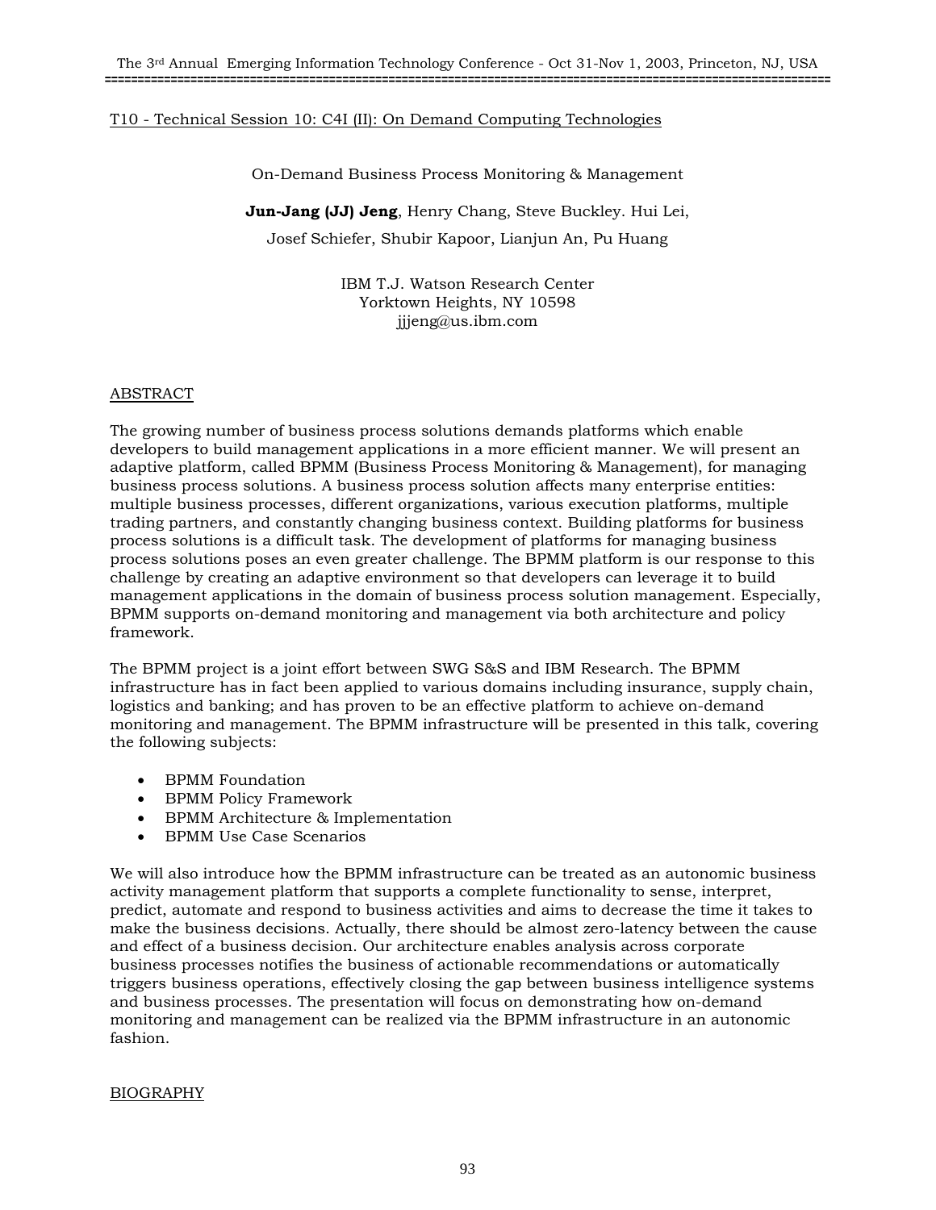T10 - Technical Session 10: C4I (II): On Demand Computing Technologies

# On-Demand Business Process Monitoring & Management

**Jun-Jang (JJ) Jeng**, Henry Chang, Steve Buckley. Hui Lei, Josef Schiefer, Shubir Kapoor, Lianjun An, Pu Huang

IBM T.J. Watson Research Center
Yorktown Heights, NY 10598
jjjeng@us.ibm.com

## ABSTRACT

The growing number of business process solutions demands platforms which enable developers to build management applications in a more efficient manner. We will present an adaptive platform, called BPMM (Business Process Monitoring & Management), for managing business process solutions. A business process solution affects many enterprise entities: multiple business processes, different organizations, various execution platforms, multiple trading partners, and constantly changing business context. Building platforms for business process solutions is a difficult task. The development of platforms for managing business process solutions poses an even greater challenge. The BPMM platform is our response to this challenge by creating an adaptive environment so that developers can leverage it to build management applications in the domain of business process solution management. Especially, BPMM supports on-demand monitoring and management via both architecture and policy framework.

The BPMM project is a joint effort between SWG S&S and IBM Research. The BPMM infrastructure has in fact been applied to various domains including insurance, supply chain, logistics and banking; and has proven to be an effective platform to achieve on-demand monitoring and management. The BPMM infrastructure will be presented in this talk, covering the following subjects:

- BPMM Foundation
- BPMM Policy Framework
- BPMM Architecture & Implementation
- BPMM Use Case Scenarios

We will also introduce how the BPMM infrastructure can be treated as an autonomic business activity management platform that supports a complete functionality to sense, interpret, predict, automate and respond to business activities and aims to decrease the time it takes to make the business decisions. Actually, there should be almost zero-latency between the cause and effect of a business decision. Our architecture enables analysis across corporate business processes notifies the business of actionable recommendations or automatically triggers business operations, effectively closing the gap between business intelligence systems and business processes. The presentation will focus on demonstrating how on-demand monitoring and management can be realized via the BPMM infrastructure in an autonomic fashion.

## BIOGRAPHY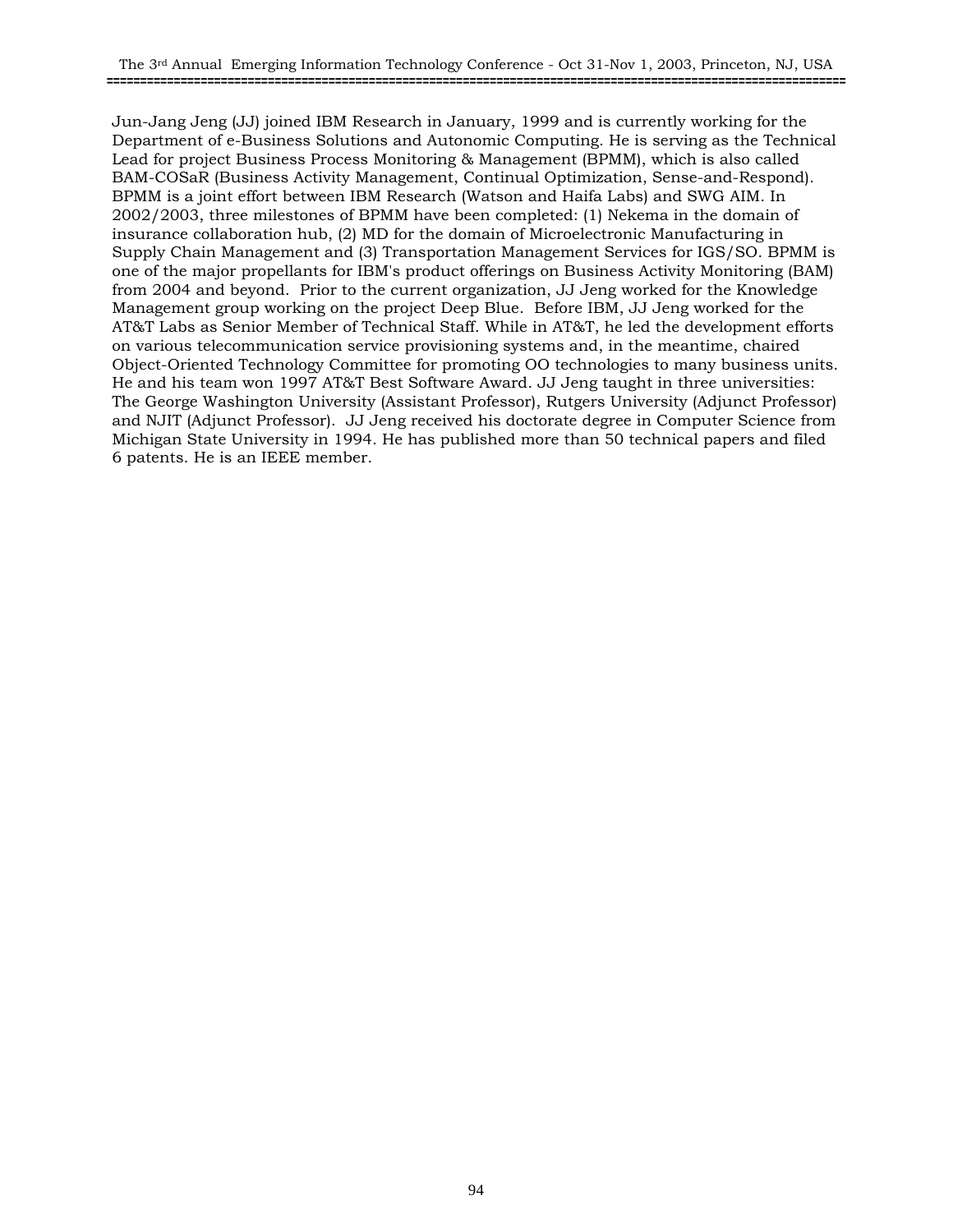Jun-Jang Jeng (JJ) joined IBM Research in January, 1999 and is currently working for the Department of e-Business Solutions and Autonomic Computing. He is serving as the Technical Lead for project Business Process Monitoring & Management (BPMM), which is also called BAM-COSaR (Business Activity Management, Continual Optimization, Sense-and-Respond). BPMM is a joint effort between IBM Research (Watson and Haifa Labs) and SWG AIM. In 2002/2003, three milestones of BPMM have been completed: (1) Nekema in the domain of insurance collaboration hub, (2) MD for the domain of Microelectronic Manufacturing in Supply Chain Management and (3) Transportation Management Services for IGS/SO. BPMM is one of the major propellants for IBM's product offerings on Business Activity Monitoring (BAM) from 2004 and beyond. Prior to the current organization, JJ Jeng worked for the Knowledge Management group working on the project Deep Blue. Before IBM, JJ Jeng worked for the AT&T Labs as Senior Member of Technical Staff. While in AT&T, he led the development efforts on various telecommunication service provisioning systems and, in the meantime, chaired Object-Oriented Technology Committee for promoting OO technologies to many business units. He and his team won 1997 AT&T Best Software Award. JJ Jeng taught in three universities: The George Washington University (Assistant Professor), Rutgers University (Adjunct Professor) and NJIT (Adjunct Professor). JJ Jeng received his doctorate degree in Computer Science from Michigan State University in 1994. He has published more than 50 technical papers and filed 6 patents. He is an IEEE member.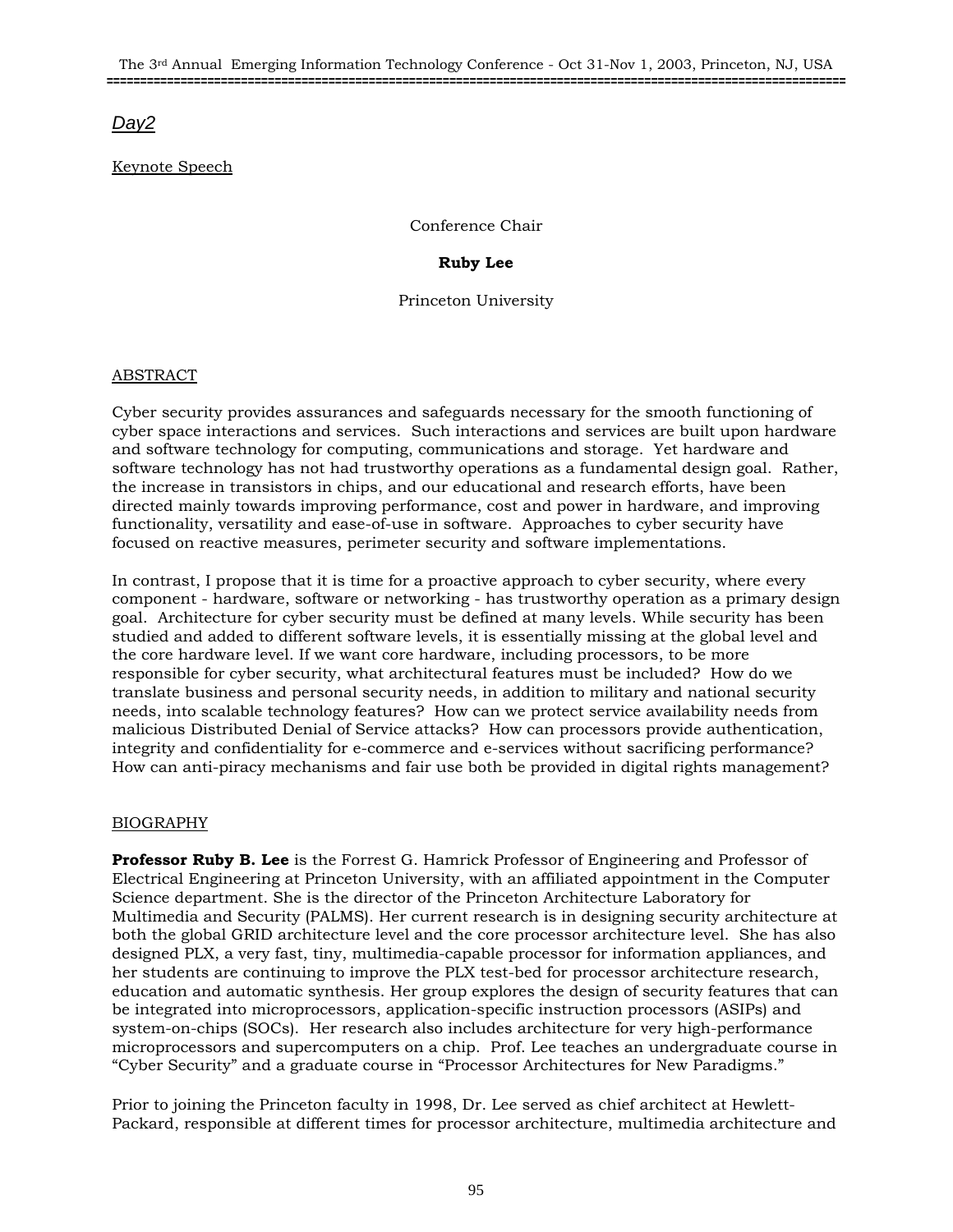*Day2*

Keynote Speech

Conference Chair

**Ruby Lee**

Princeton University

ABSTRACT

Cyber security provides assurances and safeguards necessary for the smooth functioning of cyber space interactions and services. Such interactions and services are built upon hardware and software technology for computing, communications and storage. Yet hardware and software technology has not had trustworthy operations as a fundamental design goal. Rather, the increase in transistors in chips, and our educational and research efforts, have been directed mainly towards improving performance, cost and power in hardware, and improving functionality, versatility and ease-of-use in software. Approaches to cyber security have focused on reactive measures, perimeter security and software implementations.

In contrast, I propose that it is time for a proactive approach to cyber security, where every component - hardware, software or networking - has trustworthy operation as a primary design goal. Architecture for cyber security must be defined at many levels. While security has been studied and added to different software levels, it is essentially missing at the global level and the core hardware level. If we want core hardware, including processors, to be more responsible for cyber security, what architectural features must be included? How do we translate business and personal security needs, in addition to military and national security needs, into scalable technology features? How can we protect service availability needs from malicious Distributed Denial of Service attacks? How can processors provide authentication, integrity and confidentiality for e-commerce and e-services without sacrificing performance? How can anti-piracy mechanisms and fair use both be provided in digital rights management?

BIOGRAPHY

**Professor Ruby B. Lee** is the Forrest G. Hamrick Professor of Engineering and Professor of Electrical Engineering at Princeton University, with an affiliated appointment in the Computer Science department. She is the director of the Princeton Architecture Laboratory for Multimedia and Security (PALMS). Her current research is in designing security architecture at both the global GRID architecture level and the core processor architecture level. She has also designed PLX, a very fast, tiny, multimedia-capable processor for information appliances, and her students are continuing to improve the PLX test-bed for processor architecture research, education and automatic synthesis. Her group explores the design of security features that can be integrated into microprocessors, application-specific instruction processors (ASIPs) and system-on-chips (SOCs). Her research also includes architecture for very high-performance microprocessors and supercomputers on a chip. Prof. Lee teaches an undergraduate course in "Cyber Security" and a graduate course in "Processor Architectures for New Paradigms."

Prior to joining the Princeton faculty in 1998, Dr. Lee served as chief architect at Hewlett-Packard, responsible at different times for processor architecture, multimedia architecture and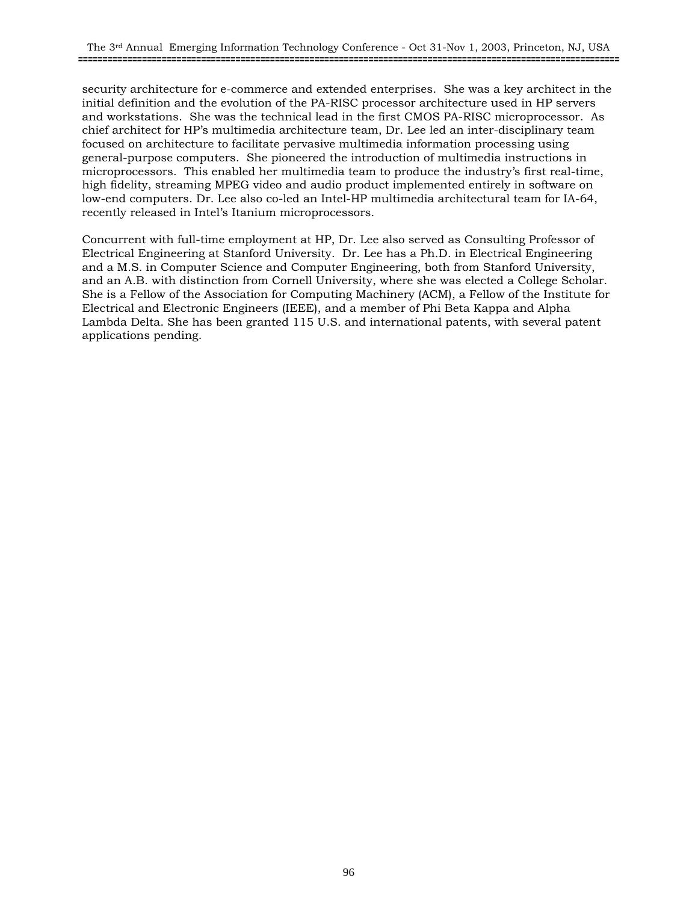security architecture for e-commerce and extended enterprises. She was a key architect in the initial definition and the evolution of the PA-RISC processor architecture used in HP servers and workstations. She was the technical lead in the first CMOS PA-RISC microprocessor. As chief architect for HP's multimedia architecture team, Dr. Lee led an inter-disciplinary team focused on architecture to facilitate pervasive multimedia information processing using general-purpose computers. She pioneered the introduction of multimedia instructions in microprocessors. This enabled her multimedia team to produce the industry's first real-time, high fidelity, streaming MPEG video and audio product implemented entirely in software on low-end computers. Dr. Lee also co-led an Intel-HP multimedia architectural team for IA-64, recently released in Intel's Itanium microprocessors.

Concurrent with full-time employment at HP, Dr. Lee also served as Consulting Professor of Electrical Engineering at Stanford University. Dr. Lee has a Ph.D. in Electrical Engineering and a M.S. in Computer Science and Computer Engineering, both from Stanford University, and an A.B. with distinction from Cornell University, where she was elected a College Scholar. She is a Fellow of the Association for Computing Machinery (ACM), a Fellow of the Institute for Electrical and Electronic Engineers (IEEE), and a member of Phi Beta Kappa and Alpha Lambda Delta. She has been granted 115 U.S. and international patents, with several patent applications pending.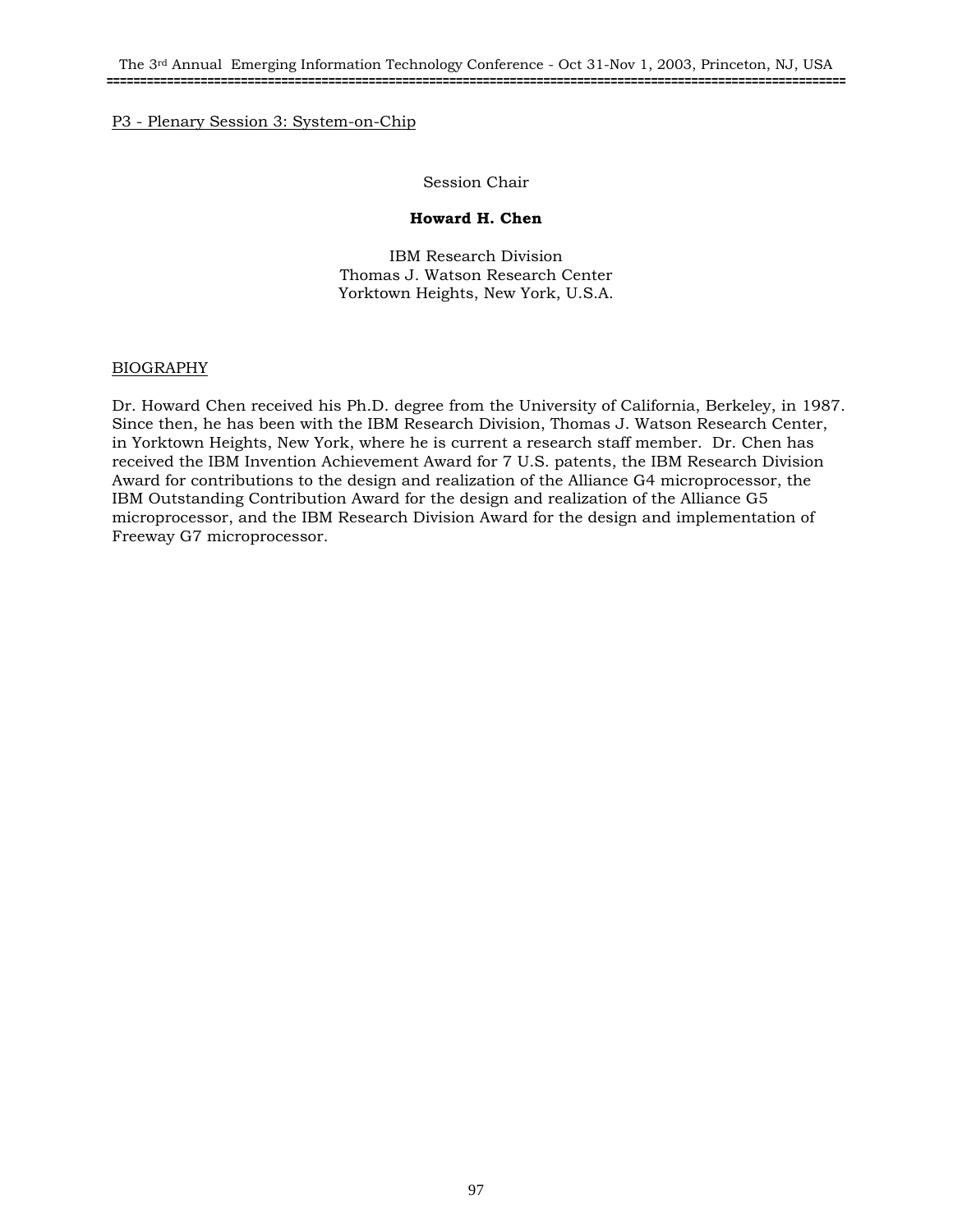P3 - Plenary Session 3: System-on-Chip

Session Chair

**Howard H. Chen**

IBM Research Division
Thomas J. Watson Research Center
Yorktown Heights, New York, U.S.A.

BIOGRAPHY

Dr. Howard Chen received his Ph.D. degree from the University of California, Berkeley, in 1987. Since then, he has been with the IBM Research Division, Thomas J. Watson Research Center, in Yorktown Heights, New York, where he is current a research staff member. Dr. Chen has received the IBM Invention Achievement Award for 7 U.S. patents, the IBM Research Division Award for contributions to the design and realization of the Alliance G4 microprocessor, the IBM Outstanding Contribution Award for the design and realization of the Alliance G5 microprocessor, and the IBM Research Division Award for the design and implementation of Freeway G7 microprocessor.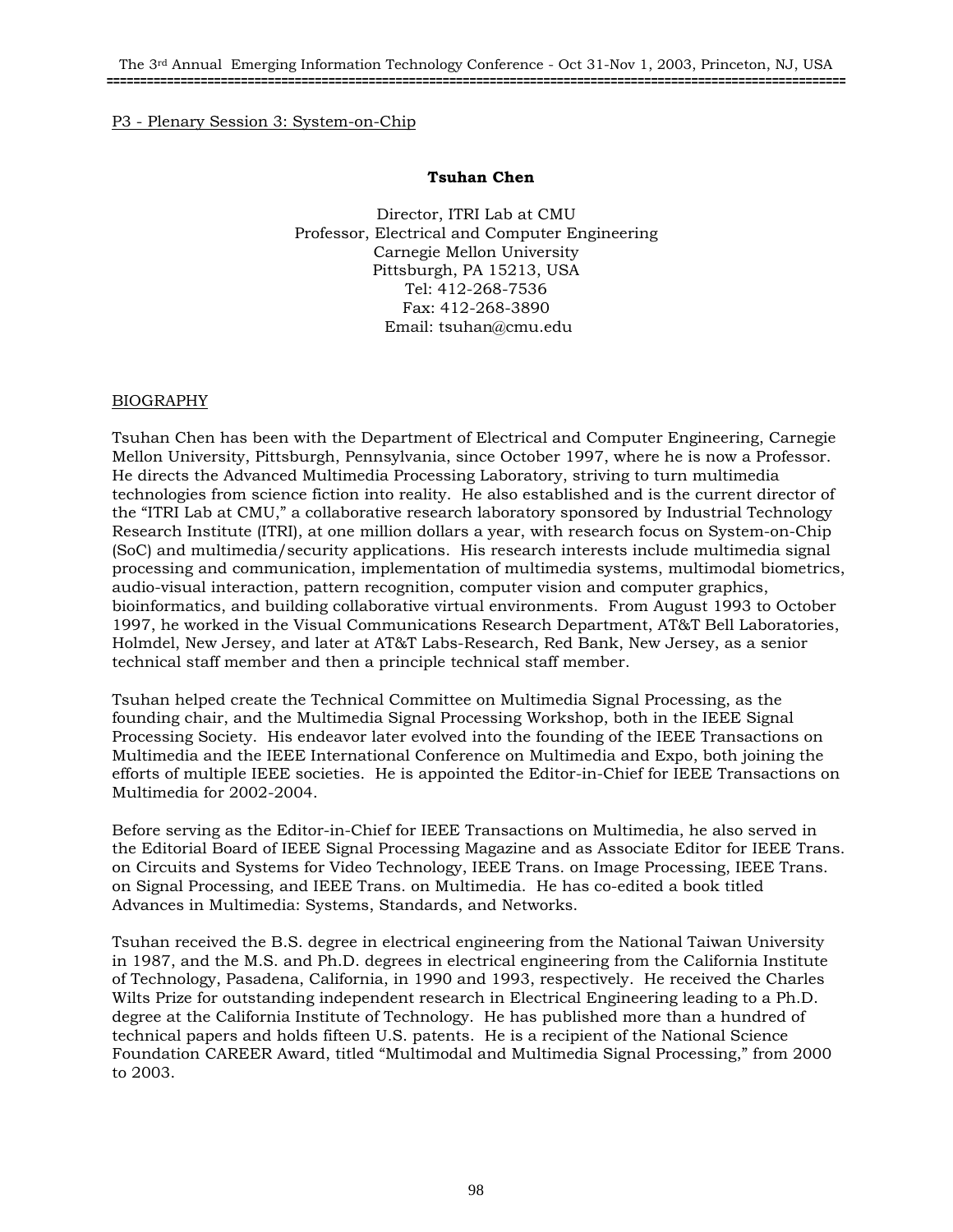P3 - Plenary Session 3: System-on-Chip

**Tsuhan Chen**

Director, ITRI Lab at CMU
Professor, Electrical and Computer Engineering
Carnegie Mellon University
Pittsburgh, PA 15213, USA
Tel: 412-268-7536
Fax: 412-268-3890
Email: tsuhan@cmu.edu

BIOGRAPHY

Tsuhan Chen has been with the Department of Electrical and Computer Engineering, Carnegie Mellon University, Pittsburgh, Pennsylvania, since October 1997, where he is now a Professor. He directs the Advanced Multimedia Processing Laboratory, striving to turn multimedia technologies from science fiction into reality. He also established and is the current director of the "ITRI Lab at CMU," a collaborative research laboratory sponsored by Industrial Technology Research Institute (ITRI), at one million dollars a year, with research focus on System-on-Chip (SoC) and multimedia/security applications. His research interests include multimedia signal processing and communication, implementation of multimedia systems, multimodal biometrics, audio-visual interaction, pattern recognition, computer vision and computer graphics, bioinformatics, and building collaborative virtual environments. From August 1993 to October 1997, he worked in the Visual Communications Research Department, AT&T Bell Laboratories, Holmdel, New Jersey, and later at AT&T Labs-Research, Red Bank, New Jersey, as a senior technical staff member and then a principle technical staff member.

Tsuhan helped create the Technical Committee on Multimedia Signal Processing, as the founding chair, and the Multimedia Signal Processing Workshop, both in the IEEE Signal Processing Society. His endeavor later evolved into the founding of the IEEE Transactions on Multimedia and the IEEE International Conference on Multimedia and Expo, both joining the efforts of multiple IEEE societies. He is appointed the Editor-in-Chief for IEEE Transactions on Multimedia for 2002-2004.

Before serving as the Editor-in-Chief for IEEE Transactions on Multimedia, he also served in the Editorial Board of IEEE Signal Processing Magazine and as Associate Editor for IEEE Trans. on Circuits and Systems for Video Technology, IEEE Trans. on Image Processing, IEEE Trans. on Signal Processing, and IEEE Trans. on Multimedia. He has co-edited a book titled Advances in Multimedia: Systems, Standards, and Networks.

Tsuhan received the B.S. degree in electrical engineering from the National Taiwan University in 1987, and the M.S. and Ph.D. degrees in electrical engineering from the California Institute of Technology, Pasadena, California, in 1990 and 1993, respectively. He received the Charles Wilts Prize for outstanding independent research in Electrical Engineering leading to a Ph.D. degree at the California Institute of Technology. He has published more than a hundred of technical papers and holds fifteen U.S. patents. He is a recipient of the National Science Foundation CAREER Award, titled "Multimodal and Multimedia Signal Processing," from 2000 to 2003.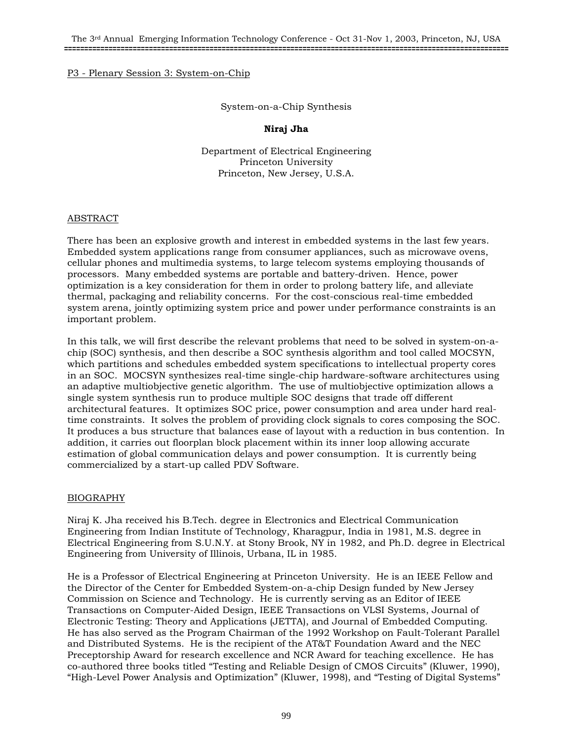P3 - Plenary Session 3: System-on-Chip

# System-on-a-Chip Synthesis

**Niraj Jha**

Department of Electrical Engineering
Princeton University
Princeton, New Jersey, U.S.A.

## ABSTRACT

There has been an explosive growth and interest in embedded systems in the last few years. Embedded system applications range from consumer appliances, such as microwave ovens, cellular phones and multimedia systems, to large telecom systems employing thousands of processors. Many embedded systems are portable and battery-driven. Hence, power optimization is a key consideration for them in order to prolong battery life, and alleviate thermal, packaging and reliability concerns. For the cost-conscious real-time embedded system arena, jointly optimizing system price and power under performance constraints is an important problem.

In this talk, we will first describe the relevant problems that need to be solved in system-on-a-chip (SOC) synthesis, and then describe a SOC synthesis algorithm and tool called MOCSYN, which partitions and schedules embedded system specifications to intellectual property cores in an SOC. MOCSYN synthesizes real-time single-chip hardware-software architectures using an adaptive multiobjective genetic algorithm. The use of multiobjective optimization allows a single system synthesis run to produce multiple SOC designs that trade off different architectural features. It optimizes SOC price, power consumption and area under hard real-time constraints. It solves the problem of providing clock signals to cores composing the SOC. It produces a bus structure that balances ease of layout with a reduction in bus contention. In addition, it carries out floorplan block placement within its inner loop allowing accurate estimation of global communication delays and power consumption. It is currently being commercialized by a start-up called PDV Software.

## BIOGRAPHY

Niraj K. Jha received his B.Tech. degree in Electronics and Electrical Communication Engineering from Indian Institute of Technology, Kharagpur, India in 1981, M.S. degree in Electrical Engineering from S.U.N.Y. at Stony Brook, NY in 1982, and Ph.D. degree in Electrical Engineering from University of Illinois, Urbana, IL in 1985.

He is a Professor of Electrical Engineering at Princeton University. He is an IEEE Fellow and the Director of the Center for Embedded System-on-a-chip Design funded by New Jersey Commission on Science and Technology. He is currently serving as an Editor of IEEE Transactions on Computer-Aided Design, IEEE Transactions on VLSI Systems, Journal of Electronic Testing: Theory and Applications (JETTA), and Journal of Embedded Computing. He has also served as the Program Chairman of the 1992 Workshop on Fault-Tolerant Parallel and Distributed Systems. He is the recipient of the AT&T Foundation Award and the NEC Preceptorship Award for research excellence and NCR Award for teaching excellence. He has co-authored three books titled "Testing and Reliable Design of CMOS Circuits" (Kluwer, 1990), "High-Level Power Analysis and Optimization" (Kluwer, 1998), and "Testing of Digital Systems"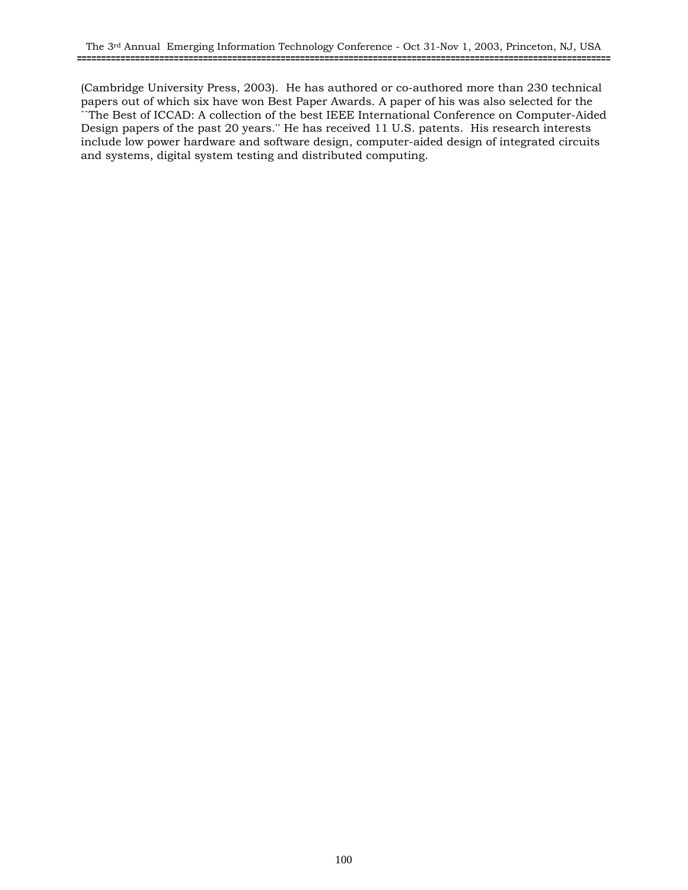(Cambridge University Press, 2003). He has authored or co-authored more than 230 technical papers out of which six have won Best Paper Awards. A paper of his was also selected for the ``The Best of ICCAD: A collection of the best IEEE International Conference on Computer-Aided Design papers of the past 20 years.'' He has received 11 U.S. patents. His research interests include low power hardware and software design, computer-aided design of integrated circuits and systems, digital system testing and distributed computing.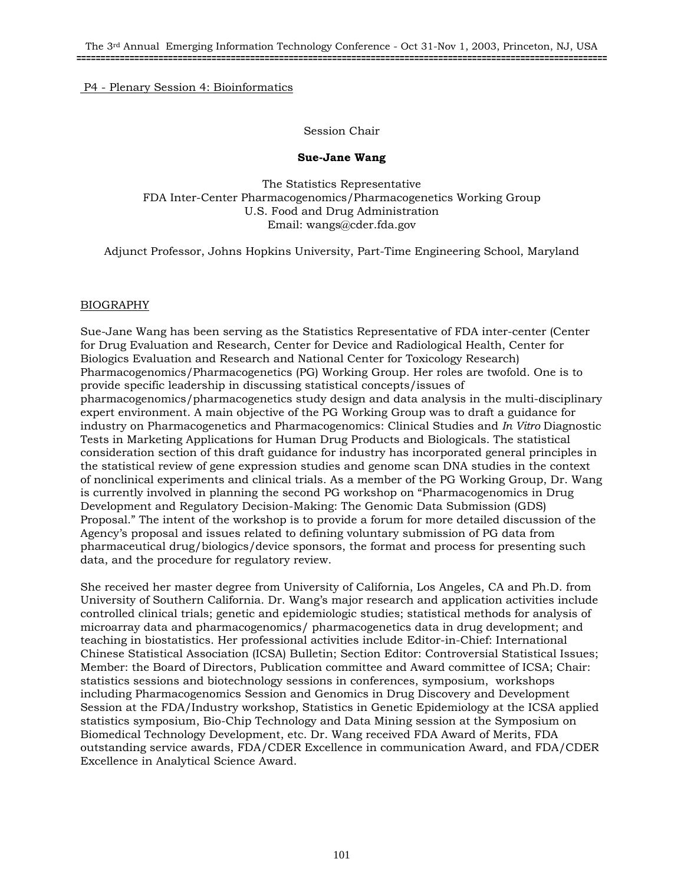P4 - Plenary Session 4: Bioinformatics

Session Chair

**Sue-Jane Wang**

The Statistics Representative
FDA Inter-Center Pharmacogenomics/Pharmacogenetics Working Group
U.S. Food and Drug Administration
Email: wangs@cder.fda.gov

Adjunct Professor, Johns Hopkins University, Part-Time Engineering School, Maryland

## BIOGRAPHY

Sue-Jane Wang has been serving as the Statistics Representative of FDA inter-center (Center for Drug Evaluation and Research, Center for Device and Radiological Health, Center for Biologics Evaluation and Research and National Center for Toxicology Research) Pharmacogenomics/Pharmacogenetics (PG) Working Group. Her roles are twofold. One is to provide specific leadership in discussing statistical concepts/issues of pharmacogenomics/pharmacogenetics study design and data analysis in the multi-disciplinary expert environment. A main objective of the PG Working Group was to draft a guidance for industry on Pharmacogenetics and Pharmacogenomics: Clinical Studies and *In Vitro* Diagnostic Tests in Marketing Applications for Human Drug Products and Biologicals. The statistical consideration section of this draft guidance for industry has incorporated general principles in the statistical review of gene expression studies and genome scan DNA studies in the context of nonclinical experiments and clinical trials. As a member of the PG Working Group, Dr. Wang is currently involved in planning the second PG workshop on "Pharmacogenomics in Drug Development and Regulatory Decision-Making: The Genomic Data Submission (GDS) Proposal." The intent of the workshop is to provide a forum for more detailed discussion of the Agency's proposal and issues related to defining voluntary submission of PG data from pharmaceutical drug/biologics/device sponsors, the format and process for presenting such data, and the procedure for regulatory review.

She received her master degree from University of California, Los Angeles, CA and Ph.D. from University of Southern California. Dr. Wang's major research and application activities include controlled clinical trials; genetic and epidemiologic studies; statistical methods for analysis of microarray data and pharmacogenomics/ pharmacogenetics data in drug development; and teaching in biostatistics. Her professional activities include Editor-in-Chief: International Chinese Statistical Association (ICSA) Bulletin; Section Editor: Controversial Statistical Issues; Member: the Board of Directors, Publication committee and Award committee of ICSA; Chair: statistics sessions and biotechnology sessions in conferences, symposium, workshops including Pharmacogenomics Session and Genomics in Drug Discovery and Development Session at the FDA/Industry workshop, Statistics in Genetic Epidemiology at the ICSA applied statistics symposium, Bio-Chip Technology and Data Mining session at the Symposium on Biomedical Technology Development, etc. Dr. Wang received FDA Award of Merits, FDA outstanding service awards, FDA/CDER Excellence in communication Award, and FDA/CDER Excellence in Analytical Science Award.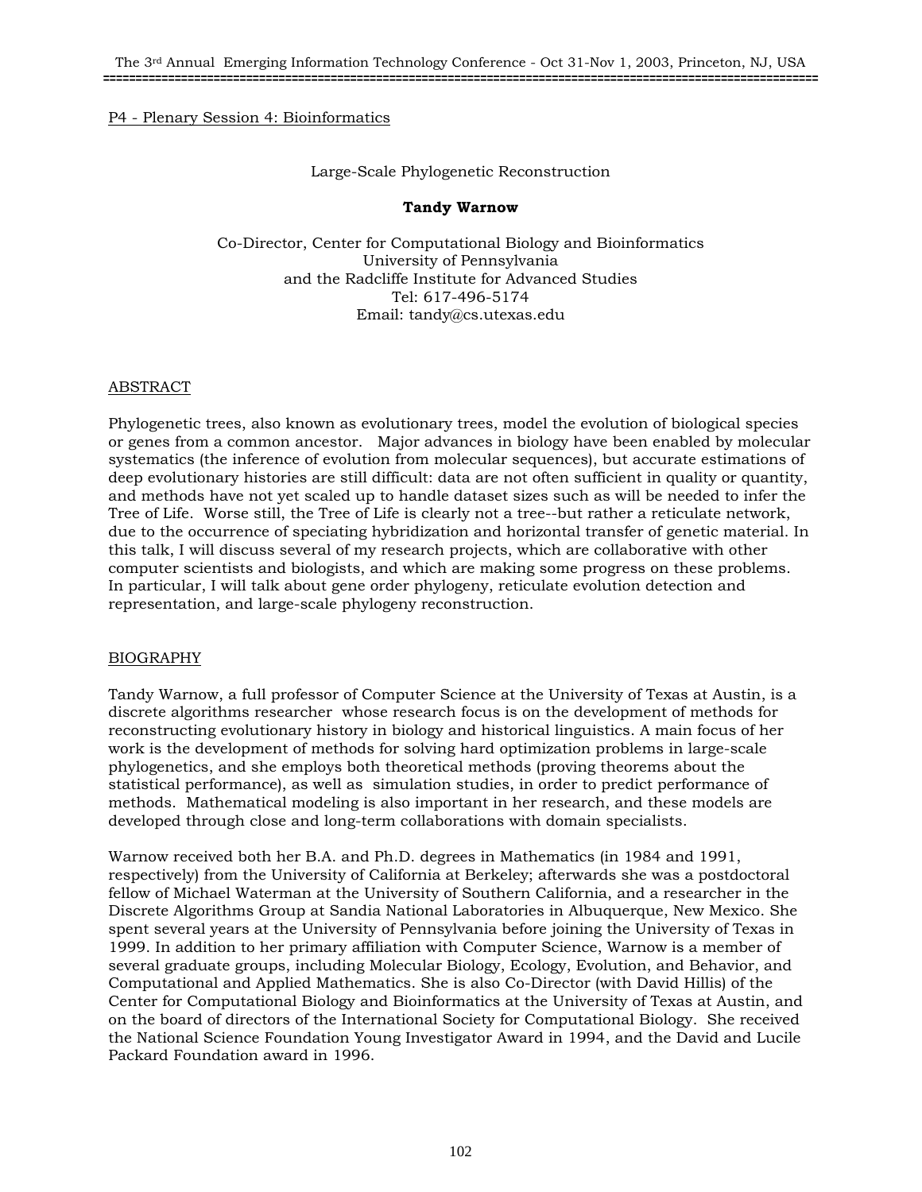P4 - Plenary Session 4: Bioinformatics

## Large-Scale Phylogenetic Reconstruction

**Tandy Warnow**

Co-Director, Center for Computational Biology and Bioinformatics
University of Pennsylvania
and the Radcliffe Institute for Advanced Studies
Tel: 617-496-5174
Email: tandy@cs.utexas.edu

### ABSTRACT

Phylogenetic trees, also known as evolutionary trees, model the evolution of biological species or genes from a common ancestor. Major advances in biology have been enabled by molecular systematics (the inference of evolution from molecular sequences), but accurate estimations of deep evolutionary histories are still difficult: data are not often sufficient in quality or quantity, and methods have not yet scaled up to handle dataset sizes such as will be needed to infer the Tree of Life. Worse still, the Tree of Life is clearly not a tree--but rather a reticulate network, due to the occurrence of speciating hybridization and horizontal transfer of genetic material. In this talk, I will discuss several of my research projects, which are collaborative with other computer scientists and biologists, and which are making some progress on these problems. In particular, I will talk about gene order phylogeny, reticulate evolution detection and representation, and large-scale phylogeny reconstruction.

### BIOGRAPHY

Tandy Warnow, a full professor of Computer Science at the University of Texas at Austin, is a discrete algorithms researcher whose research focus is on the development of methods for reconstructing evolutionary history in biology and historical linguistics. A main focus of her work is the development of methods for solving hard optimization problems in large-scale phylogenetics, and she employs both theoretical methods (proving theorems about the statistical performance), as well as simulation studies, in order to predict performance of methods. Mathematical modeling is also important in her research, and these models are developed through close and long-term collaborations with domain specialists.

Warnow received both her B.A. and Ph.D. degrees in Mathematics (in 1984 and 1991, respectively) from the University of California at Berkeley; afterwards she was a postdoctoral fellow of Michael Waterman at the University of Southern California, and a researcher in the Discrete Algorithms Group at Sandia National Laboratories in Albuquerque, New Mexico. She spent several years at the University of Pennsylvania before joining the University of Texas in 1999. In addition to her primary affiliation with Computer Science, Warnow is a member of several graduate groups, including Molecular Biology, Ecology, Evolution, and Behavior, and Computational and Applied Mathematics. She is also Co-Director (with David Hillis) of the Center for Computational Biology and Bioinformatics at the University of Texas at Austin, and on the board of directors of the International Society for Computational Biology. She received the National Science Foundation Young Investigator Award in 1994, and the David and Lucile Packard Foundation award in 1996.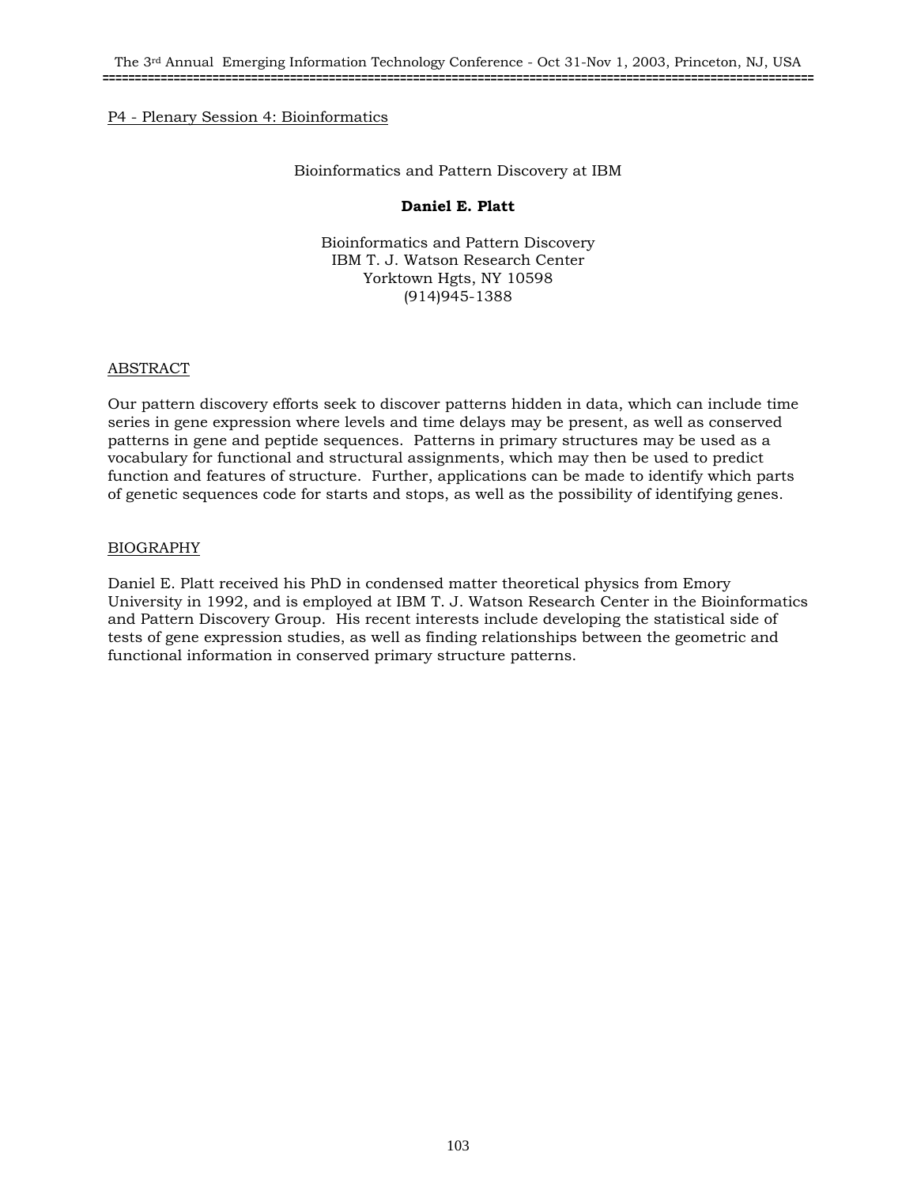P4 - Plenary Session 4: Bioinformatics

## Bioinformatics and Pattern Discovery at IBM

**Daniel E. Platt**

Bioinformatics and Pattern Discovery
IBM T. J. Watson Research Center
Yorktown Hgts, NY 10598
(914)945-1388

### ABSTRACT

Our pattern discovery efforts seek to discover patterns hidden in data, which can include time series in gene expression where levels and time delays may be present, as well as conserved patterns in gene and peptide sequences. Patterns in primary structures may be used as a vocabulary for functional and structural assignments, which may then be used to predict function and features of structure. Further, applications can be made to identify which parts of genetic sequences code for starts and stops, as well as the possibility of identifying genes.

### BIOGRAPHY

Daniel E. Platt received his PhD in condensed matter theoretical physics from Emory University in 1992, and is employed at IBM T. J. Watson Research Center in the Bioinformatics and Pattern Discovery Group. His recent interests include developing the statistical side of tests of gene expression studies, as well as finding relationships between the geometric and functional information in conserved primary structure patterns.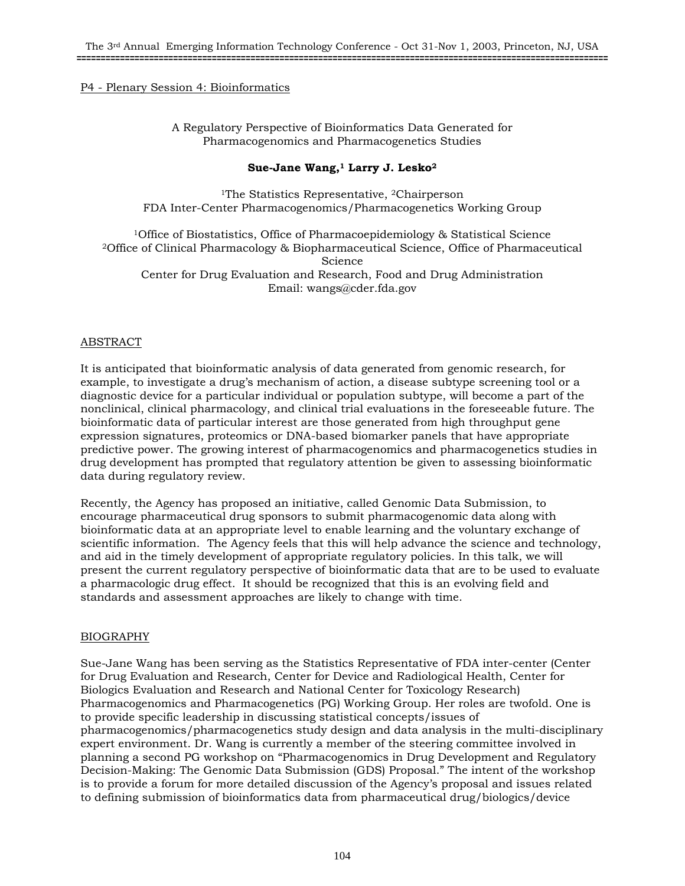P4 - Plenary Session 4: Bioinformatics

# A Regulatory Perspective of Bioinformatics Data Generated for Pharmacogenomics and Pharmacogenetics Studies

**Sue-Jane Wang,[1] Larry J. Lesko[2]**

[1]The Statistics Representative, [2]Chairperson
FDA Inter-Center Pharmacogenomics/Pharmacogenetics Working Group

[1]Office of Biostatistics, Office of Pharmacoepidemiology & Statistical Science
[2]Office of Clinical Pharmacology & Biopharmaceutical Science, Office of Pharmaceutical Science
Center for Drug Evaluation and Research, Food and Drug Administration
Email: wangs@cder.fda.gov

## ABSTRACT

It is anticipated that bioinformatic analysis of data generated from genomic research, for example, to investigate a drug's mechanism of action, a disease subtype screening tool or a diagnostic device for a particular individual or population subtype, will become a part of the nonclinical, clinical pharmacology, and clinical trial evaluations in the foreseeable future. The bioinformatic data of particular interest are those generated from high throughput gene expression signatures, proteomics or DNA-based biomarker panels that have appropriate predictive power. The growing interest of pharmacogenomics and pharmacogenetics studies in drug development has prompted that regulatory attention be given to assessing bioinformatic data during regulatory review.

Recently, the Agency has proposed an initiative, called Genomic Data Submission, to encourage pharmaceutical drug sponsors to submit pharmacogenomic data along with bioinformatic data at an appropriate level to enable learning and the voluntary exchange of scientific information. The Agency feels that this will help advance the science and technology, and aid in the timely development of appropriate regulatory policies. In this talk, we will present the current regulatory perspective of bioinformatic data that are to be used to evaluate a pharmacologic drug effect. It should be recognized that this is an evolving field and standards and assessment approaches are likely to change with time.

## BIOGRAPHY

Sue-Jane Wang has been serving as the Statistics Representative of FDA inter-center (Center for Drug Evaluation and Research, Center for Device and Radiological Health, Center for Biologics Evaluation and Research and National Center for Toxicology Research) Pharmacogenomics and Pharmacogenetics (PG) Working Group. Her roles are twofold. One is to provide specific leadership in discussing statistical concepts/issues of pharmacogenomics/pharmacogenetics study design and data analysis in the multi-disciplinary expert environment. Dr. Wang is currently a member of the steering committee involved in planning a second PG workshop on "Pharmacogenomics in Drug Development and Regulatory Decision-Making: The Genomic Data Submission (GDS) Proposal." The intent of the workshop is to provide a forum for more detailed discussion of the Agency's proposal and issues related to defining submission of bioinformatics data from pharmaceutical drug/biologics/device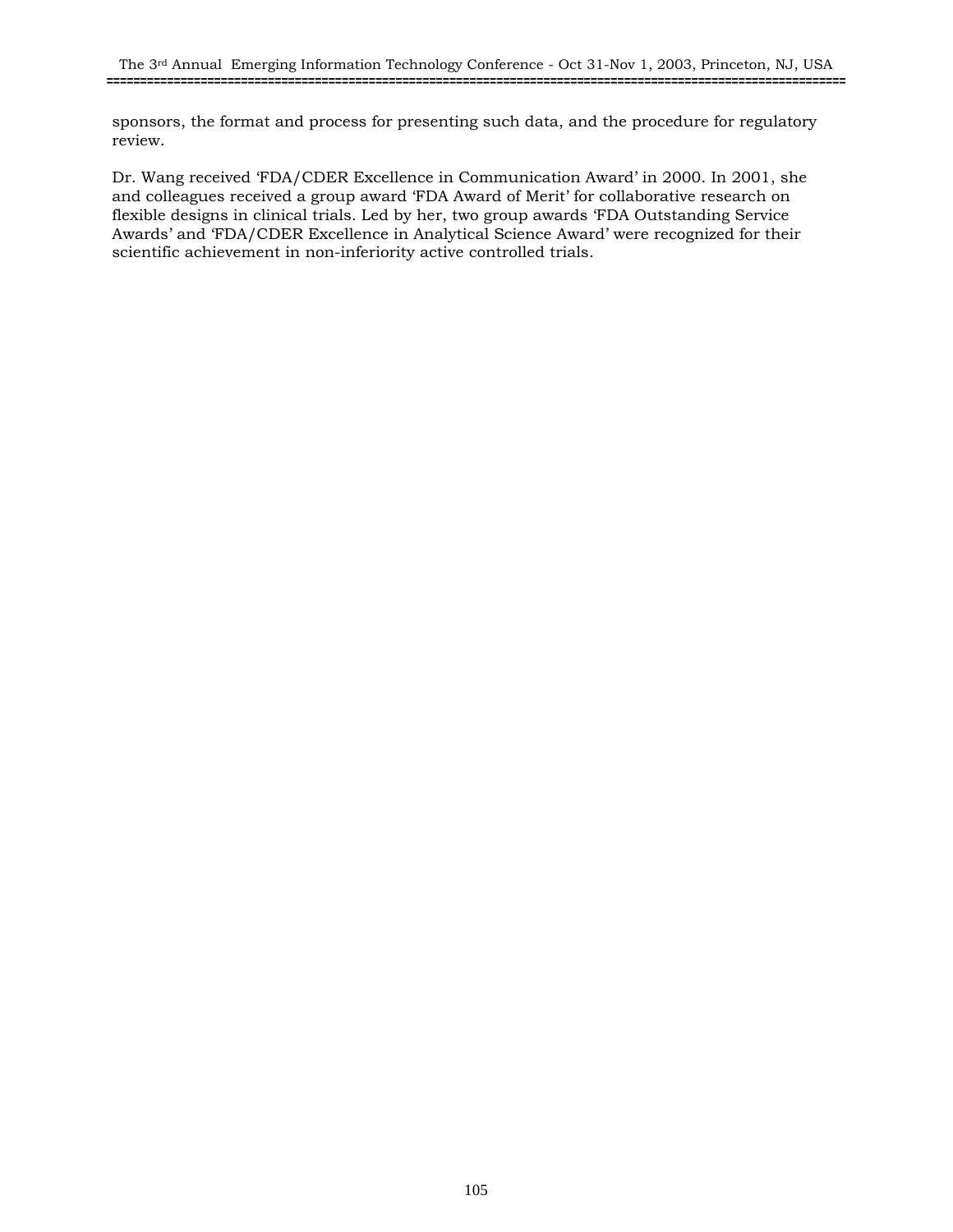sponsors, the format and process for presenting such data, and the procedure for regulatory review.

Dr. Wang received 'FDA/CDER Excellence in Communication Award' in 2000. In 2001, she and colleagues received a group award 'FDA Award of Merit' for collaborative research on flexible designs in clinical trials. Led by her, two group awards 'FDA Outstanding Service Awards' and 'FDA/CDER Excellence in Analytical Science Award' were recognized for their scientific achievement in non-inferiority active controlled trials.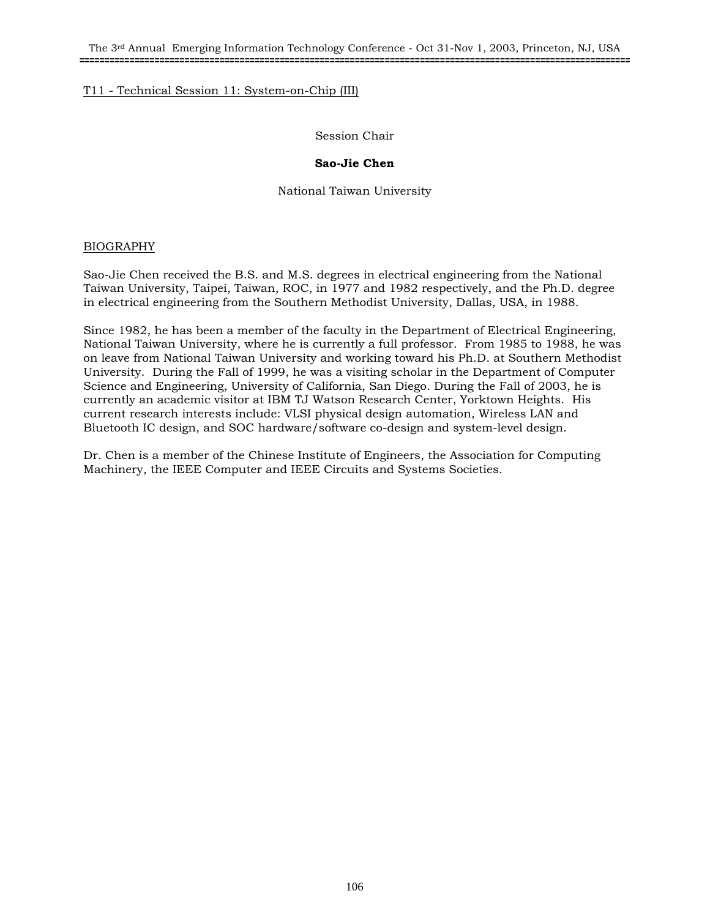T11 - Technical Session 11: System-on-Chip (III)

Session Chair

**Sao-Jie Chen**

National Taiwan University

BIOGRAPHY

Sao-Jie Chen received the B.S. and M.S. degrees in electrical engineering from the National Taiwan University, Taipei, Taiwan, ROC, in 1977 and 1982 respectively, and the Ph.D. degree in electrical engineering from the Southern Methodist University, Dallas, USA, in 1988.

Since 1982, he has been a member of the faculty in the Department of Electrical Engineering, National Taiwan University, where he is currently a full professor. From 1985 to 1988, he was on leave from National Taiwan University and working toward his Ph.D. at Southern Methodist University. During the Fall of 1999, he was a visiting scholar in the Department of Computer Science and Engineering, University of California, San Diego. During the Fall of 2003, he is currently an academic visitor at IBM TJ Watson Research Center, Yorktown Heights. His current research interests include: VLSI physical design automation, Wireless LAN and Bluetooth IC design, and SOC hardware/software co-design and system-level design.

Dr. Chen is a member of the Chinese Institute of Engineers, the Association for Computing Machinery, the IEEE Computer and IEEE Circuits and Systems Societies.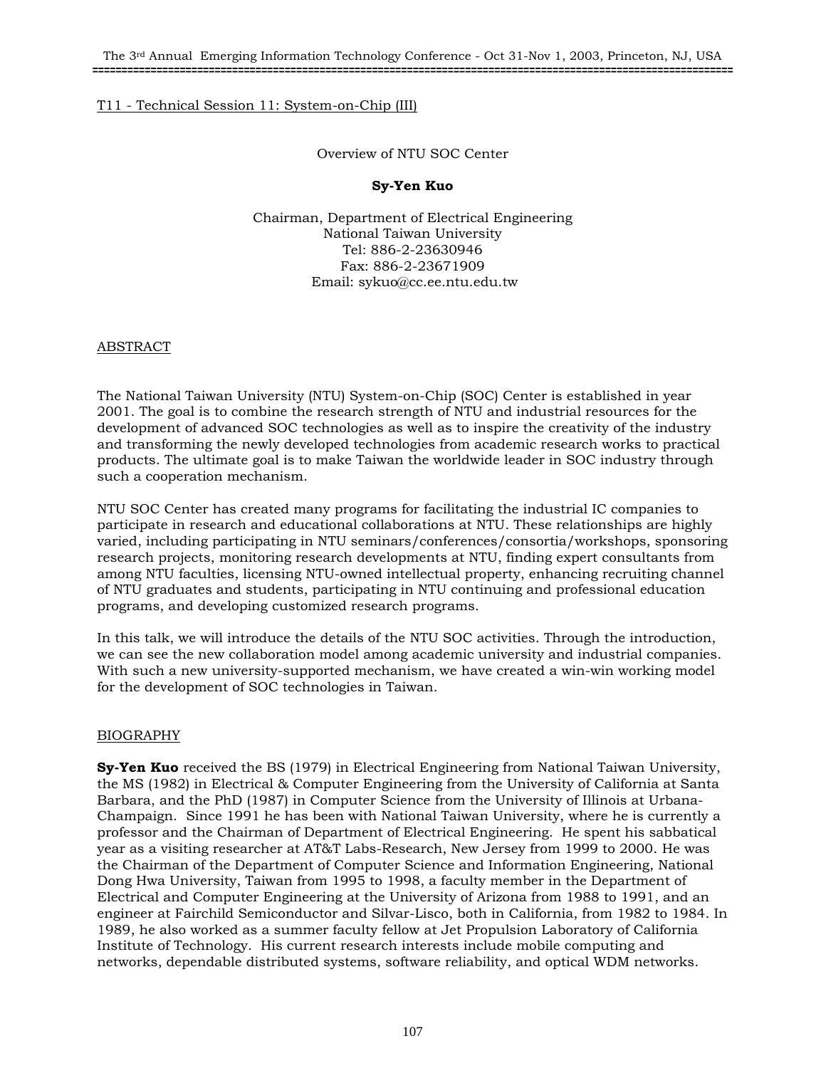T11 - Technical Session 11: System-on-Chip (III)

# Overview of NTU SOC Center

**Sy-Yen Kuo**

Chairman, Department of Electrical Engineering
National Taiwan University
Tel: 886-2-23630946
Fax: 886-2-23671909
Email: sykuo@cc.ee.ntu.edu.tw

## ABSTRACT

The National Taiwan University (NTU) System-on-Chip (SOC) Center is established in year 2001. The goal is to combine the research strength of NTU and industrial resources for the development of advanced SOC technologies as well as to inspire the creativity of the industry and transforming the newly developed technologies from academic research works to practical products. The ultimate goal is to make Taiwan the worldwide leader in SOC industry through such a cooperation mechanism.

NTU SOC Center has created many programs for facilitating the industrial IC companies to participate in research and educational collaborations at NTU. These relationships are highly varied, including participating in NTU seminars/conferences/consortia/workshops, sponsoring research projects, monitoring research developments at NTU, finding expert consultants from among NTU faculties, licensing NTU-owned intellectual property, enhancing recruiting channel of NTU graduates and students, participating in NTU continuing and professional education programs, and developing customized research programs.

In this talk, we will introduce the details of the NTU SOC activities. Through the introduction, we can see the new collaboration model among academic university and industrial companies. With such a new university-supported mechanism, we have created a win-win working model for the development of SOC technologies in Taiwan.

## BIOGRAPHY

**Sy-Yen Kuo** received the BS (1979) in Electrical Engineering from National Taiwan University, the MS (1982) in Electrical & Computer Engineering from the University of California at Santa Barbara, and the PhD (1987) in Computer Science from the University of Illinois at Urbana-Champaign. Since 1991 he has been with National Taiwan University, where he is currently a professor and the Chairman of Department of Electrical Engineering. He spent his sabbatical year as a visiting researcher at AT&T Labs-Research, New Jersey from 1999 to 2000. He was the Chairman of the Department of Computer Science and Information Engineering, National Dong Hwa University, Taiwan from 1995 to 1998, a faculty member in the Department of Electrical and Computer Engineering at the University of Arizona from 1988 to 1991, and an engineer at Fairchild Semiconductor and Silvar-Lisco, both in California, from 1982 to 1984. In 1989, he also worked as a summer faculty fellow at Jet Propulsion Laboratory of California Institute of Technology. His current research interests include mobile computing and networks, dependable distributed systems, software reliability, and optical WDM networks.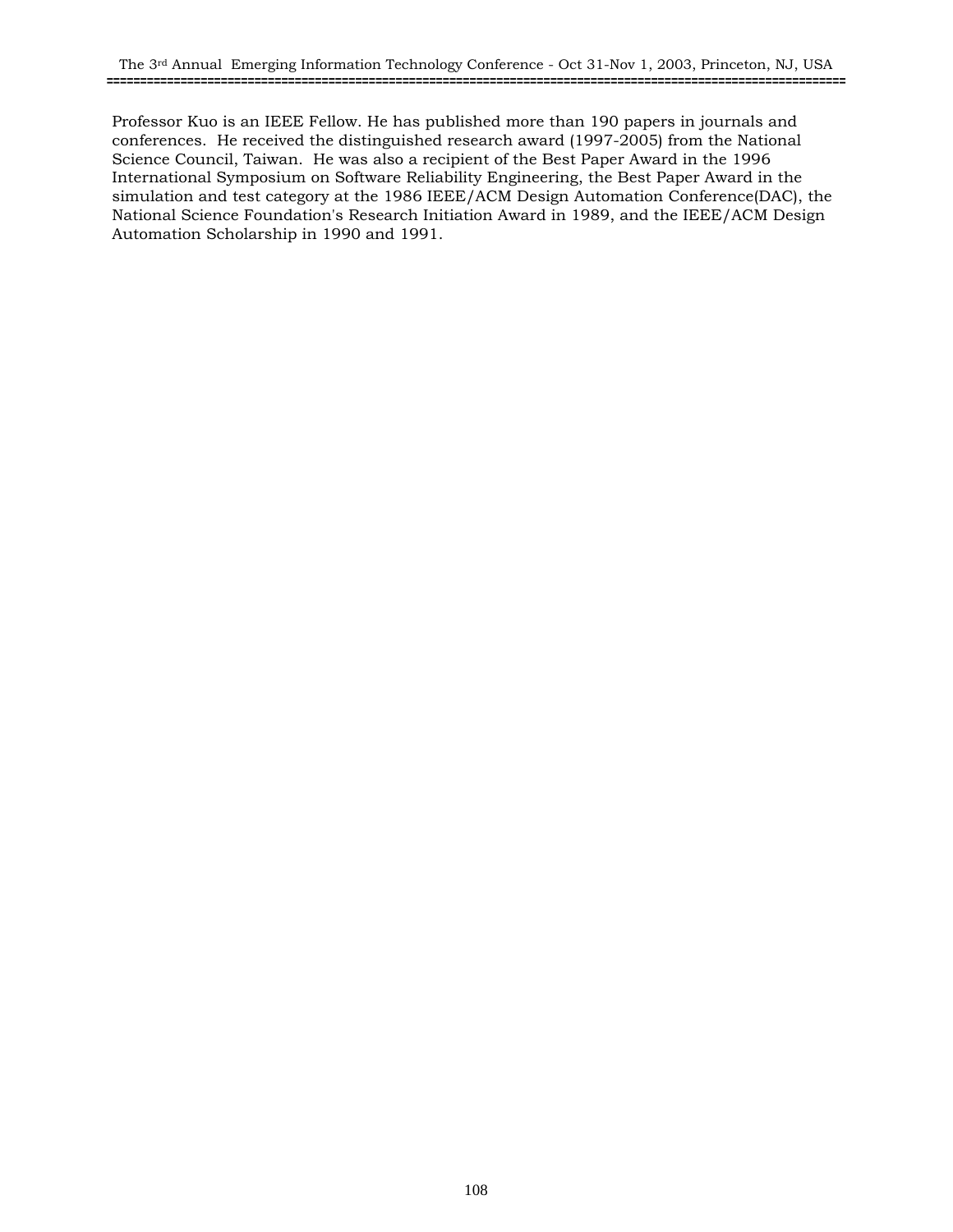Professor Kuo is an IEEE Fellow. He has published more than 190 papers in journals and conferences. He received the distinguished research award (1997-2005) from the National Science Council, Taiwan. He was also a recipient of the Best Paper Award in the 1996 International Symposium on Software Reliability Engineering, the Best Paper Award in the simulation and test category at the 1986 IEEE/ACM Design Automation Conference(DAC), the National Science Foundation's Research Initiation Award in 1989, and the IEEE/ACM Design Automation Scholarship in 1990 and 1991.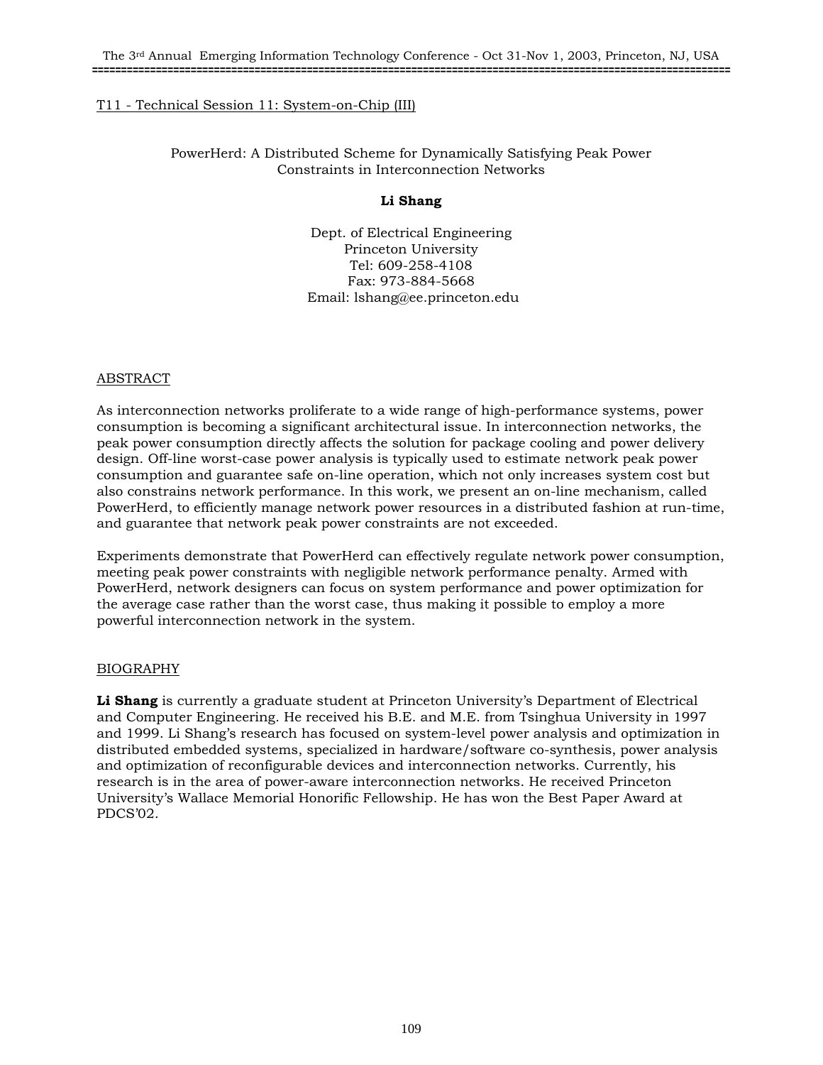T11 - Technical Session 11: System-on-Chip (III)

## PowerHerd: A Distributed Scheme for Dynamically Satisfying Peak Power Constraints in Interconnection Networks

**Li Shang**

Dept. of Electrical Engineering
Princeton University
Tel: 609-258-4108
Fax: 973-884-5668
Email: lshang@ee.princeton.edu

### ABSTRACT

As interconnection networks proliferate to a wide range of high-performance systems, power consumption is becoming a significant architectural issue. In interconnection networks, the peak power consumption directly affects the solution for package cooling and power delivery design. Off-line worst-case power analysis is typically used to estimate network peak power consumption and guarantee safe on-line operation, which not only increases system cost but also constrains network performance. In this work, we present an on-line mechanism, called PowerHerd, to efficiently manage network power resources in a distributed fashion at run-time, and guarantee that network peak power constraints are not exceeded.

Experiments demonstrate that PowerHerd can effectively regulate network power consumption, meeting peak power constraints with negligible network performance penalty. Armed with PowerHerd, network designers can focus on system performance and power optimization for the average case rather than the worst case, thus making it possible to employ a more powerful interconnection network in the system.

### BIOGRAPHY

**Li Shang** is currently a graduate student at Princeton University's Department of Electrical and Computer Engineering. He received his B.E. and M.E. from Tsinghua University in 1997 and 1999. Li Shang's research has focused on system-level power analysis and optimization in distributed embedded systems, specialized in hardware/software co-synthesis, power analysis and optimization of reconfigurable devices and interconnection networks. Currently, his research is in the area of power-aware interconnection networks. He received Princeton University's Wallace Memorial Honorific Fellowship. He has won the Best Paper Award at PDCS'02.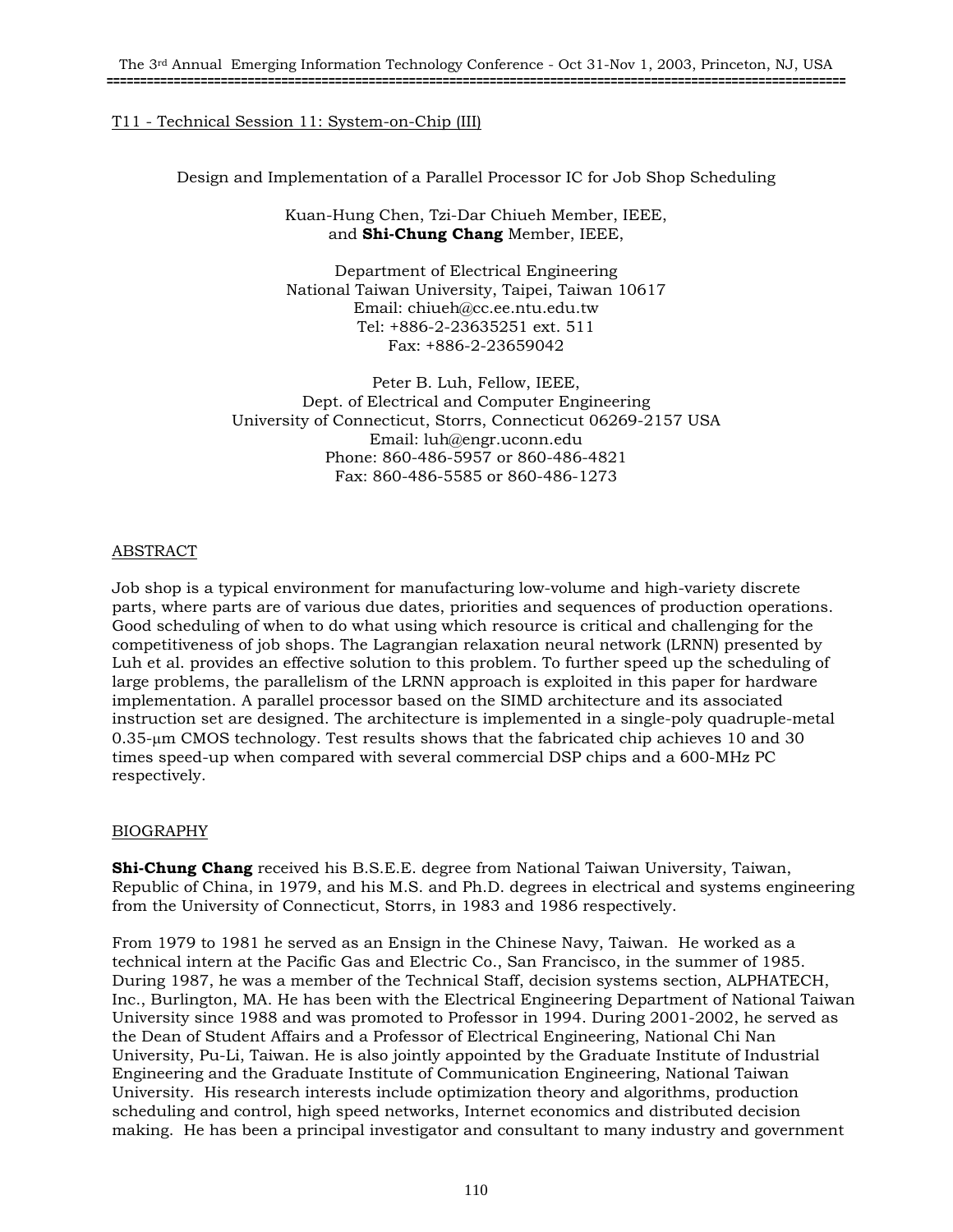T11 - Technical Session 11: System-on-Chip (III)

## Design and Implementation of a Parallel Processor IC for Job Shop Scheduling

Kuan-Hung Chen, Tzi-Dar Chiueh Member, IEEE,
and **Shi-Chung Chang** Member, IEEE,

Department of Electrical Engineering
National Taiwan University, Taipei, Taiwan 10617
Email: chiueh@cc.ee.ntu.edu.tw
Tel: +886-2-23635251 ext. 511
Fax: +886-2-23659042

Peter B. Luh, Fellow, IEEE,
Dept. of Electrical and Computer Engineering
University of Connecticut, Storrs, Connecticut 06269-2157 USA
Email: luh@engr.uconn.edu
Phone: 860-486-5957 or 860-486-4821
Fax: 860-486-5585 or 860-486-1273

### ABSTRACT

Job shop is a typical environment for manufacturing low-volume and high-variety discrete parts, where parts are of various due dates, priorities and sequences of production operations. Good scheduling of when to do what using which resource is critical and challenging for the competitiveness of job shops. The Lagrangian relaxation neural network (LRNN) presented by Luh et al. provides an effective solution to this problem. To further speed up the scheduling of large problems, the parallelism of the LRNN approach is exploited in this paper for hardware implementation. A parallel processor based on the SIMD architecture and its associated instruction set are designed. The architecture is implemented in a single-poly quadruple-metal 0.35-μm CMOS technology. Test results shows that the fabricated chip achieves 10 and 30 times speed-up when compared with several commercial DSP chips and a 600-MHz PC respectively.

### BIOGRAPHY

**Shi-Chung Chang** received his B.S.E.E. degree from National Taiwan University, Taiwan, Republic of China, in 1979, and his M.S. and Ph.D. degrees in electrical and systems engineering from the University of Connecticut, Storrs, in 1983 and 1986 respectively.

From 1979 to 1981 he served as an Ensign in the Chinese Navy, Taiwan. He worked as a technical intern at the Pacific Gas and Electric Co., San Francisco, in the summer of 1985. During 1987, he was a member of the Technical Staff, decision systems section, ALPHATECH, Inc., Burlington, MA. He has been with the Electrical Engineering Department of National Taiwan University since 1988 and was promoted to Professor in 1994. During 2001-2002, he served as the Dean of Student Affairs and a Professor of Electrical Engineering, National Chi Nan University, Pu-Li, Taiwan. He is also jointly appointed by the Graduate Institute of Industrial Engineering and the Graduate Institute of Communication Engineering, National Taiwan University. His research interests include optimization theory and algorithms, production scheduling and control, high speed networks, Internet economics and distributed decision making. He has been a principal investigator and consultant to many industry and government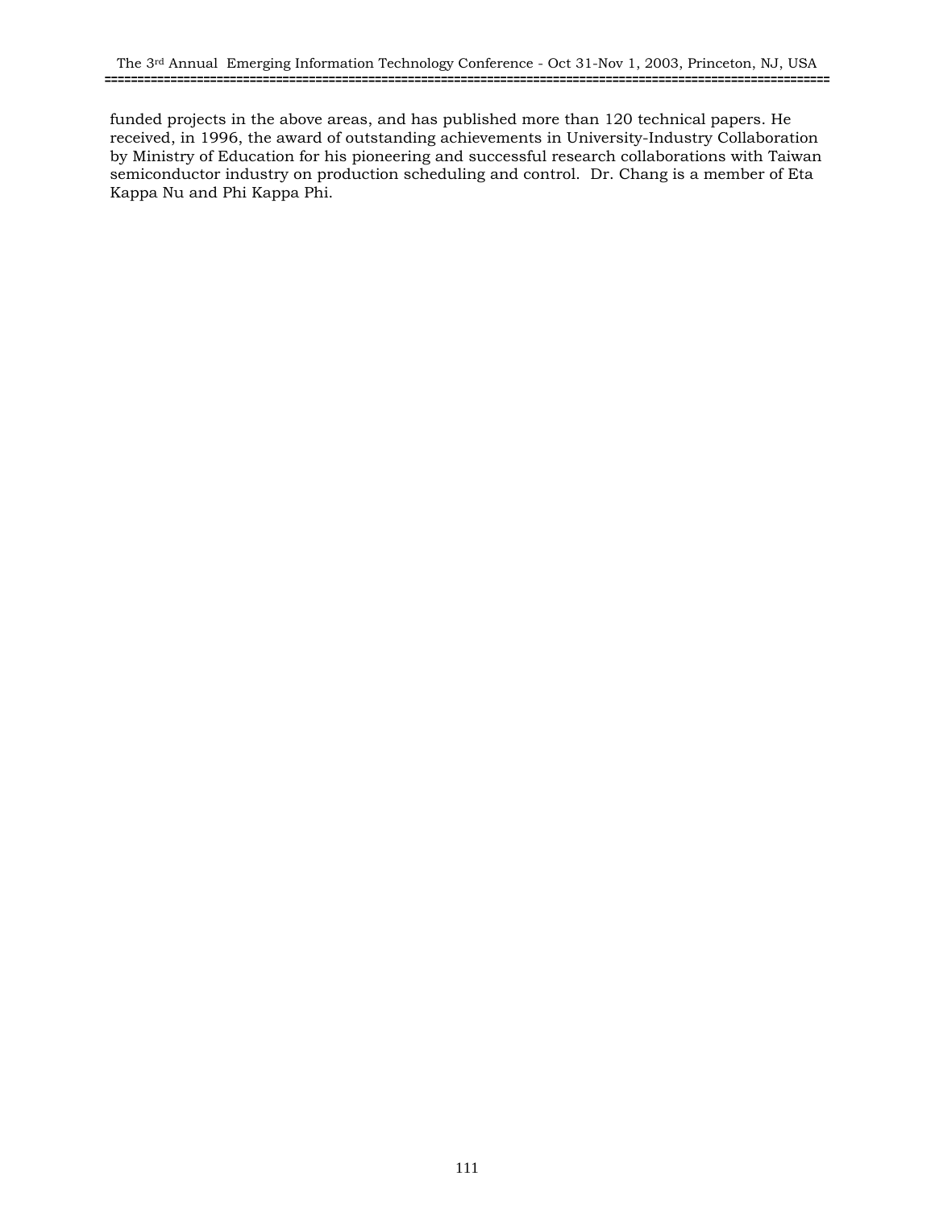funded projects in the above areas, and has published more than 120 technical papers. He received, in 1996, the award of outstanding achievements in University-Industry Collaboration by Ministry of Education for his pioneering and successful research collaborations with Taiwan semiconductor industry on production scheduling and control.  Dr. Chang is a member of Eta Kappa Nu and Phi Kappa Phi.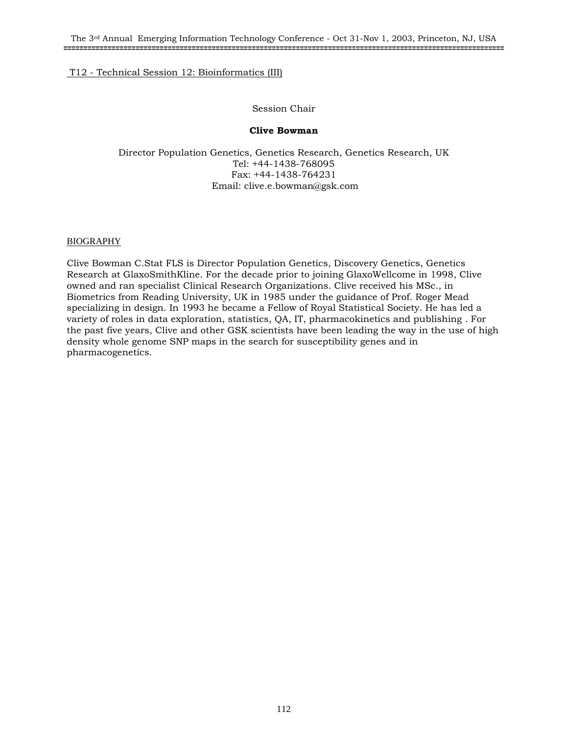T12 - Technical Session 12: Bioinformatics (III)

Session Chair

**Clive Bowman**

Director Population Genetics, Genetics Research, Genetics Research, UK
Tel: +44-1438-768095
Fax: +44-1438-764231
Email: clive.e.bowman@gsk.com

BIOGRAPHY

Clive Bowman C.Stat FLS is Director Population Genetics, Discovery Genetics, Genetics Research at GlaxoSmithKline. For the decade prior to joining GlaxoWellcome in 1998, Clive owned and ran specialist Clinical Research Organizations. Clive received his MSc., in Biometrics from Reading University, UK in 1985 under the guidance of Prof. Roger Mead specializing in design. In 1993 he became a Fellow of Royal Statistical Society. He has led a variety of roles in data exploration, statistics, QA, IT, pharmacokinetics and publishing . For the past five years, Clive and other GSK scientists have been leading the way in the use of high density whole genome SNP maps in the search for susceptibility genes and in pharmacogenetics.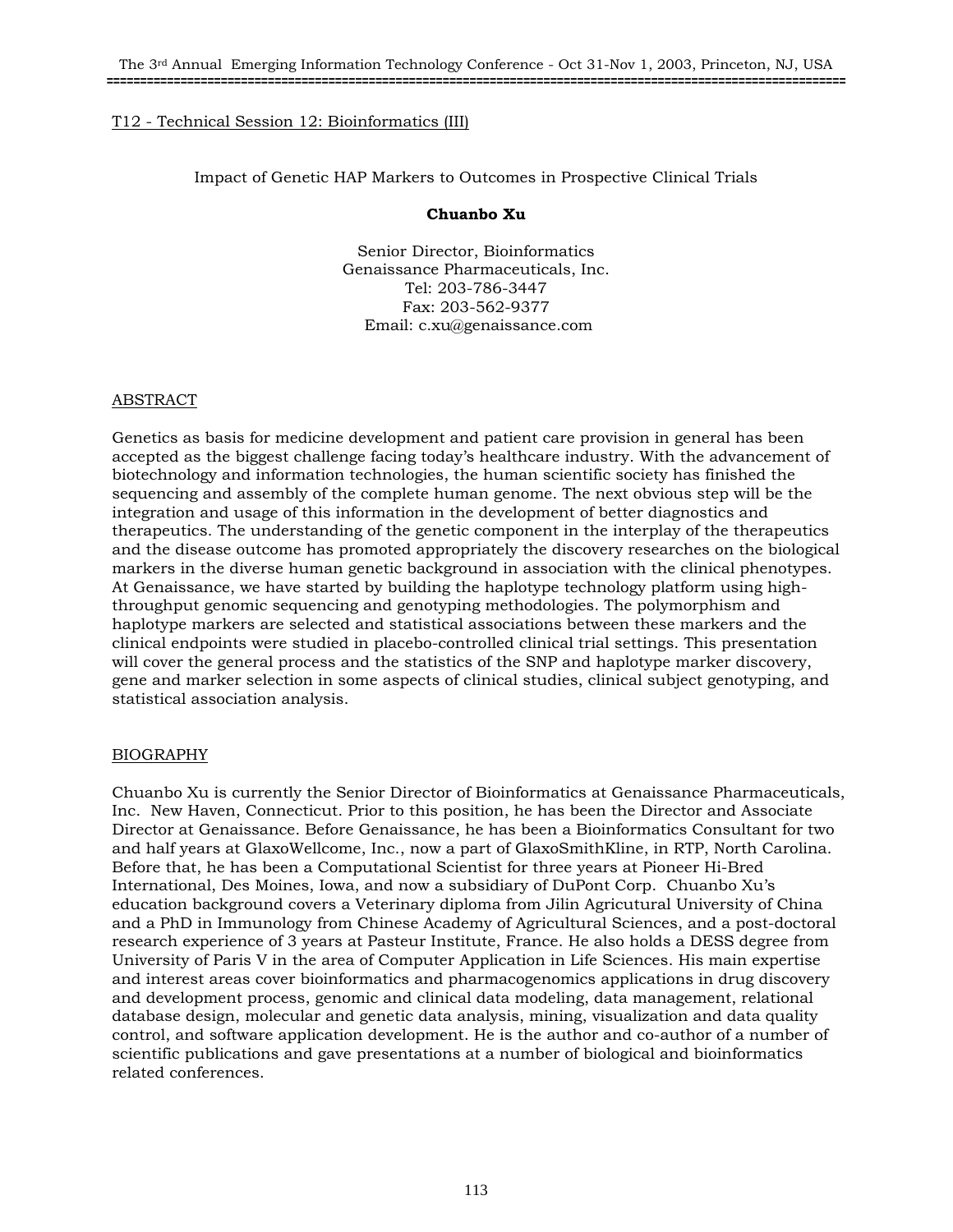T12 - Technical Session 12: Bioinformatics (III)

## Impact of Genetic HAP Markers to Outcomes in Prospective Clinical Trials

**Chuanbo Xu**

Senior Director, Bioinformatics
Genaissance Pharmaceuticals, Inc.
Tel: 203-786-3447
Fax: 203-562-9377
Email: c.xu@genaissance.com

### ABSTRACT

Genetics as basis for medicine development and patient care provision in general has been accepted as the biggest challenge facing today's healthcare industry. With the advancement of biotechnology and information technologies, the human scientific society has finished the sequencing and assembly of the complete human genome. The next obvious step will be the integration and usage of this information in the development of better diagnostics and therapeutics. The understanding of the genetic component in the interplay of the therapeutics and the disease outcome has promoted appropriately the discovery researches on the biological markers in the diverse human genetic background in association with the clinical phenotypes. At Genaissance, we have started by building the haplotype technology platform using high-throughput genomic sequencing and genotyping methodologies. The polymorphism and haplotype markers are selected and statistical associations between these markers and the clinical endpoints were studied in placebo-controlled clinical trial settings. This presentation will cover the general process and the statistics of the SNP and haplotype marker discovery, gene and marker selection in some aspects of clinical studies, clinical subject genotyping, and statistical association analysis.

### BIOGRAPHY

Chuanbo Xu is currently the Senior Director of Bioinformatics at Genaissance Pharmaceuticals, Inc. New Haven, Connecticut. Prior to this position, he has been the Director and Associate Director at Genaissance. Before Genaissance, he has been a Bioinformatics Consultant for two and half years at GlaxoWellcome, Inc., now a part of GlaxoSmithKline, in RTP, North Carolina. Before that, he has been a Computational Scientist for three years at Pioneer Hi-Bred International, Des Moines, Iowa, and now a subsidiary of DuPont Corp. Chuanbo Xu's education background covers a Veterinary diploma from Jilin Agricutural University of China and a PhD in Immunology from Chinese Academy of Agricultural Sciences, and a post-doctoral research experience of 3 years at Pasteur Institute, France. He also holds a DESS degree from University of Paris V in the area of Computer Application in Life Sciences. His main expertise and interest areas cover bioinformatics and pharmacogenomics applications in drug discovery and development process, genomic and clinical data modeling, data management, relational database design, molecular and genetic data analysis, mining, visualization and data quality control, and software application development. He is the author and co-author of a number of scientific publications and gave presentations at a number of biological and bioinformatics related conferences.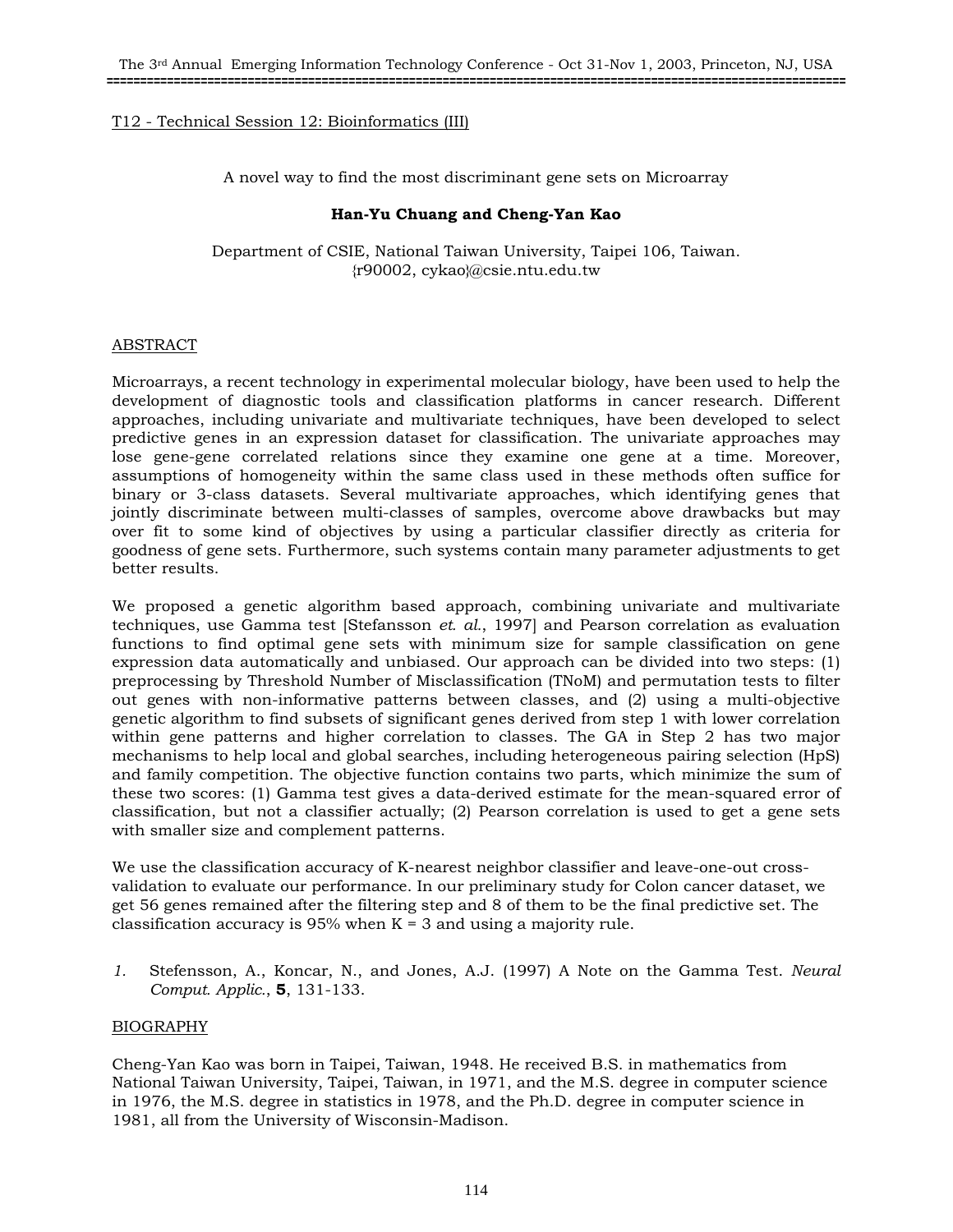T12 - Technical Session 12: Bioinformatics (III)

## A novel way to find the most discriminant gene sets on Microarray

**Han-Yu Chuang and Cheng-Yan Kao**

Department of CSIE, National Taiwan University, Taipei 106, Taiwan.
{r90002, cykao}@csie.ntu.edu.tw

### ABSTRACT

Microarrays, a recent technology in experimental molecular biology, have been used to help the development of diagnostic tools and classification platforms in cancer research. Different approaches, including univariate and multivariate techniques, have been developed to select predictive genes in an expression dataset for classification. The univariate approaches may lose gene-gene correlated relations since they examine one gene at a time. Moreover, assumptions of homogeneity within the same class used in these methods often suffice for binary or 3-class datasets. Several multivariate approaches, which identifying genes that jointly discriminate between multi-classes of samples, overcome above drawbacks but may over fit to some kind of objectives by using a particular classifier directly as criteria for goodness of gene sets. Furthermore, such systems contain many parameter adjustments to get better results.

We proposed a genetic algorithm based approach, combining univariate and multivariate techniques, use Gamma test [Stefansson *et. al.*, 1997] and Pearson correlation as evaluation functions to find optimal gene sets with minimum size for sample classification on gene expression data automatically and unbiased. Our approach can be divided into two steps: (1) preprocessing by Threshold Number of Misclassification (TNoM) and permutation tests to filter out genes with non-informative patterns between classes, and (2) using a multi-objective genetic algorithm to find subsets of significant genes derived from step 1 with lower correlation within gene patterns and higher correlation to classes. The GA in Step 2 has two major mechanisms to help local and global searches, including heterogeneous pairing selection (HpS) and family competition. The objective function contains two parts, which minimize the sum of these two scores: (1) Gamma test gives a data-derived estimate for the mean-squared error of classification, but not a classifier actually; (2) Pearson correlation is used to get a gene sets with smaller size and complement patterns.

We use the classification accuracy of K-nearest neighbor classifier and leave-one-out cross-validation to evaluate our performance. In our preliminary study for Colon cancer dataset, we get 56 genes remained after the filtering step and 8 of them to be the final predictive set. The classification accuracy is 95% when K = 3 and using a majority rule.

1. Stefensson, A., Koncar, N., and Jones, A.J. (1997) A Note on the Gamma Test. *Neural Comput. Applic.*, **5**, 131-133.

### BIOGRAPHY

Cheng-Yan Kao was born in Taipei, Taiwan, 1948. He received B.S. in mathematics from National Taiwan University, Taipei, Taiwan, in 1971, and the M.S. degree in computer science in 1976, the M.S. degree in statistics in 1978, and the Ph.D. degree in computer science in 1981, all from the University of Wisconsin-Madison.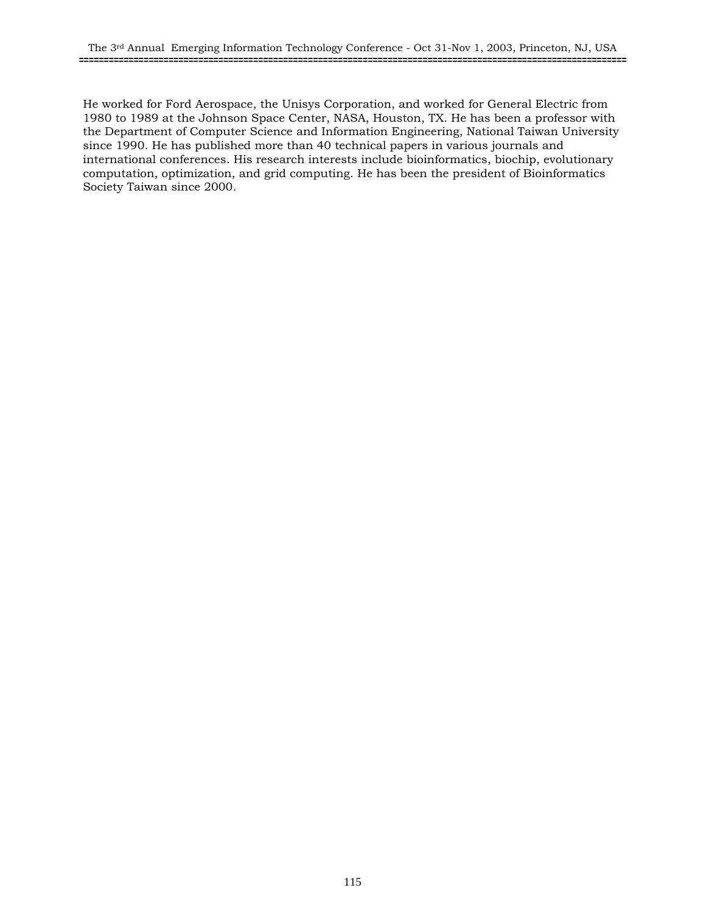He worked for Ford Aerospace, the Unisys Corporation, and worked for General Electric from 1980 to 1989 at the Johnson Space Center, NASA, Houston, TX. He has been a professor with the Department of Computer Science and Information Engineering, National Taiwan University since 1990. He has published more than 40 technical papers in various journals and international conferences. His research interests include bioinformatics, biochip, evolutionary computation, optimization, and grid computing. He has been the president of Bioinformatics Society Taiwan since 2000.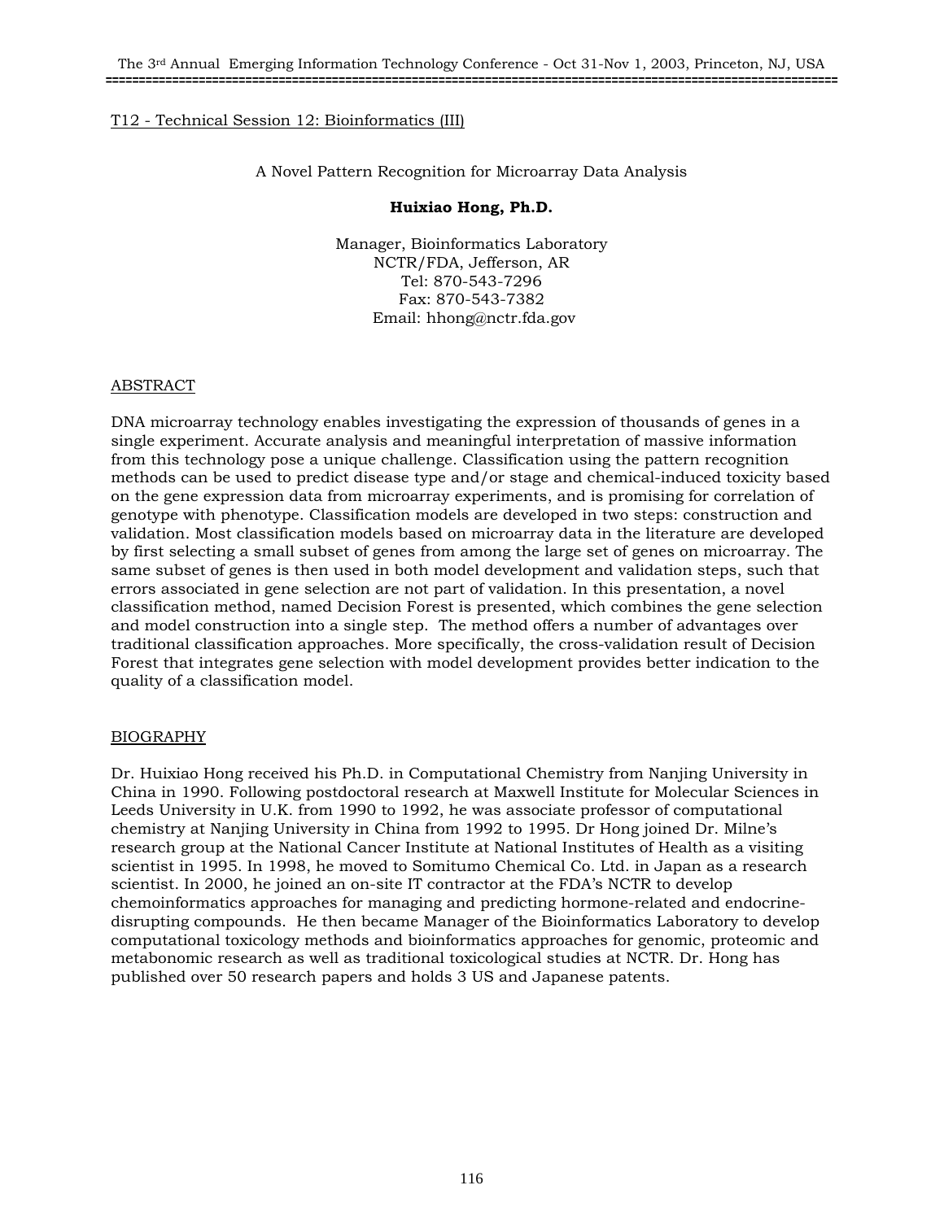T12 - Technical Session 12: Bioinformatics (III)

## A Novel Pattern Recognition for Microarray Data Analysis

**Huixiao Hong, Ph.D.**

Manager, Bioinformatics Laboratory
NCTR/FDA, Jefferson, AR
Tel: 870-543-7296
Fax: 870-543-7382
Email: hhong@nctr.fda.gov

### ABSTRACT

DNA microarray technology enables investigating the expression of thousands of genes in a single experiment. Accurate analysis and meaningful interpretation of massive information from this technology pose a unique challenge. Classification using the pattern recognition methods can be used to predict disease type and/or stage and chemical-induced toxicity based on the gene expression data from microarray experiments, and is promising for correlation of genotype with phenotype. Classification models are developed in two steps: construction and validation. Most classification models based on microarray data in the literature are developed by first selecting a small subset of genes from among the large set of genes on microarray. The same subset of genes is then used in both model development and validation steps, such that errors associated in gene selection are not part of validation. In this presentation, a novel classification method, named Decision Forest is presented, which combines the gene selection and model construction into a single step. The method offers a number of advantages over traditional classification approaches. More specifically, the cross-validation result of Decision Forest that integrates gene selection with model development provides better indication to the quality of a classification model.

### BIOGRAPHY

Dr. Huixiao Hong received his Ph.D. in Computational Chemistry from Nanjing University in China in 1990. Following postdoctoral research at Maxwell Institute for Molecular Sciences in Leeds University in U.K. from 1990 to 1992, he was associate professor of computational chemistry at Nanjing University in China from 1992 to 1995. Dr Hong joined Dr. Milne's research group at the National Cancer Institute at National Institutes of Health as a visiting scientist in 1995. In 1998, he moved to Somitumo Chemical Co. Ltd. in Japan as a research scientist. In 2000, he joined an on-site IT contractor at the FDA's NCTR to develop chemoinformatics approaches for managing and predicting hormone-related and endocrine-disrupting compounds. He then became Manager of the Bioinformatics Laboratory to develop computational toxicology methods and bioinformatics approaches for genomic, proteomic and metabonomic research as well as traditional toxicological studies at NCTR. Dr. Hong has published over 50 research papers and holds 3 US and Japanese patents.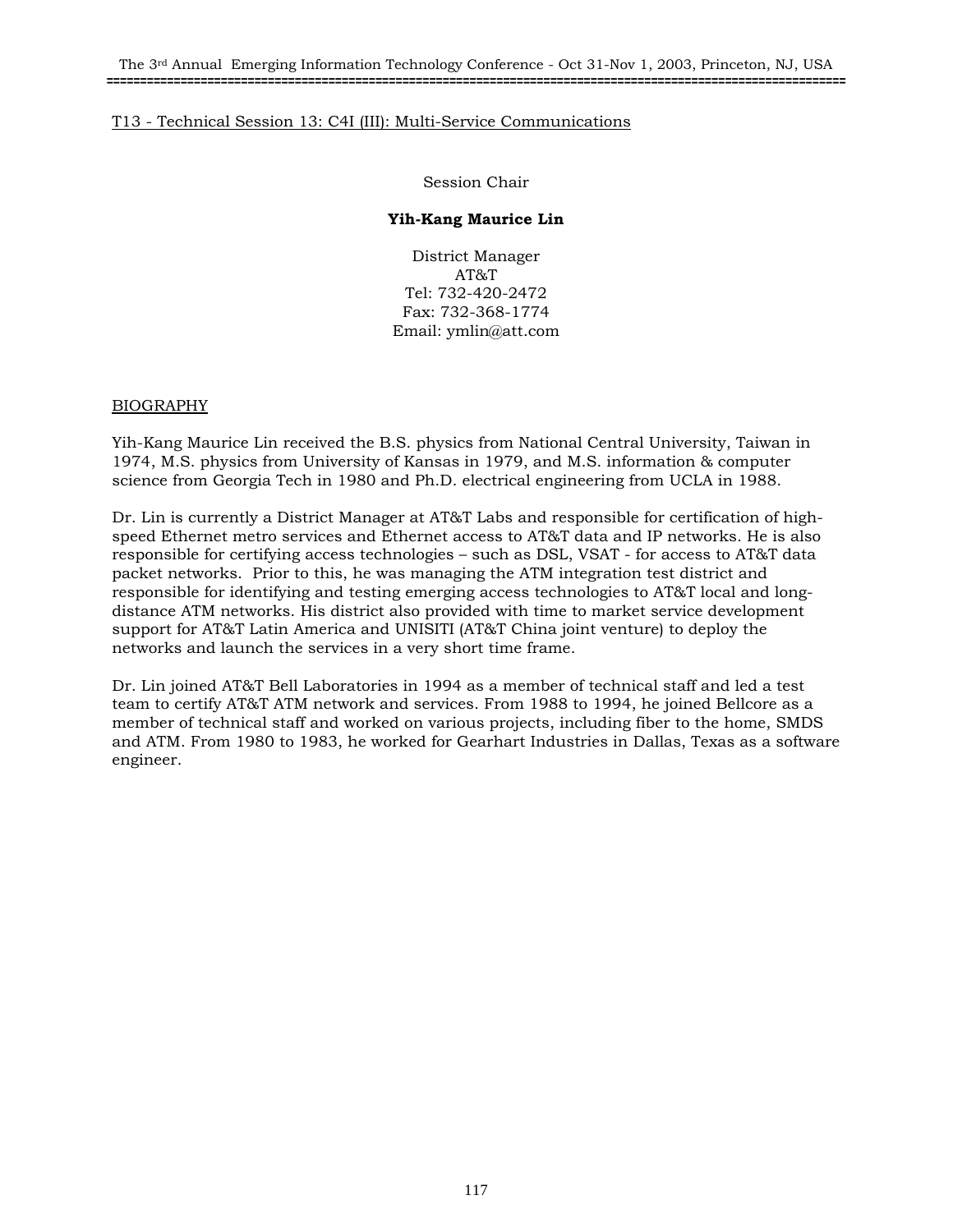T13 - Technical Session 13: C4I (III): Multi-Service Communications

Session Chair

**Yih-Kang Maurice Lin**

District Manager
AT&T
Tel: 732-420-2472
Fax: 732-368-1774
Email: ymlin@att.com

BIOGRAPHY

Yih-Kang Maurice Lin received the B.S. physics from National Central University, Taiwan in 1974, M.S. physics from University of Kansas in 1979, and M.S. information & computer science from Georgia Tech in 1980 and Ph.D. electrical engineering from UCLA in 1988.

Dr. Lin is currently a District Manager at AT&T Labs and responsible for certification of high-speed Ethernet metro services and Ethernet access to AT&T data and IP networks. He is also responsible for certifying access technologies – such as DSL, VSAT - for access to AT&T data packet networks. Prior to this, he was managing the ATM integration test district and responsible for identifying and testing emerging access technologies to AT&T local and long-distance ATM networks. His district also provided with time to market service development support for AT&T Latin America and UNISITI (AT&T China joint venture) to deploy the networks and launch the services in a very short time frame.

Dr. Lin joined AT&T Bell Laboratories in 1994 as a member of technical staff and led a test team to certify AT&T ATM network and services. From 1988 to 1994, he joined Bellcore as a member of technical staff and worked on various projects, including fiber to the home, SMDS and ATM. From 1980 to 1983, he worked for Gearhart Industries in Dallas, Texas as a software engineer.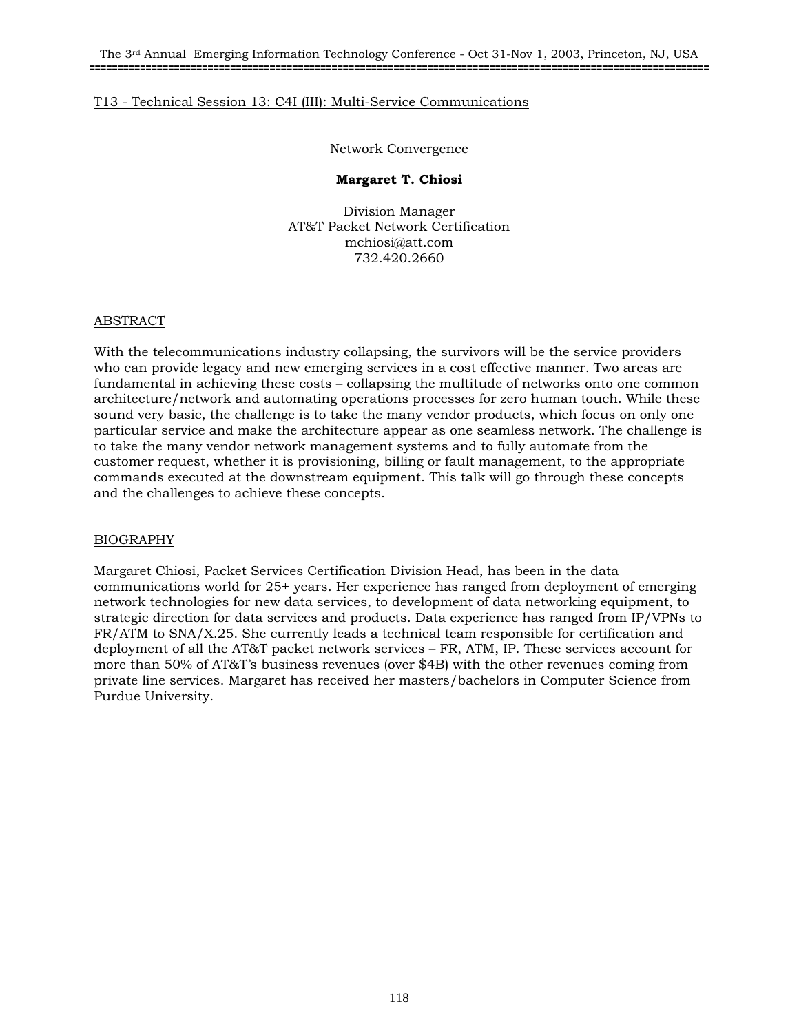T13 - Technical Session 13: C4I (III): Multi-Service Communications

Network Convergence

**Margaret T. Chiosi**

Division Manager
AT&T Packet Network Certification
mchiosi@att.com
732.420.2660

ABSTRACT

With the telecommunications industry collapsing, the survivors will be the service providers who can provide legacy and new emerging services in a cost effective manner. Two areas are fundamental in achieving these costs – collapsing the multitude of networks onto one common architecture/network and automating operations processes for zero human touch. While these sound very basic, the challenge is to take the many vendor products, which focus on only one particular service and make the architecture appear as one seamless network. The challenge is to take the many vendor network management systems and to fully automate from the customer request, whether it is provisioning, billing or fault management, to the appropriate commands executed at the downstream equipment. This talk will go through these concepts and the challenges to achieve these concepts.

BIOGRAPHY

Margaret Chiosi, Packet Services Certification Division Head, has been in the data communications world for 25+ years. Her experience has ranged from deployment of emerging network technologies for new data services, to development of data networking equipment, to strategic direction for data services and products. Data experience has ranged from IP/VPNs to FR/ATM to SNA/X.25. She currently leads a technical team responsible for certification and deployment of all the AT&T packet network services – FR, ATM, IP. These services account for more than 50% of AT&T's business revenues (over $4B) with the other revenues coming from private line services. Margaret has received her masters/bachelors in Computer Science from Purdue University.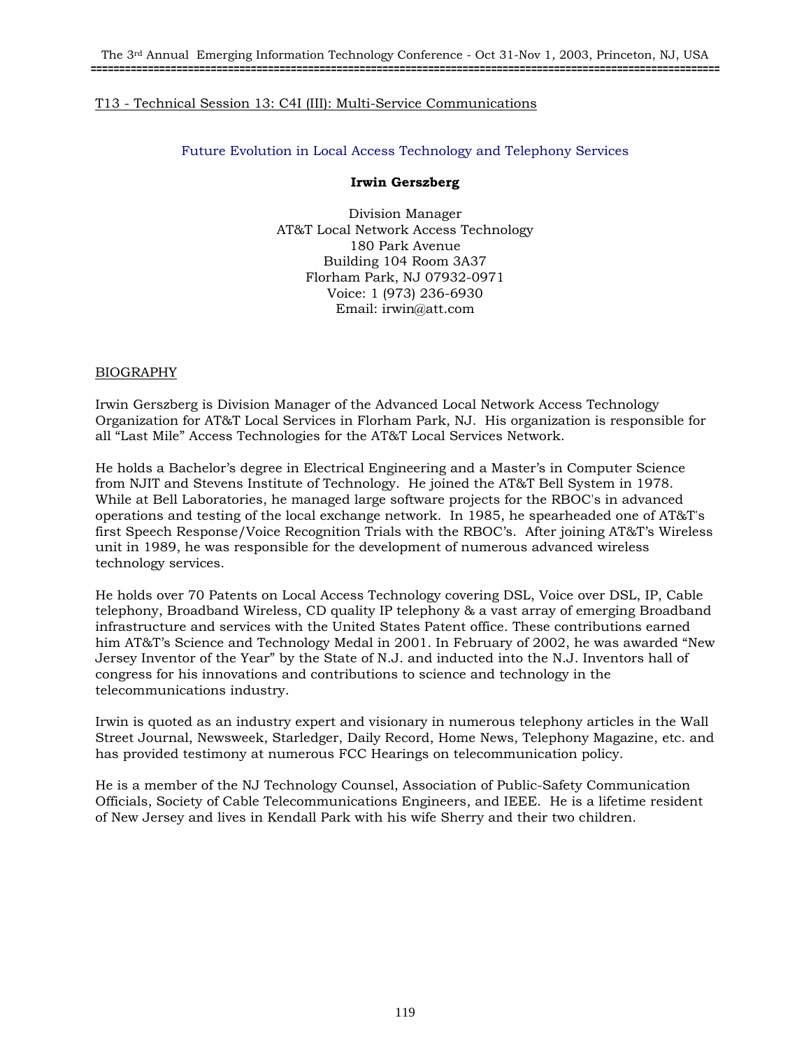T13 - Technical Session 13: C4I (III): Multi-Service Communications

## Future Evolution in Local Access Technology and Telephony Services

**Irwin Gerszberg**

Division Manager
AT&T Local Network Access Technology
180 Park Avenue
Building 104 Room 3A37
Florham Park, NJ 07932-0971
Voice: 1 (973) 236-6930
Email: irwin@att.com

### BIOGRAPHY

Irwin Gerszberg is Division Manager of the Advanced Local Network Access Technology Organization for AT&T Local Services in Florham Park, NJ. His organization is responsible for all "Last Mile" Access Technologies for the AT&T Local Services Network.

He holds a Bachelor's degree in Electrical Engineering and a Master's in Computer Science from NJIT and Stevens Institute of Technology. He joined the AT&T Bell System in 1978. While at Bell Laboratories, he managed large software projects for the RBOC's in advanced operations and testing of the local exchange network. In 1985, he spearheaded one of AT&T's first Speech Response/Voice Recognition Trials with the RBOC's. After joining AT&T's Wireless unit in 1989, he was responsible for the development of numerous advanced wireless technology services.

He holds over 70 Patents on Local Access Technology covering DSL, Voice over DSL, IP, Cable telephony, Broadband Wireless, CD quality IP telephony & a vast array of emerging Broadband infrastructure and services with the United States Patent office. These contributions earned him AT&T's Science and Technology Medal in 2001. In February of 2002, he was awarded "New Jersey Inventor of the Year" by the State of N.J. and inducted into the N.J. Inventors hall of congress for his innovations and contributions to science and technology in the telecommunications industry.

Irwin is quoted as an industry expert and visionary in numerous telephony articles in the Wall Street Journal, Newsweek, Starledger, Daily Record, Home News, Telephony Magazine, etc. and has provided testimony at numerous FCC Hearings on telecommunication policy.

He is a member of the NJ Technology Counsel, Association of Public-Safety Communication Officials, Society of Cable Telecommunications Engineers, and IEEE. He is a lifetime resident of New Jersey and lives in Kendall Park with his wife Sherry and their two children.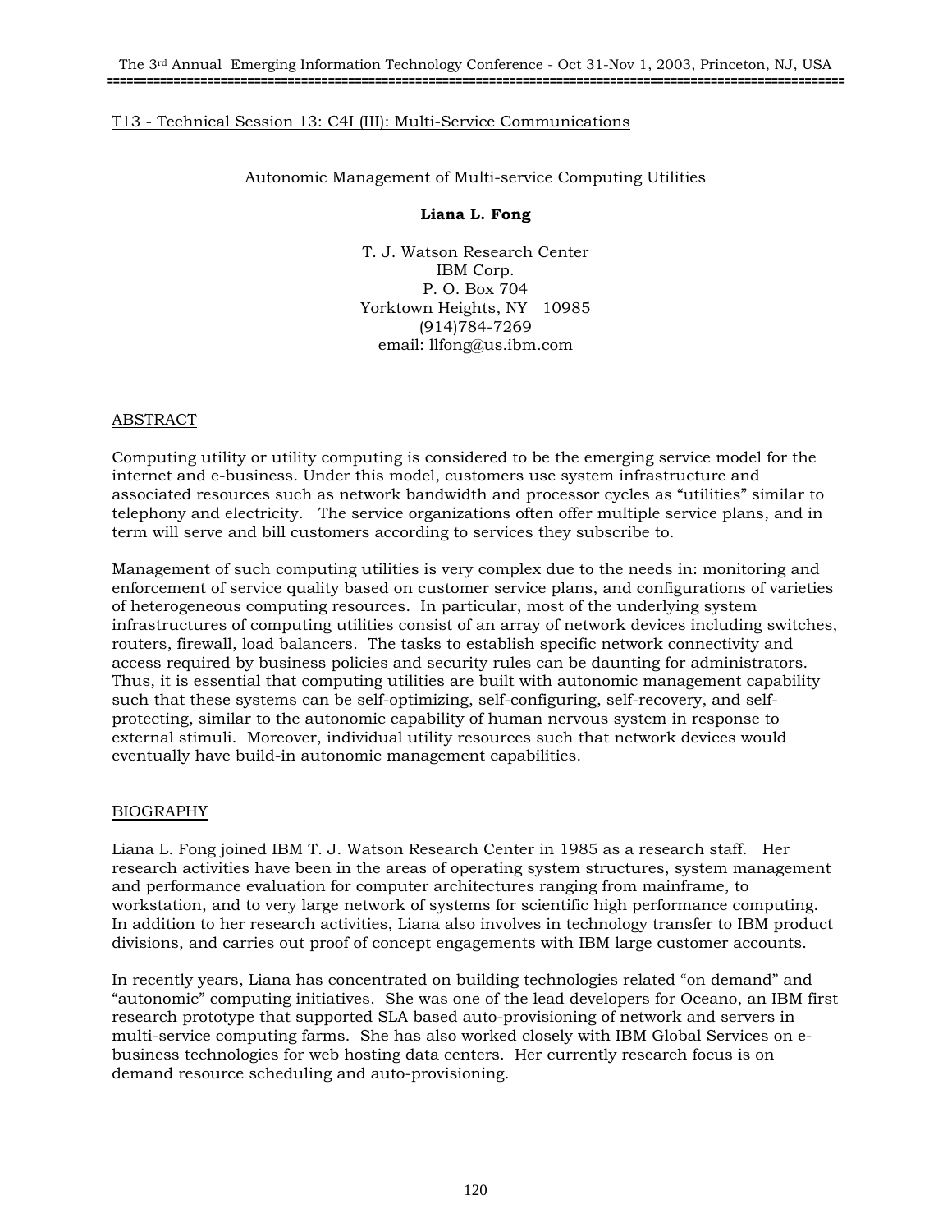T13 - Technical Session 13: C4I (III): Multi-Service Communications

# Autonomic Management of Multi-service Computing Utilities

**Liana L. Fong**

T. J. Watson Research Center
IBM Corp.
P. O. Box 704
Yorktown Heights, NY 10985
(914)784-7269
email: llfong@us.ibm.com

## ABSTRACT

Computing utility or utility computing is considered to be the emerging service model for the internet and e-business. Under this model, customers use system infrastructure and associated resources such as network bandwidth and processor cycles as "utilities" similar to telephony and electricity. The service organizations often offer multiple service plans, and in term will serve and bill customers according to services they subscribe to.

Management of such computing utilities is very complex due to the needs in: monitoring and enforcement of service quality based on customer service plans, and configurations of varieties of heterogeneous computing resources. In particular, most of the underlying system infrastructures of computing utilities consist of an array of network devices including switches, routers, firewall, load balancers. The tasks to establish specific network connectivity and access required by business policies and security rules can be daunting for administrators. Thus, it is essential that computing utilities are built with autonomic management capability such that these systems can be self-optimizing, self-configuring, self-recovery, and self-protecting, similar to the autonomic capability of human nervous system in response to external stimuli. Moreover, individual utility resources such that network devices would eventually have build-in autonomic management capabilities.

## BIOGRAPHY

Liana L. Fong joined IBM T. J. Watson Research Center in 1985 as a research staff. Her research activities have been in the areas of operating system structures, system management and performance evaluation for computer architectures ranging from mainframe, to workstation, and to very large network of systems for scientific high performance computing. In addition to her research activities, Liana also involves in technology transfer to IBM product divisions, and carries out proof of concept engagements with IBM large customer accounts.

In recently years, Liana has concentrated on building technologies related "on demand" and "autonomic" computing initiatives. She was one of the lead developers for Oceano, an IBM first research prototype that supported SLA based auto-provisioning of network and servers in multi-service computing farms. She has also worked closely with IBM Global Services on e-business technologies for web hosting data centers. Her currently research focus is on demand resource scheduling and auto-provisioning.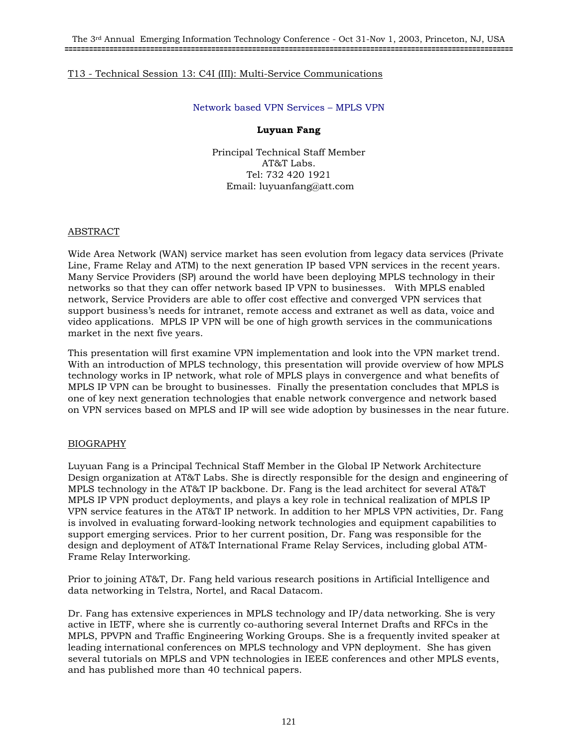## T13 - Technical Session 13: C4I (III): Multi-Service Communications

### Network based VPN Services – MPLS VPN

**Luyuan Fang**

Principal Technical Staff Member
AT&T Labs.
Tel: 732 420 1921
Email: luyuanfang@att.com

## ABSTRACT

Wide Area Network (WAN) service market has seen evolution from legacy data services (Private Line, Frame Relay and ATM) to the next generation IP based VPN services in the recent years. Many Service Providers (SP) around the world have been deploying MPLS technology in their networks so that they can offer network based IP VPN to businesses. With MPLS enabled network, Service Providers are able to offer cost effective and converged VPN services that support business's needs for intranet, remote access and extranet as well as data, voice and video applications. MPLS IP VPN will be one of high growth services in the communications market in the next five years.

This presentation will first examine VPN implementation and look into the VPN market trend. With an introduction of MPLS technology, this presentation will provide overview of how MPLS technology works in IP network, what role of MPLS plays in convergence and what benefits of MPLS IP VPN can be brought to businesses. Finally the presentation concludes that MPLS is one of key next generation technologies that enable network convergence and network based on VPN services based on MPLS and IP will see wide adoption by businesses in the near future.

## BIOGRAPHY

Luyuan Fang is a Principal Technical Staff Member in the Global IP Network Architecture Design organization at AT&T Labs. She is directly responsible for the design and engineering of MPLS technology in the AT&T IP backbone. Dr. Fang is the lead architect for several AT&T MPLS IP VPN product deployments, and plays a key role in technical realization of MPLS IP VPN service features in the AT&T IP network. In addition to her MPLS VPN activities, Dr. Fang is involved in evaluating forward-looking network technologies and equipment capabilities to support emerging services. Prior to her current position, Dr. Fang was responsible for the design and deployment of AT&T International Frame Relay Services, including global ATM-Frame Relay Interworking.

Prior to joining AT&T, Dr. Fang held various research positions in Artificial Intelligence and data networking in Telstra, Nortel, and Racal Datacom.

Dr. Fang has extensive experiences in MPLS technology and IP/data networking. She is very active in IETF, where she is currently co-authoring several Internet Drafts and RFCs in the MPLS, PPVPN and Traffic Engineering Working Groups. She is a frequently invited speaker at leading international conferences on MPLS technology and VPN deployment. She has given several tutorials on MPLS and VPN technologies in IEEE conferences and other MPLS events, and has published more than 40 technical papers.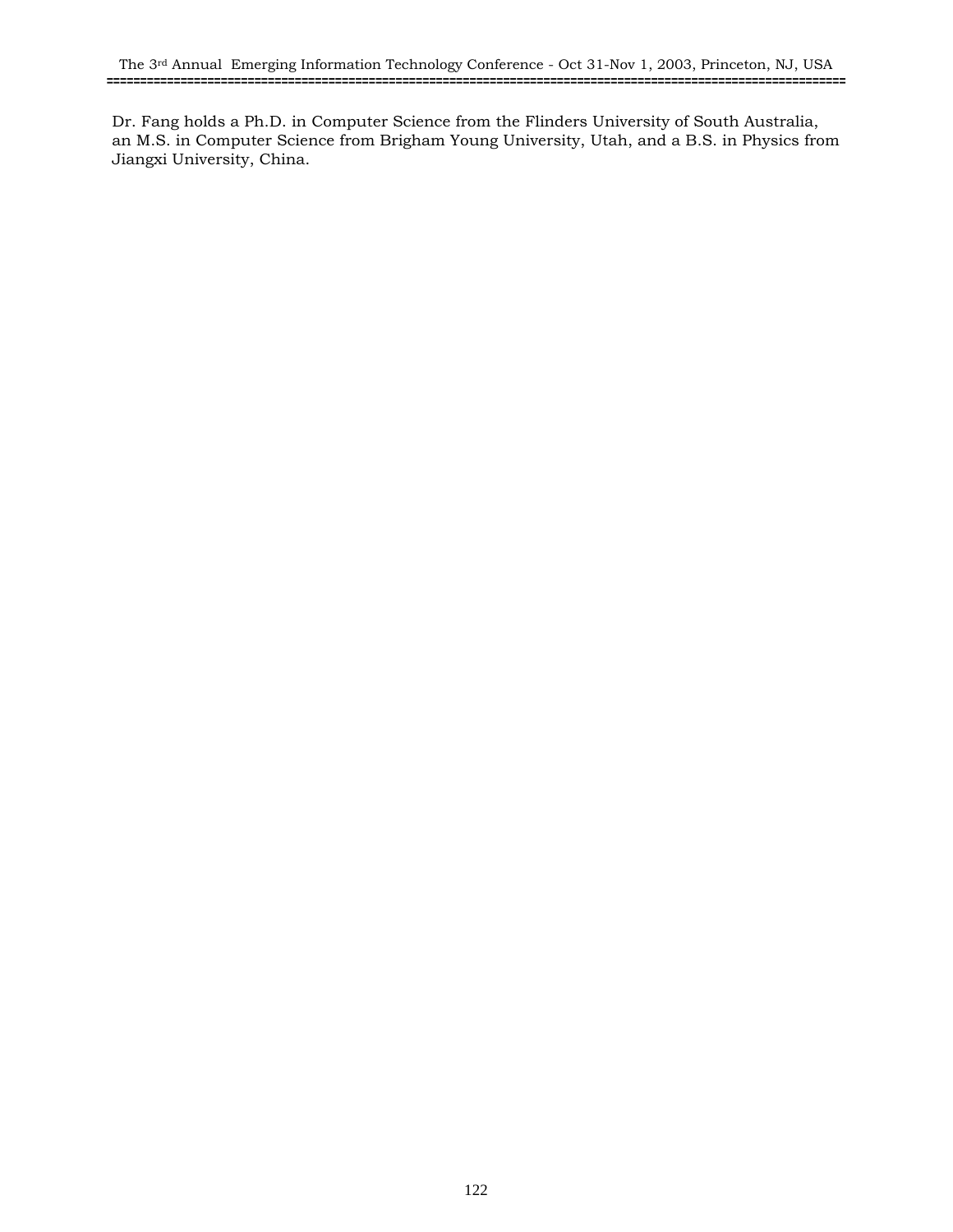Dr. Fang holds a Ph.D. in Computer Science from the Flinders University of South Australia, an M.S. in Computer Science from Brigham Young University, Utah, and a B.S. in Physics from Jiangxi University, China.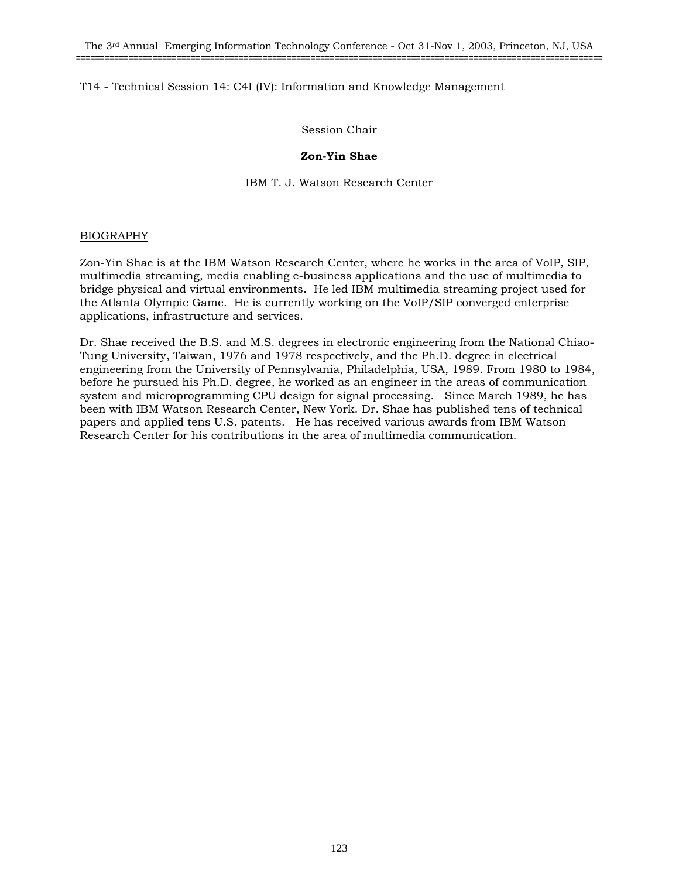T14 - Technical Session 14: C4I (IV): Information and Knowledge Management

Session Chair

**Zon-Yin Shae**

IBM T. J. Watson Research Center

BIOGRAPHY

Zon-Yin Shae is at the IBM Watson Research Center, where he works in the area of VoIP, SIP, multimedia streaming, media enabling e-business applications and the use of multimedia to bridge physical and virtual environments. He led IBM multimedia streaming project used for the Atlanta Olympic Game. He is currently working on the VoIP/SIP converged enterprise applications, infrastructure and services.

Dr. Shae received the B.S. and M.S. degrees in electronic engineering from the National Chiao-Tung University, Taiwan, 1976 and 1978 respectively, and the Ph.D. degree in electrical engineering from the University of Pennsylvania, Philadelphia, USA, 1989. From 1980 to 1984, before he pursued his Ph.D. degree, he worked as an engineer in the areas of communication system and microprogramming CPU design for signal processing. Since March 1989, he has been with IBM Watson Research Center, New York. Dr. Shae has published tens of technical papers and applied tens U.S. patents. He has received various awards from IBM Watson Research Center for his contributions in the area of multimedia communication.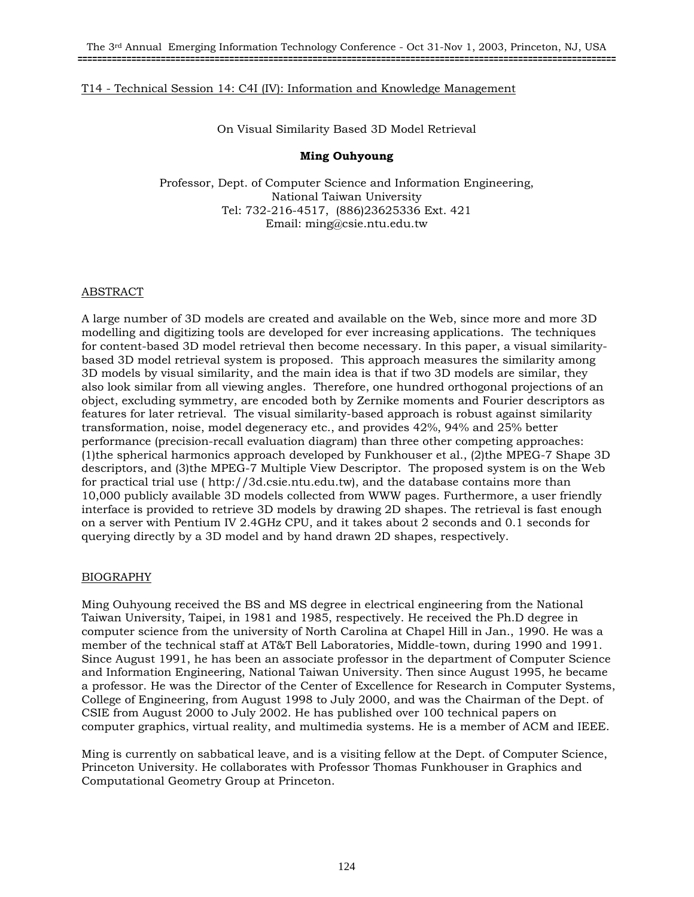T14 - Technical Session 14: C4I (IV): Information and Knowledge Management

# On Visual Similarity Based 3D Model Retrieval

**Ming Ouhyoung**

Professor, Dept. of Computer Science and Information Engineering,
National Taiwan University
Tel: 732-216-4517, (886)23625336 Ext. 421
Email: ming@csie.ntu.edu.tw

## ABSTRACT

A large number of 3D models are created and available on the Web, since more and more 3D modelling and digitizing tools are developed for ever increasing applications. The techniques for content-based 3D model retrieval then become necessary. In this paper, a visual similarity-based 3D model retrieval system is proposed. This approach measures the similarity among 3D models by visual similarity, and the main idea is that if two 3D models are similar, they also look similar from all viewing angles. Therefore, one hundred orthogonal projections of an object, excluding symmetry, are encoded both by Zernike moments and Fourier descriptors as features for later retrieval. The visual similarity-based approach is robust against similarity transformation, noise, model degeneracy etc., and provides 42%, 94% and 25% better performance (precision-recall evaluation diagram) than three other competing approaches: (1)the spherical harmonics approach developed by Funkhouser et al., (2)the MPEG-7 Shape 3D descriptors, and (3)the MPEG-7 Multiple View Descriptor. The proposed system is on the Web for practical trial use ( http://3d.csie.ntu.edu.tw), and the database contains more than 10,000 publicly available 3D models collected from WWW pages. Furthermore, a user friendly interface is provided to retrieve 3D models by drawing 2D shapes. The retrieval is fast enough on a server with Pentium IV 2.4GHz CPU, and it takes about 2 seconds and 0.1 seconds for querying directly by a 3D model and by hand drawn 2D shapes, respectively.

## BIOGRAPHY

Ming Ouhyoung received the BS and MS degree in electrical engineering from the National Taiwan University, Taipei, in 1981 and 1985, respectively. He received the Ph.D degree in computer science from the university of North Carolina at Chapel Hill in Jan., 1990. He was a member of the technical staff at AT&T Bell Laboratories, Middle-town, during 1990 and 1991. Since August 1991, he has been an associate professor in the department of Computer Science and Information Engineering, National Taiwan University. Then since August 1995, he became a professor. He was the Director of the Center of Excellence for Research in Computer Systems, College of Engineering, from August 1998 to July 2000, and was the Chairman of the Dept. of CSIE from August 2000 to July 2002. He has published over 100 technical papers on computer graphics, virtual reality, and multimedia systems. He is a member of ACM and IEEE.

Ming is currently on sabbatical leave, and is a visiting fellow at the Dept. of Computer Science, Princeton University. He collaborates with Professor Thomas Funkhouser in Graphics and Computational Geometry Group at Princeton.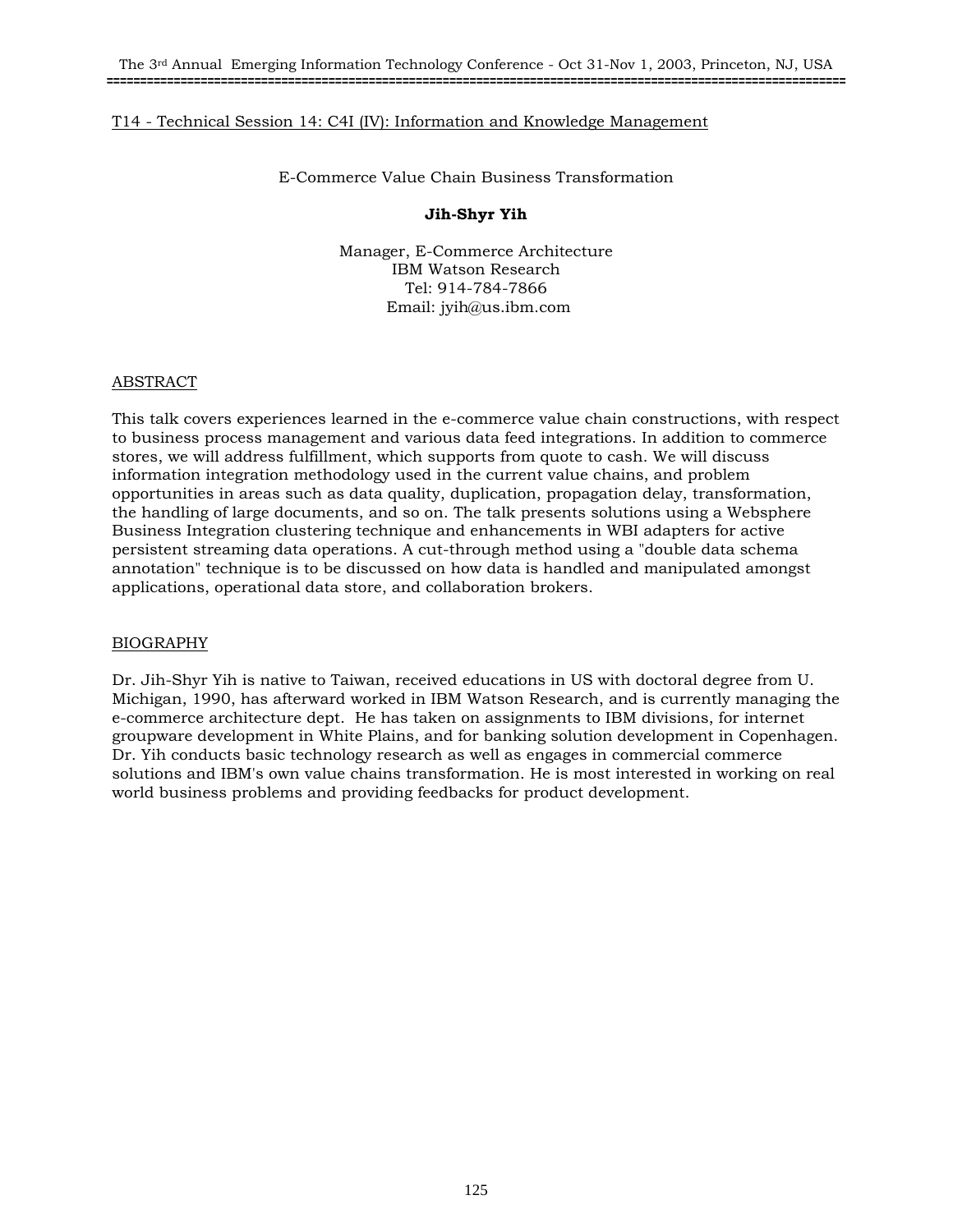T14 - Technical Session 14: C4I (IV): Information and Knowledge Management

# E-Commerce Value Chain Business Transformation

**Jih-Shyr Yih**

Manager, E-Commerce Architecture
IBM Watson Research
Tel: 914-784-7866
Email: jyih@us.ibm.com

## ABSTRACT

This talk covers experiences learned in the e-commerce value chain constructions, with respect to business process management and various data feed integrations. In addition to commerce stores, we will address fulfillment, which supports from quote to cash. We will discuss information integration methodology used in the current value chains, and problem opportunities in areas such as data quality, duplication, propagation delay, transformation, the handling of large documents, and so on. The talk presents solutions using a Websphere Business Integration clustering technique and enhancements in WBI adapters for active persistent streaming data operations. A cut-through method using a "double data schema annotation" technique is to be discussed on how data is handled and manipulated amongst applications, operational data store, and collaboration brokers.

## BIOGRAPHY

Dr. Jih-Shyr Yih is native to Taiwan, received educations in US with doctoral degree from U. Michigan, 1990, has afterward worked in IBM Watson Research, and is currently managing the e-commerce architecture dept. He has taken on assignments to IBM divisions, for internet groupware development in White Plains, and for banking solution development in Copenhagen. Dr. Yih conducts basic technology research as well as engages in commercial commerce solutions and IBM's own value chains transformation. He is most interested in working on real world business problems and providing feedbacks for product development.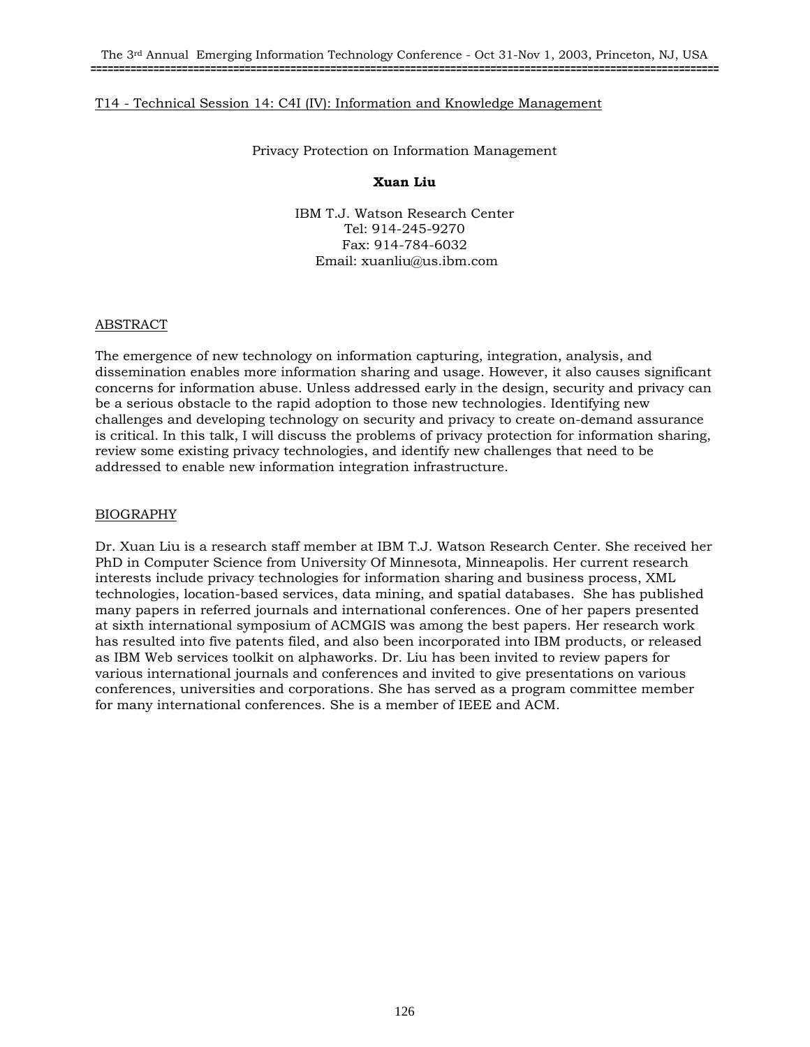T14 - Technical Session 14: C4I (IV): Information and Knowledge Management

Privacy Protection on Information Management

**Xuan Liu**

IBM T.J. Watson Research Center
Tel: 914-245-9270
Fax: 914-784-6032
Email: xuanliu@us.ibm.com

## ABSTRACT

The emergence of new technology on information capturing, integration, analysis, and dissemination enables more information sharing and usage. However, it also causes significant concerns for information abuse. Unless addressed early in the design, security and privacy can be a serious obstacle to the rapid adoption to those new technologies. Identifying new challenges and developing technology on security and privacy to create on-demand assurance is critical. In this talk, I will discuss the problems of privacy protection for information sharing, review some existing privacy technologies, and identify new challenges that need to be addressed to enable new information integration infrastructure.

## BIOGRAPHY

Dr. Xuan Liu is a research staff member at IBM T.J. Watson Research Center. She received her PhD in Computer Science from University Of Minnesota, Minneapolis. Her current research interests include privacy technologies for information sharing and business process, XML technologies, location-based services, data mining, and spatial databases. She has published many papers in referred journals and international conferences. One of her papers presented at sixth international symposium of ACMGIS was among the best papers. Her research work has resulted into five patents filed, and also been incorporated into IBM products, or released as IBM Web services toolkit on alphaworks. Dr. Liu has been invited to review papers for various international journals and conferences and invited to give presentations on various conferences, universities and corporations. She has served as a program committee member for many international conferences. She is a member of IEEE and ACM.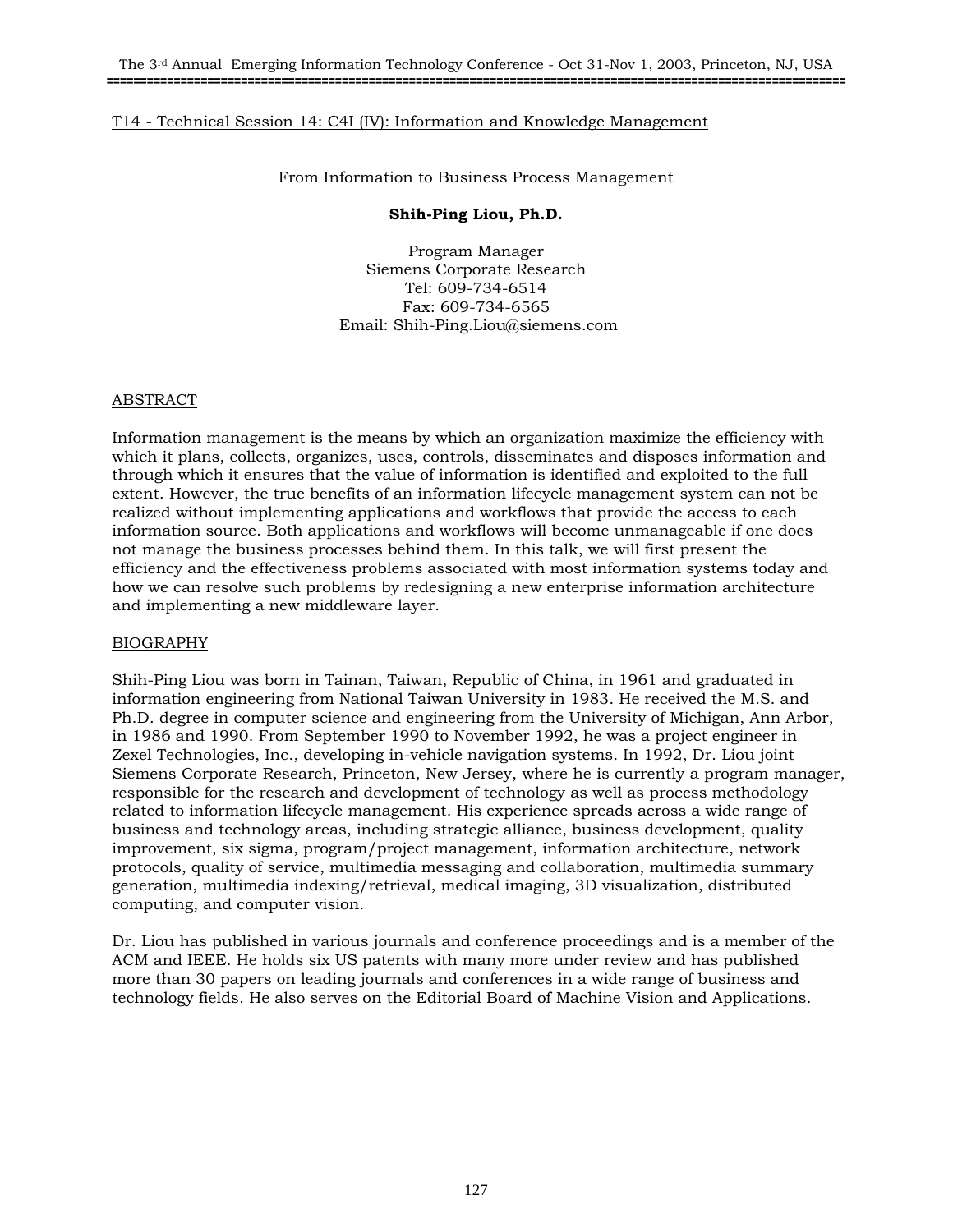T14 - Technical Session 14: C4I (IV): Information and Knowledge Management

From Information to Business Process Management

**Shih-Ping Liou, Ph.D.**

Program Manager
Siemens Corporate Research
Tel: 609-734-6514
Fax: 609-734-6565
Email: Shih-Ping.Liou@siemens.com

## ABSTRACT

Information management is the means by which an organization maximize the efficiency with which it plans, collects, organizes, uses, controls, disseminates and disposes information and through which it ensures that the value of information is identified and exploited to the full extent. However, the true benefits of an information lifecycle management system can not be realized without implementing applications and workflows that provide the access to each information source. Both applications and workflows will become unmanageable if one does not manage the business processes behind them. In this talk, we will first present the efficiency and the effectiveness problems associated with most information systems today and how we can resolve such problems by redesigning a new enterprise information architecture and implementing a new middleware layer.

## BIOGRAPHY

Shih-Ping Liou was born in Tainan, Taiwan, Republic of China, in 1961 and graduated in information engineering from National Taiwan University in 1983. He received the M.S. and Ph.D. degree in computer science and engineering from the University of Michigan, Ann Arbor, in 1986 and 1990. From September 1990 to November 1992, he was a project engineer in Zexel Technologies, Inc., developing in-vehicle navigation systems. In 1992, Dr. Liou joint Siemens Corporate Research, Princeton, New Jersey, where he is currently a program manager, responsible for the research and development of technology as well as process methodology related to information lifecycle management. His experience spreads across a wide range of business and technology areas, including strategic alliance, business development, quality improvement, six sigma, program/project management, information architecture, network protocols, quality of service, multimedia messaging and collaboration, multimedia summary generation, multimedia indexing/retrieval, medical imaging, 3D visualization, distributed computing, and computer vision.

Dr. Liou has published in various journals and conference proceedings and is a member of the ACM and IEEE. He holds six US patents with many more under review and has published more than 30 papers on leading journals and conferences in a wide range of business and technology fields. He also serves on the Editorial Board of Machine Vision and Applications.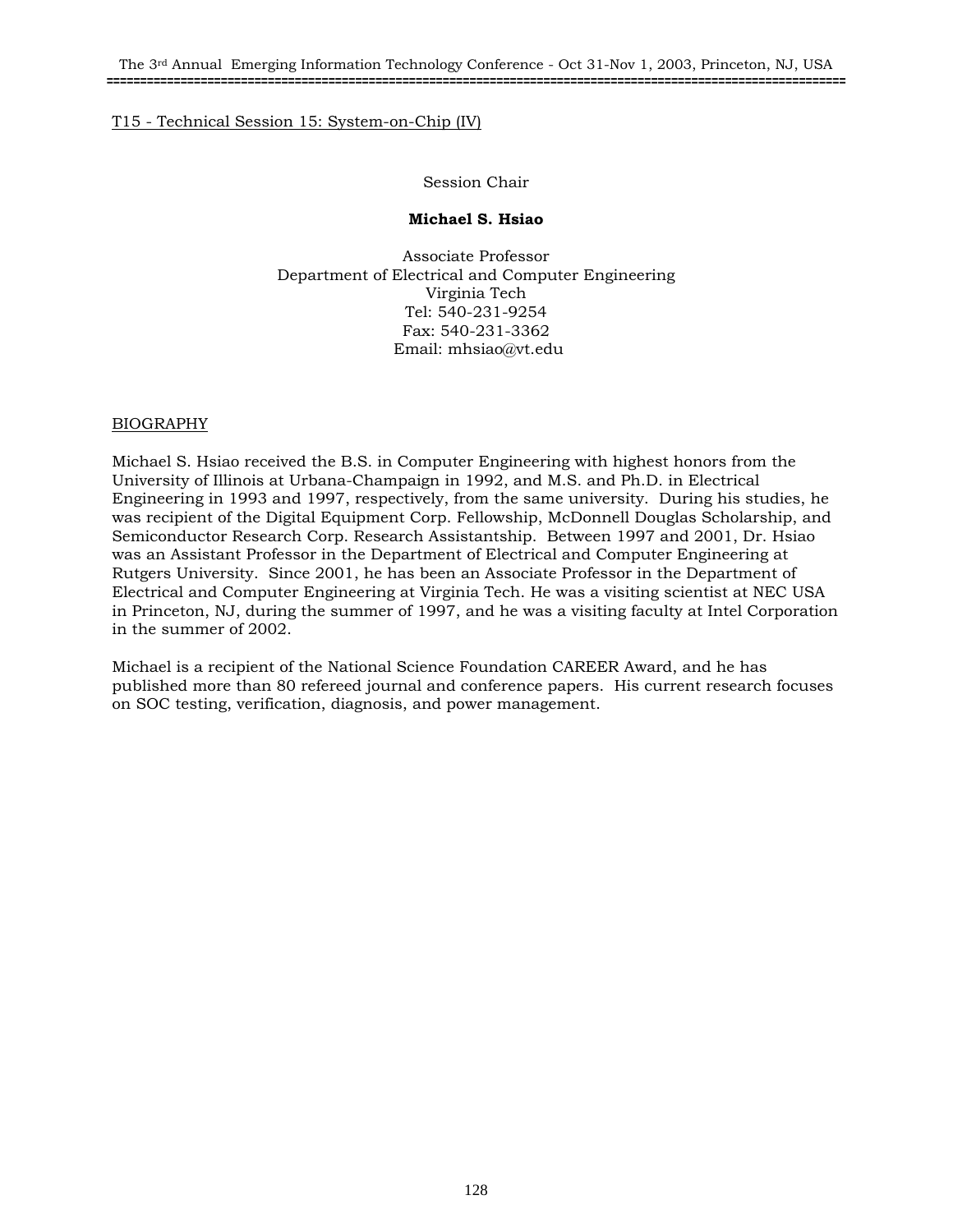T15 - Technical Session 15: System-on-Chip (IV)

Session Chair

**Michael S. Hsiao**

Associate Professor
Department of Electrical and Computer Engineering
Virginia Tech
Tel: 540-231-9254
Fax: 540-231-3362
Email: mhsiao@vt.edu

## BIOGRAPHY

Michael S. Hsiao received the B.S. in Computer Engineering with highest honors from the University of Illinois at Urbana-Champaign in 1992, and M.S. and Ph.D. in Electrical Engineering in 1993 and 1997, respectively, from the same university. During his studies, he was recipient of the Digital Equipment Corp. Fellowship, McDonnell Douglas Scholarship, and Semiconductor Research Corp. Research Assistantship. Between 1997 and 2001, Dr. Hsiao was an Assistant Professor in the Department of Electrical and Computer Engineering at Rutgers University. Since 2001, he has been an Associate Professor in the Department of Electrical and Computer Engineering at Virginia Tech. He was a visiting scientist at NEC USA in Princeton, NJ, during the summer of 1997, and he was a visiting faculty at Intel Corporation in the summer of 2002.

Michael is a recipient of the National Science Foundation CAREER Award, and he has published more than 80 refereed journal and conference papers. His current research focuses on SOC testing, verification, diagnosis, and power management.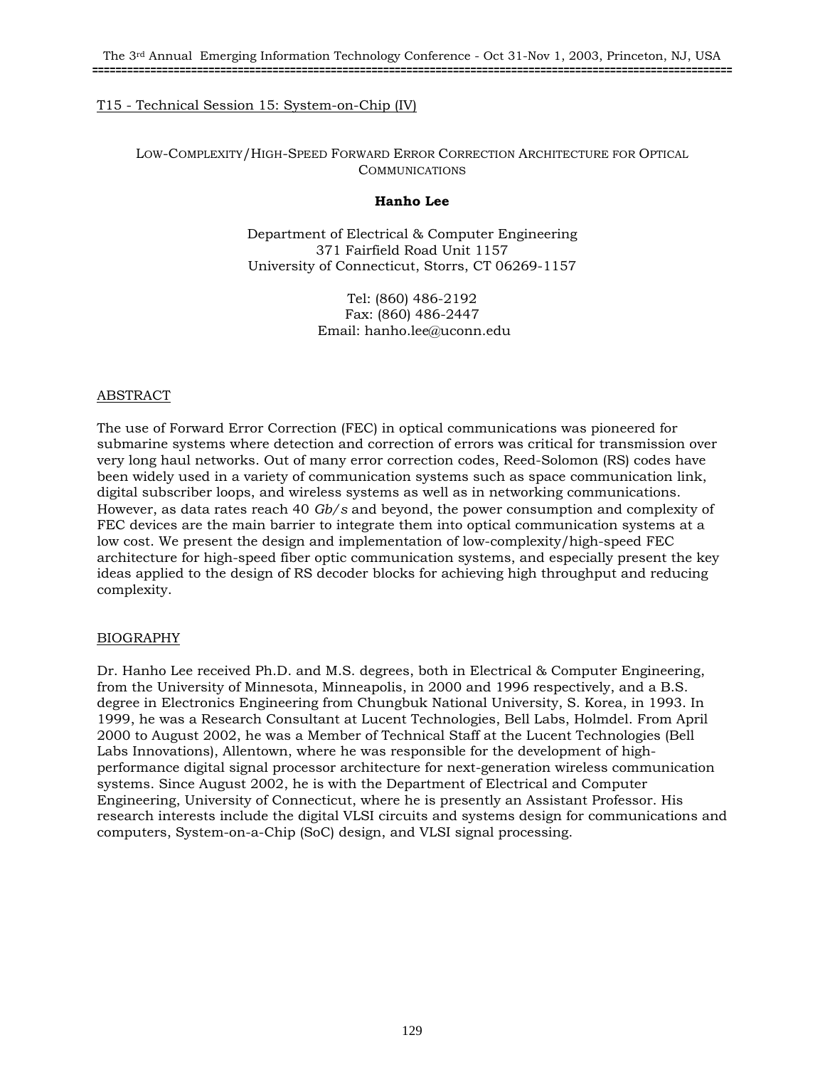T15 - Technical Session 15: System-on-Chip (IV)

# LOW-COMPLEXITY/HIGH-SPEED FORWARD ERROR CORRECTION ARCHITECTURE FOR OPTICAL COMMUNICATIONS

**Hanho Lee**

Department of Electrical & Computer Engineering
371 Fairfield Road Unit 1157
University of Connecticut, Storrs, CT 06269-1157

Tel: (860) 486-2192
Fax: (860) 486-2447
Email: hanho.lee@uconn.edu

## ABSTRACT

The use of Forward Error Correction (FEC) in optical communications was pioneered for submarine systems where detection and correction of errors was critical for transmission over very long haul networks. Out of many error correction codes, Reed-Solomon (RS) codes have been widely used in a variety of communication systems such as space communication link, digital subscriber loops, and wireless systems as well as in networking communications. However, as data rates reach 40 *Gb/s* and beyond, the power consumption and complexity of FEC devices are the main barrier to integrate them into optical communication systems at a low cost. We present the design and implementation of low-complexity/high-speed FEC architecture for high-speed fiber optic communication systems, and especially present the key ideas applied to the design of RS decoder blocks for achieving high throughput and reducing complexity.

## BIOGRAPHY

Dr. Hanho Lee received Ph.D. and M.S. degrees, both in Electrical & Computer Engineering, from the University of Minnesota, Minneapolis, in 2000 and 1996 respectively, and a B.S. degree in Electronics Engineering from Chungbuk National University, S. Korea, in 1993. In 1999, he was a Research Consultant at Lucent Technologies, Bell Labs, Holmdel. From April 2000 to August 2002, he was a Member of Technical Staff at the Lucent Technologies (Bell Labs Innovations), Allentown, where he was responsible for the development of high-performance digital signal processor architecture for next-generation wireless communication systems. Since August 2002, he is with the Department of Electrical and Computer Engineering, University of Connecticut, where he is presently an Assistant Professor. His research interests include the digital VLSI circuits and systems design for communications and computers, System-on-a-Chip (SoC) design, and VLSI signal processing.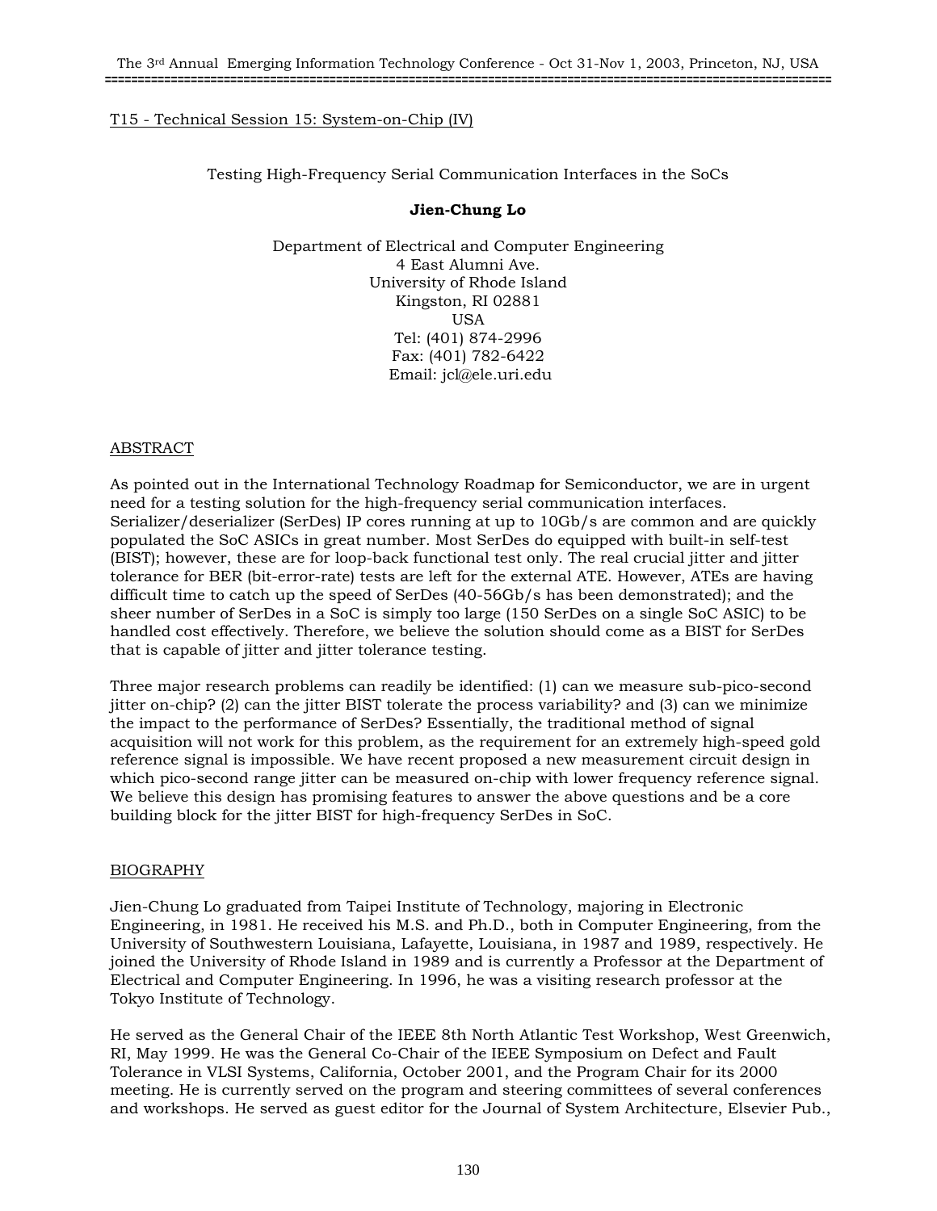T15 - Technical Session 15: System-on-Chip (IV)

# Testing High-Frequency Serial Communication Interfaces in the SoCs

**Jien-Chung Lo**

Department of Electrical and Computer Engineering
4 East Alumni Ave.
University of Rhode Island
Kingston, RI 02881
USA
Tel: (401) 874-2996
Fax: (401) 782-6422
Email: jcl@ele.uri.edu

## ABSTRACT

As pointed out in the International Technology Roadmap for Semiconductor, we are in urgent need for a testing solution for the high-frequency serial communication interfaces. Serializer/deserializer (SerDes) IP cores running at up to 10Gb/s are common and are quickly populated the SoC ASICs in great number. Most SerDes do equipped with built-in self-test (BIST); however, these are for loop-back functional test only. The real crucial jitter and jitter tolerance for BER (bit-error-rate) tests are left for the external ATE. However, ATEs are having difficult time to catch up the speed of SerDes (40-56Gb/s has been demonstrated); and the sheer number of SerDes in a SoC is simply too large (150 SerDes on a single SoC ASIC) to be handled cost effectively. Therefore, we believe the solution should come as a BIST for SerDes that is capable of jitter and jitter tolerance testing.

Three major research problems can readily be identified: (1) can we measure sub-pico-second jitter on-chip? (2) can the jitter BIST tolerate the process variability? and (3) can we minimize the impact to the performance of SerDes? Essentially, the traditional method of signal acquisition will not work for this problem, as the requirement for an extremely high-speed gold reference signal is impossible. We have recent proposed a new measurement circuit design in which pico-second range jitter can be measured on-chip with lower frequency reference signal. We believe this design has promising features to answer the above questions and be a core building block for the jitter BIST for high-frequency SerDes in SoC.

## BIOGRAPHY

Jien-Chung Lo graduated from Taipei Institute of Technology, majoring in Electronic Engineering, in 1981. He received his M.S. and Ph.D., both in Computer Engineering, from the University of Southwestern Louisiana, Lafayette, Louisiana, in 1987 and 1989, respectively. He joined the University of Rhode Island in 1989 and is currently a Professor at the Department of Electrical and Computer Engineering. In 1996, he was a visiting research professor at the Tokyo Institute of Technology.

He served as the General Chair of the IEEE 8th North Atlantic Test Workshop, West Greenwich, RI, May 1999. He was the General Co-Chair of the IEEE Symposium on Defect and Fault Tolerance in VLSI Systems, California, October 2001, and the Program Chair for its 2000 meeting. He is currently served on the program and steering committees of several conferences and workshops. He served as guest editor for the Journal of System Architecture, Elsevier Pub.,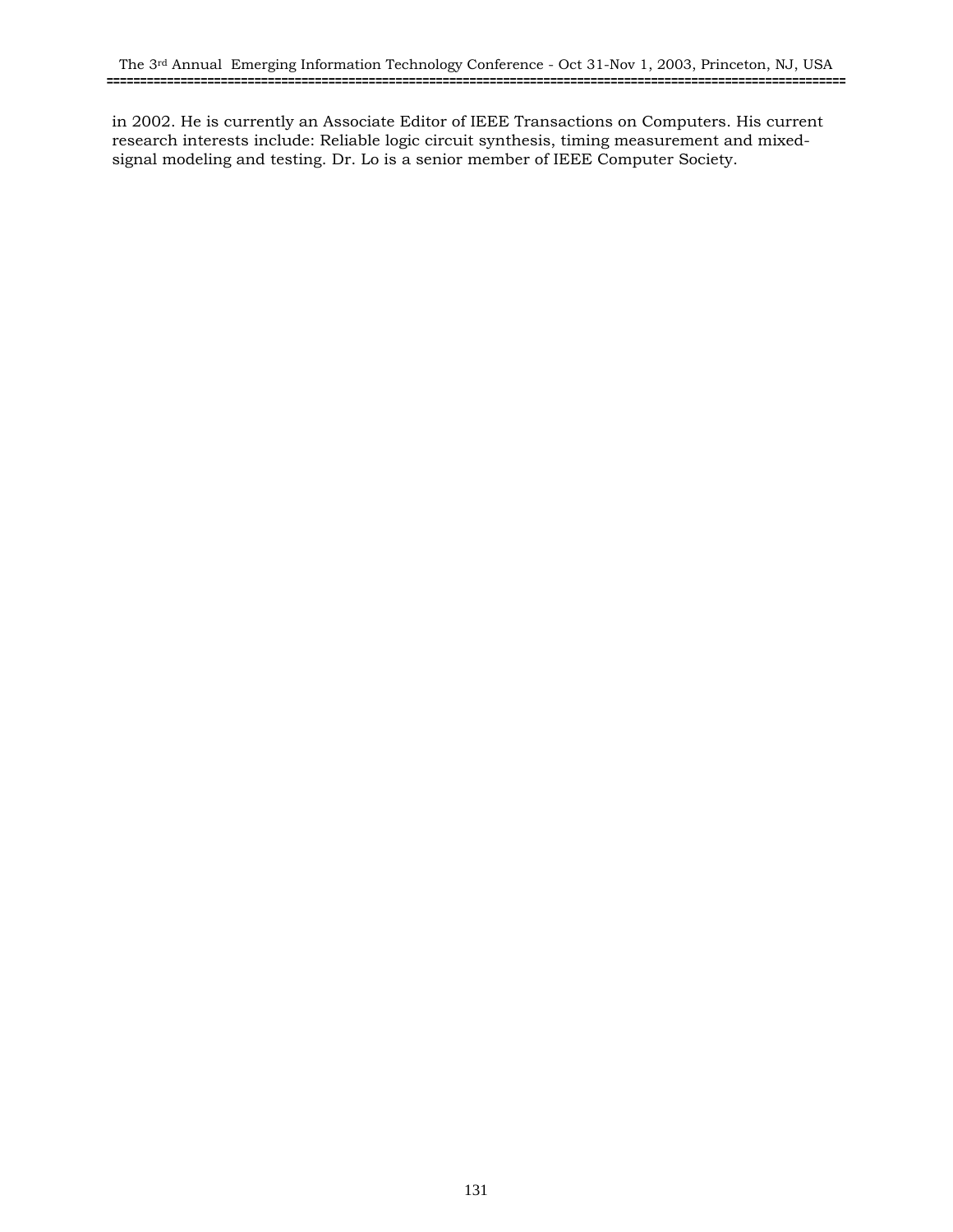in 2002. He is currently an Associate Editor of IEEE Transactions on Computers. His current research interests include: Reliable logic circuit synthesis, timing measurement and mixed-signal modeling and testing. Dr. Lo is a senior member of IEEE Computer Society.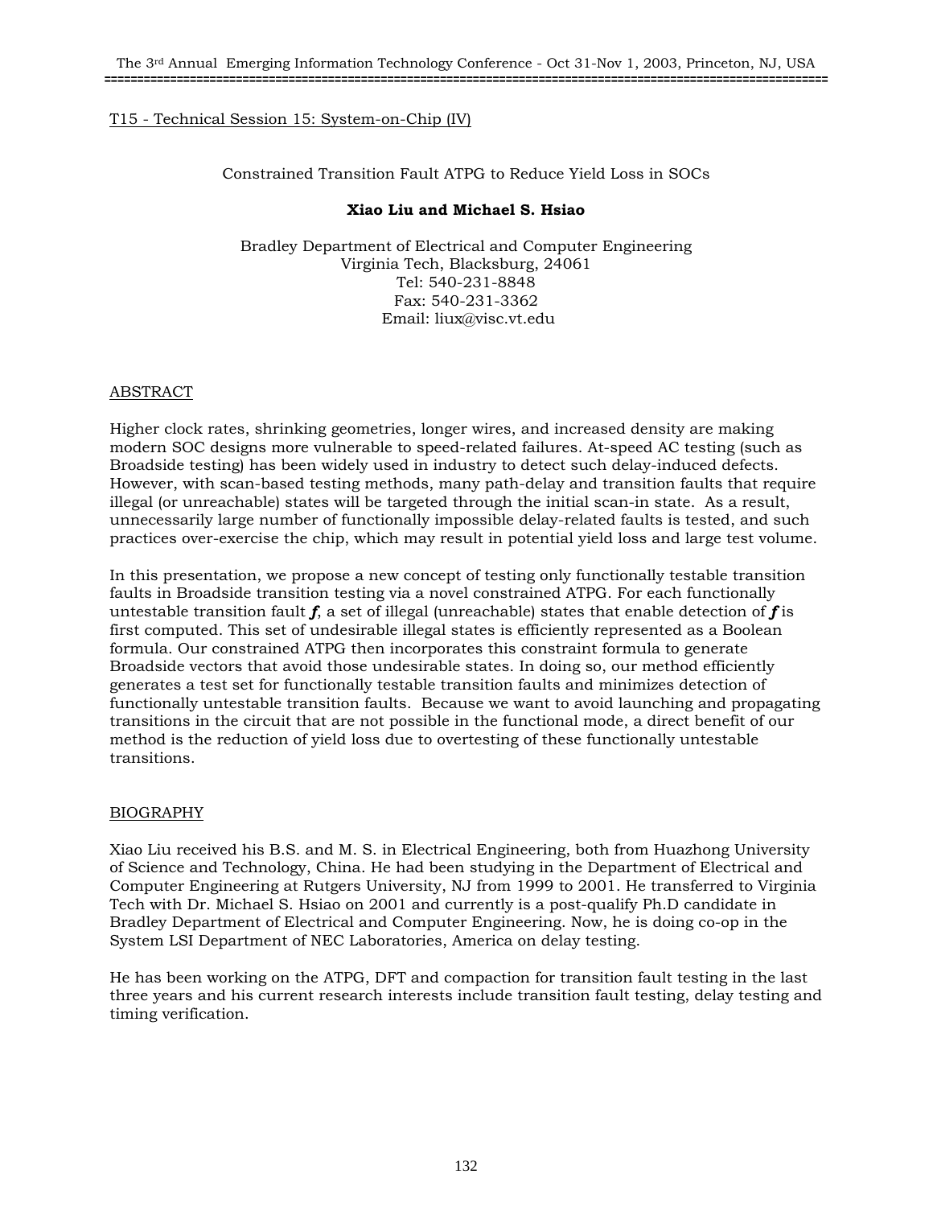T15 - Technical Session 15: System-on-Chip (IV)

# Constrained Transition Fault ATPG to Reduce Yield Loss in SOCs

**Xiao Liu and Michael S. Hsiao**

Bradley Department of Electrical and Computer Engineering
Virginia Tech, Blacksburg, 24061
Tel: 540-231-8848
Fax: 540-231-3362
Email: liux@visc.vt.edu

## ABSTRACT

Higher clock rates, shrinking geometries, longer wires, and increased density are making modern SOC designs more vulnerable to speed-related failures. At-speed AC testing (such as Broadside testing) has been widely used in industry to detect such delay-induced defects. However, with scan-based testing methods, many path-delay and transition faults that require illegal (or unreachable) states will be targeted through the initial scan-in state. As a result, unnecessarily large number of functionally impossible delay-related faults is tested, and such practices over-exercise the chip, which may result in potential yield loss and large test volume.

In this presentation, we propose a new concept of testing only functionally testable transition faults in Broadside transition testing via a novel constrained ATPG. For each functionally untestable transition fault ***f***, a set of illegal (unreachable) states that enable detection of ***f*** is first computed. This set of undesirable illegal states is efficiently represented as a Boolean formula. Our constrained ATPG then incorporates this constraint formula to generate Broadside vectors that avoid those undesirable states. In doing so, our method efficiently generates a test set for functionally testable transition faults and minimizes detection of functionally untestable transition faults. Because we want to avoid launching and propagating transitions in the circuit that are not possible in the functional mode, a direct benefit of our method is the reduction of yield loss due to overtesting of these functionally untestable transitions.

## BIOGRAPHY

Xiao Liu received his B.S. and M. S. in Electrical Engineering, both from Huazhong University of Science and Technology, China. He had been studying in the Department of Electrical and Computer Engineering at Rutgers University, NJ from 1999 to 2001. He transferred to Virginia Tech with Dr. Michael S. Hsiao on 2001 and currently is a post-qualify Ph.D candidate in Bradley Department of Electrical and Computer Engineering. Now, he is doing co-op in the System LSI Department of NEC Laboratories, America on delay testing.

He has been working on the ATPG, DFT and compaction for transition fault testing in the last three years and his current research interests include transition fault testing, delay testing and timing verification.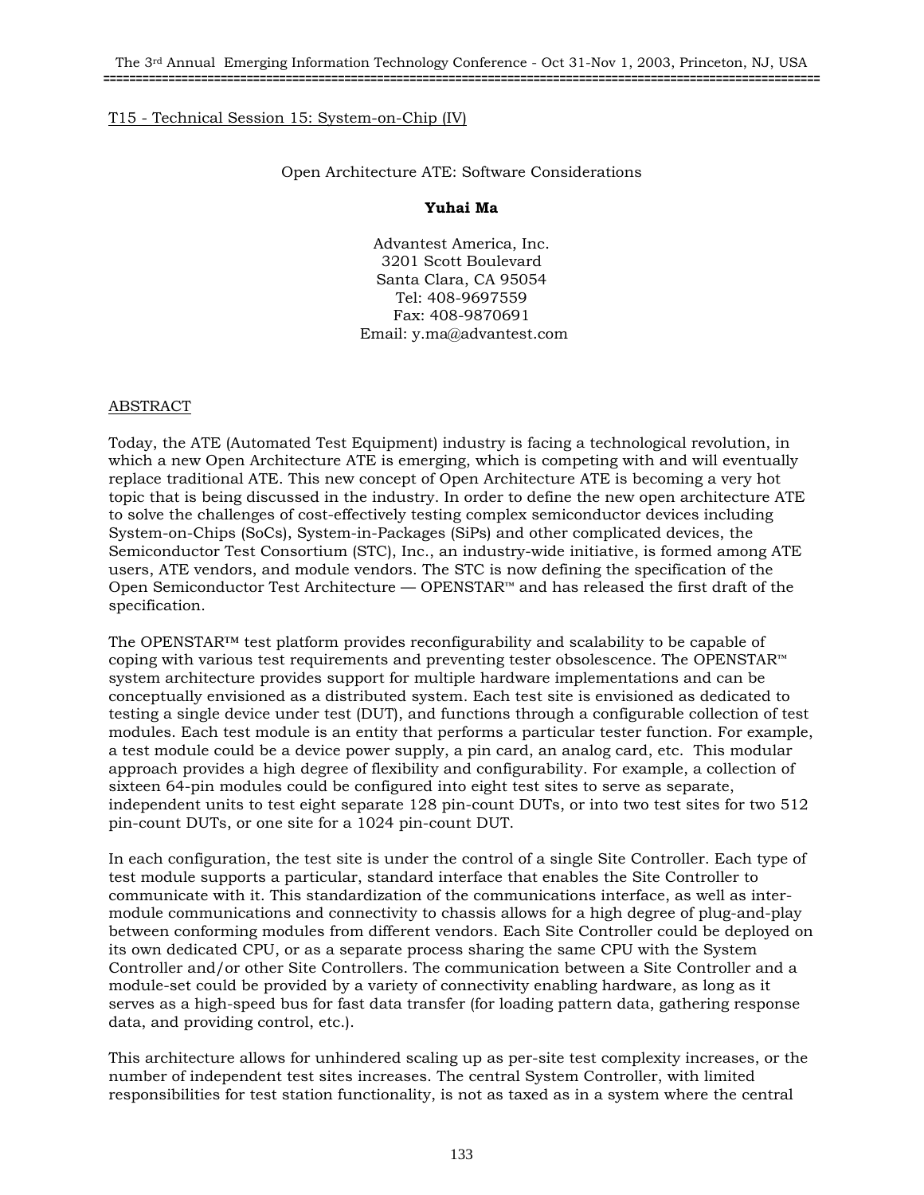T15 - Technical Session 15: System-on-Chip (IV)

# Open Architecture ATE: Software Considerations

**Yuhai Ma**

Advantest America, Inc.
3201 Scott Boulevard
Santa Clara, CA 95054
Tel: 408-9697559
Fax: 408-9870691
Email: y.ma@advantest.com

## ABSTRACT

Today, the ATE (Automated Test Equipment) industry is facing a technological revolution, in which a new Open Architecture ATE is emerging, which is competing with and will eventually replace traditional ATE. This new concept of Open Architecture ATE is becoming a very hot topic that is being discussed in the industry. In order to define the new open architecture ATE to solve the challenges of cost-effectively testing complex semiconductor devices including System-on-Chips (SoCs), System-in-Packages (SiPs) and other complicated devices, the Semiconductor Test Consortium (STC), Inc., an industry-wide initiative, is formed among ATE users, ATE vendors, and module vendors. The STC is now defining the specification of the Open Semiconductor Test Architecture — OPENSTAR™ and has released the first draft of the specification.

The OPENSTAR™ test platform provides reconfigurability and scalability to be capable of coping with various test requirements and preventing tester obsolescence. The OPENSTAR™ system architecture provides support for multiple hardware implementations and can be conceptually envisioned as a distributed system. Each test site is envisioned as dedicated to testing a single device under test (DUT), and functions through a configurable collection of test modules. Each test module is an entity that performs a particular tester function. For example, a test module could be a device power supply, a pin card, an analog card, etc. This modular approach provides a high degree of flexibility and configurability. For example, a collection of sixteen 64-pin modules could be configured into eight test sites to serve as separate, independent units to test eight separate 128 pin-count DUTs, or into two test sites for two 512 pin-count DUTs, or one site for a 1024 pin-count DUT.

In each configuration, the test site is under the control of a single Site Controller. Each type of test module supports a particular, standard interface that enables the Site Controller to communicate with it. This standardization of the communications interface, as well as inter-module communications and connectivity to chassis allows for a high degree of plug-and-play between conforming modules from different vendors. Each Site Controller could be deployed on its own dedicated CPU, or as a separate process sharing the same CPU with the System Controller and/or other Site Controllers. The communication between a Site Controller and a module-set could be provided by a variety of connectivity enabling hardware, as long as it serves as a high-speed bus for fast data transfer (for loading pattern data, gathering response data, and providing control, etc.).

This architecture allows for unhindered scaling up as per-site test complexity increases, or the number of independent test sites increases. The central System Controller, with limited responsibilities for test station functionality, is not as taxed as in a system where the central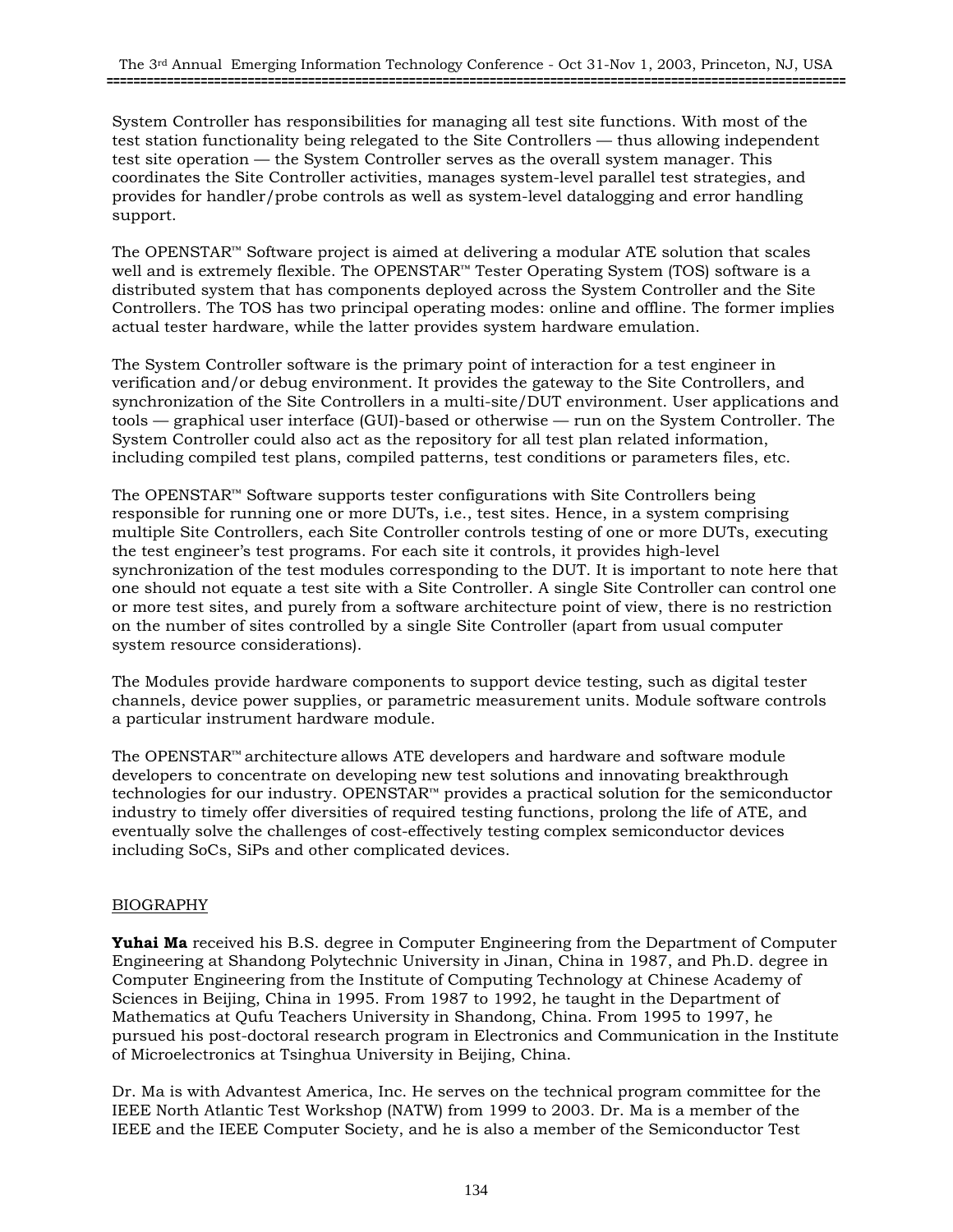System Controller has responsibilities for managing all test site functions. With most of the test station functionality being relegated to the Site Controllers — thus allowing independent test site operation — the System Controller serves as the overall system manager. This coordinates the Site Controller activities, manages system-level parallel test strategies, and provides for handler/probe controls as well as system-level datalogging and error handling support.

The OPENSTAR™ Software project is aimed at delivering a modular ATE solution that scales well and is extremely flexible. The OPENSTAR™ Tester Operating System (TOS) software is a distributed system that has components deployed across the System Controller and the Site Controllers. The TOS has two principal operating modes: online and offline. The former implies actual tester hardware, while the latter provides system hardware emulation.

The System Controller software is the primary point of interaction for a test engineer in verification and/or debug environment. It provides the gateway to the Site Controllers, and synchronization of the Site Controllers in a multi-site/DUT environment. User applications and tools — graphical user interface (GUI)-based or otherwise — run on the System Controller. The System Controller could also act as the repository for all test plan related information, including compiled test plans, compiled patterns, test conditions or parameters files, etc.

The OPENSTAR™ Software supports tester configurations with Site Controllers being responsible for running one or more DUTs, i.e., test sites. Hence, in a system comprising multiple Site Controllers, each Site Controller controls testing of one or more DUTs, executing the test engineer's test programs. For each site it controls, it provides high-level synchronization of the test modules corresponding to the DUT. It is important to note here that one should not equate a test site with a Site Controller. A single Site Controller can control one or more test sites, and purely from a software architecture point of view, there is no restriction on the number of sites controlled by a single Site Controller (apart from usual computer system resource considerations).

The Modules provide hardware components to support device testing, such as digital tester channels, device power supplies, or parametric measurement units. Module software controls a particular instrument hardware module.

The OPENSTAR™ architecture allows ATE developers and hardware and software module developers to concentrate on developing new test solutions and innovating breakthrough technologies for our industry. OPENSTAR™ provides a practical solution for the semiconductor industry to timely offer diversities of required testing functions, prolong the life of ATE, and eventually solve the challenges of cost-effectively testing complex semiconductor devices including SoCs, SiPs and other complicated devices.

## BIOGRAPHY

**Yuhai Ma** received his B.S. degree in Computer Engineering from the Department of Computer Engineering at Shandong Polytechnic University in Jinan, China in 1987, and Ph.D. degree in Computer Engineering from the Institute of Computing Technology at Chinese Academy of Sciences in Beijing, China in 1995. From 1987 to 1992, he taught in the Department of Mathematics at Qufu Teachers University in Shandong, China. From 1995 to 1997, he pursued his post-doctoral research program in Electronics and Communication in the Institute of Microelectronics at Tsinghua University in Beijing, China.

Dr. Ma is with Advantest America, Inc. He serves on the technical program committee for the IEEE North Atlantic Test Workshop (NATW) from 1999 to 2003. Dr. Ma is a member of the IEEE and the IEEE Computer Society, and he is also a member of the Semiconductor Test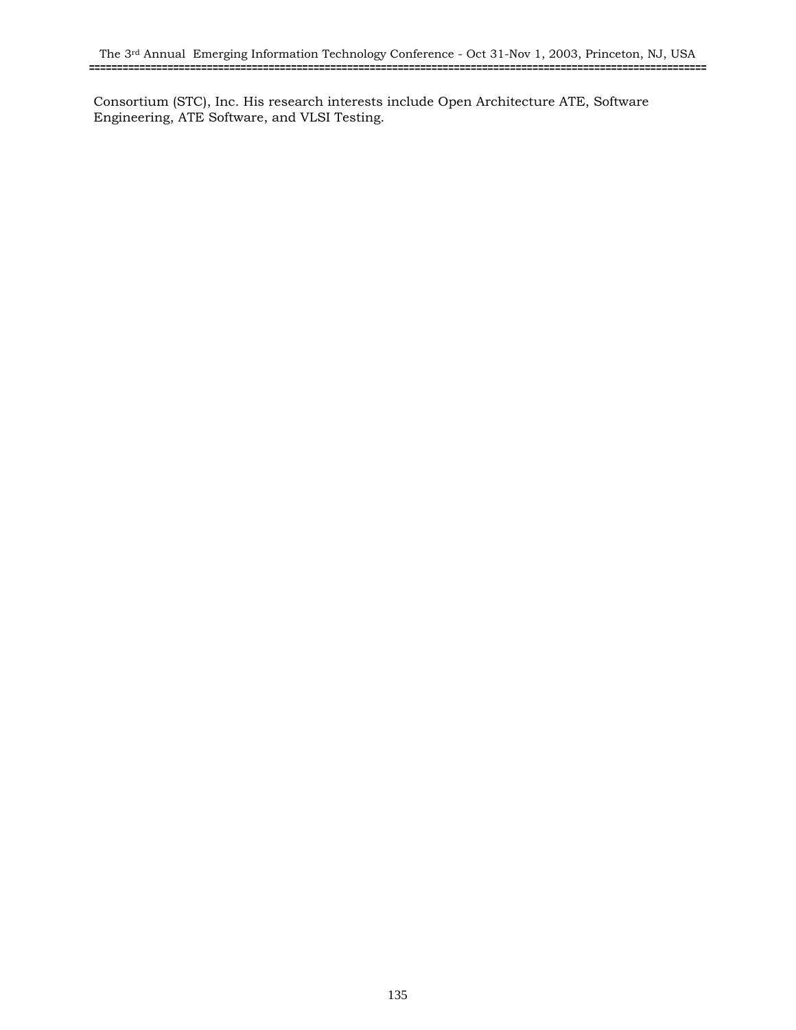Consortium (STC), Inc. His research interests include Open Architecture ATE, Software Engineering, ATE Software, and VLSI Testing.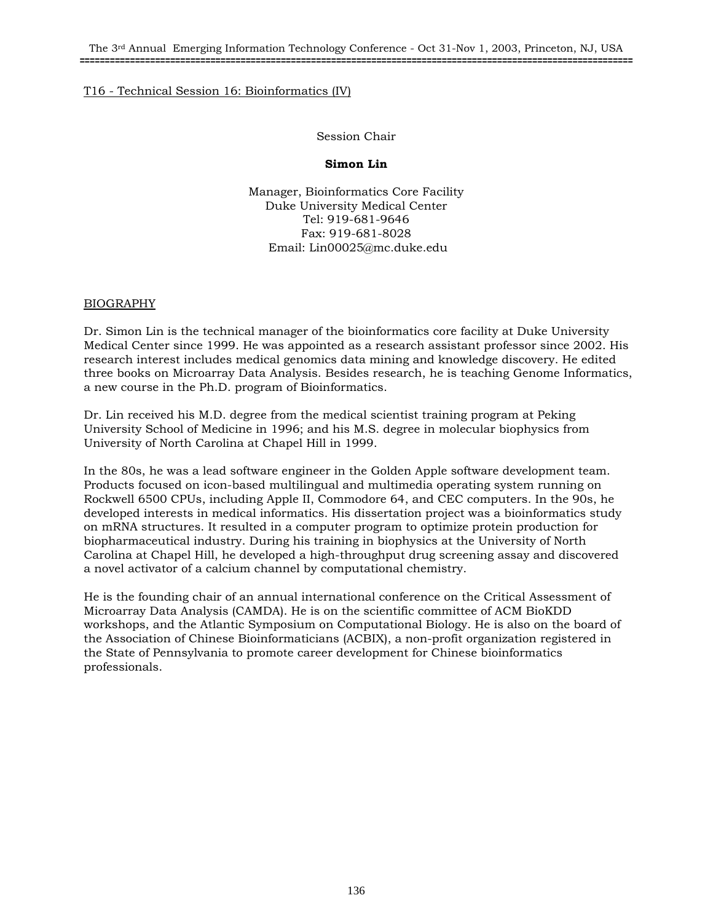T16 - Technical Session 16: Bioinformatics (IV)

Session Chair

**Simon Lin**

Manager, Bioinformatics Core Facility
Duke University Medical Center
Tel: 919-681-9646
Fax: 919-681-8028
Email: Lin00025@mc.duke.edu

## BIOGRAPHY

Dr. Simon Lin is the technical manager of the bioinformatics core facility at Duke University Medical Center since 1999. He was appointed as a research assistant professor since 2002. His research interest includes medical genomics data mining and knowledge discovery. He edited three books on Microarray Data Analysis. Besides research, he is teaching Genome Informatics, a new course in the Ph.D. program of Bioinformatics.

Dr. Lin received his M.D. degree from the medical scientist training program at Peking University School of Medicine in 1996; and his M.S. degree in molecular biophysics from University of North Carolina at Chapel Hill in 1999.

In the 80s, he was a lead software engineer in the Golden Apple software development team. Products focused on icon-based multilingual and multimedia operating system running on Rockwell 6500 CPUs, including Apple II, Commodore 64, and CEC computers. In the 90s, he developed interests in medical informatics. His dissertation project was a bioinformatics study on mRNA structures. It resulted in a computer program to optimize protein production for biopharmaceutical industry. During his training in biophysics at the University of North Carolina at Chapel Hill, he developed a high-throughput drug screening assay and discovered a novel activator of a calcium channel by computational chemistry.

He is the founding chair of an annual international conference on the Critical Assessment of Microarray Data Analysis (CAMDA). He is on the scientific committee of ACM BioKDD workshops, and the Atlantic Symposium on Computational Biology. He is also on the board of the Association of Chinese Bioinformaticians (ACBIX), a non-profit organization registered in the State of Pennsylvania to promote career development for Chinese bioinformatics professionals.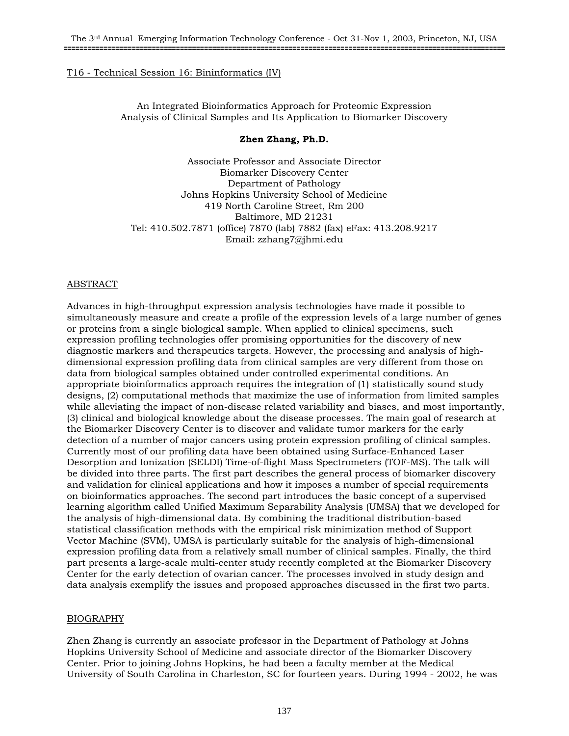T16 - Technical Session 16: Bininformatics (IV)

## An Integrated Bioinformatics Approach for Proteomic Expression Analysis of Clinical Samples and Its Application to Biomarker Discovery

**Zhen Zhang, Ph.D.**

Associate Professor and Associate Director
Biomarker Discovery Center
Department of Pathology
Johns Hopkins University School of Medicine
419 North Caroline Street, Rm 200
Baltimore, MD 21231
Tel: 410.502.7871 (office) 7870 (lab) 7882 (fax) eFax: 413.208.9217
Email: zzhang7@jhmi.edu

### ABSTRACT

Advances in high-throughput expression analysis technologies have made it possible to simultaneously measure and create a profile of the expression levels of a large number of genes or proteins from a single biological sample. When applied to clinical specimens, such expression profiling technologies offer promising opportunities for the discovery of new diagnostic markers and therapeutics targets. However, the processing and analysis of high-dimensional expression profiling data from clinical samples are very different from those on data from biological samples obtained under controlled experimental conditions. An appropriate bioinformatics approach requires the integration of (1) statistically sound study designs, (2) computational methods that maximize the use of information from limited samples while alleviating the impact of non-disease related variability and biases, and most importantly, (3) clinical and biological knowledge about the disease processes. The main goal of research at the Biomarker Discovery Center is to discover and validate tumor markers for the early detection of a number of major cancers using protein expression profiling of clinical samples. Currently most of our profiling data have been obtained using Surface-Enhanced Laser Desorption and Ionization (SELDI) Time-of-flight Mass Spectrometers (TOF-MS). The talk will be divided into three parts. The first part describes the general process of biomarker discovery and validation for clinical applications and how it imposes a number of special requirements on bioinformatics approaches. The second part introduces the basic concept of a supervised learning algorithm called Unified Maximum Separability Analysis (UMSA) that we developed for the analysis of high-dimensional data. By combining the traditional distribution-based statistical classification methods with the empirical risk minimization method of Support Vector Machine (SVM), UMSA is particularly suitable for the analysis of high-dimensional expression profiling data from a relatively small number of clinical samples. Finally, the third part presents a large-scale multi-center study recently completed at the Biomarker Discovery Center for the early detection of ovarian cancer. The processes involved in study design and data analysis exemplify the issues and proposed approaches discussed in the first two parts.

### BIOGRAPHY

Zhen Zhang is currently an associate professor in the Department of Pathology at Johns Hopkins University School of Medicine and associate director of the Biomarker Discovery Center. Prior to joining Johns Hopkins, he had been a faculty member at the Medical University of South Carolina in Charleston, SC for fourteen years. During 1994 - 2002, he was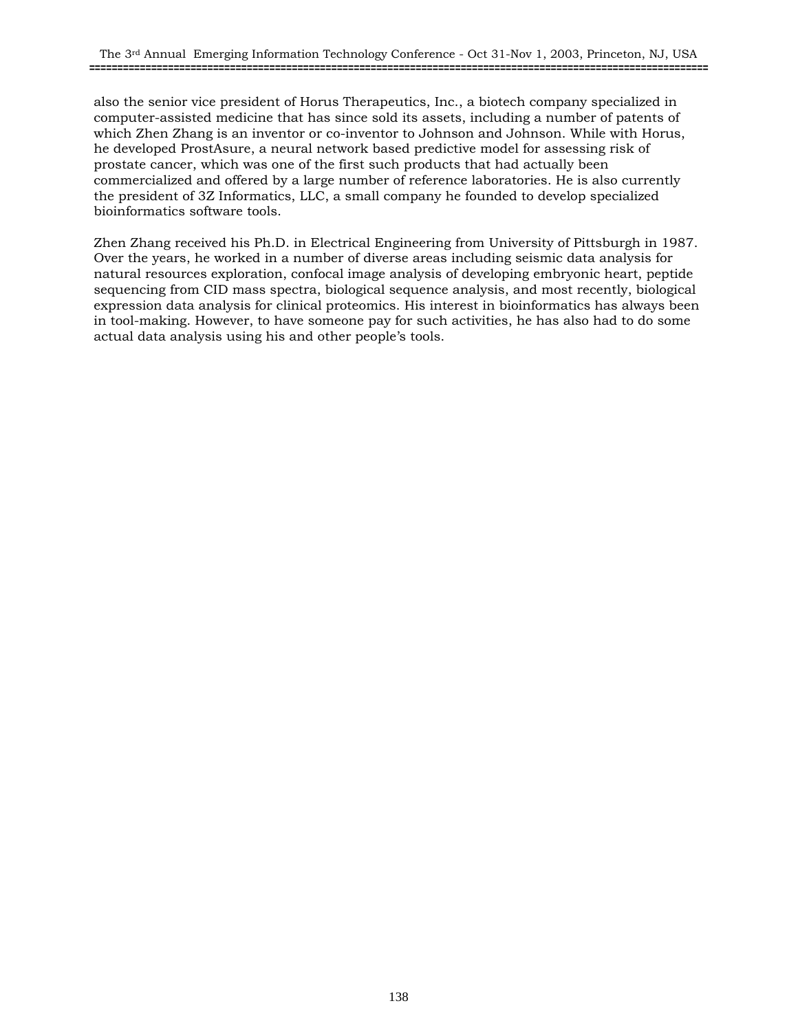also the senior vice president of Horus Therapeutics, Inc., a biotech company specialized in computer-assisted medicine that has since sold its assets, including a number of patents of which Zhen Zhang is an inventor or co-inventor to Johnson and Johnson. While with Horus, he developed ProstAsure, a neural network based predictive model for assessing risk of prostate cancer, which was one of the first such products that had actually been commercialized and offered by a large number of reference laboratories. He is also currently the president of 3Z Informatics, LLC, a small company he founded to develop specialized bioinformatics software tools.

Zhen Zhang received his Ph.D. in Electrical Engineering from University of Pittsburgh in 1987. Over the years, he worked in a number of diverse areas including seismic data analysis for natural resources exploration, confocal image analysis of developing embryonic heart, peptide sequencing from CID mass spectra, biological sequence analysis, and most recently, biological expression data analysis for clinical proteomics. His interest in bioinformatics has always been in tool-making. However, to have someone pay for such activities, he has also had to do some actual data analysis using his and other people's tools.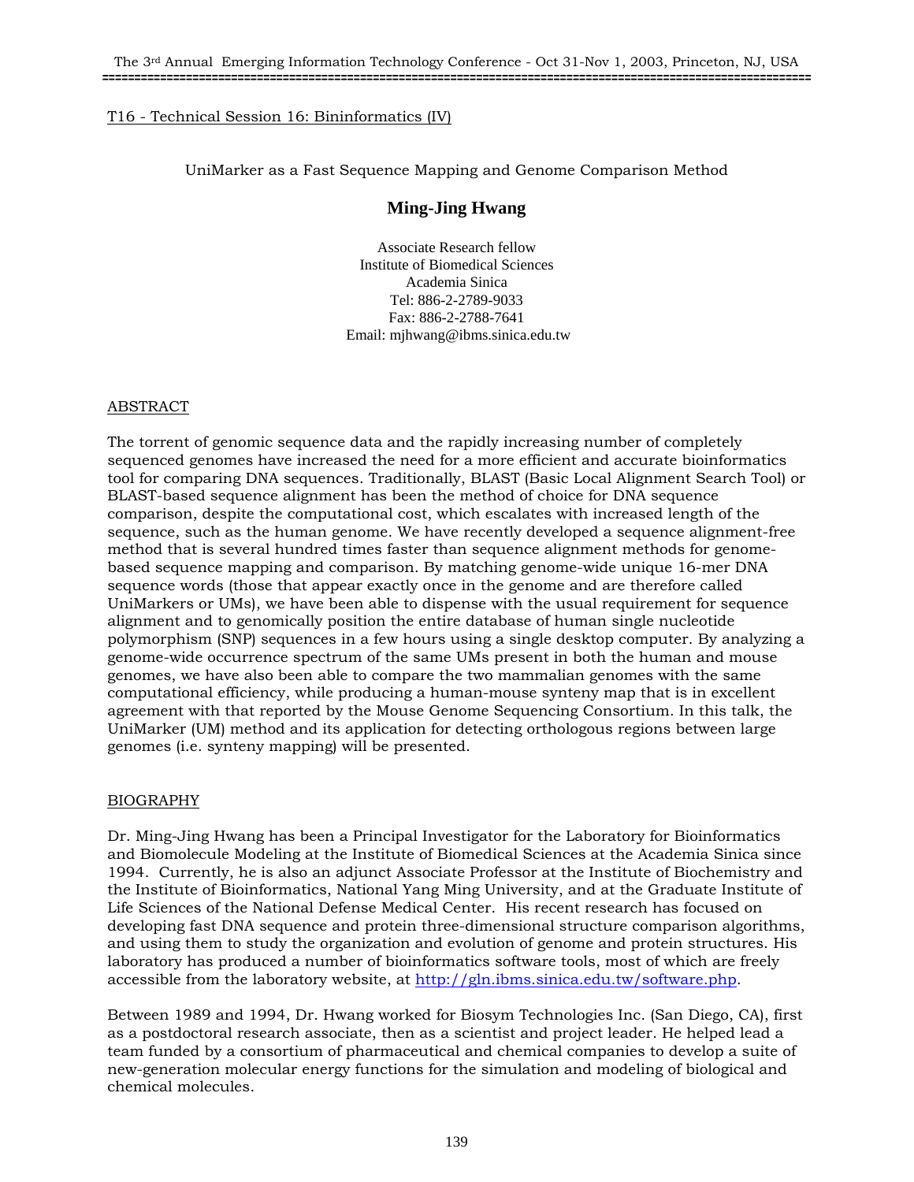T16 - Technical Session 16: Bininformatics (IV)

UniMarker as a Fast Sequence Mapping and Genome Comparison Method

## Ming-Jing Hwang

Associate Research fellow
Institute of Biomedical Sciences
Academia Sinica
Tel: 886-2-2789-9033
Fax: 886-2-2788-7641
Email: mjhwang@ibms.sinica.edu.tw

### ABSTRACT

The torrent of genomic sequence data and the rapidly increasing number of completely sequenced genomes have increased the need for a more efficient and accurate bioinformatics tool for comparing DNA sequences. Traditionally, BLAST (Basic Local Alignment Search Tool) or BLAST-based sequence alignment has been the method of choice for DNA sequence comparison, despite the computational cost, which escalates with increased length of the sequence, such as the human genome. We have recently developed a sequence alignment-free method that is several hundred times faster than sequence alignment methods for genome-based sequence mapping and comparison. By matching genome-wide unique 16-mer DNA sequence words (those that appear exactly once in the genome and are therefore called UniMarkers or UMs), we have been able to dispense with the usual requirement for sequence alignment and to genomically position the entire database of human single nucleotide polymorphism (SNP) sequences in a few hours using a single desktop computer. By analyzing a genome-wide occurrence spectrum of the same UMs present in both the human and mouse genomes, we have also been able to compare the two mammalian genomes with the same computational efficiency, while producing a human-mouse synteny map that is in excellent agreement with that reported by the Mouse Genome Sequencing Consortium. In this talk, the UniMarker (UM) method and its application for detecting orthologous regions between large genomes (i.e. synteny mapping) will be presented.

### BIOGRAPHY

Dr. Ming-Jing Hwang has been a Principal Investigator for the Laboratory for Bioinformatics and Biomolecule Modeling at the Institute of Biomedical Sciences at the Academia Sinica since 1994. Currently, he is also an adjunct Associate Professor at the Institute of Biochemistry and the Institute of Bioinformatics, National Yang Ming University, and at the Graduate Institute of Life Sciences of the National Defense Medical Center. His recent research has focused on developing fast DNA sequence and protein three-dimensional structure comparison algorithms, and using them to study the organization and evolution of genome and protein structures. His laboratory has produced a number of bioinformatics software tools, most of which are freely accessible from the laboratory website, at http://gln.ibms.sinica.edu.tw/software.php.

Between 1989 and 1994, Dr. Hwang worked for Biosym Technologies Inc. (San Diego, CA), first as a postdoctoral research associate, then as a scientist and project leader. He helped lead a team funded by a consortium of pharmaceutical and chemical companies to develop a suite of new-generation molecular energy functions for the simulation and modeling of biological and chemical molecules.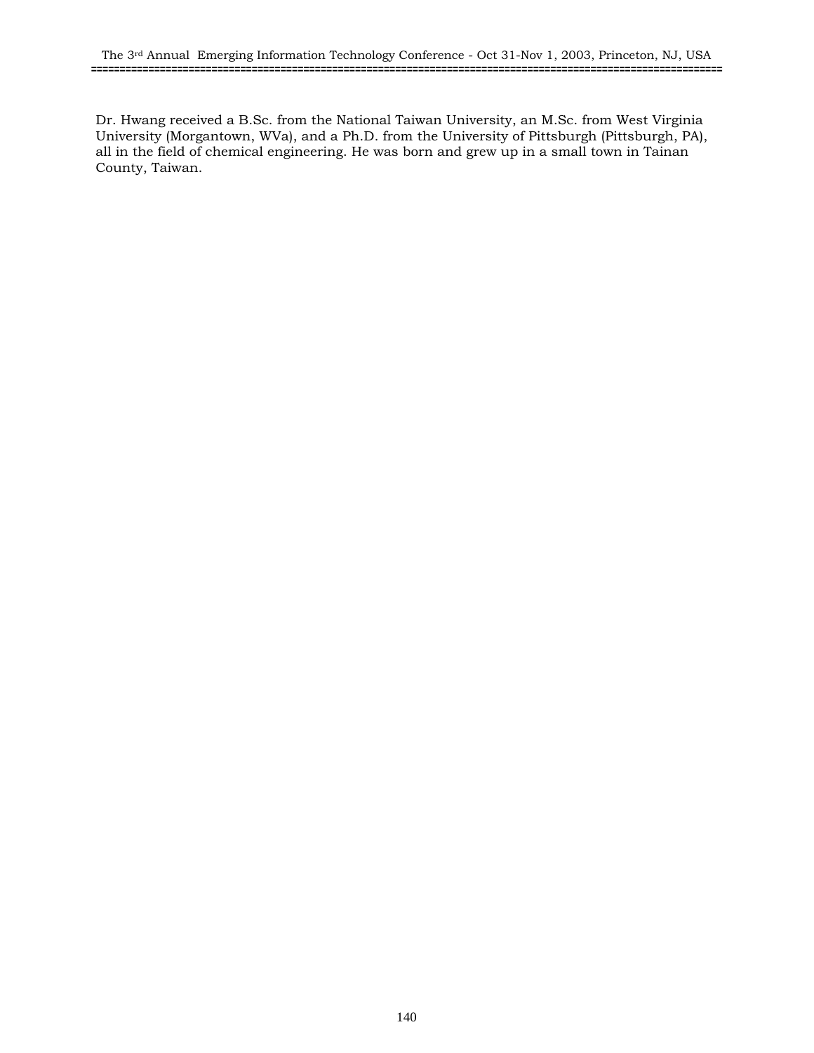Dr. Hwang received a B.Sc. from the National Taiwan University, an M.Sc. from West Virginia University (Morgantown, WVa), and a Ph.D. from the University of Pittsburgh (Pittsburgh, PA), all in the field of chemical engineering. He was born and grew up in a small town in Tainan County, Taiwan.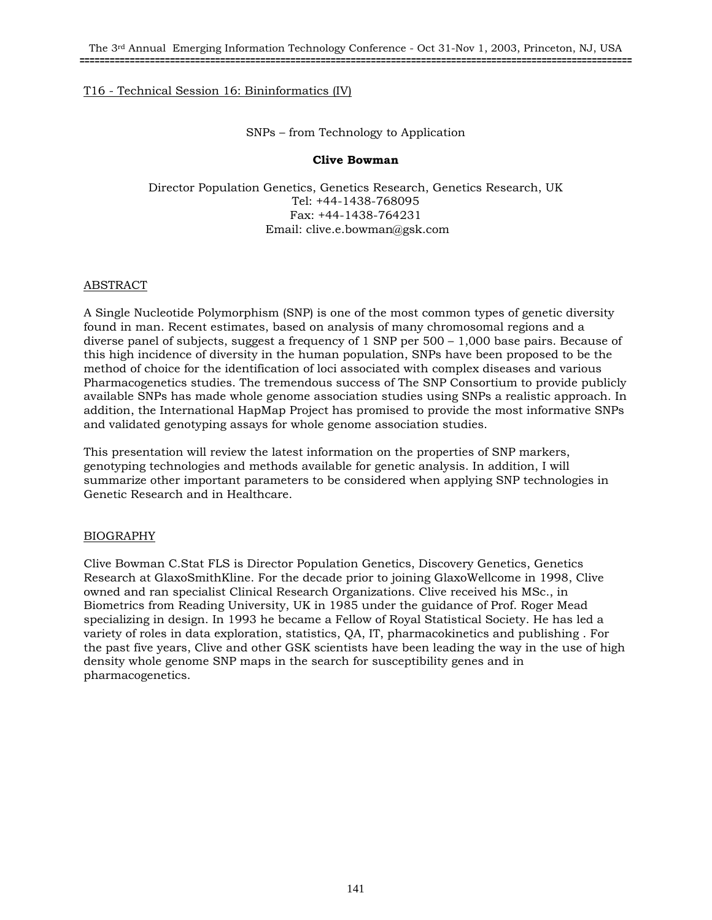T16 - Technical Session 16: Bininformatics (IV)

## SNPs – from Technology to Application

**Clive Bowman**

Director Population Genetics, Genetics Research, Genetics Research, UK
Tel: +44-1438-768095
Fax: +44-1438-764231
Email: clive.e.bowman@gsk.com

### ABSTRACT

A Single Nucleotide Polymorphism (SNP) is one of the most common types of genetic diversity found in man. Recent estimates, based on analysis of many chromosomal regions and a diverse panel of subjects, suggest a frequency of 1 SNP per 500 – 1,000 base pairs. Because of this high incidence of diversity in the human population, SNPs have been proposed to be the method of choice for the identification of loci associated with complex diseases and various Pharmacogenetics studies. The tremendous success of The SNP Consortium to provide publicly available SNPs has made whole genome association studies using SNPs a realistic approach. In addition, the International HapMap Project has promised to provide the most informative SNPs and validated genotyping assays for whole genome association studies.

This presentation will review the latest information on the properties of SNP markers, genotyping technologies and methods available for genetic analysis. In addition, I will summarize other important parameters to be considered when applying SNP technologies in Genetic Research and in Healthcare.

### BIOGRAPHY

Clive Bowman C.Stat FLS is Director Population Genetics, Discovery Genetics, Genetics Research at GlaxoSmithKline. For the decade prior to joining GlaxoWellcome in 1998, Clive owned and ran specialist Clinical Research Organizations. Clive received his MSc., in Biometrics from Reading University, UK in 1985 under the guidance of Prof. Roger Mead specializing in design. In 1993 he became a Fellow of Royal Statistical Society. He has led a variety of roles in data exploration, statistics, QA, IT, pharmacokinetics and publishing . For the past five years, Clive and other GSK scientists have been leading the way in the use of high density whole genome SNP maps in the search for susceptibility genes and in pharmacogenetics.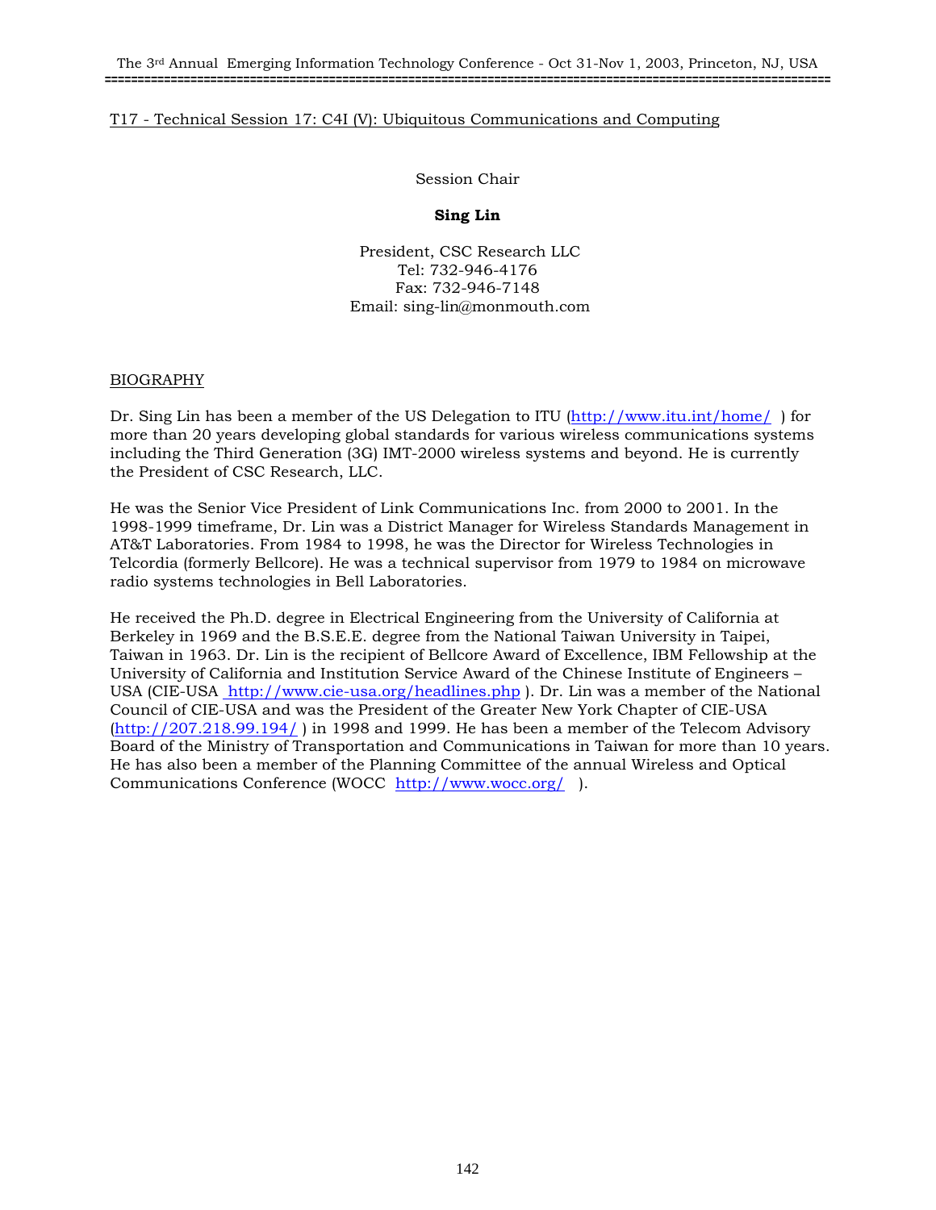T17 - Technical Session 17: C4I (V): Ubiquitous Communications and Computing

Session Chair

**Sing Lin**

President, CSC Research LLC
Tel: 732-946-4176
Fax: 732-946-7148
Email: sing-lin@monmouth.com

BIOGRAPHY

Dr. Sing Lin has been a member of the US Delegation to ITU (http://www.itu.int/home/ ) for more than 20 years developing global standards for various wireless communications systems including the Third Generation (3G) IMT-2000 wireless systems and beyond. He is currently the President of CSC Research, LLC.

He was the Senior Vice President of Link Communications Inc. from 2000 to 2001. In the 1998-1999 timeframe, Dr. Lin was a District Manager for Wireless Standards Management in AT&T Laboratories. From 1984 to 1998, he was the Director for Wireless Technologies in Telcordia (formerly Bellcore). He was a technical supervisor from 1979 to 1984 on microwave radio systems technologies in Bell Laboratories.

He received the Ph.D. degree in Electrical Engineering from the University of California at Berkeley in 1969 and the B.S.E.E. degree from the National Taiwan University in Taipei, Taiwan in 1963. Dr. Lin is the recipient of Bellcore Award of Excellence, IBM Fellowship at the University of California and Institution Service Award of the Chinese Institute of Engineers – USA (CIE-USA http://www.cie-usa.org/headlines.php ). Dr. Lin was a member of the National Council of CIE-USA and was the President of the Greater New York Chapter of CIE-USA (http://207.218.99.194/ ) in 1998 and 1999. He has been a member of the Telecom Advisory Board of the Ministry of Transportation and Communications in Taiwan for more than 10 years. He has also been a member of the Planning Committee of the annual Wireless and Optical Communications Conference (WOCC http://www.wocc.org/ ).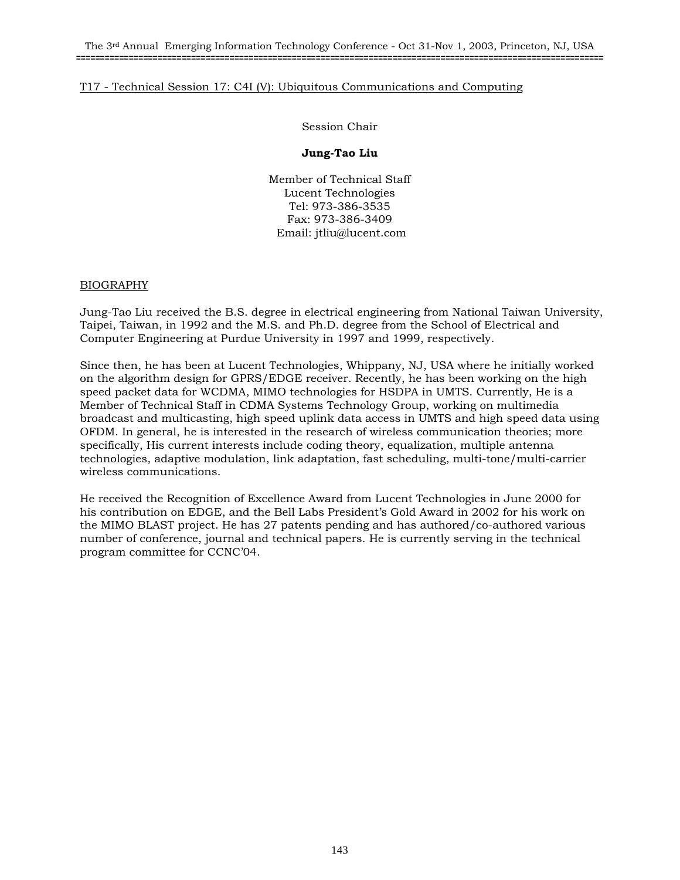## T17 - Technical Session 17: C4I (V): Ubiquitous Communications and Computing

Session Chair

**Jung-Tao Liu**

Member of Technical Staff
Lucent Technologies
Tel: 973-386-3535
Fax: 973-386-3409
Email: jtliu@lucent.com

### BIOGRAPHY

Jung-Tao Liu received the B.S. degree in electrical engineering from National Taiwan University, Taipei, Taiwan, in 1992 and the M.S. and Ph.D. degree from the School of Electrical and Computer Engineering at Purdue University in 1997 and 1999, respectively.

Since then, he has been at Lucent Technologies, Whippany, NJ, USA where he initially worked on the algorithm design for GPRS/EDGE receiver. Recently, he has been working on the high speed packet data for WCDMA, MIMO technologies for HSDPA in UMTS. Currently, He is a Member of Technical Staff in CDMA Systems Technology Group, working on multimedia broadcast and multicasting, high speed uplink data access in UMTS and high speed data using OFDM. In general, he is interested in the research of wireless communication theories; more specifically, His current interests include coding theory, equalization, multiple antenna technologies, adaptive modulation, link adaptation, fast scheduling, multi-tone/multi-carrier wireless communications.

He received the Recognition of Excellence Award from Lucent Technologies in June 2000 for his contribution on EDGE, and the Bell Labs President's Gold Award in 2002 for his work on the MIMO BLAST project. He has 27 patents pending and has authored/co-authored various number of conference, journal and technical papers. He is currently serving in the technical program committee for CCNC'04.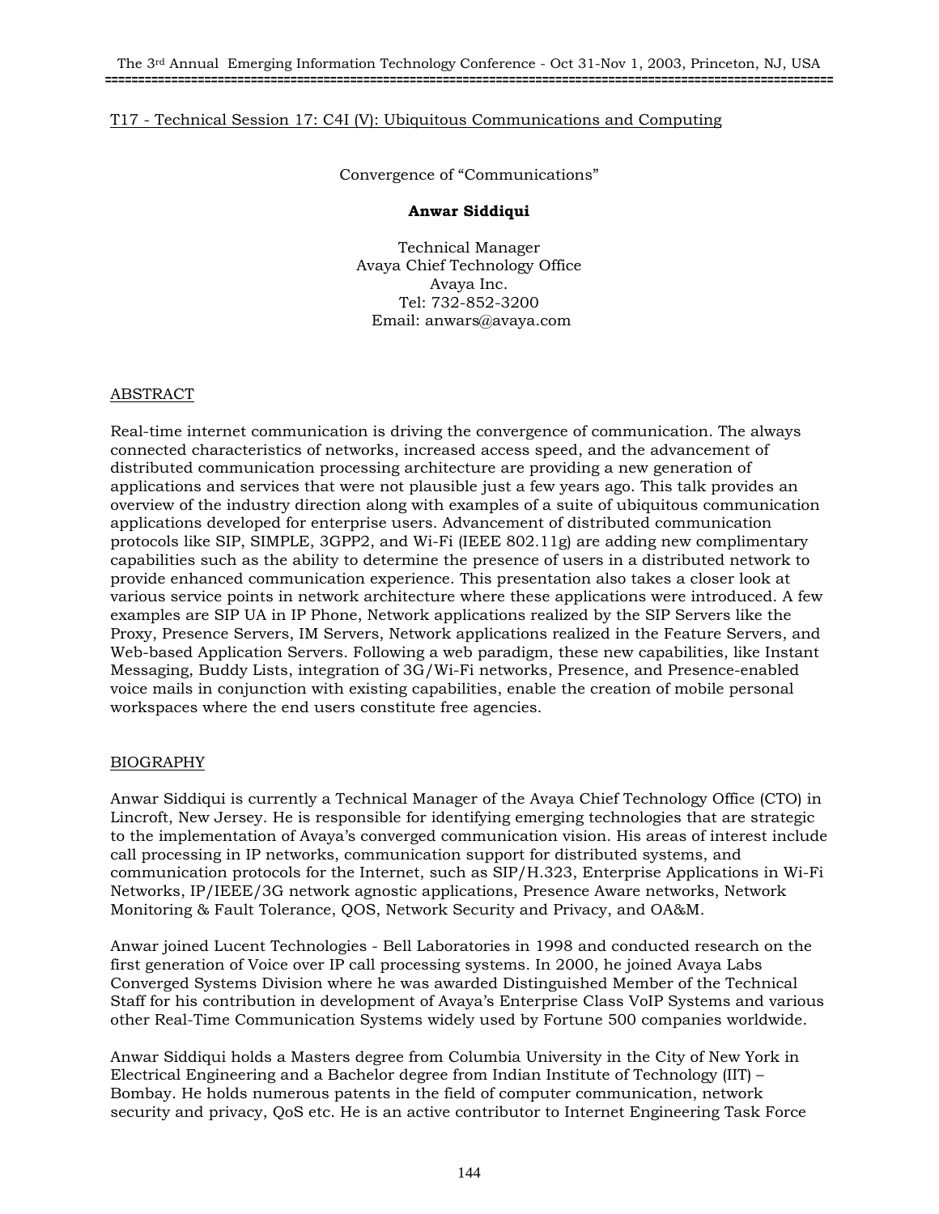T17 - Technical Session 17: C4I (V): Ubiquitous Communications and Computing

Convergence of "Communications"

**Anwar Siddiqui**

Technical Manager
Avaya Chief Technology Office
Avaya Inc.
Tel: 732-852-3200
Email: anwars@avaya.com

## ABSTRACT

Real-time internet communication is driving the convergence of communication. The always connected characteristics of networks, increased access speed, and the advancement of distributed communication processing architecture are providing a new generation of applications and services that were not plausible just a few years ago. This talk provides an overview of the industry direction along with examples of a suite of ubiquitous communication applications developed for enterprise users. Advancement of distributed communication protocols like SIP, SIMPLE, 3GPP2, and Wi-Fi (IEEE 802.11g) are adding new complimentary capabilities such as the ability to determine the presence of users in a distributed network to provide enhanced communication experience. This presentation also takes a closer look at various service points in network architecture where these applications were introduced. A few examples are SIP UA in IP Phone, Network applications realized by the SIP Servers like the Proxy, Presence Servers, IM Servers, Network applications realized in the Feature Servers, and Web-based Application Servers. Following a web paradigm, these new capabilities, like Instant Messaging, Buddy Lists, integration of 3G/Wi-Fi networks, Presence, and Presence-enabled voice mails in conjunction with existing capabilities, enable the creation of mobile personal workspaces where the end users constitute free agencies.

## BIOGRAPHY

Anwar Siddiqui is currently a Technical Manager of the Avaya Chief Technology Office (CTO) in Lincroft, New Jersey. He is responsible for identifying emerging technologies that are strategic to the implementation of Avaya's converged communication vision. His areas of interest include call processing in IP networks, communication support for distributed systems, and communication protocols for the Internet, such as SIP/H.323, Enterprise Applications in Wi-Fi Networks, IP/IEEE/3G network agnostic applications, Presence Aware networks, Network Monitoring & Fault Tolerance, QOS, Network Security and Privacy, and OA&M.

Anwar joined Lucent Technologies - Bell Laboratories in 1998 and conducted research on the first generation of Voice over IP call processing systems. In 2000, he joined Avaya Labs Converged Systems Division where he was awarded Distinguished Member of the Technical Staff for his contribution in development of Avaya's Enterprise Class VoIP Systems and various other Real-Time Communication Systems widely used by Fortune 500 companies worldwide.

Anwar Siddiqui holds a Masters degree from Columbia University in the City of New York in Electrical Engineering and a Bachelor degree from Indian Institute of Technology (IIT) – Bombay. He holds numerous patents in the field of computer communication, network security and privacy, QoS etc. He is an active contributor to Internet Engineering Task Force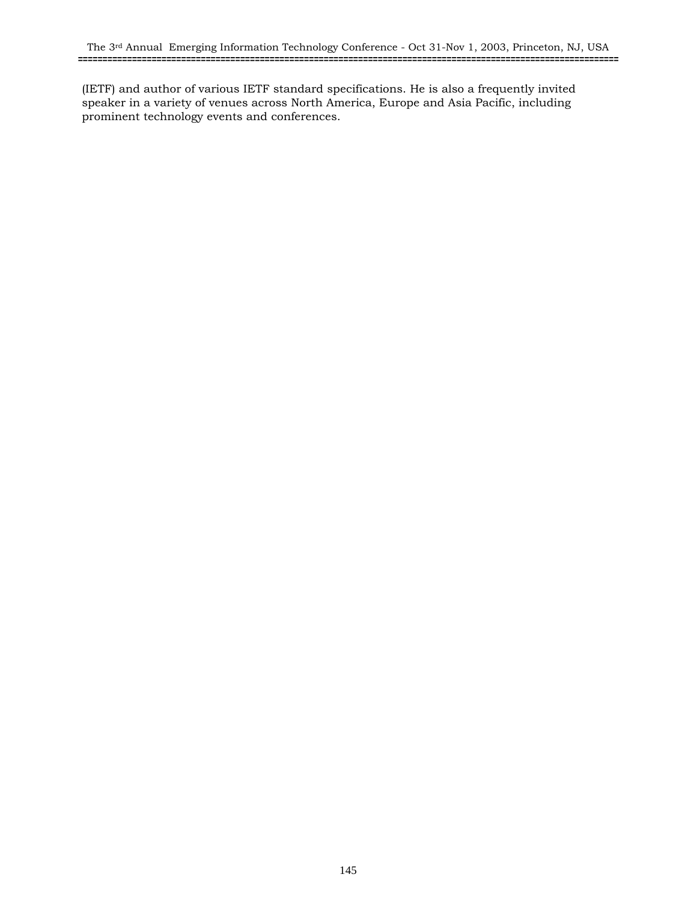(IETF) and author of various IETF standard specifications. He is also a frequently invited speaker in a variety of venues across North America, Europe and Asia Pacific, including prominent technology events and conferences.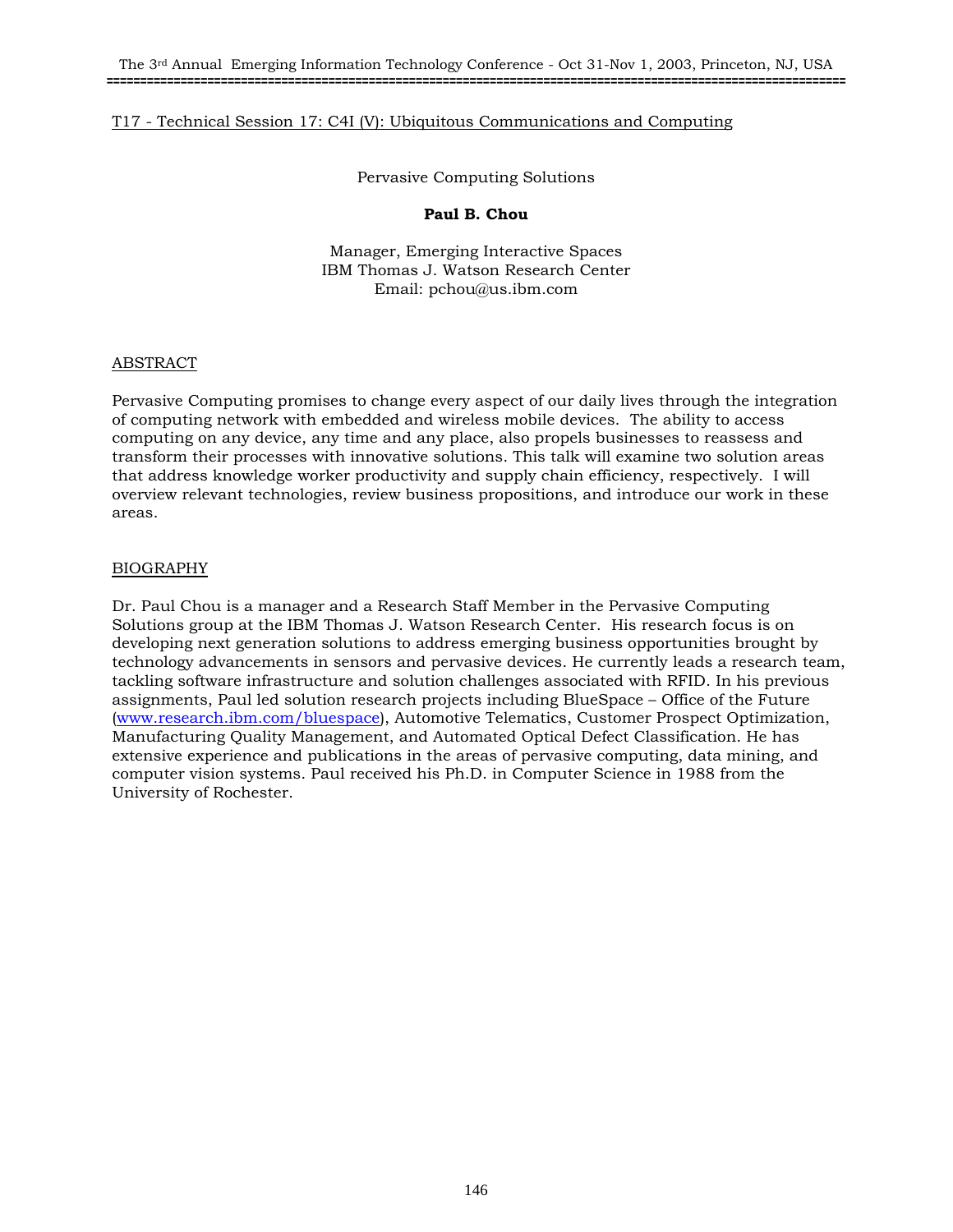T17 - Technical Session 17: C4I (V): Ubiquitous Communications and Computing

# Pervasive Computing Solutions

**Paul B. Chou**

Manager, Emerging Interactive Spaces
IBM Thomas J. Watson Research Center
Email: pchou@us.ibm.com

## ABSTRACT

Pervasive Computing promises to change every aspect of our daily lives through the integration of computing network with embedded and wireless mobile devices. The ability to access computing on any device, any time and any place, also propels businesses to reassess and transform their processes with innovative solutions. This talk will examine two solution areas that address knowledge worker productivity and supply chain efficiency, respectively. I will overview relevant technologies, review business propositions, and introduce our work in these areas.

## BIOGRAPHY

Dr. Paul Chou is a manager and a Research Staff Member in the Pervasive Computing Solutions group at the IBM Thomas J. Watson Research Center. His research focus is on developing next generation solutions to address emerging business opportunities brought by technology advancements in sensors and pervasive devices. He currently leads a research team, tackling software infrastructure and solution challenges associated with RFID. In his previous assignments, Paul led solution research projects including BlueSpace – Office of the Future (www.research.ibm.com/bluespace), Automotive Telematics, Customer Prospect Optimization, Manufacturing Quality Management, and Automated Optical Defect Classification. He has extensive experience and publications in the areas of pervasive computing, data mining, and computer vision systems. Paul received his Ph.D. in Computer Science in 1988 from the University of Rochester.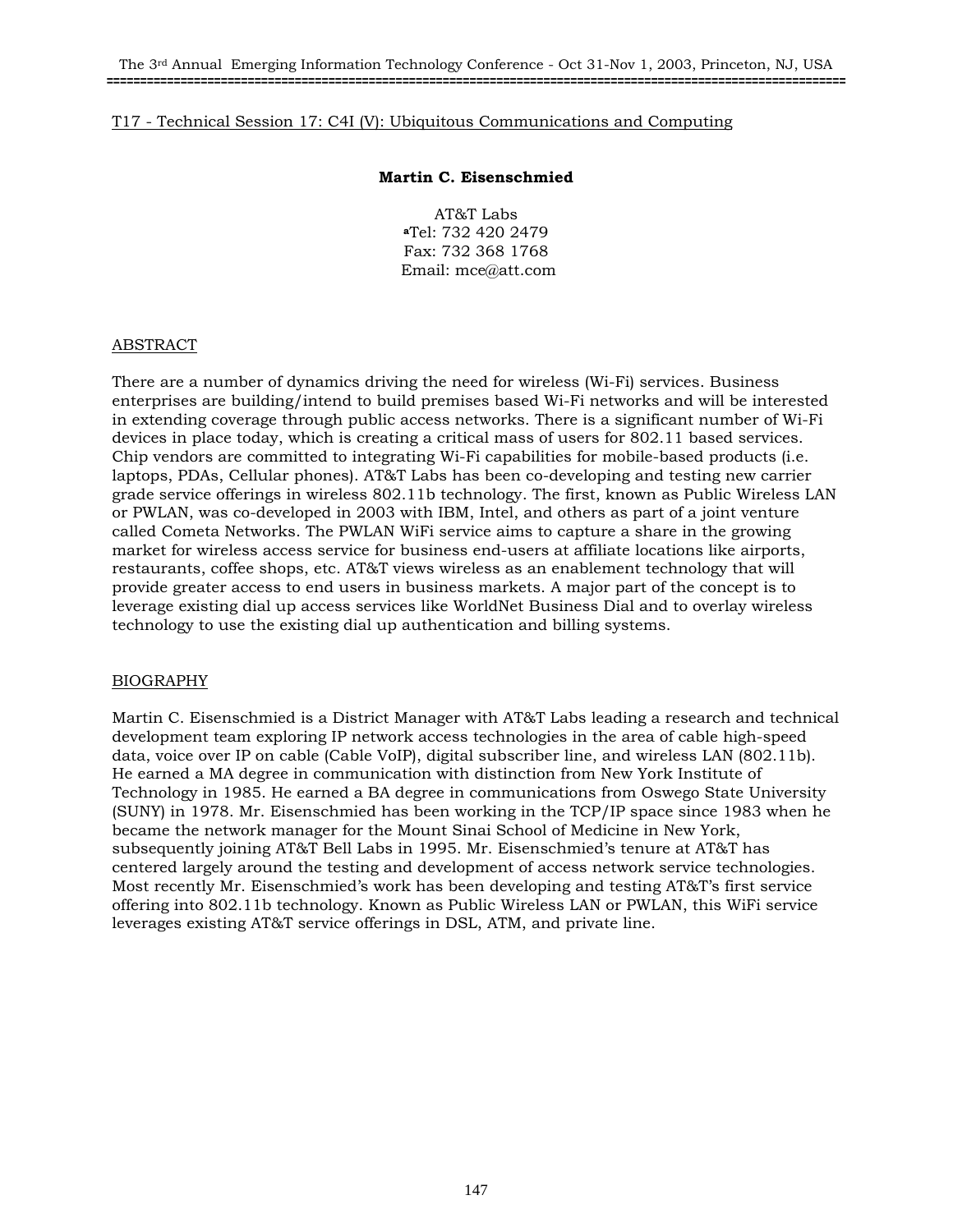T17 - Technical Session 17: C4I (V): Ubiquitous Communications and Computing

**Martin C. Eisenschmied**

AT&T Labs
Tel: 732 420 2479
Fax: 732 368 1768
Email: mce@att.com

## ABSTRACT

There are a number of dynamics driving the need for wireless (Wi-Fi) services. Business enterprises are building/intend to build premises based Wi-Fi networks and will be interested in extending coverage through public access networks. There is a significant number of Wi-Fi devices in place today, which is creating a critical mass of users for 802.11 based services. Chip vendors are committed to integrating Wi-Fi capabilities for mobile-based products (i.e. laptops, PDAs, Cellular phones). AT&T Labs has been co-developing and testing new carrier grade service offerings in wireless 802.11b technology. The first, known as Public Wireless LAN or PWLAN, was co-developed in 2003 with IBM, Intel, and others as part of a joint venture called Cometa Networks. The PWLAN WiFi service aims to capture a share in the growing market for wireless access service for business end-users at affiliate locations like airports, restaurants, coffee shops, etc. AT&T views wireless as an enablement technology that will provide greater access to end users in business markets. A major part of the concept is to leverage existing dial up access services like WorldNet Business Dial and to overlay wireless technology to use the existing dial up authentication and billing systems.

## BIOGRAPHY

Martin C. Eisenschmied is a District Manager with AT&T Labs leading a research and technical development team exploring IP network access technologies in the area of cable high-speed data, voice over IP on cable (Cable VoIP), digital subscriber line, and wireless LAN (802.11b). He earned a MA degree in communication with distinction from New York Institute of Technology in 1985. He earned a BA degree in communications from Oswego State University (SUNY) in 1978. Mr. Eisenschmied has been working in the TCP/IP space since 1983 when he became the network manager for the Mount Sinai School of Medicine in New York, subsequently joining AT&T Bell Labs in 1995. Mr. Eisenschmied's tenure at AT&T has centered largely around the testing and development of access network service technologies. Most recently Mr. Eisenschmied's work has been developing and testing AT&T's first service offering into 802.11b technology. Known as Public Wireless LAN or PWLAN, this WiFi service leverages existing AT&T service offerings in DSL, ATM, and private line.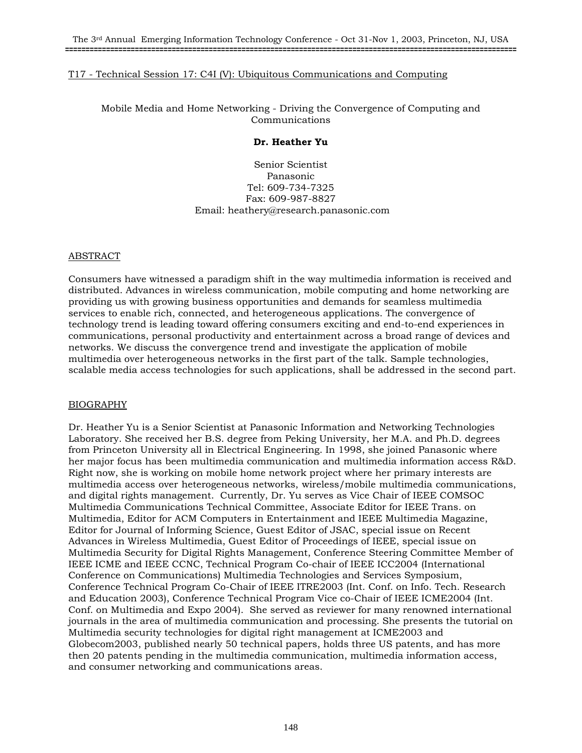T17 - Technical Session 17: C4I (V): Ubiquitous Communications and Computing

## Mobile Media and Home Networking - Driving the Convergence of Computing and Communications

**Dr. Heather Yu**

Senior Scientist
Panasonic
Tel: 609-734-7325
Fax: 609-987-8827
Email: heathery@research.panasonic.com

### ABSTRACT

Consumers have witnessed a paradigm shift in the way multimedia information is received and distributed. Advances in wireless communication, mobile computing and home networking are providing us with growing business opportunities and demands for seamless multimedia services to enable rich, connected, and heterogeneous applications. The convergence of technology trend is leading toward offering consumers exciting and end-to-end experiences in communications, personal productivity and entertainment across a broad range of devices and networks. We discuss the convergence trend and investigate the application of mobile multimedia over heterogeneous networks in the first part of the talk. Sample technologies, scalable media access technologies for such applications, shall be addressed in the second part.

### BIOGRAPHY

Dr. Heather Yu is a Senior Scientist at Panasonic Information and Networking Technologies Laboratory. She received her B.S. degree from Peking University, her M.A. and Ph.D. degrees from Princeton University all in Electrical Engineering. In 1998, she joined Panasonic where her major focus has been multimedia communication and multimedia information access R&D. Right now, she is working on mobile home network project where her primary interests are multimedia access over heterogeneous networks, wireless/mobile multimedia communications, and digital rights management. Currently, Dr. Yu serves as Vice Chair of IEEE COMSOC Multimedia Communications Technical Committee, Associate Editor for IEEE Trans. on Multimedia, Editor for ACM Computers in Entertainment and IEEE Multimedia Magazine, Editor for Journal of Informing Science, Guest Editor of JSAC, special issue on Recent Advances in Wireless Multimedia, Guest Editor of Proceedings of IEEE, special issue on Multimedia Security for Digital Rights Management, Conference Steering Committee Member of IEEE ICME and IEEE CCNC, Technical Program Co-chair of IEEE ICC2004 (International Conference on Communications) Multimedia Technologies and Services Symposium, Conference Technical Program Co-Chair of IEEE ITRE2003 (Int. Conf. on Info. Tech. Research and Education 2003), Conference Technical Program Vice co-Chair of IEEE ICME2004 (Int. Conf. on Multimedia and Expo 2004). She served as reviewer for many renowned international journals in the area of multimedia communication and processing. She presents the tutorial on Multimedia security technologies for digital right management at ICME2003 and Globecom2003, published nearly 50 technical papers, holds three US patents, and has more then 20 patents pending in the multimedia communication, multimedia information access, and consumer networking and communications areas.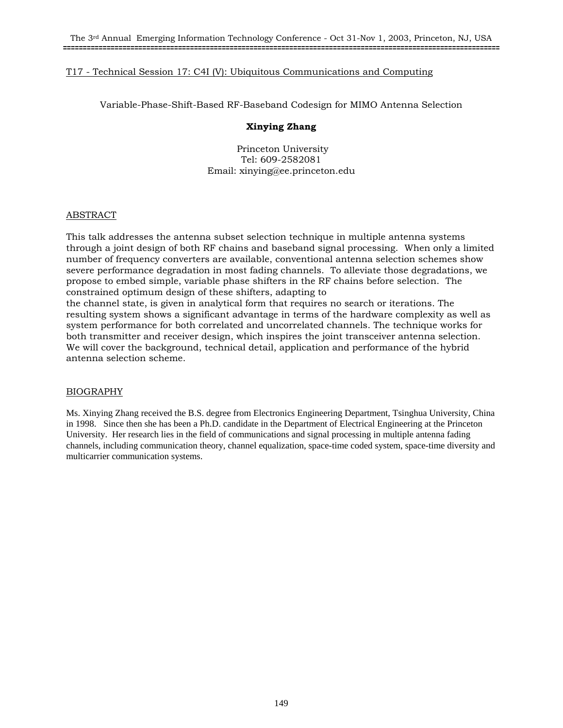T17 - Technical Session 17: C4I (V): Ubiquitous Communications and Computing

Variable-Phase-Shift-Based RF-Baseband Codesign for MIMO Antenna Selection

**Xinying Zhang**

Princeton University
Tel: 609-2582081
Email: xinying@ee.princeton.edu

## ABSTRACT

This talk addresses the antenna subset selection technique in multiple antenna systems through a joint design of both RF chains and baseband signal processing. When only a limited number of frequency converters are available, conventional antenna selection schemes show severe performance degradation in most fading channels. To alleviate those degradations, we propose to embed simple, variable phase shifters in the RF chains before selection. The constrained optimum design of these shifters, adapting to the channel state, is given in analytical form that requires no search or iterations. The resulting system shows a significant advantage in terms of the hardware complexity as well as system performance for both correlated and uncorrelated channels. The technique works for both transmitter and receiver design, which inspires the joint transceiver antenna selection. We will cover the background, technical detail, application and performance of the hybrid antenna selection scheme.

## BIOGRAPHY

Ms. Xinying Zhang received the B.S. degree from Electronics Engineering Department, Tsinghua University, China in 1998. Since then she has been a Ph.D. candidate in the Department of Electrical Engineering at the Princeton University. Her research lies in the field of communications and signal processing in multiple antenna fading channels, including communication theory, channel equalization, space-time coded system, space-time diversity and multicarrier communication systems.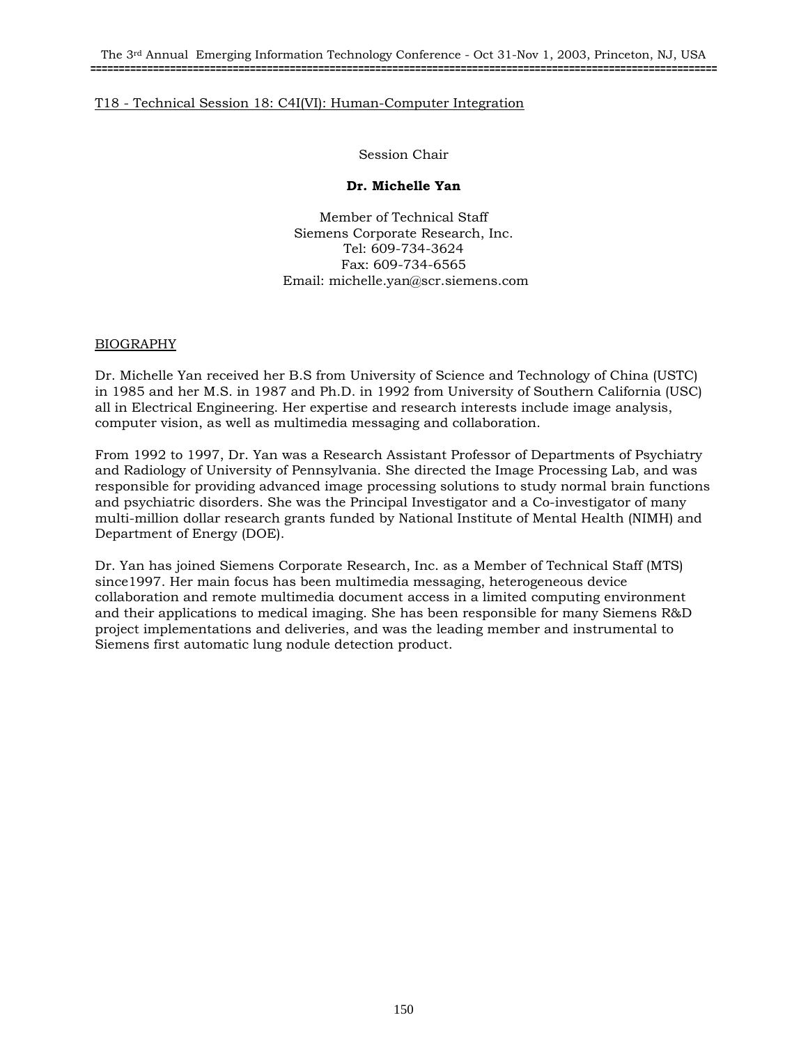T18 - Technical Session 18: C4I(VI): Human-Computer Integration

Session Chair

**Dr. Michelle Yan**

Member of Technical Staff
Siemens Corporate Research, Inc.
Tel: 609-734-3624
Fax: 609-734-6565
Email: michelle.yan@scr.siemens.com

BIOGRAPHY

Dr. Michelle Yan received her B.S from University of Science and Technology of China (USTC) in 1985 and her M.S. in 1987 and Ph.D. in 1992 from University of Southern California (USC) all in Electrical Engineering. Her expertise and research interests include image analysis, computer vision, as well as multimedia messaging and collaboration.

From 1992 to 1997, Dr. Yan was a Research Assistant Professor of Departments of Psychiatry and Radiology of University of Pennsylvania. She directed the Image Processing Lab, and was responsible for providing advanced image processing solutions to study normal brain functions and psychiatric disorders. She was the Principal Investigator and a Co-investigator of many multi-million dollar research grants funded by National Institute of Mental Health (NIMH) and Department of Energy (DOE).

Dr. Yan has joined Siemens Corporate Research, Inc. as a Member of Technical Staff (MTS) since1997. Her main focus has been multimedia messaging, heterogeneous device collaboration and remote multimedia document access in a limited computing environment and their applications to medical imaging. She has been responsible for many Siemens R&D project implementations and deliveries, and was the leading member and instrumental to Siemens first automatic lung nodule detection product.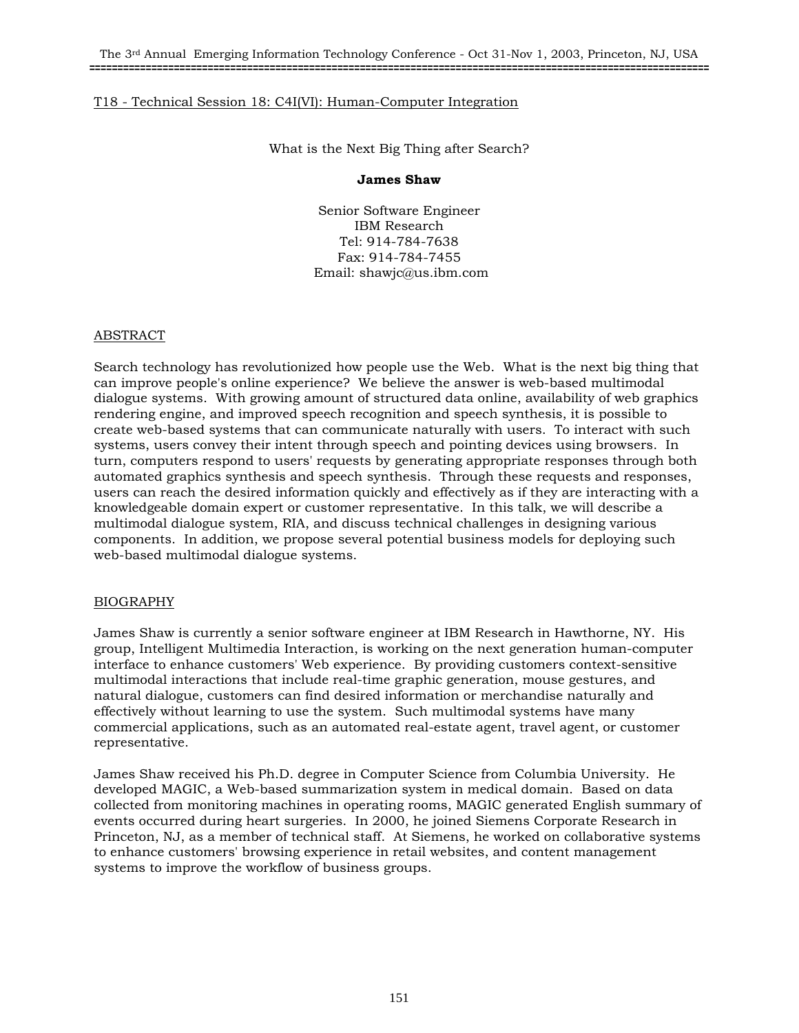T18 - Technical Session 18: C4I(VI): Human-Computer Integration

# What is the Next Big Thing after Search?

**James Shaw**

Senior Software Engineer
IBM Research
Tel: 914-784-7638
Fax: 914-784-7455
Email: shawjc@us.ibm.com

## ABSTRACT

Search technology has revolutionized how people use the Web. What is the next big thing that can improve people's online experience? We believe the answer is web-based multimodal dialogue systems. With growing amount of structured data online, availability of web graphics rendering engine, and improved speech recognition and speech synthesis, it is possible to create web-based systems that can communicate naturally with users. To interact with such systems, users convey their intent through speech and pointing devices using browsers. In turn, computers respond to users' requests by generating appropriate responses through both automated graphics synthesis and speech synthesis. Through these requests and responses, users can reach the desired information quickly and effectively as if they are interacting with a knowledgeable domain expert or customer representative. In this talk, we will describe a multimodal dialogue system, RIA, and discuss technical challenges in designing various components. In addition, we propose several potential business models for deploying such web-based multimodal dialogue systems.

## BIOGRAPHY

James Shaw is currently a senior software engineer at IBM Research in Hawthorne, NY. His group, Intelligent Multimedia Interaction, is working on the next generation human-computer interface to enhance customers' Web experience. By providing customers context-sensitive multimodal interactions that include real-time graphic generation, mouse gestures, and natural dialogue, customers can find desired information or merchandise naturally and effectively without learning to use the system. Such multimodal systems have many commercial applications, such as an automated real-estate agent, travel agent, or customer representative.

James Shaw received his Ph.D. degree in Computer Science from Columbia University. He developed MAGIC, a Web-based summarization system in medical domain. Based on data collected from monitoring machines in operating rooms, MAGIC generated English summary of events occurred during heart surgeries. In 2000, he joined Siemens Corporate Research in Princeton, NJ, as a member of technical staff. At Siemens, he worked on collaborative systems to enhance customers' browsing experience in retail websites, and content management systems to improve the workflow of business groups.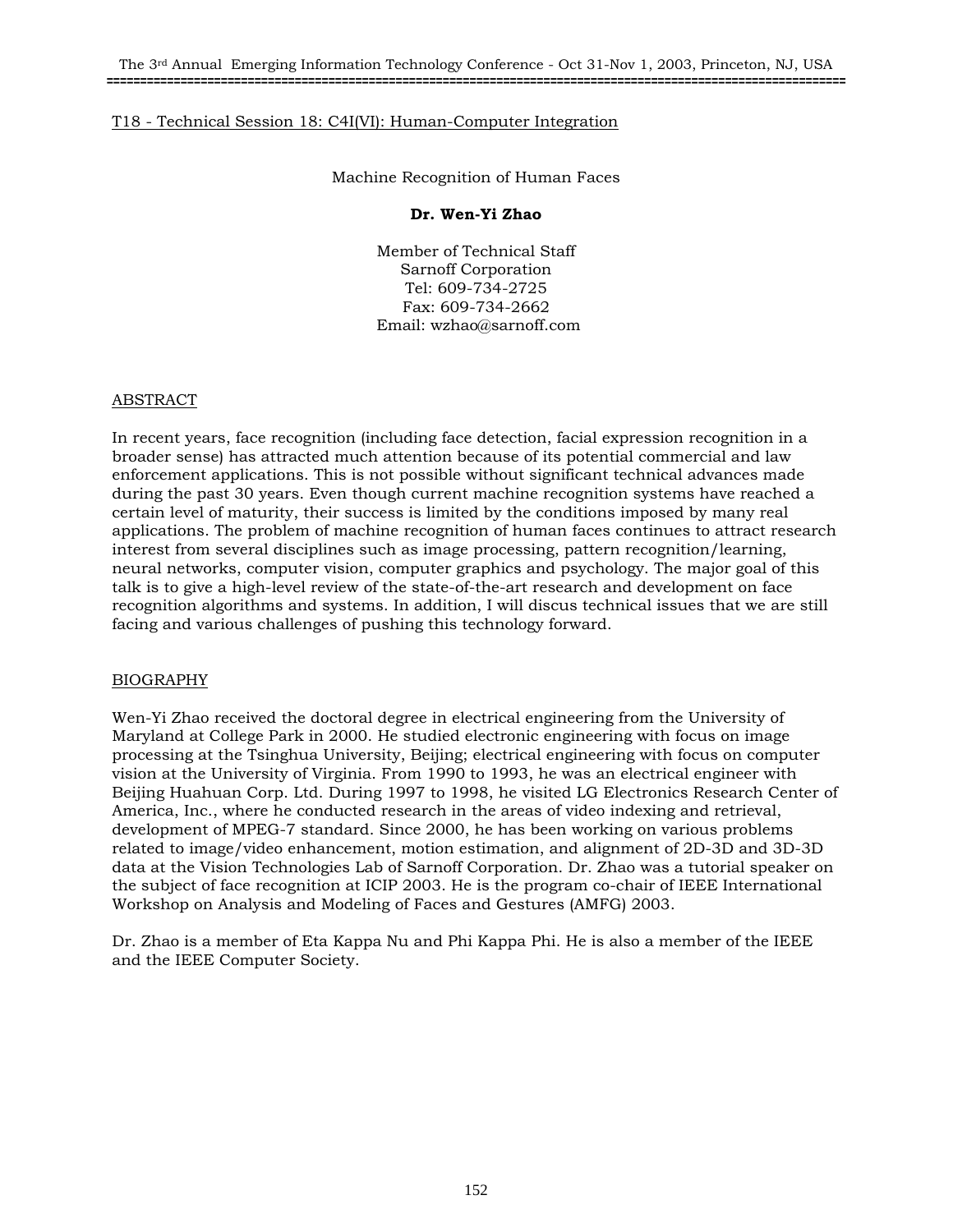T18 - Technical Session 18: C4I(VI): Human-Computer Integration

# Machine Recognition of Human Faces

**Dr. Wen-Yi Zhao**

Member of Technical Staff
Sarnoff Corporation
Tel: 609-734-2725
Fax: 609-734-2662
Email: wzhao@sarnoff.com

## ABSTRACT

In recent years, face recognition (including face detection, facial expression recognition in a broader sense) has attracted much attention because of its potential commercial and law enforcement applications. This is not possible without significant technical advances made during the past 30 years. Even though current machine recognition systems have reached a certain level of maturity, their success is limited by the conditions imposed by many real applications. The problem of machine recognition of human faces continues to attract research interest from several disciplines such as image processing, pattern recognition/learning, neural networks, computer vision, computer graphics and psychology. The major goal of this talk is to give a high-level review of the state-of-the-art research and development on face recognition algorithms and systems. In addition, I will discus technical issues that we are still facing and various challenges of pushing this technology forward.

## BIOGRAPHY

Wen-Yi Zhao received the doctoral degree in electrical engineering from the University of Maryland at College Park in 2000. He studied electronic engineering with focus on image processing at the Tsinghua University, Beijing; electrical engineering with focus on computer vision at the University of Virginia. From 1990 to 1993, he was an electrical engineer with Beijing Huahuan Corp. Ltd. During 1997 to 1998, he visited LG Electronics Research Center of America, Inc., where he conducted research in the areas of video indexing and retrieval, development of MPEG-7 standard. Since 2000, he has been working on various problems related to image/video enhancement, motion estimation, and alignment of 2D-3D and 3D-3D data at the Vision Technologies Lab of Sarnoff Corporation. Dr. Zhao was a tutorial speaker on the subject of face recognition at ICIP 2003. He is the program co-chair of IEEE International Workshop on Analysis and Modeling of Faces and Gestures (AMFG) 2003.

Dr. Zhao is a member of Eta Kappa Nu and Phi Kappa Phi. He is also a member of the IEEE and the IEEE Computer Society.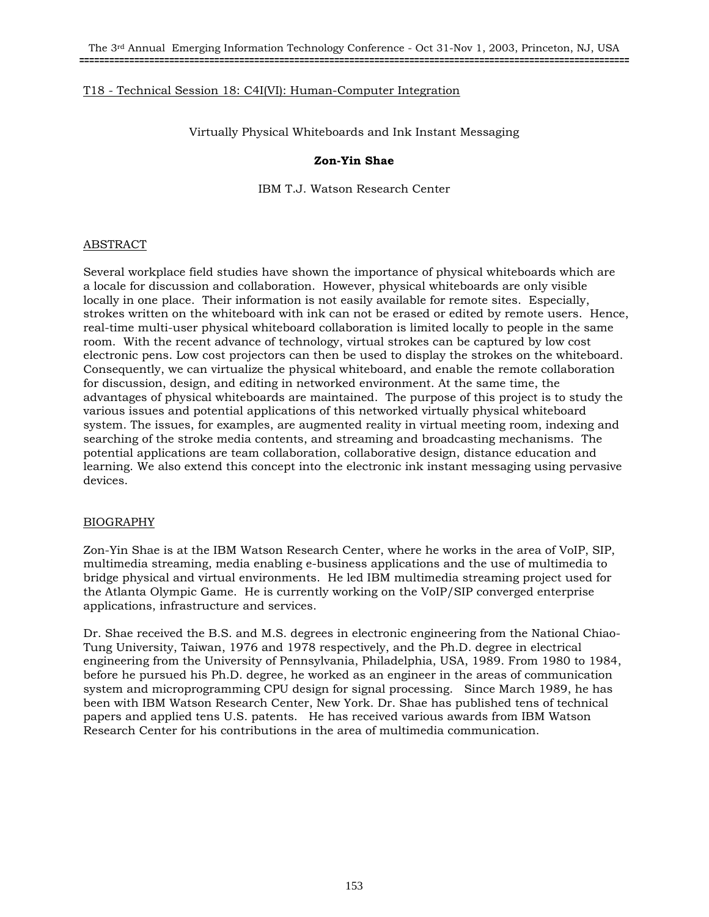T18 - Technical Session 18: C4I(VI): Human-Computer Integration

# Virtually Physical Whiteboards and Ink Instant Messaging

**Zon-Yin Shae**

IBM T.J. Watson Research Center

## ABSTRACT

Several workplace field studies have shown the importance of physical whiteboards which are a locale for discussion and collaboration. However, physical whiteboards are only visible locally in one place. Their information is not easily available for remote sites. Especially, strokes written on the whiteboard with ink can not be erased or edited by remote users. Hence, real-time multi-user physical whiteboard collaboration is limited locally to people in the same room. With the recent advance of technology, virtual strokes can be captured by low cost electronic pens. Low cost projectors can then be used to display the strokes on the whiteboard. Consequently, we can virtualize the physical whiteboard, and enable the remote collaboration for discussion, design, and editing in networked environment. At the same time, the advantages of physical whiteboards are maintained. The purpose of this project is to study the various issues and potential applications of this networked virtually physical whiteboard system. The issues, for examples, are augmented reality in virtual meeting room, indexing and searching of the stroke media contents, and streaming and broadcasting mechanisms. The potential applications are team collaboration, collaborative design, distance education and learning. We also extend this concept into the electronic ink instant messaging using pervasive devices.

## BIOGRAPHY

Zon-Yin Shae is at the IBM Watson Research Center, where he works in the area of VoIP, SIP, multimedia streaming, media enabling e-business applications and the use of multimedia to bridge physical and virtual environments. He led IBM multimedia streaming project used for the Atlanta Olympic Game. He is currently working on the VoIP/SIP converged enterprise applications, infrastructure and services.

Dr. Shae received the B.S. and M.S. degrees in electronic engineering from the National Chiao-Tung University, Taiwan, 1976 and 1978 respectively, and the Ph.D. degree in electrical engineering from the University of Pennsylvania, Philadelphia, USA, 1989. From 1980 to 1984, before he pursued his Ph.D. degree, he worked as an engineer in the areas of communication system and microprogramming CPU design for signal processing. Since March 1989, he has been with IBM Watson Research Center, New York. Dr. Shae has published tens of technical papers and applied tens U.S. patents. He has received various awards from IBM Watson Research Center for his contributions in the area of multimedia communication.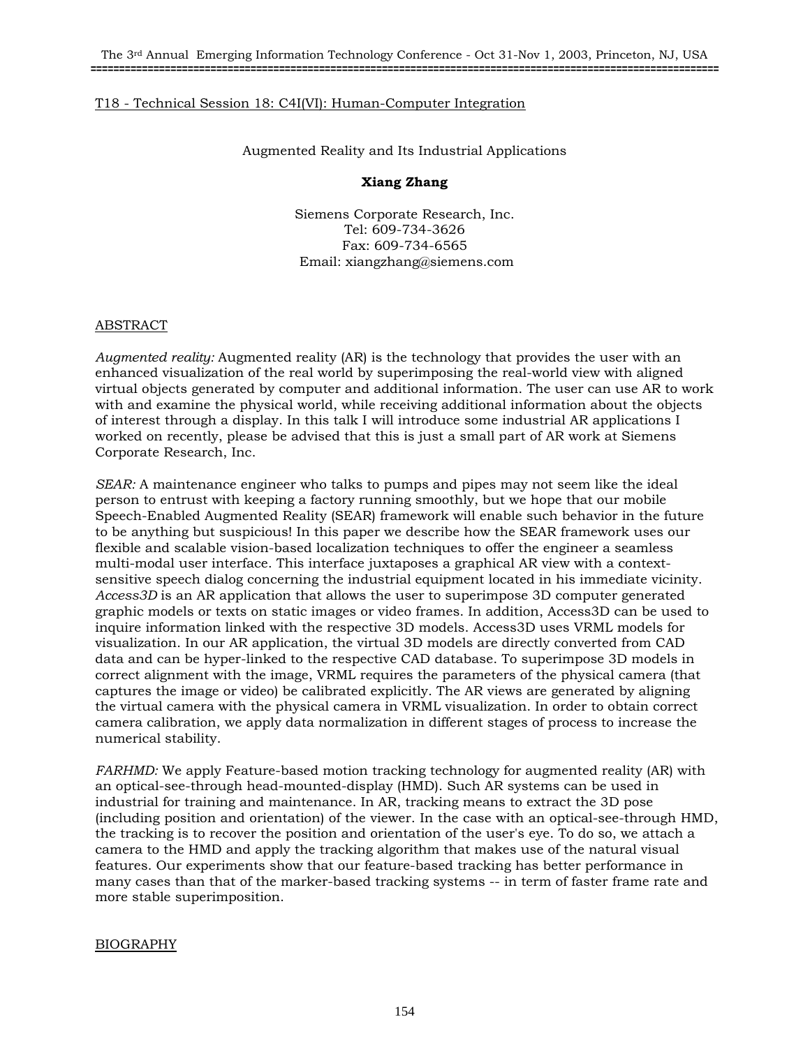T18 - Technical Session 18: C4I(VI): Human-Computer Integration

# Augmented Reality and Its Industrial Applications

**Xiang Zhang**

Siemens Corporate Research, Inc.
Tel: 609-734-3626
Fax: 609-734-6565
Email: xiangzhang@siemens.com

## ABSTRACT

*Augmented reality:* Augmented reality (AR) is the technology that provides the user with an enhanced visualization of the real world by superimposing the real-world view with aligned virtual objects generated by computer and additional information. The user can use AR to work with and examine the physical world, while receiving additional information about the objects of interest through a display. In this talk I will introduce some industrial AR applications I worked on recently, please be advised that this is just a small part of AR work at Siemens Corporate Research, Inc.

*SEAR:* A maintenance engineer who talks to pumps and pipes may not seem like the ideal person to entrust with keeping a factory running smoothly, but we hope that our mobile Speech-Enabled Augmented Reality (SEAR) framework will enable such behavior in the future to be anything but suspicious! In this paper we describe how the SEAR framework uses our flexible and scalable vision-based localization techniques to offer the engineer a seamless multi-modal user interface. This interface juxtaposes a graphical AR view with a context-sensitive speech dialog concerning the industrial equipment located in his immediate vicinity. *Access3D* is an AR application that allows the user to superimpose 3D computer generated graphic models or texts on static images or video frames. In addition, Access3D can be used to inquire information linked with the respective 3D models. Access3D uses VRML models for visualization. In our AR application, the virtual 3D models are directly converted from CAD data and can be hyper-linked to the respective CAD database. To superimpose 3D models in correct alignment with the image, VRML requires the parameters of the physical camera (that captures the image or video) be calibrated explicitly. The AR views are generated by aligning the virtual camera with the physical camera in VRML visualization. In order to obtain correct camera calibration, we apply data normalization in different stages of process to increase the numerical stability.

*FARHMD:* We apply Feature-based motion tracking technology for augmented reality (AR) with an optical-see-through head-mounted-display (HMD). Such AR systems can be used in industrial for training and maintenance. In AR, tracking means to extract the 3D pose (including position and orientation) of the viewer. In the case with an optical-see-through HMD, the tracking is to recover the position and orientation of the user's eye. To do so, we attach a camera to the HMD and apply the tracking algorithm that makes use of the natural visual features. Our experiments show that our feature-based tracking has better performance in many cases than that of the marker-based tracking systems -- in term of faster frame rate and more stable superimposition.

## BIOGRAPHY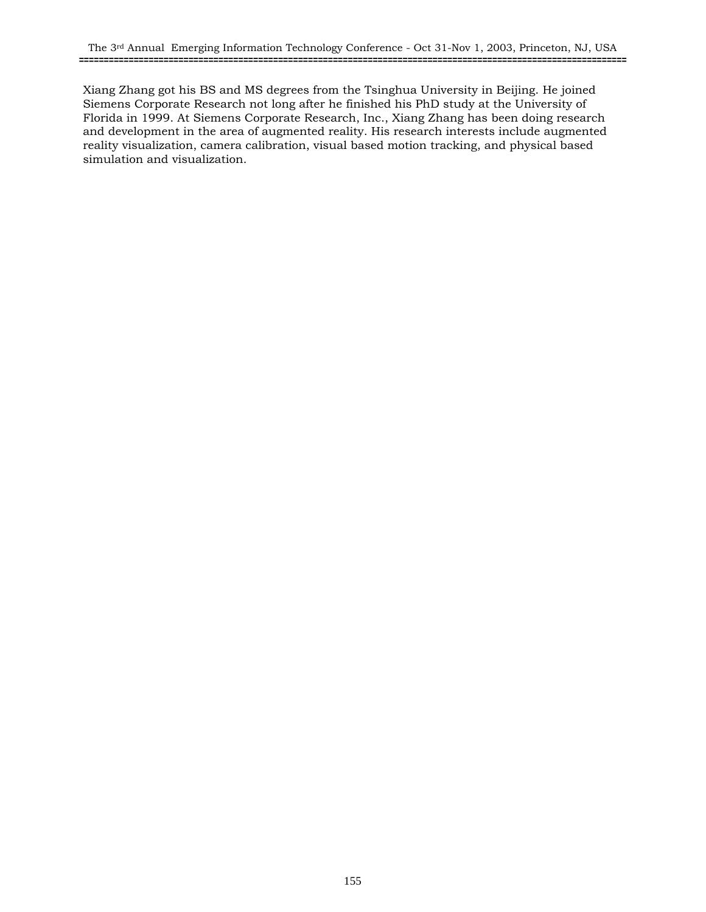Xiang Zhang got his BS and MS degrees from the Tsinghua University in Beijing. He joined Siemens Corporate Research not long after he finished his PhD study at the University of Florida in 1999. At Siemens Corporate Research, Inc., Xiang Zhang has been doing research and development in the area of augmented reality. His research interests include augmented reality visualization, camera calibration, visual based motion tracking, and physical based simulation and visualization.